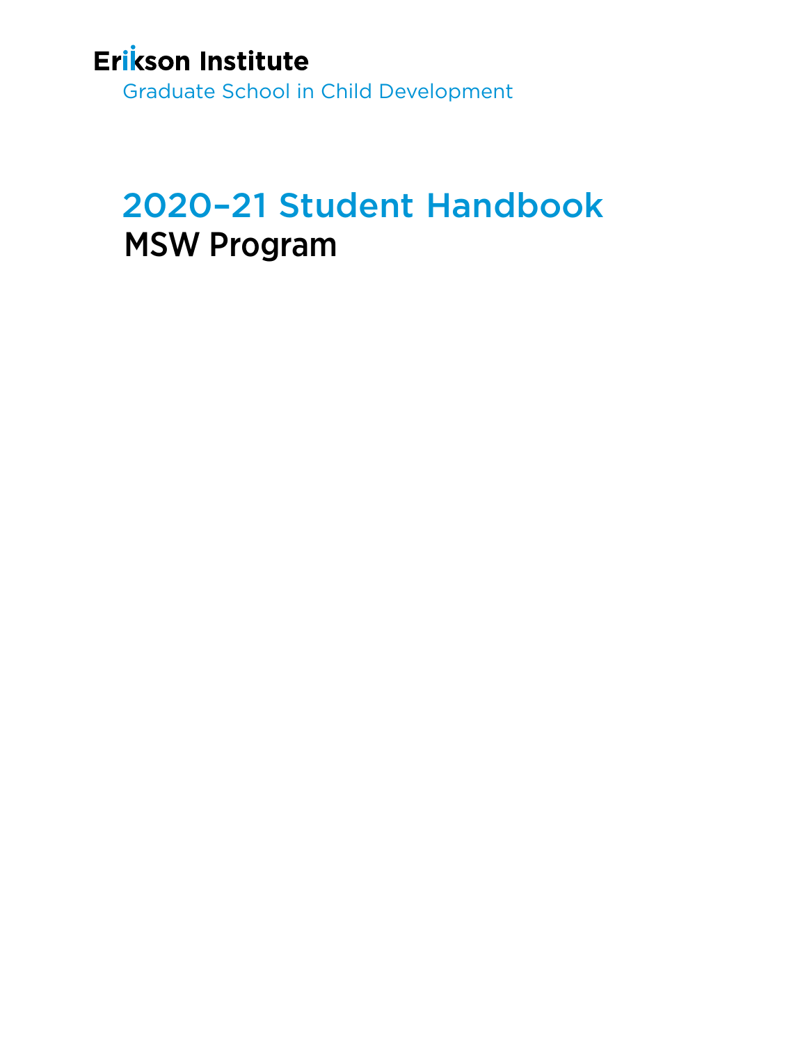**Erikson Institute**

Graduate School in Child Development

# 2020–21 Student Handbook

## MSW Program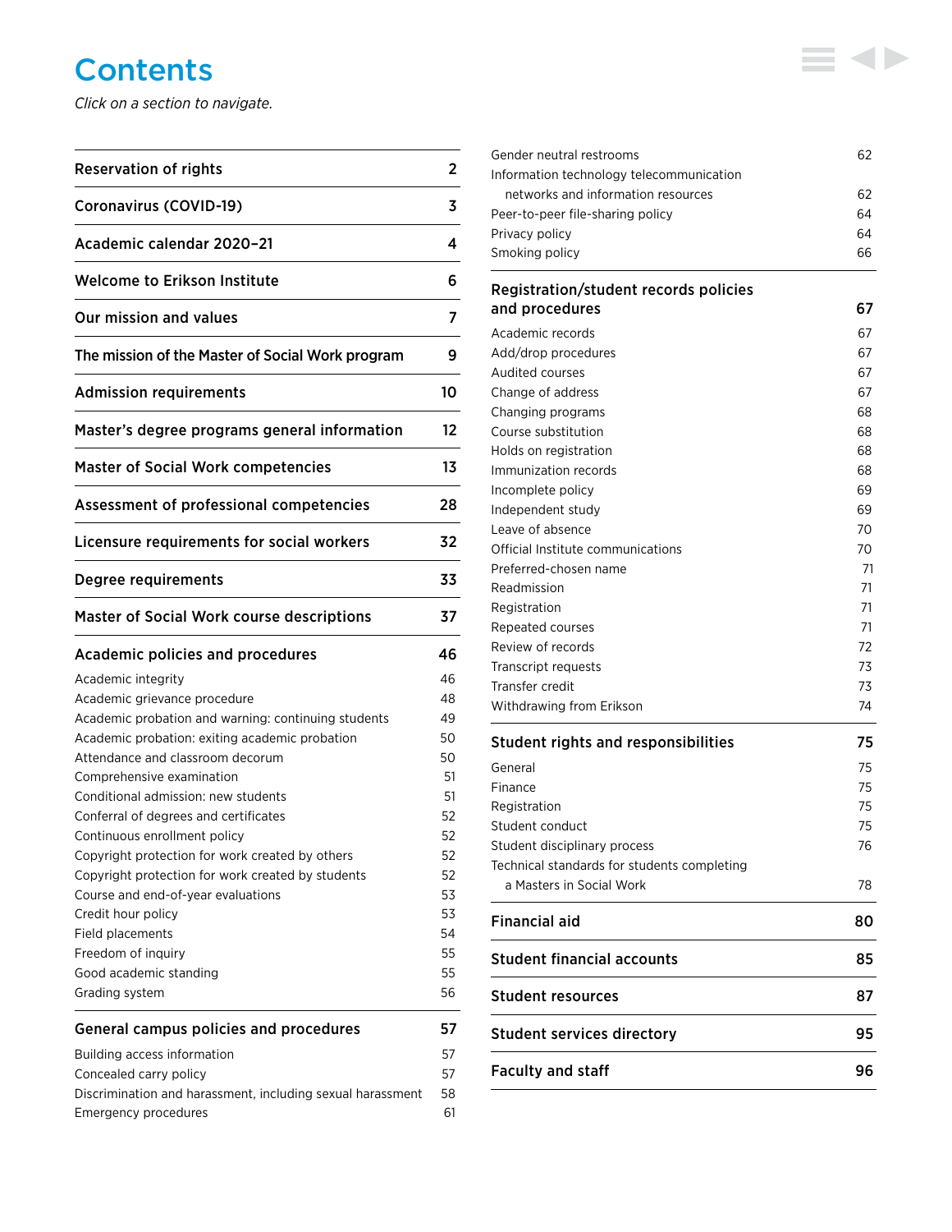# Contents

*Click on a section to navigate.*

| | |
|---|---|
| **Reservation of rights** | **2** |
| **Coronavirus (COVID-19)** | **3** |
| **Academic calendar 2020–21** | **4** |
| **Welcome to Erikson Institute** | **6** |
| **Our mission and values** | **7** |
| **The mission of the Master of Social Work program** | **9** |
| **Admission requirements** | **10** |
| **Master's degree programs general information** | **12** |
| **Master of Social Work competencies** | **13** |
| **Assessment of professional competencies** | **28** |
| **Licensure requirements for social workers** | **32** |
| **Degree requirements** | **33** |
| **Master of Social Work course descriptions** | **37** |
| **Academic policies and procedures** | **46** |
| Academic integrity | 46 |
| Academic grievance procedure | 48 |
| Academic probation and warning: continuing students | 49 |
| Academic probation: exiting academic probation | 50 |
| Attendance and classroom decorum | 50 |
| Comprehensive examination | 51 |
| Conditional admission: new students | 51 |
| Conferral of degrees and certificates | 52 |
| Continuous enrollment policy | 52 |
| Copyright protection for work created by others | 52 |
| Copyright protection for work created by students | 52 |
| Course and end-of-year evaluations | 53 |
| Credit hour policy | 53 |
| Field placements | 54 |
| Freedom of inquiry | 55 |
| Good academic standing | 55 |
| Grading system | 56 |
| **General campus policies and procedures** | **57** |
| Building access information | 57 |
| Concealed carry policy | 57 |
| Discrimination and harassment, including sexual harassment | 58 |
| Emergency procedures | 61 |
| Gender neutral restrooms | 62 |
| Information technology telecommunication networks and information resources | 62 |
| Peer-to-peer file-sharing policy | 64 |
| Privacy policy | 64 |
| Smoking policy | 66 |
| **Registration/student records policies and procedures** | **67** |
| Academic records | 67 |
| Add/drop procedures | 67 |
| Audited courses | 67 |
| Change of address | 67 |
| Changing programs | 68 |
| Course substitution | 68 |
| Holds on registration | 68 |
| Immunization records | 68 |
| Incomplete policy | 69 |
| Independent study | 69 |
| Leave of absence | 70 |
| Official Institute communications | 70 |
| Preferred-chosen name | 71 |
| Readmission | 71 |
| Registration | 71 |
| Repeated courses | 71 |
| Review of records | 72 |
| Transcript requests | 73 |
| Transfer credit | 73 |
| Withdrawing from Erikson | 74 |
| **Student rights and responsibilities** | **75** |
| General | 75 |
| Finance | 75 |
| Registration | 75 |
| Student conduct | 75 |
| Student disciplinary process | 76 |
| Technical standards for students completing a Masters in Social Work | 78 |
| **Financial aid** | **80** |
| **Student financial accounts** | **85** |
| **Student resources** | **87** |
| **Student services directory** | **95** |
| **Faculty and staff** | **96** |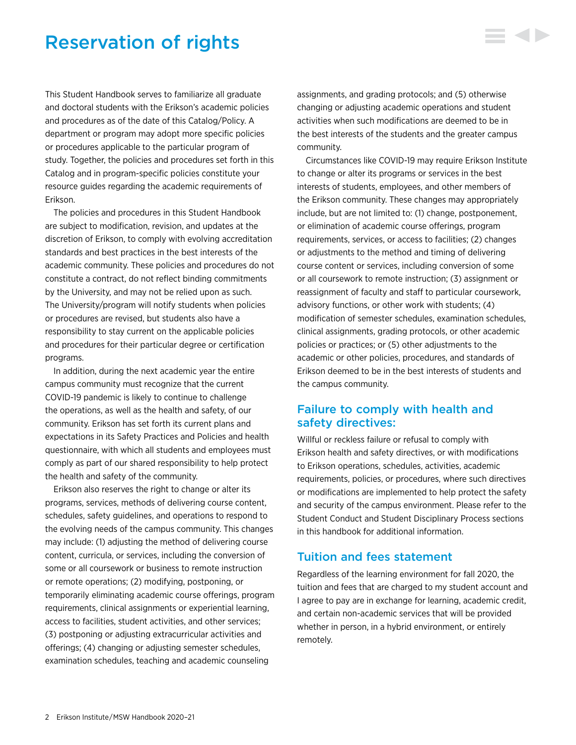# Reservation of rights

This Student Handbook serves to familiarize all graduate and doctoral students with the Erikson's academic policies and procedures as of the date of this Catalog/Policy. A department or program may adopt more specific policies or procedures applicable to the particular program of study. Together, the policies and procedures set forth in this Catalog and in program-specific policies constitute your resource guides regarding the academic requirements of Erikson.

The policies and procedures in this Student Handbook are subject to modification, revision, and updates at the discretion of Erikson, to comply with evolving accreditation standards and best practices in the best interests of the academic community. These policies and procedures do not constitute a contract, do not reflect binding commitments by the University, and may not be relied upon as such. The University/program will notify students when policies or procedures are revised, but students also have a responsibility to stay current on the applicable policies and procedures for their particular degree or certification programs.

In addition, during the next academic year the entire campus community must recognize that the current COVID-19 pandemic is likely to continue to challenge the operations, as well as the health and safety, of our community. Erikson has set forth its current plans and expectations in its Safety Practices and Policies and health questionnaire, with which all students and employees must comply as part of our shared responsibility to help protect the health and safety of the community.

Erikson also reserves the right to change or alter its programs, services, methods of delivering course content, schedules, safety guidelines, and operations to respond to the evolving needs of the campus community. This changes may include: (1) adjusting the method of delivering course content, curricula, or services, including the conversion of some or all coursework or business to remote instruction or remote operations; (2) modifying, postponing, or temporarily eliminating academic course offerings, program requirements, clinical assignments or experiential learning, access to facilities, student activities, and other services; (3) postponing or adjusting extracurricular activities and offerings; (4) changing or adjusting semester schedules, examination schedules, teaching and academic counseling assignments, and grading protocols; and (5) otherwise changing or adjusting academic operations and student activities when such modifications are deemed to be in the best interests of the students and the greater campus community.

Circumstances like COVID-19 may require Erikson Institute to change or alter its programs or services in the best interests of students, employees, and other members of the Erikson community. These changes may appropriately include, but are not limited to: (1) change, postponement, or elimination of academic course offerings, program requirements, services, or access to facilities; (2) changes or adjustments to the method and timing of delivering course content or services, including conversion of some or all coursework to remote instruction; (3) assignment or reassignment of faculty and staff to particular coursework, advisory functions, or other work with students; (4) modification of semester schedules, examination schedules, clinical assignments, grading protocols, or other academic policies or practices; or (5) other adjustments to the academic or other policies, procedures, and standards of Erikson deemed to be in the best interests of students and the campus community.

## Failure to comply with health and safety directives:

Willful or reckless failure or refusal to comply with Erikson health and safety directives, or with modifications to Erikson operations, schedules, activities, academic requirements, policies, or procedures, where such directives or modifications are implemented to help protect the safety and security of the campus environment. Please refer to the Student Conduct and Student Disciplinary Process sections in this handbook for additional information.

## Tuition and fees statement

Regardless of the learning environment for fall 2020, the tuition and fees that are charged to my student account and I agree to pay are in exchange for learning, academic credit, and certain non-academic services that will be provided whether in person, in a hybrid environment, or entirely remotely.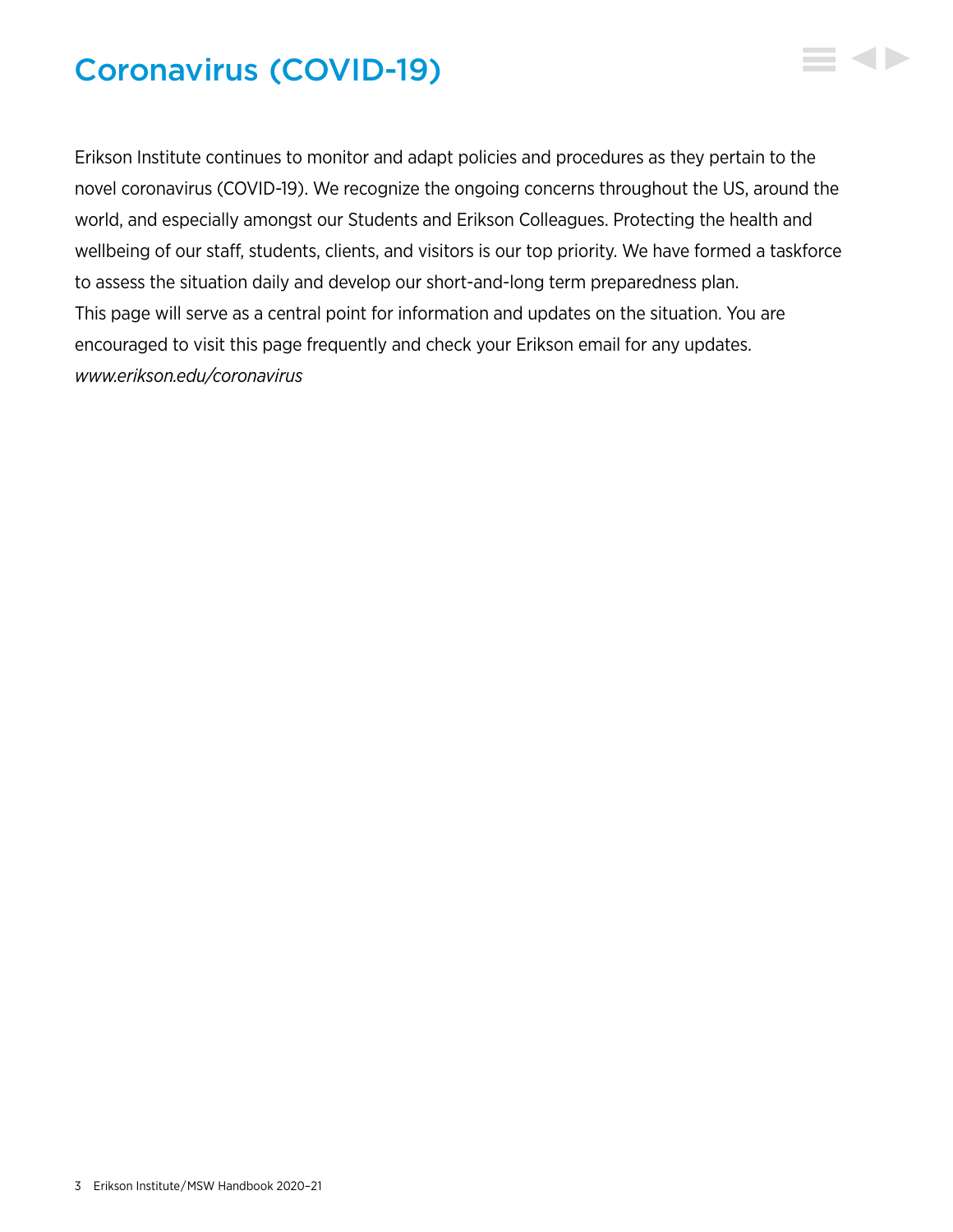# Coronavirus (COVID-19)

Erikson Institute continues to monitor and adapt policies and procedures as they pertain to the novel coronavirus (COVID-19). We recognize the ongoing concerns throughout the US, around the world, and especially amongst our Students and Erikson Colleagues. Protecting the health and wellbeing of our staff, students, clients, and visitors is our top priority. We have formed a taskforce to assess the situation daily and develop our short-and-long term preparedness plan.
This page will serve as a central point for information and updates on the situation. You are encouraged to visit this page frequently and check your Erikson email for any updates.
*www.erikson.edu/coronavirus*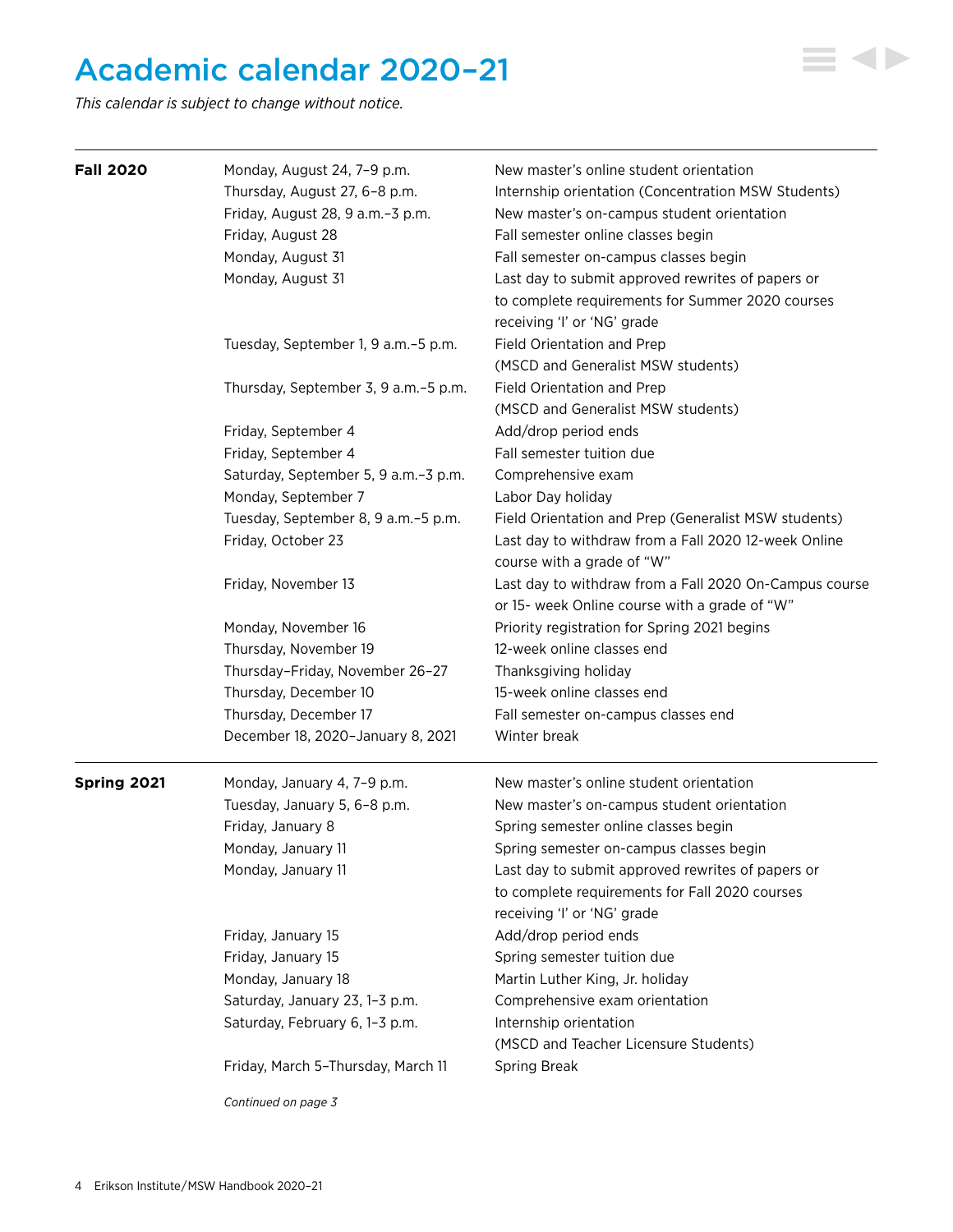# Academic calendar 2020–21

*This calendar is subject to change without notice.*

| | | |
|---|---|---|
| **Fall 2020** | Monday, August 24, 7–9 p.m. | New master's online student orientation |
| | Thursday, August 27, 6–8 p.m. | Internship orientation (Concentration MSW Students) |
| | Friday, August 28, 9 a.m.–3 p.m. | New master's on-campus student orientation |
| | Friday, August 28 | Fall semester online classes begin |
| | Monday, August 31 | Fall semester on-campus classes begin |
| | Monday, August 31 | Last day to submit approved rewrites of papers or to complete requirements for Summer 2020 courses receiving 'I' or 'NG' grade |
| | Tuesday, September 1, 9 a.m.–5 p.m. | Field Orientation and Prep (MSCD and Generalist MSW students) |
| | Thursday, September 3, 9 a.m.–5 p.m. | Field Orientation and Prep (MSCD and Generalist MSW students) |
| | Friday, September 4 | Add/drop period ends |
| | Friday, September 4 | Fall semester tuition due |
| | Saturday, September 5, 9 a.m.–3 p.m. | Comprehensive exam |
| | Monday, September 7 | Labor Day holiday |
| | Tuesday, September 8, 9 a.m.–5 p.m. | Field Orientation and Prep (Generalist MSW students) |
| | Friday, October 23 | Last day to withdraw from a Fall 2020 12-week Online course with a grade of "W" |
| | Friday, November 13 | Last day to withdraw from a Fall 2020 On-Campus course or 15- week Online course with a grade of "W" |
| | Monday, November 16 | Priority registration for Spring 2021 begins |
| | Thursday, November 19 | 12-week online classes end |
| | Thursday–Friday, November 26–27 | Thanksgiving holiday |
| | Thursday, December 10 | 15-week online classes end |
| | Thursday, December 17 | Fall semester on-campus classes end |
| | December 18, 2020–January 8, 2021 | Winter break |
| **Spring 2021** | Monday, January 4, 7–9 p.m. | New master's online student orientation |
| | Tuesday, January 5, 6–8 p.m. | New master's on-campus student orientation |
| | Friday, January 8 | Spring semester online classes begin |
| | Monday, January 11 | Spring semester on-campus classes begin |
| | Monday, January 11 | Last day to submit approved rewrites of papers or to complete requirements for Fall 2020 courses receiving 'I' or 'NG' grade |
| | Friday, January 15 | Add/drop period ends |
| | Friday, January 15 | Spring semester tuition due |
| | Monday, January 18 | Martin Luther King, Jr. holiday |
| | Saturday, January 23, 1–3 p.m. | Comprehensive exam orientation |
| | Saturday, February 6, 1–3 p.m. | Internship orientation (MSCD and Teacher Licensure Students) |
| | Friday, March 5–Thursday, March 11 | Spring Break |

*Continued on page 3*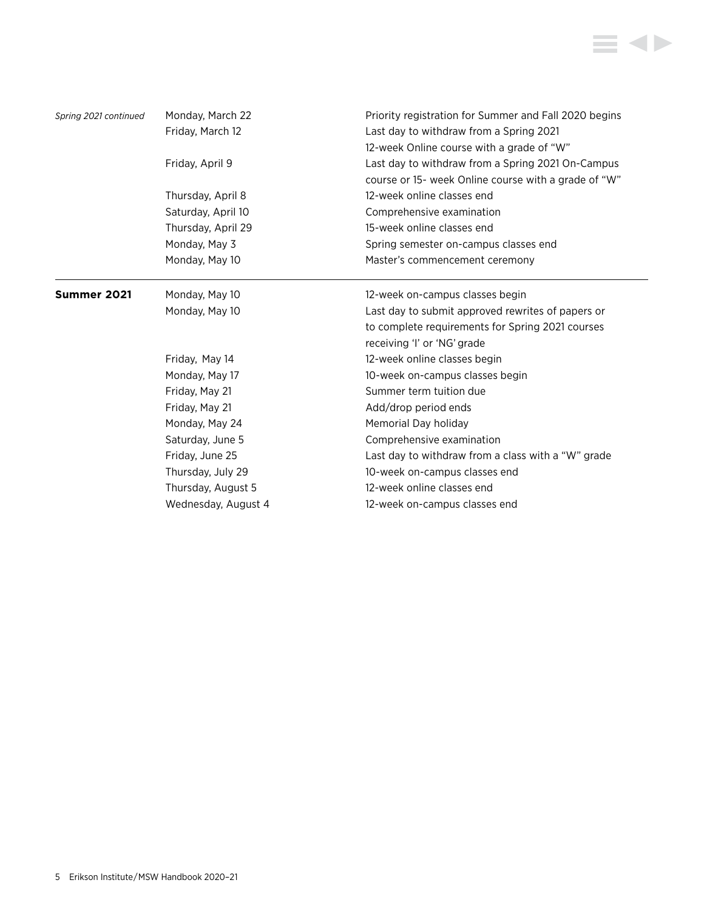| | | |
|---|---|---|
| *Spring 2021 continued* | Monday, March 22 | Priority registration for Summer and Fall 2020 begins |
| | Friday, March 12 | Last day to withdraw from a Spring 2021 12-week Online course with a grade of "W" |
| | Friday, April 9 | Last day to withdraw from a Spring 2021 On-Campus course or 15- week Online course with a grade of "W" |
| | Thursday, April 8 | 12-week online classes end |
| | Saturday, April 10 | Comprehensive examination |
| | Thursday, April 29 | 15-week online classes end |
| | Monday, May 3 | Spring semester on-campus classes end |
| | Monday, May 10 | Master's commencement ceremony |
| **Summer 2021** | Monday, May 10 | 12-week on-campus classes begin |
| | Monday, May 10 | Last day to submit approved rewrites of papers or to complete requirements for Spring 2021 courses receiving 'I' or 'NG' grade |
| | Friday, May 14 | 12-week online classes begin |
| | Monday, May 17 | 10-week on-campus classes begin |
| | Friday, May 21 | Summer term tuition due |
| | Friday, May 21 | Add/drop period ends |
| | Monday, May 24 | Memorial Day holiday |
| | Saturday, June 5 | Comprehensive examination |
| | Friday, June 25 | Last day to withdraw from a class with a "W" grade |
| | Thursday, July 29 | 10-week on-campus classes end |
| | Thursday, August 5 | 12-week online classes end |
| | Wednesday, August 4 | 12-week on-campus classes end |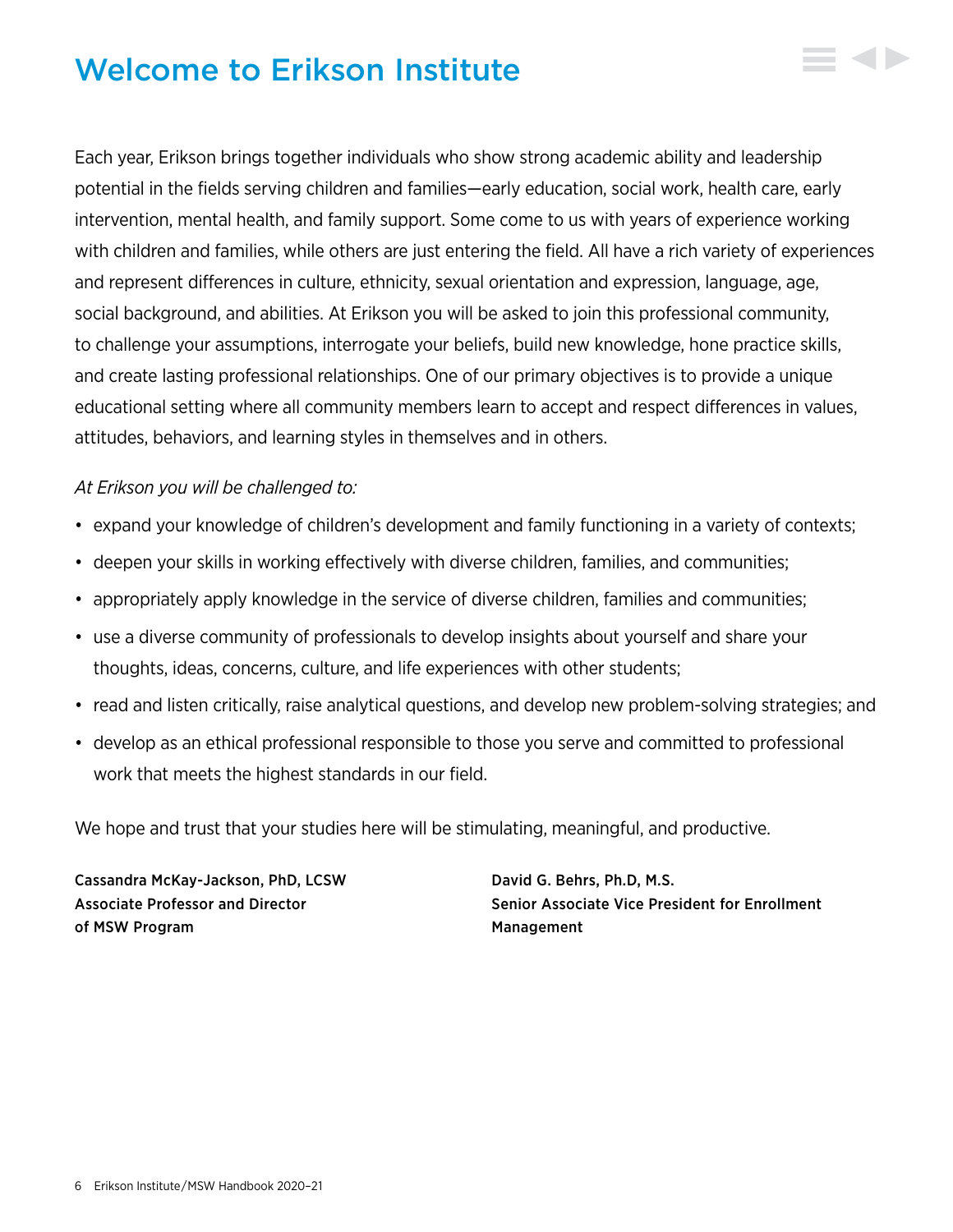# Welcome to Erikson Institute

Each year, Erikson brings together individuals who show strong academic ability and leadership potential in the fields serving children and families—early education, social work, health care, early intervention, mental health, and family support. Some come to us with years of experience working with children and families, while others are just entering the field. All have a rich variety of experiences and represent differences in culture, ethnicity, sexual orientation and expression, language, age, social background, and abilities. At Erikson you will be asked to join this professional community, to challenge your assumptions, interrogate your beliefs, build new knowledge, hone practice skills, and create lasting professional relationships. One of our primary objectives is to provide a unique educational setting where all community members learn to accept and respect differences in values, attitudes, behaviors, and learning styles in themselves and in others.

*At Erikson you will be challenged to:*

- expand your knowledge of children's development and family functioning in a variety of contexts;
- deepen your skills in working effectively with diverse children, families, and communities;
- appropriately apply knowledge in the service of diverse children, families and communities;
- use a diverse community of professionals to develop insights about yourself and share your thoughts, ideas, concerns, culture, and life experiences with other students;
- read and listen critically, raise analytical questions, and develop new problem-solving strategies; and
- develop as an ethical professional responsible to those you serve and committed to professional work that meets the highest standards in our field.

We hope and trust that your studies here will be stimulating, meaningful, and productive.

**Cassandra McKay-Jackson, PhD, LCSW**
**Associate Professor and Director of MSW Program**

**David G. Behrs, Ph.D, M.S.**
**Senior Associate Vice President for Enrollment Management**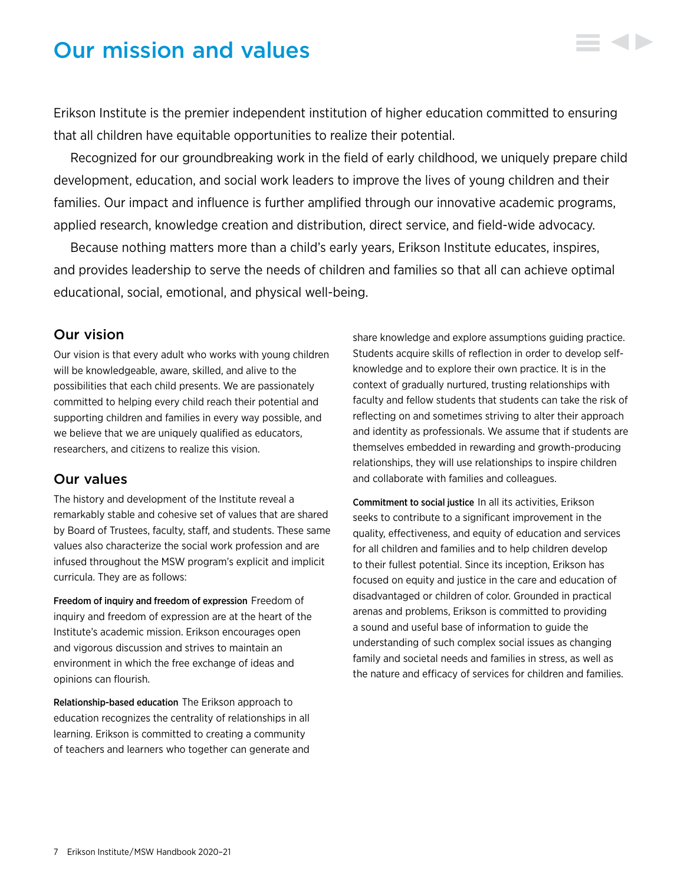# Our mission and values

Erikson Institute is the premier independent institution of higher education committed to ensuring that all children have equitable opportunities to realize their potential.

Recognized for our groundbreaking work in the field of early childhood, we uniquely prepare child development, education, and social work leaders to improve the lives of young children and their families. Our impact and influence is further amplified through our innovative academic programs, applied research, knowledge creation and distribution, direct service, and field-wide advocacy.

Because nothing matters more than a child's early years, Erikson Institute educates, inspires, and provides leadership to serve the needs of children and families so that all can achieve optimal educational, social, emotional, and physical well-being.

## Our vision

Our vision is that every adult who works with young children will be knowledgeable, aware, skilled, and alive to the possibilities that each child presents. We are passionately committed to helping every child reach their potential and supporting children and families in every way possible, and we believe that we are uniquely qualified as educators, researchers, and citizens to realize this vision.

## Our values

The history and development of the Institute reveal a remarkably stable and cohesive set of values that are shared by Board of Trustees, faculty, staff, and students. These same values also characterize the social work profession and are infused throughout the MSW program's explicit and implicit curricula. They are as follows:

**Freedom of inquiry and freedom of expression** Freedom of inquiry and freedom of expression are at the heart of the Institute's academic mission. Erikson encourages open and vigorous discussion and strives to maintain an environment in which the free exchange of ideas and opinions can flourish.

**Relationship-based education** The Erikson approach to education recognizes the centrality of relationships in all learning. Erikson is committed to creating a community of teachers and learners who together can generate and share knowledge and explore assumptions guiding practice. Students acquire skills of reflection in order to develop self-knowledge and to explore their own practice. It is in the context of gradually nurtured, trusting relationships with faculty and fellow students that students can take the risk of reflecting on and sometimes striving to alter their approach and identity as professionals. We assume that if students are themselves embedded in rewarding and growth-producing relationships, they will use relationships to inspire children and collaborate with families and colleagues.

**Commitment to social justice** In all its activities, Erikson seeks to contribute to a significant improvement in the quality, effectiveness, and equity of education and services for all children and families and to help children develop to their fullest potential. Since its inception, Erikson has focused on equity and justice in the care and education of disadvantaged or children of color. Grounded in practical arenas and problems, Erikson is committed to providing a sound and useful base of information to guide the understanding of such complex social issues as changing family and societal needs and families in stress, as well as the nature and efficacy of services for children and families.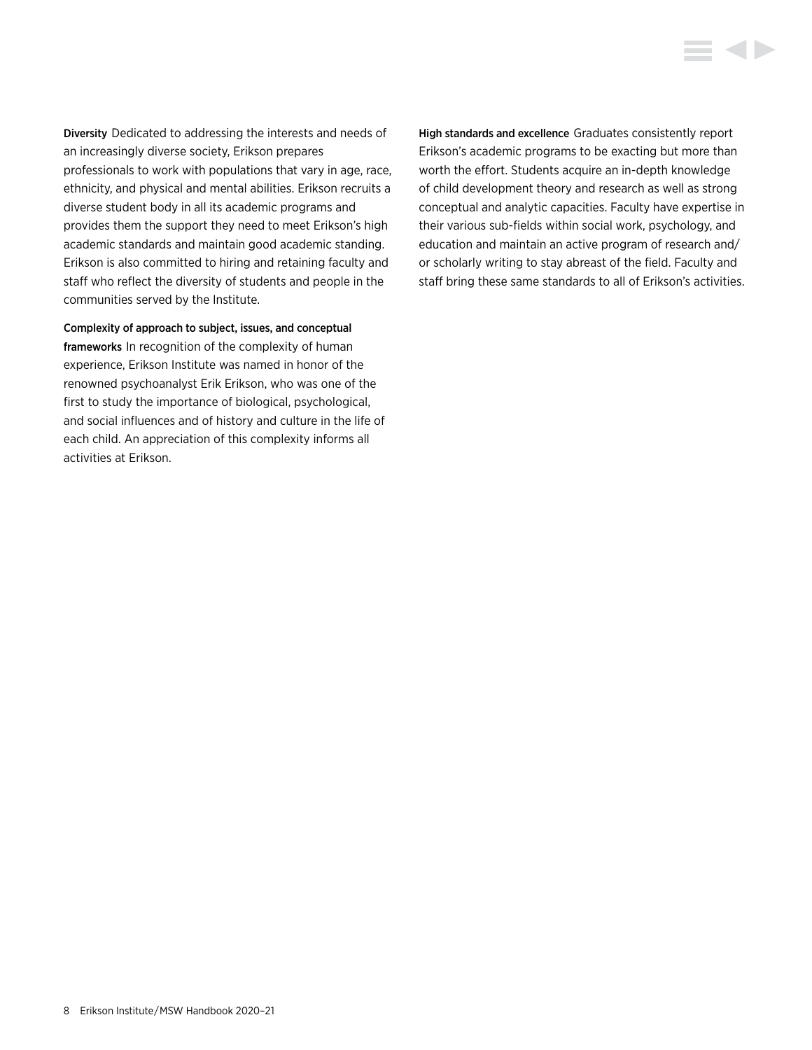**Diversity** Dedicated to addressing the interests and needs of an increasingly diverse society, Erikson prepares professionals to work with populations that vary in age, race, ethnicity, and physical and mental abilities. Erikson recruits a diverse student body in all its academic programs and provides them the support they need to meet Erikson's high academic standards and maintain good academic standing. Erikson is also committed to hiring and retaining faculty and staff who reflect the diversity of students and people in the communities served by the Institute.

**Complexity of approach to subject, issues, and conceptual frameworks** In recognition of the complexity of human experience, Erikson Institute was named in honor of the renowned psychoanalyst Erik Erikson, who was one of the first to study the importance of biological, psychological, and social influences and of history and culture in the life of each child. An appreciation of this complexity informs all activities at Erikson.

**High standards and excellence** Graduates consistently report Erikson's academic programs to be exacting but more than worth the effort. Students acquire an in-depth knowledge of child development theory and research as well as strong conceptual and analytic capacities. Faculty have expertise in their various sub-fields within social work, psychology, and education and maintain an active program of research and/or scholarly writing to stay abreast of the field. Faculty and staff bring these same standards to all of Erikson's activities.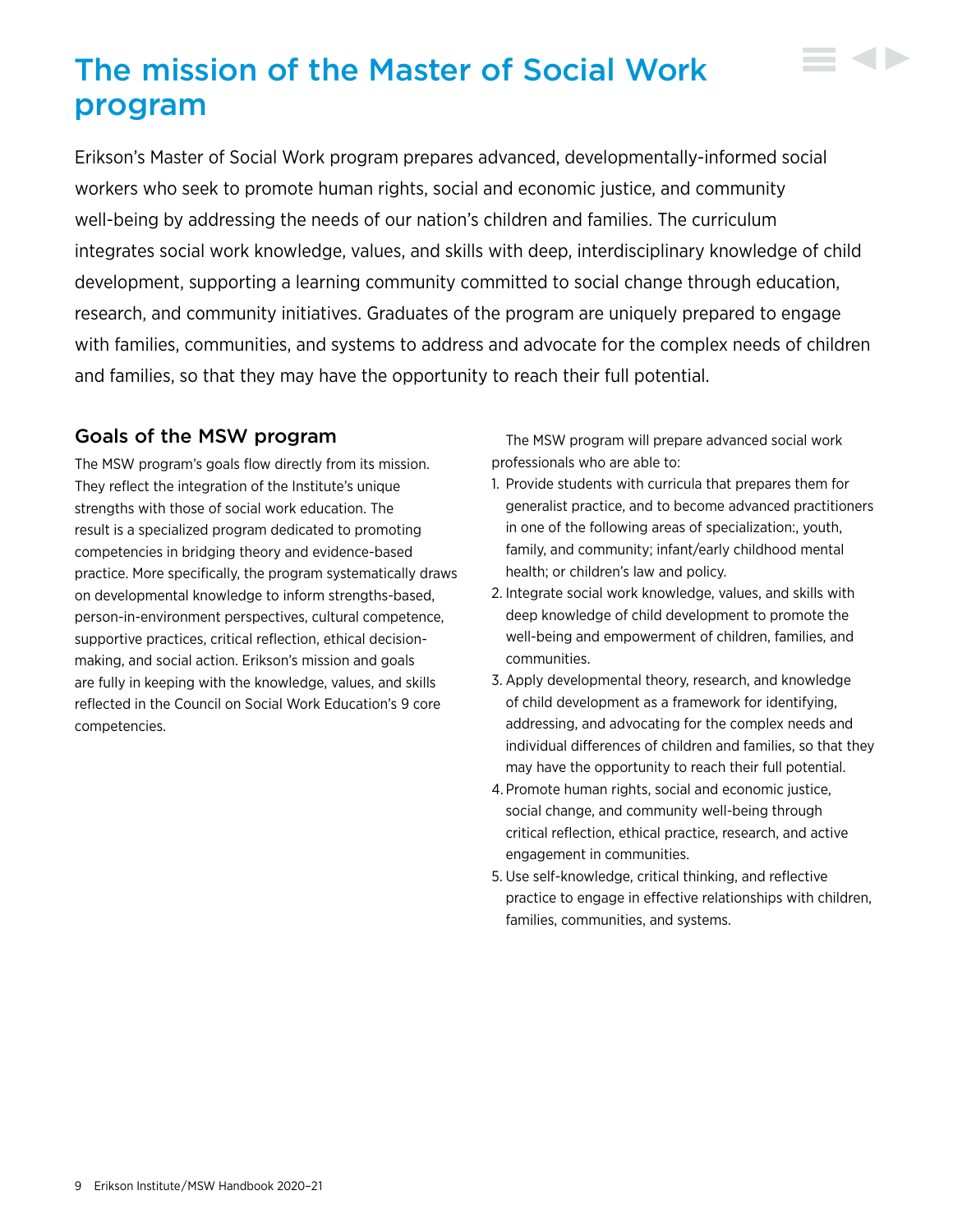# The mission of the Master of Social Work program

Erikson's Master of Social Work program prepares advanced, developmentally-informed social workers who seek to promote human rights, social and economic justice, and community well-being by addressing the needs of our nation's children and families. The curriculum integrates social work knowledge, values, and skills with deep, interdisciplinary knowledge of child development, supporting a learning community committed to social change through education, research, and community initiatives. Graduates of the program are uniquely prepared to engage with families, communities, and systems to address and advocate for the complex needs of children and families, so that they may have the opportunity to reach their full potential.

## Goals of the MSW program

The MSW program's goals flow directly from its mission. They reflect the integration of the Institute's unique strengths with those of social work education. The result is a specialized program dedicated to promoting competencies in bridging theory and evidence-based practice. More specifically, the program systematically draws on developmental knowledge to inform strengths-based, person-in-environment perspectives, cultural competence, supportive practices, critical reflection, ethical decision-making, and social action. Erikson's mission and goals are fully in keeping with the knowledge, values, and skills reflected in the Council on Social Work Education's 9 core competencies.

The MSW program will prepare advanced social work professionals who are able to:

1. Provide students with curricula that prepares them for generalist practice, and to become advanced practitioners in one of the following areas of specialization:, youth, family, and community; infant/early childhood mental health; or children's law and policy.
2. Integrate social work knowledge, values, and skills with deep knowledge of child development to promote the well-being and empowerment of children, families, and communities.
3. Apply developmental theory, research, and knowledge of child development as a framework for identifying, addressing, and advocating for the complex needs and individual differences of children and families, so that they may have the opportunity to reach their full potential.
4. Promote human rights, social and economic justice, social change, and community well-being through critical reflection, ethical practice, research, and active engagement in communities.
5. Use self-knowledge, critical thinking, and reflective practice to engage in effective relationships with children, families, communities, and systems.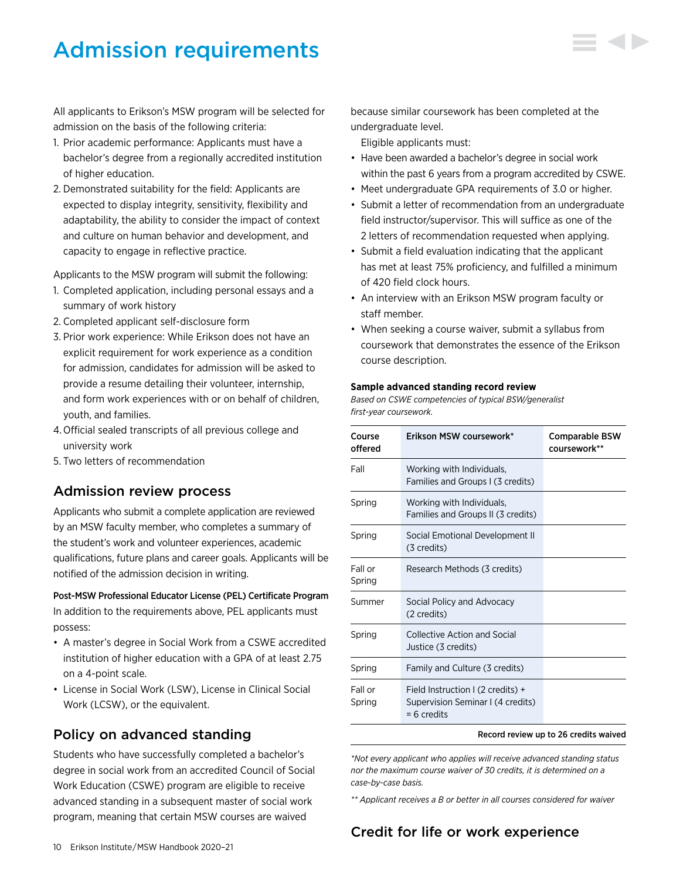# Admission requirements

All applicants to Erikson's MSW program will be selected for admission on the basis of the following criteria:

1. Prior academic performance: Applicants must have a bachelor's degree from a regionally accredited institution of higher education.
2. Demonstrated suitability for the field: Applicants are expected to display integrity, sensitivity, flexibility and adaptability, the ability to consider the impact of context and culture on human behavior and development, and capacity to engage in reflective practice.

Applicants to the MSW program will submit the following:

1. Completed application, including personal essays and a summary of work history
2. Completed applicant self-disclosure form
3. Prior work experience: While Erikson does not have an explicit requirement for work experience as a condition for admission, candidates for admission will be asked to provide a resume detailing their volunteer, internship, and form work experiences with or on behalf of children, youth, and families.
4. Official sealed transcripts of all previous college and university work
5. Two letters of recommendation

## Admission review process

Applicants who submit a complete application are reviewed by an MSW faculty member, who completes a summary of the student's work and volunteer experiences, academic qualifications, future plans and career goals. Applicants will be notified of the admission decision in writing.

**Post-MSW Professional Educator License (PEL) Certificate Program**

In addition to the requirements above, PEL applicants must possess:

- A master's degree in Social Work from a CSWE accredited institution of higher education with a GPA of at least 2.75 on a 4-point scale.
- License in Social Work (LSW), License in Clinical Social Work (LCSW), or the equivalent.

## Policy on advanced standing

Students who have successfully completed a bachelor's degree in social work from an accredited Council of Social Work Education (CSWE) program are eligible to receive advanced standing in a subsequent master of social work program, meaning that certain MSW courses are waived because similar coursework has been completed at the undergraduate level.

Eligible applicants must:

- Have been awarded a bachelor's degree in social work within the past 6 years from a program accredited by CSWE.
- Meet undergraduate GPA requirements of 3.0 or higher.
- Submit a letter of recommendation from an undergraduate field instructor/supervisor. This will suffice as one of the 2 letters of recommendation requested when applying.
- Submit a field evaluation indicating that the applicant has met at least 75% proficiency, and fulfilled a minimum of 420 field clock hours.
- An interview with an Erikson MSW program faculty or staff member.
- When seeking a course waiver, submit a syllabus from coursework that demonstrates the essence of the Erikson course description.

**Sample advanced standing record review**

*Based on CSWE competencies of typical BSW/generalist first-year coursework.*

| Course offered | Erikson MSW coursework* | Comparable BSW coursework** |
|---|---|---|
| Fall | Working with Individuals, Families and Groups I (3 credits) | |
| Spring | Working with Individuals, Families and Groups II (3 credits) | |
| Spring | Social Emotional Development II (3 credits) | |
| Fall or Spring | Research Methods (3 credits) | |
| Summer | Social Policy and Advocacy (2 credits) | |
| Spring | Collective Action and Social Justice (3 credits) | |
| Spring | Family and Culture (3 credits) | |
| Fall or Spring | Field Instruction I (2 credits) + Supervision Seminar I (4 credits) = 6 credits | |
| | | **Record review up to 26 credits waived** |

*\*Not every applicant who applies will receive advanced standing status nor the maximum course waiver of 30 credits, it is determined on a case-by-case basis.*

*\*\* Applicant receives a B or better in all courses considered for waiver*

## Credit for life or work experience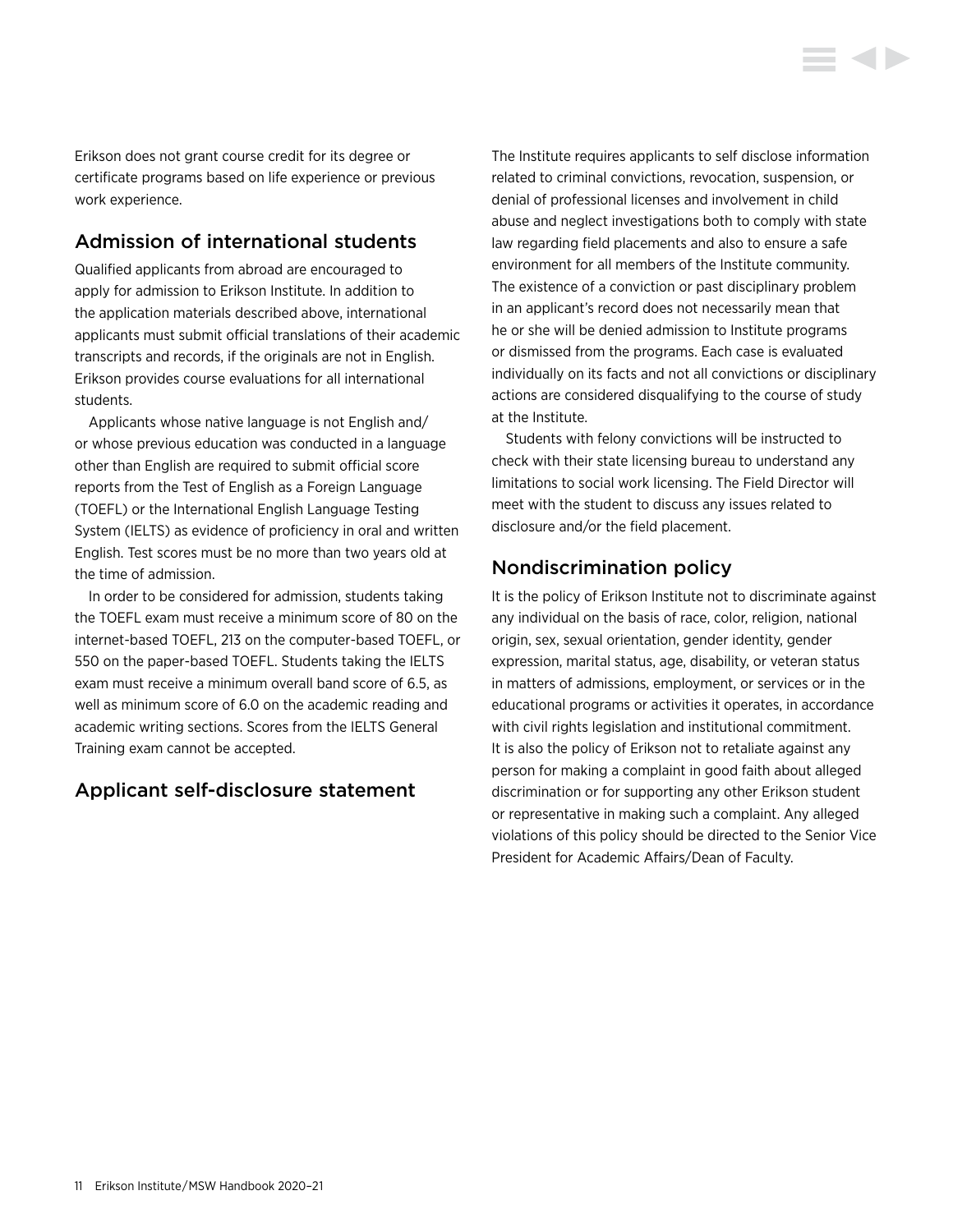Erikson does not grant course credit for its degree or certificate programs based on life experience or previous work experience.

## Admission of international students

Qualified applicants from abroad are encouraged to apply for admission to Erikson Institute. In addition to the application materials described above, international applicants must submit official translations of their academic transcripts and records, if the originals are not in English. Erikson provides course evaluations for all international students.

Applicants whose native language is not English and/or whose previous education was conducted in a language other than English are required to submit official score reports from the Test of English as a Foreign Language (TOEFL) or the International English Language Testing System (IELTS) as evidence of proficiency in oral and written English. Test scores must be no more than two years old at the time of admission.

In order to be considered for admission, students taking the TOEFL exam must receive a minimum score of 80 on the internet-based TOEFL, 213 on the computer-based TOEFL, or 550 on the paper-based TOEFL. Students taking the IELTS exam must receive a minimum overall band score of 6.5, as well as minimum score of 6.0 on the academic reading and academic writing sections. Scores from the IELTS General Training exam cannot be accepted.

## Applicant self-disclosure statement

The Institute requires applicants to self disclose information related to criminal convictions, revocation, suspension, or denial of professional licenses and involvement in child abuse and neglect investigations both to comply with state law regarding field placements and also to ensure a safe environment for all members of the Institute community. The existence of a conviction or past disciplinary problem in an applicant's record does not necessarily mean that he or she will be denied admission to Institute programs or dismissed from the programs. Each case is evaluated individually on its facts and not all convictions or disciplinary actions are considered disqualifying to the course of study at the Institute.

Students with felony convictions will be instructed to check with their state licensing bureau to understand any limitations to social work licensing. The Field Director will meet with the student to discuss any issues related to disclosure and/or the field placement.

## Nondiscrimination policy

It is the policy of Erikson Institute not to discriminate against any individual on the basis of race, color, religion, national origin, sex, sexual orientation, gender identity, gender expression, marital status, age, disability, or veteran status in matters of admissions, employment, or services or in the educational programs or activities it operates, in accordance with civil rights legislation and institutional commitment. It is also the policy of Erikson not to retaliate against any person for making a complaint in good faith about alleged discrimination or for supporting any other Erikson student or representative in making such a complaint. Any alleged violations of this policy should be directed to the Senior Vice President for Academic Affairs/Dean of Faculty.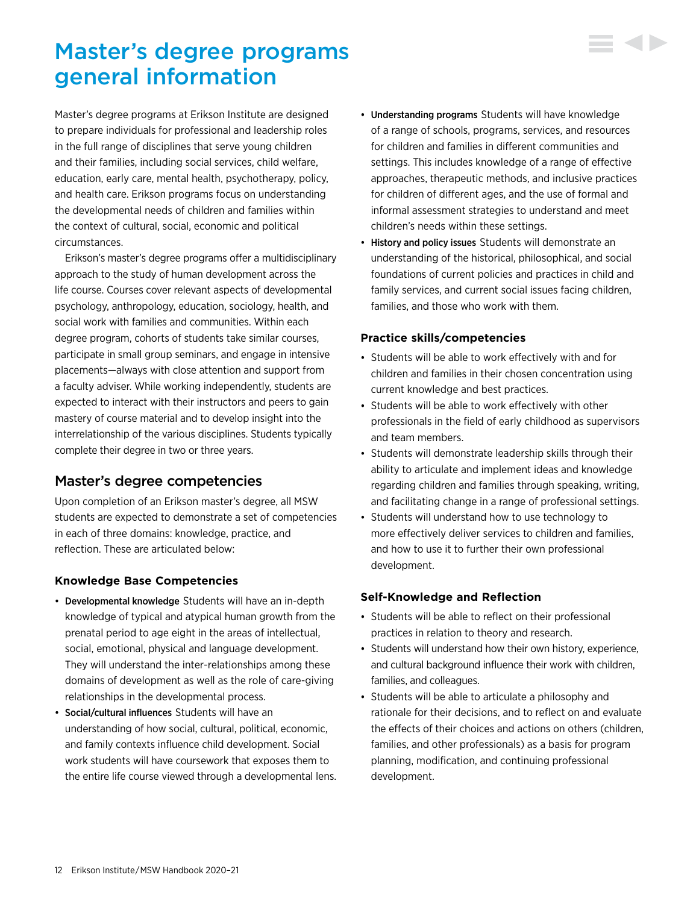# Master's degree programs general information

Master's degree programs at Erikson Institute are designed to prepare individuals for professional and leadership roles in the full range of disciplines that serve young children and their families, including social services, child welfare, education, early care, mental health, psychotherapy, policy, and health care. Erikson programs focus on understanding the developmental needs of children and families within the context of cultural, social, economic and political circumstances.

Erikson's master's degree programs offer a multidisciplinary approach to the study of human development across the life course. Courses cover relevant aspects of developmental psychology, anthropology, education, sociology, health, and social work with families and communities. Within each degree program, cohorts of students take similar courses, participate in small group seminars, and engage in intensive placements—always with close attention and support from a faculty adviser. While working independently, students are expected to interact with their instructors and peers to gain mastery of course material and to develop insight into the interrelationship of the various disciplines. Students typically complete their degree in two or three years.

## Master's degree competencies

Upon completion of an Erikson master's degree, all MSW students are expected to demonstrate a set of competencies in each of three domains: knowledge, practice, and reflection. These are articulated below:

### Knowledge Base Competencies

- **Developmental knowledge** Students will have an in-depth knowledge of typical and atypical human growth from the prenatal period to age eight in the areas of intellectual, social, emotional, physical and language development. They will understand the inter-relationships among these domains of development as well as the role of care-giving relationships in the developmental process.
- **Social/cultural influences** Students will have an understanding of how social, cultural, political, economic, and family contexts influence child development. Social work students will have coursework that exposes them to the entire life course viewed through a developmental lens.
- **Understanding programs** Students will have knowledge of a range of schools, programs, services, and resources for children and families in different communities and settings. This includes knowledge of a range of effective approaches, therapeutic methods, and inclusive practices for children of different ages, and the use of formal and informal assessment strategies to understand and meet children's needs within these settings.
- **History and policy issues** Students will demonstrate an understanding of the historical, philosophical, and social foundations of current policies and practices in child and family services, and current social issues facing children, families, and those who work with them.

### Practice skills/competencies

- Students will be able to work effectively with and for children and families in their chosen concentration using current knowledge and best practices.
- Students will be able to work effectively with other professionals in the field of early childhood as supervisors and team members.
- Students will demonstrate leadership skills through their ability to articulate and implement ideas and knowledge regarding children and families through speaking, writing, and facilitating change in a range of professional settings.
- Students will understand how to use technology to more effectively deliver services to children and families, and how to use it to further their own professional development.

### Self-Knowledge and Reflection

- Students will be able to reflect on their professional practices in relation to theory and research.
- Students will understand how their own history, experience, and cultural background influence their work with children, families, and colleagues.
- Students will be able to articulate a philosophy and rationale for their decisions, and to reflect on and evaluate the effects of their choices and actions on others (children, families, and other professionals) as a basis for program planning, modification, and continuing professional development.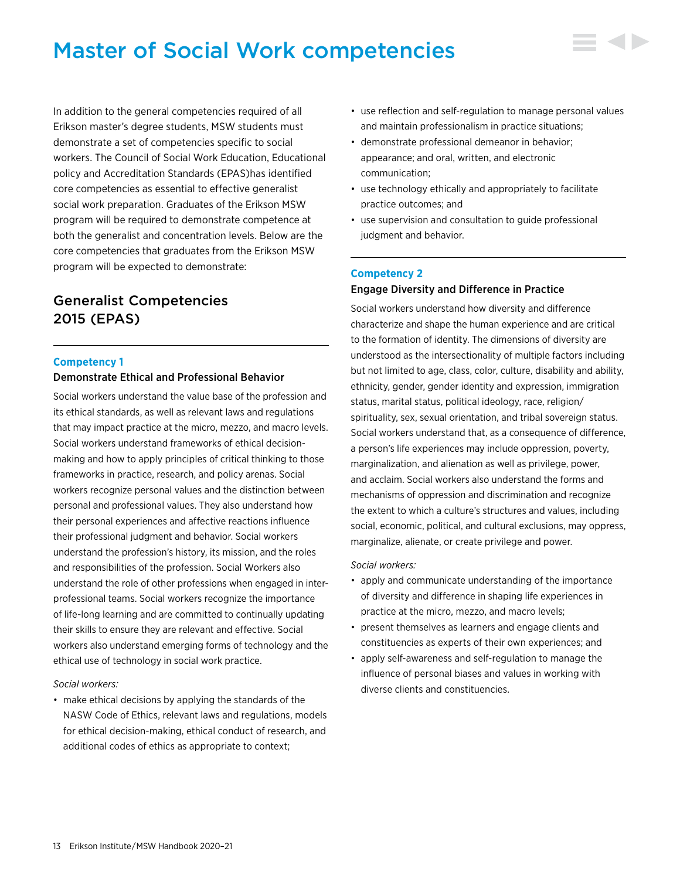# Master of Social Work competencies

In addition to the general competencies required of all Erikson master's degree students, MSW students must demonstrate a set of competencies specific to social workers. The Council of Social Work Education, Educational policy and Accreditation Standards (EPAS)has identified core competencies as essential to effective generalist social work preparation. Graduates of the Erikson MSW program will be required to demonstrate competence at both the generalist and concentration levels. Below are the core competencies that graduates from the Erikson MSW program will be expected to demonstrate:

## Generalist Competencies 2015 (EPAS)

### Competency 1

**Demonstrate Ethical and Professional Behavior**

Social workers understand the value base of the profession and its ethical standards, as well as relevant laws and regulations that may impact practice at the micro, mezzo, and macro levels. Social workers understand frameworks of ethical decision-making and how to apply principles of critical thinking to those frameworks in practice, research, and policy arenas. Social workers recognize personal values and the distinction between personal and professional values. They also understand how their personal experiences and affective reactions influence their professional judgment and behavior. Social workers understand the profession's history, its mission, and the roles and responsibilities of the profession. Social Workers also understand the role of other professions when engaged in inter-professional teams. Social workers recognize the importance of life-long learning and are committed to continually updating their skills to ensure they are relevant and effective. Social workers also understand emerging forms of technology and the ethical use of technology in social work practice.

*Social workers:*

- make ethical decisions by applying the standards of the NASW Code of Ethics, relevant laws and regulations, models for ethical decision-making, ethical conduct of research, and additional codes of ethics as appropriate to context;
- use reflection and self-regulation to manage personal values and maintain professionalism in practice situations;
- demonstrate professional demeanor in behavior; appearance; and oral, written, and electronic communication;
- use technology ethically and appropriately to facilitate practice outcomes; and
- use supervision and consultation to guide professional judgment and behavior.

### Competency 2

**Engage Diversity and Difference in Practice**

Social workers understand how diversity and difference characterize and shape the human experience and are critical to the formation of identity. The dimensions of diversity are understood as the intersectionality of multiple factors including but not limited to age, class, color, culture, disability and ability, ethnicity, gender, gender identity and expression, immigration status, marital status, political ideology, race, religion/spirituality, sex, sexual orientation, and tribal sovereign status. Social workers understand that, as a consequence of difference, a person's life experiences may include oppression, poverty, marginalization, and alienation as well as privilege, power, and acclaim. Social workers also understand the forms and mechanisms of oppression and discrimination and recognize the extent to which a culture's structures and values, including social, economic, political, and cultural exclusions, may oppress, marginalize, alienate, or create privilege and power.

*Social workers:*

- apply and communicate understanding of the importance of diversity and difference in shaping life experiences in practice at the micro, mezzo, and macro levels;
- present themselves as learners and engage clients and constituencies as experts of their own experiences; and
- apply self-awareness and self-regulation to manage the influence of personal biases and values in working with diverse clients and constituencies.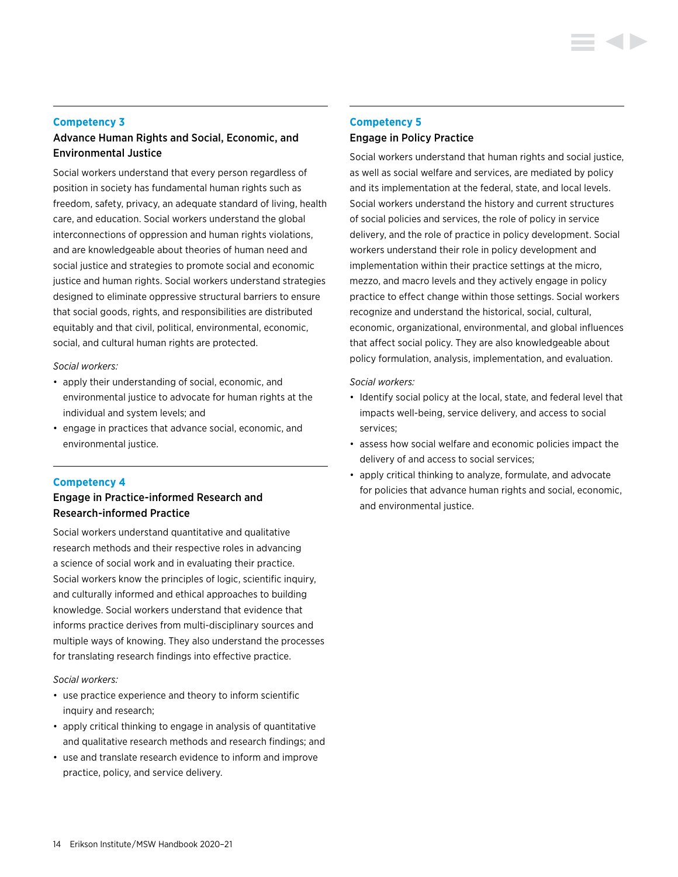### Competency 3

#### Advance Human Rights and Social, Economic, and Environmental Justice

Social workers understand that every person regardless of position in society has fundamental human rights such as freedom, safety, privacy, an adequate standard of living, health care, and education. Social workers understand the global interconnections of oppression and human rights violations, and are knowledgeable about theories of human need and social justice and strategies to promote social and economic justice and human rights. Social workers understand strategies designed to eliminate oppressive structural barriers to ensure that social goods, rights, and responsibilities are distributed equitably and that civil, political, environmental, economic, social, and cultural human rights are protected.

*Social workers:*

- apply their understanding of social, economic, and environmental justice to advocate for human rights at the individual and system levels; and
- engage in practices that advance social, economic, and environmental justice.

### Competency 4

#### Engage in Practice-informed Research and Research-informed Practice

Social workers understand quantitative and qualitative research methods and their respective roles in advancing a science of social work and in evaluating their practice. Social workers know the principles of logic, scientific inquiry, and culturally informed and ethical approaches to building knowledge. Social workers understand that evidence that informs practice derives from multi-disciplinary sources and multiple ways of knowing. They also understand the processes for translating research findings into effective practice.

*Social workers:*

- use practice experience and theory to inform scientific inquiry and research;
- apply critical thinking to engage in analysis of quantitative and qualitative research methods and research findings; and
- use and translate research evidence to inform and improve practice, policy, and service delivery.

### Competency 5

#### Engage in Policy Practice

Social workers understand that human rights and social justice, as well as social welfare and services, are mediated by policy and its implementation at the federal, state, and local levels. Social workers understand the history and current structures of social policies and services, the role of policy in service delivery, and the role of practice in policy development. Social workers understand their role in policy development and implementation within their practice settings at the micro, mezzo, and macro levels and they actively engage in policy practice to effect change within those settings. Social workers recognize and understand the historical, social, cultural, economic, organizational, environmental, and global influences that affect social policy. They are also knowledgeable about policy formulation, analysis, implementation, and evaluation.

*Social workers:*

- Identify social policy at the local, state, and federal level that impacts well-being, service delivery, and access to social services;
- assess how social welfare and economic policies impact the delivery of and access to social services;
- apply critical thinking to analyze, formulate, and advocate for policies that advance human rights and social, economic, and environmental justice.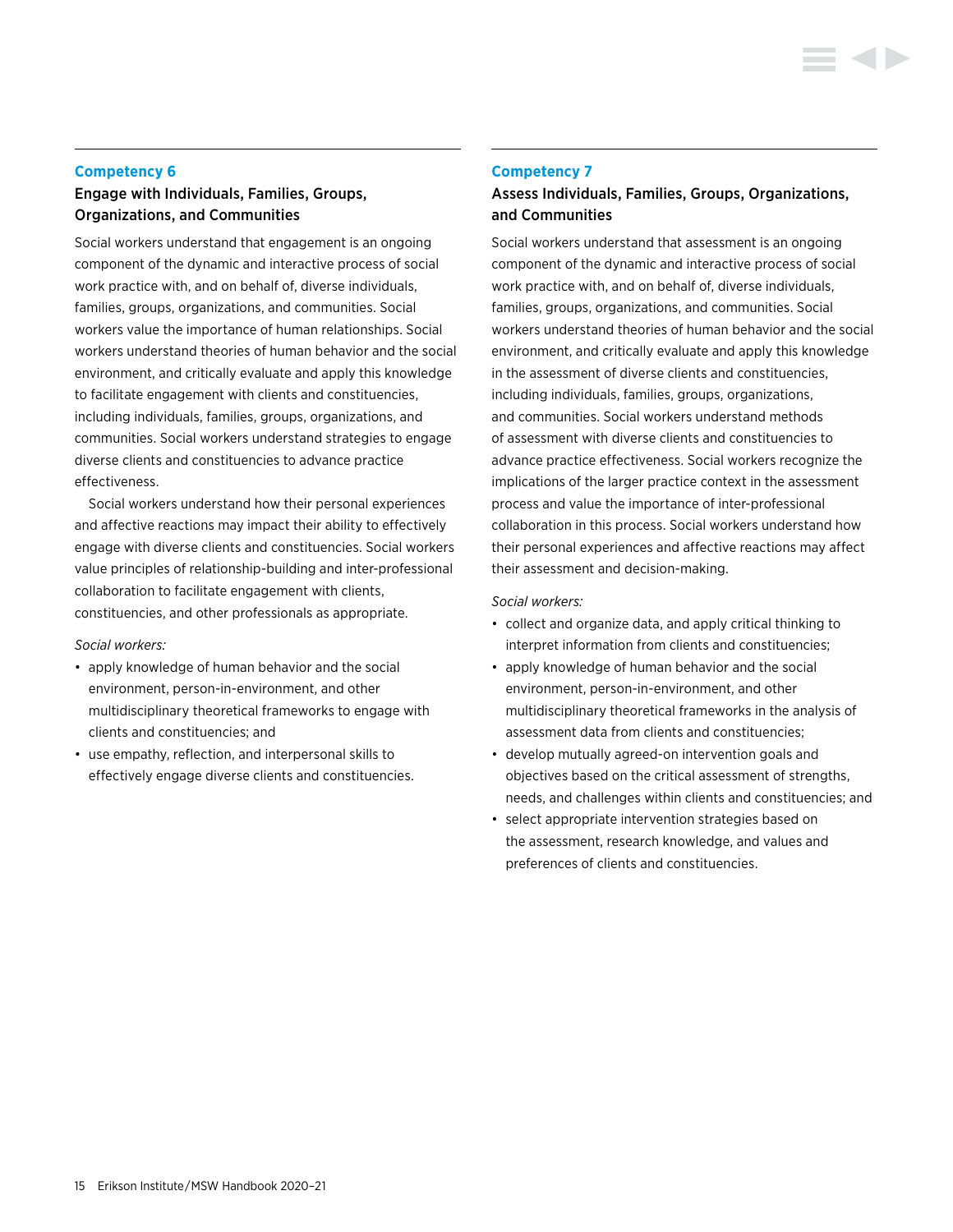## Competency 6

### Engage with Individuals, Families, Groups, Organizations, and Communities

Social workers understand that engagement is an ongoing component of the dynamic and interactive process of social work practice with, and on behalf of, diverse individuals, families, groups, organizations, and communities. Social workers value the importance of human relationships. Social workers understand theories of human behavior and the social environment, and critically evaluate and apply this knowledge to facilitate engagement with clients and constituencies, including individuals, families, groups, organizations, and communities. Social workers understand strategies to engage diverse clients and constituencies to advance practice effectiveness.

Social workers understand how their personal experiences and affective reactions may impact their ability to effectively engage with diverse clients and constituencies. Social workers value principles of relationship-building and inter-professional collaboration to facilitate engagement with clients, constituencies, and other professionals as appropriate.

*Social workers:*

- apply knowledge of human behavior and the social environment, person-in-environment, and other multidisciplinary theoretical frameworks to engage with clients and constituencies; and
- use empathy, reflection, and interpersonal skills to effectively engage diverse clients and constituencies.

## Competency 7

### Assess Individuals, Families, Groups, Organizations, and Communities

Social workers understand that assessment is an ongoing component of the dynamic and interactive process of social work practice with, and on behalf of, diverse individuals, families, groups, organizations, and communities. Social workers understand theories of human behavior and the social environment, and critically evaluate and apply this knowledge in the assessment of diverse clients and constituencies, including individuals, families, groups, organizations, and communities. Social workers understand methods of assessment with diverse clients and constituencies to advance practice effectiveness. Social workers recognize the implications of the larger practice context in the assessment process and value the importance of inter-professional collaboration in this process. Social workers understand how their personal experiences and affective reactions may affect their assessment and decision-making.

*Social workers:*

- collect and organize data, and apply critical thinking to interpret information from clients and constituencies;
- apply knowledge of human behavior and the social environment, person-in-environment, and other multidisciplinary theoretical frameworks in the analysis of assessment data from clients and constituencies;
- develop mutually agreed-on intervention goals and objectives based on the critical assessment of strengths, needs, and challenges within clients and constituencies; and
- select appropriate intervention strategies based on the assessment, research knowledge, and values and preferences of clients and constituencies.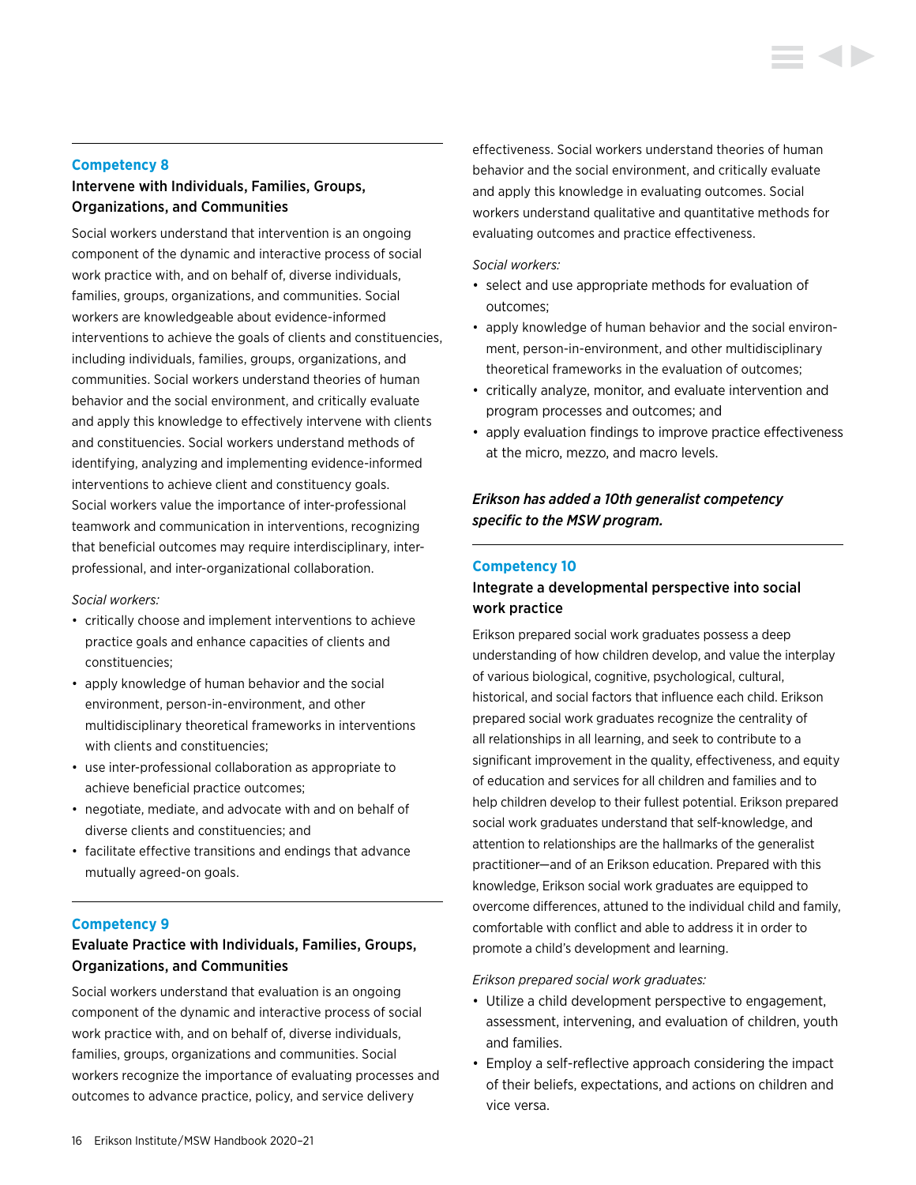## Competency 8

### Intervene with Individuals, Families, Groups, Organizations, and Communities

Social workers understand that intervention is an ongoing component of the dynamic and interactive process of social work practice with, and on behalf of, diverse individuals, families, groups, organizations, and communities. Social workers are knowledgeable about evidence-informed interventions to achieve the goals of clients and constituencies, including individuals, families, groups, organizations, and communities. Social workers understand theories of human behavior and the social environment, and critically evaluate and apply this knowledge to effectively intervene with clients and constituencies. Social workers understand methods of identifying, analyzing and implementing evidence-informed interventions to achieve client and constituency goals. Social workers value the importance of inter-professional teamwork and communication in interventions, recognizing that beneficial outcomes may require interdisciplinary, inter-professional, and inter-organizational collaboration.

*Social workers:*

- critically choose and implement interventions to achieve practice goals and enhance capacities of clients and constituencies;
- apply knowledge of human behavior and the social environment, person-in-environment, and other multidisciplinary theoretical frameworks in interventions with clients and constituencies;
- use inter-professional collaboration as appropriate to achieve beneficial practice outcomes;
- negotiate, mediate, and advocate with and on behalf of diverse clients and constituencies; and
- facilitate effective transitions and endings that advance mutually agreed-on goals.

## Competency 9

### Evaluate Practice with Individuals, Families, Groups, Organizations, and Communities

Social workers understand that evaluation is an ongoing component of the dynamic and interactive process of social work practice with, and on behalf of, diverse individuals, families, groups, organizations and communities. Social workers recognize the importance of evaluating processes and outcomes to advance practice, policy, and service delivery effectiveness. Social workers understand theories of human behavior and the social environment, and critically evaluate and apply this knowledge in evaluating outcomes. Social workers understand qualitative and quantitative methods for evaluating outcomes and practice effectiveness.

*Social workers:*

- select and use appropriate methods for evaluation of outcomes;
- apply knowledge of human behavior and the social environment, person-in-environment, and other multidisciplinary theoretical frameworks in the evaluation of outcomes;
- critically analyze, monitor, and evaluate intervention and program processes and outcomes; and
- apply evaluation findings to improve practice effectiveness at the micro, mezzo, and macro levels.

***Erikson has added a 10th generalist competency specific to the MSW program.***

## Competency 10

### Integrate a developmental perspective into social work practice

Erikson prepared social work graduates possess a deep understanding of how children develop, and value the interplay of various biological, cognitive, psychological, cultural, historical, and social factors that influence each child. Erikson prepared social work graduates recognize the centrality of all relationships in all learning, and seek to contribute to a significant improvement in the quality, effectiveness, and equity of education and services for all children and families and to help children develop to their fullest potential. Erikson prepared social work graduates understand that self-knowledge, and attention to relationships are the hallmarks of the generalist practitioner—and of an Erikson education. Prepared with this knowledge, Erikson social work graduates are equipped to overcome differences, attuned to the individual child and family, comfortable with conflict and able to address it in order to promote a child's development and learning.

*Erikson prepared social work graduates:*

- Utilize a child development perspective to engagement, assessment, intervening, and evaluation of children, youth and families.
- Employ a self-reflective approach considering the impact of their beliefs, expectations, and actions on children and vice versa.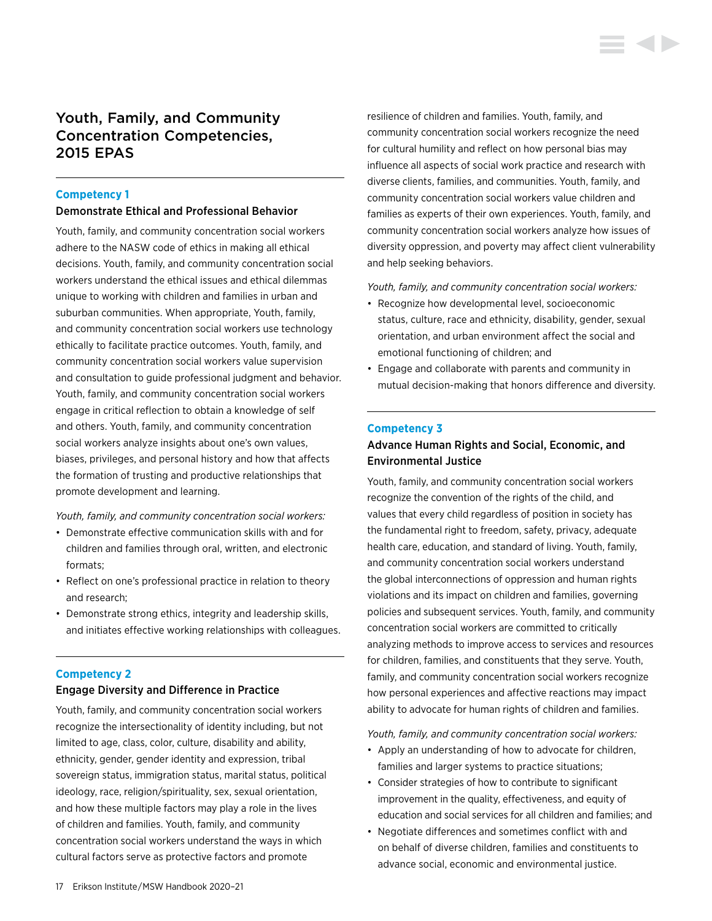# Youth, Family, and Community Concentration Competencies, 2015 EPAS

## Competency 1

### Demonstrate Ethical and Professional Behavior

Youth, family, and community concentration social workers adhere to the NASW code of ethics in making all ethical decisions. Youth, family, and community concentration social workers understand the ethical issues and ethical dilemmas unique to working with children and families in urban and suburban communities. When appropriate, Youth, family, and community concentration social workers use technology ethically to facilitate practice outcomes. Youth, family, and community concentration social workers value supervision and consultation to guide professional judgment and behavior. Youth, family, and community concentration social workers engage in critical reflection to obtain a knowledge of self and others. Youth, family, and community concentration social workers analyze insights about one's own values, biases, privileges, and personal history and how that affects the formation of trusting and productive relationships that promote development and learning.

*Youth, family, and community concentration social workers:*

- Demonstrate effective communication skills with and for children and families through oral, written, and electronic formats;
- Reflect on one's professional practice in relation to theory and research;
- Demonstrate strong ethics, integrity and leadership skills, and initiates effective working relationships with colleagues.

## Competency 2

### Engage Diversity and Difference in Practice

Youth, family, and community concentration social workers recognize the intersectionality of identity including, but not limited to age, class, color, culture, disability and ability, ethnicity, gender, gender identity and expression, tribal sovereign status, immigration status, marital status, political ideology, race, religion/spirituality, sex, sexual orientation, and how these multiple factors may play a role in the lives of children and families. Youth, family, and community concentration social workers understand the ways in which cultural factors serve as protective factors and promote resilience of children and families. Youth, family, and community concentration social workers recognize the need for cultural humility and reflect on how personal bias may influence all aspects of social work practice and research with diverse clients, families, and communities. Youth, family, and community concentration social workers value children and families as experts of their own experiences. Youth, family, and community concentration social workers analyze how issues of diversity oppression, and poverty may affect client vulnerability and help seeking behaviors.

*Youth, family, and community concentration social workers:*

- Recognize how developmental level, socioeconomic status, culture, race and ethnicity, disability, gender, sexual orientation, and urban environment affect the social and emotional functioning of children; and
- Engage and collaborate with parents and community in mutual decision-making that honors difference and diversity.

## Competency 3

### Advance Human Rights and Social, Economic, and Environmental Justice

Youth, family, and community concentration social workers recognize the convention of the rights of the child, and values that every child regardless of position in society has the fundamental right to freedom, safety, privacy, adequate health care, education, and standard of living. Youth, family, and community concentration social workers understand the global interconnections of oppression and human rights violations and its impact on children and families, governing policies and subsequent services. Youth, family, and community concentration social workers are committed to critically analyzing methods to improve access to services and resources for children, families, and constituents that they serve. Youth, family, and community concentration social workers recognize how personal experiences and affective reactions may impact ability to advocate for human rights of children and families.

*Youth, family, and community concentration social workers:*

- Apply an understanding of how to advocate for children, families and larger systems to practice situations;
- Consider strategies of how to contribute to significant improvement in the quality, effectiveness, and equity of education and social services for all children and families; and
- Negotiate differences and sometimes conflict with and on behalf of diverse children, families and constituents to advance social, economic and environmental justice.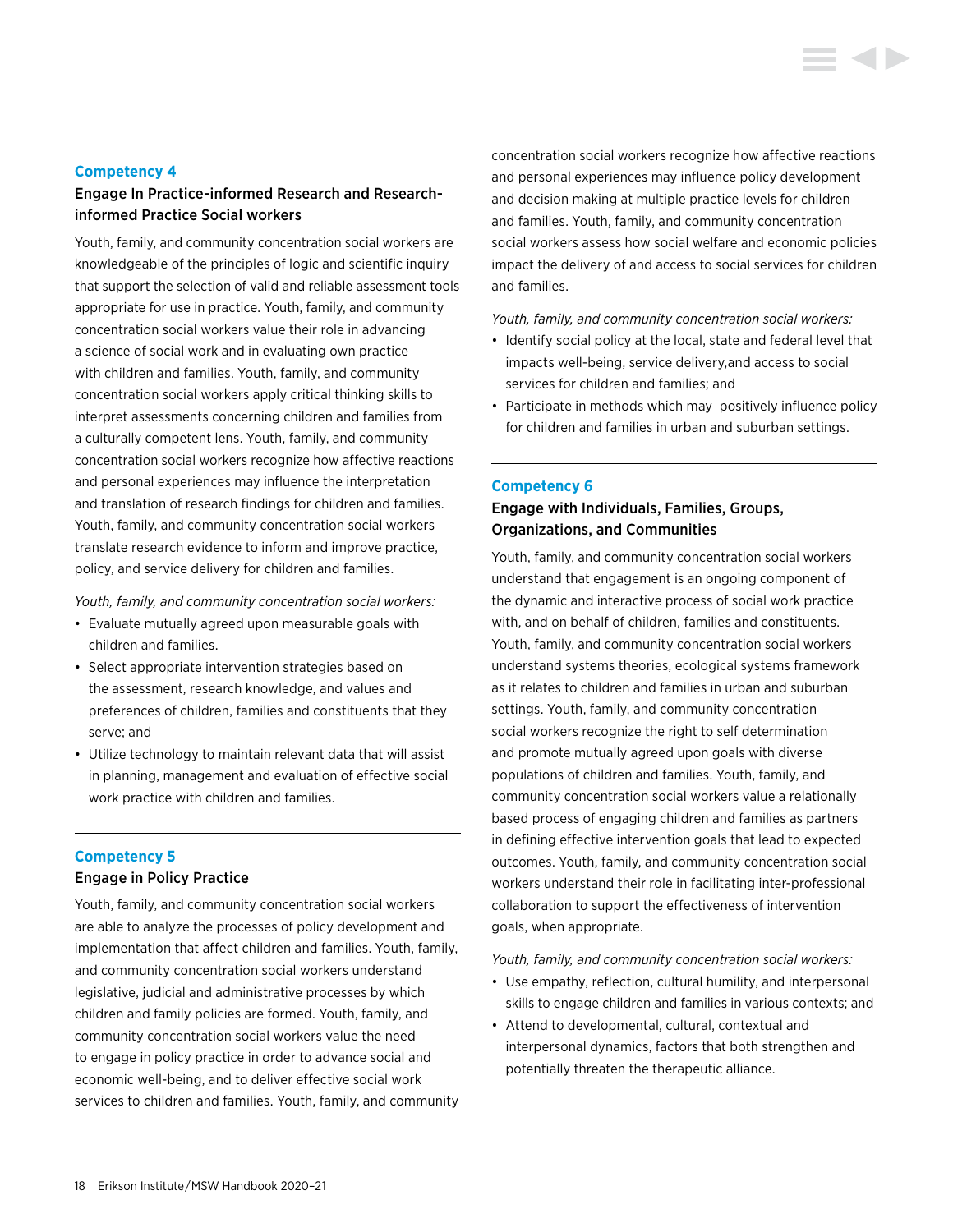## Competency 4

### Engage In Practice-informed Research and Research-informed Practice Social workers

Youth, family, and community concentration social workers are knowledgeable of the principles of logic and scientific inquiry that support the selection of valid and reliable assessment tools appropriate for use in practice. Youth, family, and community concentration social workers value their role in advancing a science of social work and in evaluating own practice with children and families. Youth, family, and community concentration social workers apply critical thinking skills to interpret assessments concerning children and families from a culturally competent lens. Youth, family, and community concentration social workers recognize how affective reactions and personal experiences may influence the interpretation and translation of research findings for children and families. Youth, family, and community concentration social workers translate research evidence to inform and improve practice, policy, and service delivery for children and families.

*Youth, family, and community concentration social workers:*

- Evaluate mutually agreed upon measurable goals with children and families.
- Select appropriate intervention strategies based on the assessment, research knowledge, and values and preferences of children, families and constituents that they serve; and
- Utilize technology to maintain relevant data that will assist in planning, management and evaluation of effective social work practice with children and families.

## Competency 5

### Engage in Policy Practice

Youth, family, and community concentration social workers are able to analyze the processes of policy development and implementation that affect children and families. Youth, family, and community concentration social workers understand legislative, judicial and administrative processes by which children and family policies are formed. Youth, family, and community concentration social workers value the need to engage in policy practice in order to advance social and economic well-being, and to deliver effective social work services to children and families. Youth, family, and community concentration social workers recognize how affective reactions and personal experiences may influence policy development and decision making at multiple practice levels for children and families. Youth, family, and community concentration social workers assess how social welfare and economic policies impact the delivery of and access to social services for children and families.

*Youth, family, and community concentration social workers:*

- Identify social policy at the local, state and federal level that impacts well-being, service delivery,and access to social services for children and families; and
- Participate in methods which may positively influence policy for children and families in urban and suburban settings.

## Competency 6

### Engage with Individuals, Families, Groups, Organizations, and Communities

Youth, family, and community concentration social workers understand that engagement is an ongoing component of the dynamic and interactive process of social work practice with, and on behalf of children, families and constituents. Youth, family, and community concentration social workers understand systems theories, ecological systems framework as it relates to children and families in urban and suburban settings. Youth, family, and community concentration social workers recognize the right to self determination and promote mutually agreed upon goals with diverse populations of children and families. Youth, family, and community concentration social workers value a relationally based process of engaging children and families as partners in defining effective intervention goals that lead to expected outcomes. Youth, family, and community concentration social workers understand their role in facilitating inter-professional collaboration to support the effectiveness of intervention goals, when appropriate.

*Youth, family, and community concentration social workers:*

- Use empathy, reflection, cultural humility, and interpersonal skills to engage children and families in various contexts; and
- Attend to developmental, cultural, contextual and interpersonal dynamics, factors that both strengthen and potentially threaten the therapeutic alliance.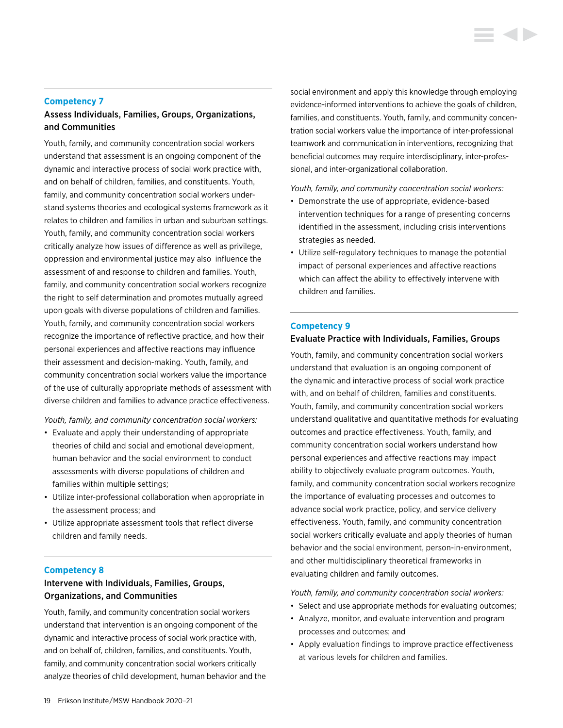## Competency 7

### Assess Individuals, Families, Groups, Organizations, and Communities

Youth, family, and community concentration social workers understand that assessment is an ongoing component of the dynamic and interactive process of social work practice with, and on behalf of children, families, and constituents. Youth, family, and community concentration social workers understand systems theories and ecological systems framework as it relates to children and families in urban and suburban settings. Youth, family, and community concentration social workers critically analyze how issues of difference as well as privilege, oppression and environmental justice may also influence the assessment of and response to children and families. Youth, family, and community concentration social workers recognize the right to self determination and promotes mutually agreed upon goals with diverse populations of children and families. Youth, family, and community concentration social workers recognize the importance of reflective practice, and how their personal experiences and affective reactions may influence their assessment and decision-making. Youth, family, and community concentration social workers value the importance of the use of culturally appropriate methods of assessment with diverse children and families to advance practice effectiveness.

*Youth, family, and community concentration social workers:*

- Evaluate and apply their understanding of appropriate theories of child and social and emotional development, human behavior and the social environment to conduct assessments with diverse populations of children and families within multiple settings;
- Utilize inter-professional collaboration when appropriate in the assessment process; and
- Utilize appropriate assessment tools that reflect diverse children and family needs.

## Competency 8

### Intervene with Individuals, Families, Groups, Organizations, and Communities

Youth, family, and community concentration social workers understand that intervention is an ongoing component of the dynamic and interactive process of social work practice with, and on behalf of, children, families, and constituents. Youth, family, and community concentration social workers critically analyze theories of child development, human behavior and the social environment and apply this knowledge through employing evidence-informed interventions to achieve the goals of children, families, and constituents. Youth, family, and community concentration social workers value the importance of inter-professional teamwork and communication in interventions, recognizing that beneficial outcomes may require interdisciplinary, inter-professional, and inter-organizational collaboration.

*Youth, family, and community concentration social workers:*

- Demonstrate the use of appropriate, evidence-based intervention techniques for a range of presenting concerns identified in the assessment, including crisis interventions strategies as needed.
- Utilize self-regulatory techniques to manage the potential impact of personal experiences and affective reactions which can affect the ability to effectively intervene with children and families.

## Competency 9

### Evaluate Practice with Individuals, Families, Groups

Youth, family, and community concentration social workers understand that evaluation is an ongoing component of the dynamic and interactive process of social work practice with, and on behalf of children, families and constituents. Youth, family, and community concentration social workers understand qualitative and quantitative methods for evaluating outcomes and practice effectiveness. Youth, family, and community concentration social workers understand how personal experiences and affective reactions may impact ability to objectively evaluate program outcomes. Youth, family, and community concentration social workers recognize the importance of evaluating processes and outcomes to advance social work practice, policy, and service delivery effectiveness. Youth, family, and community concentration social workers critically evaluate and apply theories of human behavior and the social environment, person-in-environment, and other multidisciplinary theoretical frameworks in evaluating children and family outcomes.

*Youth, family, and community concentration social workers:*

- Select and use appropriate methods for evaluating outcomes;
- Analyze, monitor, and evaluate intervention and program processes and outcomes; and
- Apply evaluation findings to improve practice effectiveness at various levels for children and families.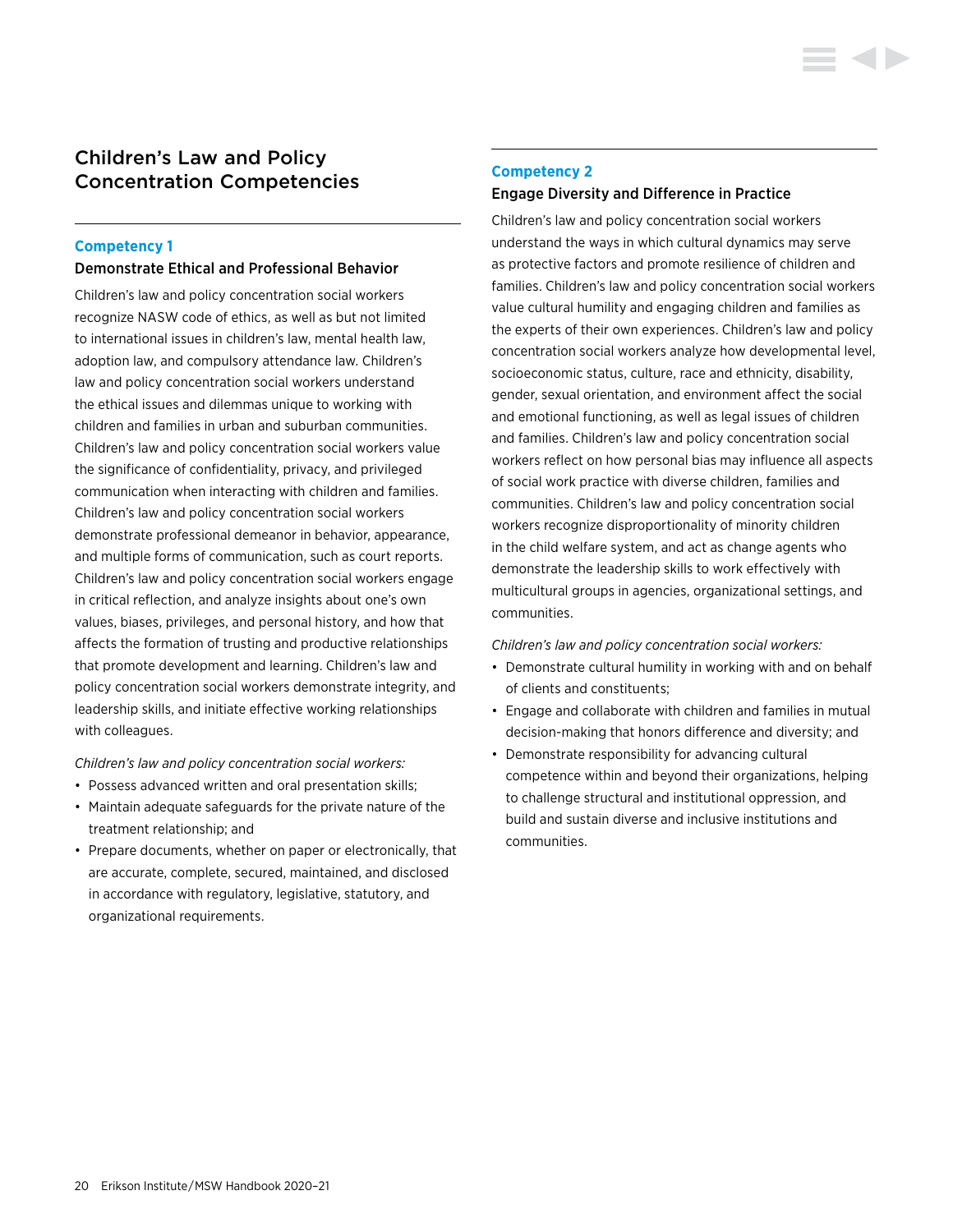## Children's Law and Policy Concentration Competencies

### Competency 1

#### Demonstrate Ethical and Professional Behavior

Children's law and policy concentration social workers recognize NASW code of ethics, as well as but not limited to international issues in children's law, mental health law, adoption law, and compulsory attendance law. Children's law and policy concentration social workers understand the ethical issues and dilemmas unique to working with children and families in urban and suburban communities. Children's law and policy concentration social workers value the significance of confidentiality, privacy, and privileged communication when interacting with children and families. Children's law and policy concentration social workers demonstrate professional demeanor in behavior, appearance, and multiple forms of communication, such as court reports. Children's law and policy concentration social workers engage in critical reflection, and analyze insights about one's own values, biases, privileges, and personal history, and how that affects the formation of trusting and productive relationships that promote development and learning. Children's law and policy concentration social workers demonstrate integrity, and leadership skills, and initiate effective working relationships with colleagues.

*Children's law and policy concentration social workers:*

- Possess advanced written and oral presentation skills;
- Maintain adequate safeguards for the private nature of the treatment relationship; and
- Prepare documents, whether on paper or electronically, that are accurate, complete, secured, maintained, and disclosed in accordance with regulatory, legislative, statutory, and organizational requirements.

### Competency 2

#### Engage Diversity and Difference in Practice

Children's law and policy concentration social workers understand the ways in which cultural dynamics may serve as protective factors and promote resilience of children and families. Children's law and policy concentration social workers value cultural humility and engaging children and families as the experts of their own experiences. Children's law and policy concentration social workers analyze how developmental level, socioeconomic status, culture, race and ethnicity, disability, gender, sexual orientation, and environment affect the social and emotional functioning, as well as legal issues of children and families. Children's law and policy concentration social workers reflect on how personal bias may influence all aspects of social work practice with diverse children, families and communities. Children's law and policy concentration social workers recognize disproportionality of minority children in the child welfare system, and act as change agents who demonstrate the leadership skills to work effectively with multicultural groups in agencies, organizational settings, and communities.

*Children's law and policy concentration social workers:*

- Demonstrate cultural humility in working with and on behalf of clients and constituents;
- Engage and collaborate with children and families in mutual decision-making that honors difference and diversity; and
- Demonstrate responsibility for advancing cultural competence within and beyond their organizations, helping to challenge structural and institutional oppression, and build and sustain diverse and inclusive institutions and communities.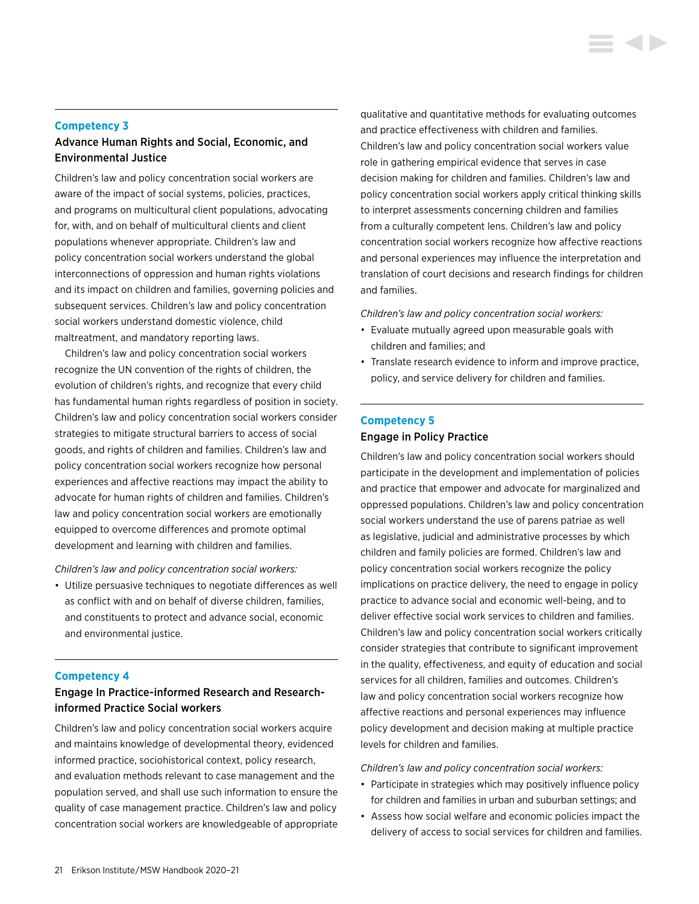### Competency 3

### Advance Human Rights and Social, Economic, and Environmental Justice

Children's law and policy concentration social workers are aware of the impact of social systems, policies, practices, and programs on multicultural client populations, advocating for, with, and on behalf of multicultural clients and client populations whenever appropriate. Children's law and policy concentration social workers understand the global interconnections of oppression and human rights violations and its impact on children and families, governing policies and subsequent services. Children's law and policy concentration social workers understand domestic violence, child maltreatment, and mandatory reporting laws.

Children's law and policy concentration social workers recognize the UN convention of the rights of children, the evolution of children's rights, and recognize that every child has fundamental human rights regardless of position in society. Children's law and policy concentration social workers consider strategies to mitigate structural barriers to access of social goods, and rights of children and families. Children's law and policy concentration social workers recognize how personal experiences and affective reactions may impact the ability to advocate for human rights of children and families. Children's law and policy concentration social workers are emotionally equipped to overcome differences and promote optimal development and learning with children and families.

*Children's law and policy concentration social workers:*

- Utilize persuasive techniques to negotiate differences as well as conflict with and on behalf of diverse children, families, and constituents to protect and advance social, economic and environmental justice.

### Competency 4

### Engage In Practice-informed Research and Research-informed Practice Social workers

Children's law and policy concentration social workers acquire and maintains knowledge of developmental theory, evidenced informed practice, sociohistorical context, policy research, and evaluation methods relevant to case management and the population served, and shall use such information to ensure the quality of case management practice. Children's law and policy concentration social workers are knowledgeable of appropriate qualitative and quantitative methods for evaluating outcomes and practice effectiveness with children and families. Children's law and policy concentration social workers value role in gathering empirical evidence that serves in case decision making for children and families. Children's law and policy concentration social workers apply critical thinking skills to interpret assessments concerning children and families from a culturally competent lens. Children's law and policy concentration social workers recognize how affective reactions and personal experiences may influence the interpretation and translation of court decisions and research findings for children and families.

*Children's law and policy concentration social workers:*

- Evaluate mutually agreed upon measurable goals with children and families; and
- Translate research evidence to inform and improve practice, policy, and service delivery for children and families.

### Competency 5

### Engage in Policy Practice

Children's law and policy concentration social workers should participate in the development and implementation of policies and practice that empower and advocate for marginalized and oppressed populations. Children's law and policy concentration social workers understand the use of parens patriae as well as legislative, judicial and administrative processes by which children and family policies are formed. Children's law and policy concentration social workers recognize the policy implications on practice delivery, the need to engage in policy practice to advance social and economic well-being, and to deliver effective social work services to children and families. Children's law and policy concentration social workers critically consider strategies that contribute to significant improvement in the quality, effectiveness, and equity of education and social services for all children, families and outcomes. Children's law and policy concentration social workers recognize how affective reactions and personal experiences may influence policy development and decision making at multiple practice levels for children and families.

*Children's law and policy concentration social workers:*

- Participate in strategies which may positively influence policy for children and families in urban and suburban settings; and
- Assess how social welfare and economic policies impact the delivery of access to social services for children and families.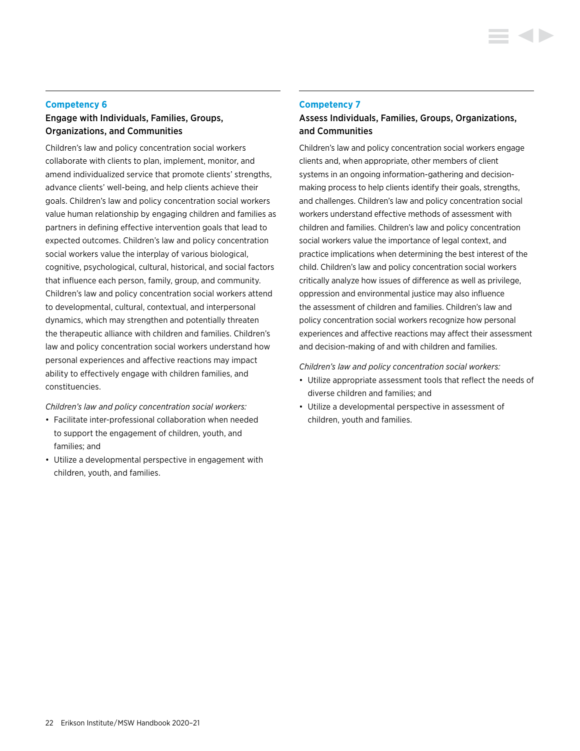## Competency 6

### Engage with Individuals, Families, Groups, Organizations, and Communities

Children's law and policy concentration social workers collaborate with clients to plan, implement, monitor, and amend individualized service that promote clients' strengths, advance clients' well-being, and help clients achieve their goals. Children's law and policy concentration social workers value human relationship by engaging children and families as partners in defining effective intervention goals that lead to expected outcomes. Children's law and policy concentration social workers value the interplay of various biological, cognitive, psychological, cultural, historical, and social factors that influence each person, family, group, and community. Children's law and policy concentration social workers attend to developmental, cultural, contextual, and interpersonal dynamics, which may strengthen and potentially threaten the therapeutic alliance with children and families. Children's law and policy concentration social workers understand how personal experiences and affective reactions may impact ability to effectively engage with children families, and constituencies.

*Children's law and policy concentration social workers:*

- Facilitate inter-professional collaboration when needed to support the engagement of children, youth, and families; and
- Utilize a developmental perspective in engagement with children, youth, and families.

## Competency 7

### Assess Individuals, Families, Groups, Organizations, and Communities

Children's law and policy concentration social workers engage clients and, when appropriate, other members of client systems in an ongoing information-gathering and decision-making process to help clients identify their goals, strengths, and challenges. Children's law and policy concentration social workers understand effective methods of assessment with children and families. Children's law and policy concentration social workers value the importance of legal context, and practice implications when determining the best interest of the child. Children's law and policy concentration social workers critically analyze how issues of difference as well as privilege, oppression and environmental justice may also influence the assessment of children and families. Children's law and policy concentration social workers recognize how personal experiences and affective reactions may affect their assessment and decision-making of and with children and families.

*Children's law and policy concentration social workers:*

- Utilize appropriate assessment tools that reflect the needs of diverse children and families; and
- Utilize a developmental perspective in assessment of children, youth and families.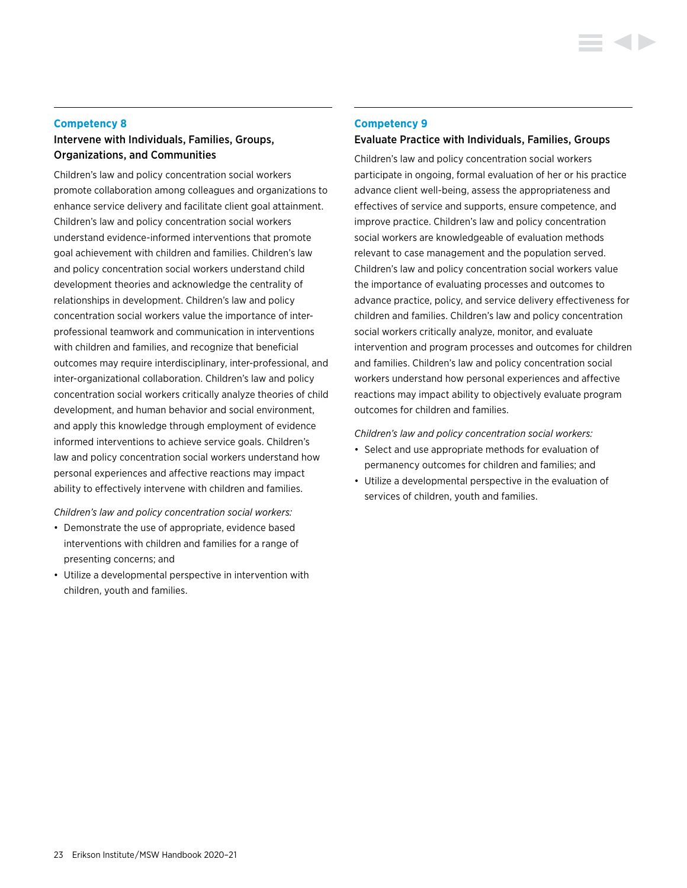## Competency 8

### Intervene with Individuals, Families, Groups, Organizations, and Communities

Children's law and policy concentration social workers promote collaboration among colleagues and organizations to enhance service delivery and facilitate client goal attainment. Children's law and policy concentration social workers understand evidence-informed interventions that promote goal achievement with children and families. Children's law and policy concentration social workers understand child development theories and acknowledge the centrality of relationships in development. Children's law and policy concentration social workers value the importance of inter-professional teamwork and communication in interventions with children and families, and recognize that beneficial outcomes may require interdisciplinary, inter-professional, and inter-organizational collaboration. Children's law and policy concentration social workers critically analyze theories of child development, and human behavior and social environment, and apply this knowledge through employment of evidence informed interventions to achieve service goals. Children's law and policy concentration social workers understand how personal experiences and affective reactions may impact ability to effectively intervene with children and families.

*Children's law and policy concentration social workers:*

- Demonstrate the use of appropriate, evidence based interventions with children and families for a range of presenting concerns; and
- Utilize a developmental perspective in intervention with children, youth and families.

## Competency 9

### Evaluate Practice with Individuals, Families, Groups

Children's law and policy concentration social workers participate in ongoing, formal evaluation of her or his practice advance client well-being, assess the appropriateness and effectives of service and supports, ensure competence, and improve practice. Children's law and policy concentration social workers are knowledgeable of evaluation methods relevant to case management and the population served. Children's law and policy concentration social workers value the importance of evaluating processes and outcomes to advance practice, policy, and service delivery effectiveness for children and families. Children's law and policy concentration social workers critically analyze, monitor, and evaluate intervention and program processes and outcomes for children and families. Children's law and policy concentration social workers understand how personal experiences and affective reactions may impact ability to objectively evaluate program outcomes for children and families.

*Children's law and policy concentration social workers:*

- Select and use appropriate methods for evaluation of permanency outcomes for children and families; and
- Utilize a developmental perspective in the evaluation of services of children, youth and families.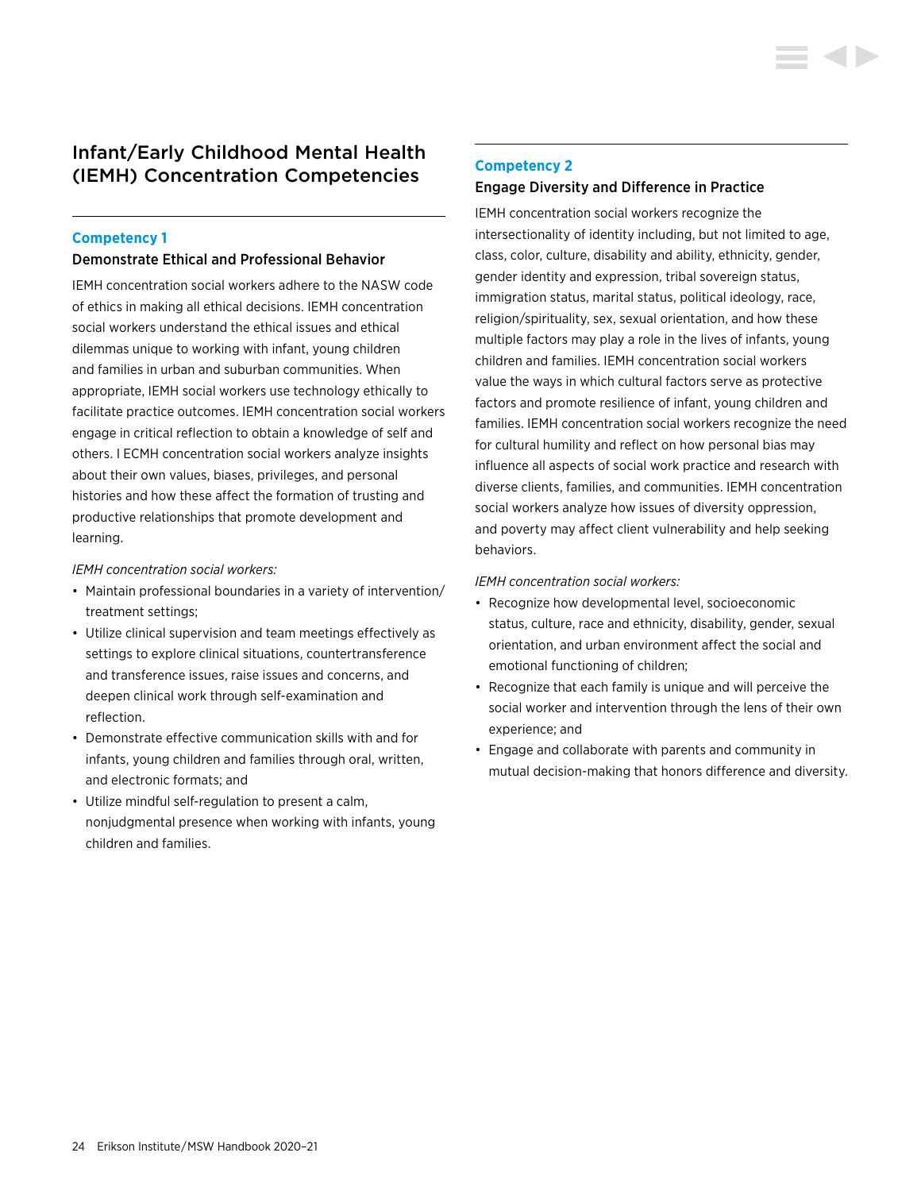# Infant/Early Childhood Mental Health (IEMH) Concentration Competencies

## Competency 1

### Demonstrate Ethical and Professional Behavior

IEMH concentration social workers adhere to the NASW code of ethics in making all ethical decisions. IEMH concentration social workers understand the ethical issues and ethical dilemmas unique to working with infant, young children and families in urban and suburban communities. When appropriate, IEMH social workers use technology ethically to facilitate practice outcomes. IEMH concentration social workers engage in critical reflection to obtain a knowledge of self and others. I ECMH concentration social workers analyze insights about their own values, biases, privileges, and personal histories and how these affect the formation of trusting and productive relationships that promote development and learning.

*IEMH concentration social workers:*

- Maintain professional boundaries in a variety of intervention/treatment settings;
- Utilize clinical supervision and team meetings effectively as settings to explore clinical situations, countertransference and transference issues, raise issues and concerns, and deepen clinical work through self-examination and reflection.
- Demonstrate effective communication skills with and for infants, young children and families through oral, written, and electronic formats; and
- Utilize mindful self-regulation to present a calm, nonjudgmental presence when working with infants, young children and families.

## Competency 2

### Engage Diversity and Difference in Practice

IEMH concentration social workers recognize the intersectionality of identity including, but not limited to age, class, color, culture, disability and ability, ethnicity, gender, gender identity and expression, tribal sovereign status, immigration status, marital status, political ideology, race, religion/spirituality, sex, sexual orientation, and how these multiple factors may play a role in the lives of infants, young children and families. IEMH concentration social workers value the ways in which cultural factors serve as protective factors and promote resilience of infant, young children and families. IEMH concentration social workers recognize the need for cultural humility and reflect on how personal bias may influence all aspects of social work practice and research with diverse clients, families, and communities. IEMH concentration social workers analyze how issues of diversity oppression, and poverty may affect client vulnerability and help seeking behaviors.

*IEMH concentration social workers:*

- Recognize how developmental level, socioeconomic status, culture, race and ethnicity, disability, gender, sexual orientation, and urban environment affect the social and emotional functioning of children;
- Recognize that each family is unique and will perceive the social worker and intervention through the lens of their own experience; and
- Engage and collaborate with parents and community in mutual decision-making that honors difference and diversity.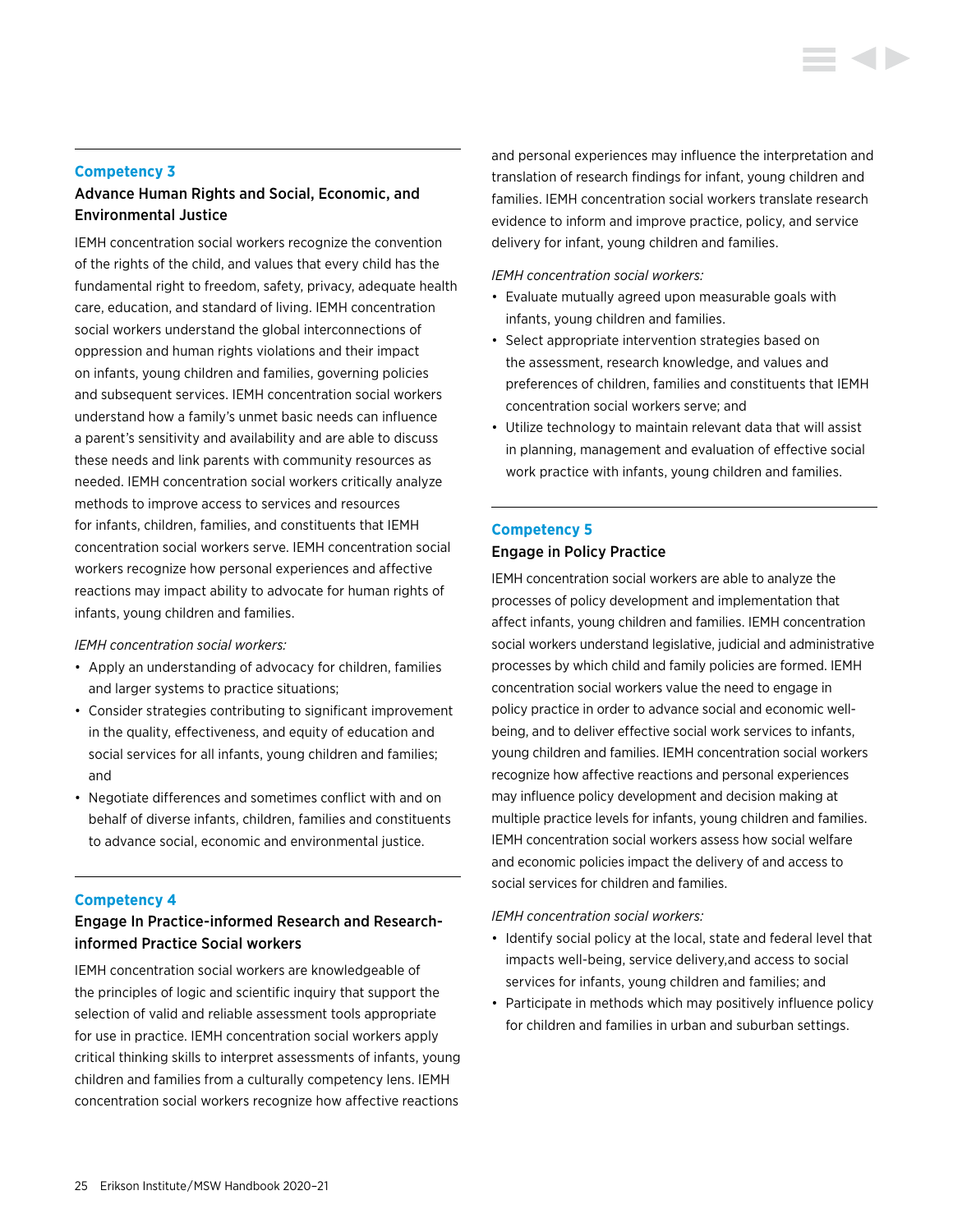## Competency 3

### Advance Human Rights and Social, Economic, and Environmental Justice

IEMH concentration social workers recognize the convention of the rights of the child, and values that every child has the fundamental right to freedom, safety, privacy, adequate health care, education, and standard of living. IEMH concentration social workers understand the global interconnections of oppression and human rights violations and their impact on infants, young children and families, governing policies and subsequent services. IEMH concentration social workers understand how a family's unmet basic needs can influence a parent's sensitivity and availability and are able to discuss these needs and link parents with community resources as needed. IEMH concentration social workers critically analyze methods to improve access to services and resources for infants, children, families, and constituents that IEMH concentration social workers serve. IEMH concentration social workers recognize how personal experiences and affective reactions may impact ability to advocate for human rights of infants, young children and families.

*IEMH concentration social workers:*

- Apply an understanding of advocacy for children, families and larger systems to practice situations;
- Consider strategies contributing to significant improvement in the quality, effectiveness, and equity of education and social services for all infants, young children and families; and
- Negotiate differences and sometimes conflict with and on behalf of diverse infants, children, families and constituents to advance social, economic and environmental justice.

## Competency 4

### Engage In Practice-informed Research and Research-informed Practice Social workers

IEMH concentration social workers are knowledgeable of the principles of logic and scientific inquiry that support the selection of valid and reliable assessment tools appropriate for use in practice. IEMH concentration social workers apply critical thinking skills to interpret assessments of infants, young children and families from a culturally competency lens. IEMH concentration social workers recognize how affective reactions and personal experiences may influence the interpretation and translation of research findings for infant, young children and families. IEMH concentration social workers translate research evidence to inform and improve practice, policy, and service delivery for infant, young children and families.

*IEMH concentration social workers:*

- Evaluate mutually agreed upon measurable goals with infants, young children and families.
- Select appropriate intervention strategies based on the assessment, research knowledge, and values and preferences of children, families and constituents that IEMH concentration social workers serve; and
- Utilize technology to maintain relevant data that will assist in planning, management and evaluation of effective social work practice with infants, young children and families.

## Competency 5

### Engage in Policy Practice

IEMH concentration social workers are able to analyze the processes of policy development and implementation that affect infants, young children and families. IEMH concentration social workers understand legislative, judicial and administrative processes by which child and family policies are formed. IEMH concentration social workers value the need to engage in policy practice in order to advance social and economic well-being, and to deliver effective social work services to infants, young children and families. IEMH concentration social workers recognize how affective reactions and personal experiences may influence policy development and decision making at multiple practice levels for infants, young children and families. IEMH concentration social workers assess how social welfare and economic policies impact the delivery of and access to social services for children and families.

*IEMH concentration social workers:*

- Identify social policy at the local, state and federal level that impacts well-being, service delivery,and access to social services for infants, young children and families; and
- Participate in methods which may positively influence policy for children and families in urban and suburban settings.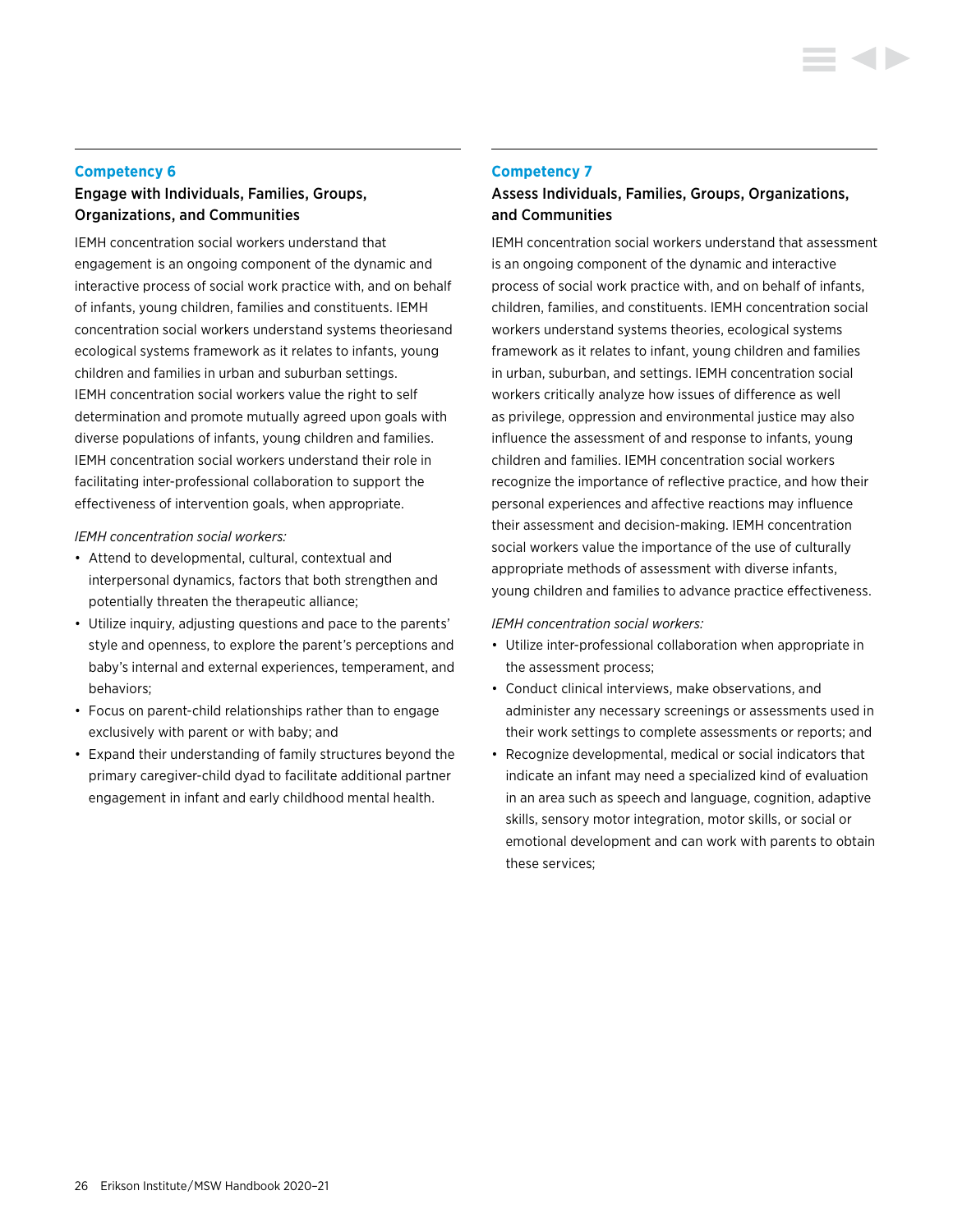### Competency 6

#### Engage with Individuals, Families, Groups, Organizations, and Communities

IEMH concentration social workers understand that engagement is an ongoing component of the dynamic and interactive process of social work practice with, and on behalf of infants, young children, families and constituents. IEMH concentration social workers understand systems theoriesand ecological systems framework as it relates to infants, young children and families in urban and suburban settings. IEMH concentration social workers value the right to self determination and promote mutually agreed upon goals with diverse populations of infants, young children and families. IEMH concentration social workers understand their role in facilitating inter-professional collaboration to support the effectiveness of intervention goals, when appropriate.

*IEMH concentration social workers:*

- Attend to developmental, cultural, contextual and interpersonal dynamics, factors that both strengthen and potentially threaten the therapeutic alliance;
- Utilize inquiry, adjusting questions and pace to the parents' style and openness, to explore the parent's perceptions and baby's internal and external experiences, temperament, and behaviors;
- Focus on parent-child relationships rather than to engage exclusively with parent or with baby; and
- Expand their understanding of family structures beyond the primary caregiver-child dyad to facilitate additional partner engagement in infant and early childhood mental health.

### Competency 7

#### Assess Individuals, Families, Groups, Organizations, and Communities

IEMH concentration social workers understand that assessment is an ongoing component of the dynamic and interactive process of social work practice with, and on behalf of infants, children, families, and constituents. IEMH concentration social workers understand systems theories, ecological systems framework as it relates to infant, young children and families in urban, suburban, and settings. IEMH concentration social workers critically analyze how issues of difference as well as privilege, oppression and environmental justice may also influence the assessment of and response to infants, young children and families. IEMH concentration social workers recognize the importance of reflective practice, and how their personal experiences and affective reactions may influence their assessment and decision-making. IEMH concentration social workers value the importance of the use of culturally appropriate methods of assessment with diverse infants, young children and families to advance practice effectiveness.

*IEMH concentration social workers:*

- Utilize inter-professional collaboration when appropriate in the assessment process;
- Conduct clinical interviews, make observations, and administer any necessary screenings or assessments used in their work settings to complete assessments or reports; and
- Recognize developmental, medical or social indicators that indicate an infant may need a specialized kind of evaluation in an area such as speech and language, cognition, adaptive skills, sensory motor integration, motor skills, or social or emotional development and can work with parents to obtain these services;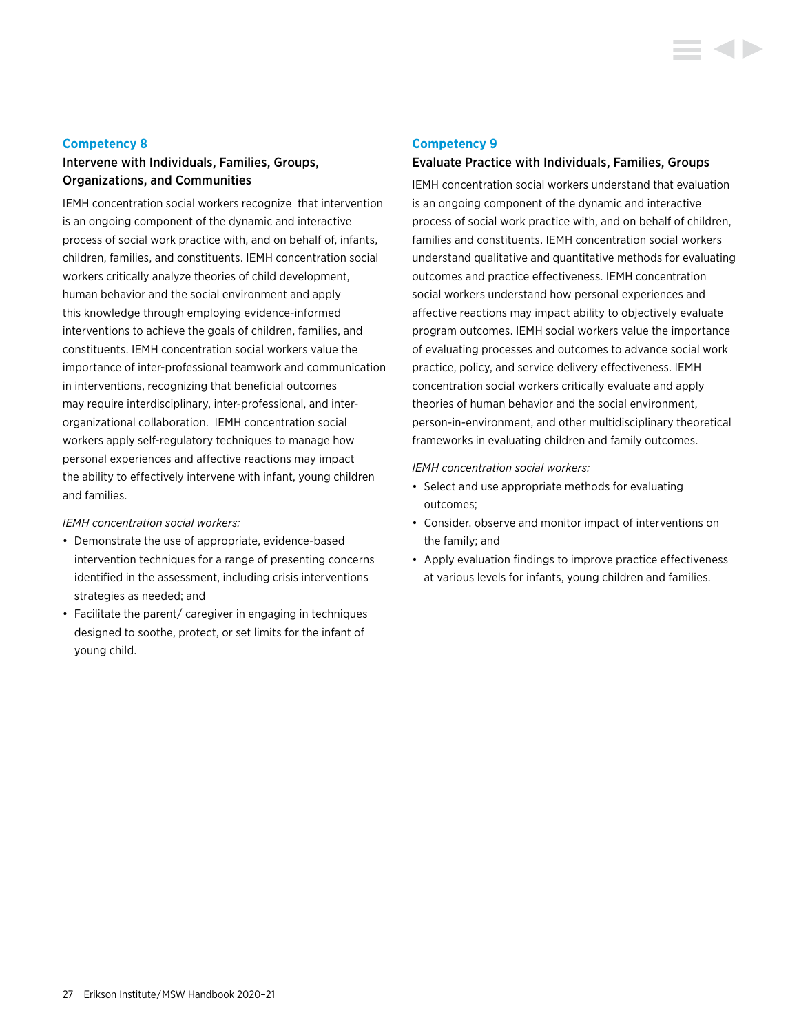## Competency 8

### Intervene with Individuals, Families, Groups, Organizations, and Communities

IEMH concentration social workers recognize that intervention is an ongoing component of the dynamic and interactive process of social work practice with, and on behalf of, infants, children, families, and constituents. IEMH concentration social workers critically analyze theories of child development, human behavior and the social environment and apply this knowledge through employing evidence-informed interventions to achieve the goals of children, families, and constituents. IEMH concentration social workers value the importance of inter-professional teamwork and communication in interventions, recognizing that beneficial outcomes may require interdisciplinary, inter-professional, and inter-organizational collaboration. IEMH concentration social workers apply self-regulatory techniques to manage how personal experiences and affective reactions may impact the ability to effectively intervene with infant, young children and families.

*IEMH concentration social workers:*

- Demonstrate the use of appropriate, evidence-based intervention techniques for a range of presenting concerns identified in the assessment, including crisis interventions strategies as needed; and
- Facilitate the parent/ caregiver in engaging in techniques designed to soothe, protect, or set limits for the infant of young child.

## Competency 9

### Evaluate Practice with Individuals, Families, Groups

IEMH concentration social workers understand that evaluation is an ongoing component of the dynamic and interactive process of social work practice with, and on behalf of children, families and constituents. IEMH concentration social workers understand qualitative and quantitative methods for evaluating outcomes and practice effectiveness. IEMH concentration social workers understand how personal experiences and affective reactions may impact ability to objectively evaluate program outcomes. IEMH social workers value the importance of evaluating processes and outcomes to advance social work practice, policy, and service delivery effectiveness. IEMH concentration social workers critically evaluate and apply theories of human behavior and the social environment, person-in-environment, and other multidisciplinary theoretical frameworks in evaluating children and family outcomes.

*IEMH concentration social workers:*

- Select and use appropriate methods for evaluating outcomes;
- Consider, observe and monitor impact of interventions on the family; and
- Apply evaluation findings to improve practice effectiveness at various levels for infants, young children and families.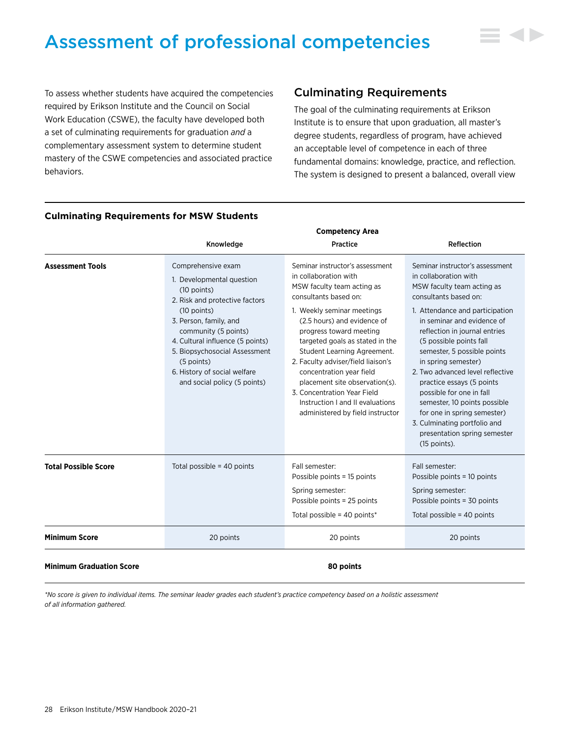# Assessment of professional competencies

To assess whether students have acquired the competencies required by Erikson Institute and the Council on Social Work Education (CSWE), the faculty have developed both a set of culminating requirements for graduation *and* a complementary assessment system to determine student mastery of the CSWE competencies and associated practice behaviors.

## Culminating Requirements

The goal of the culminating requirements at Erikson Institute is to ensure that upon graduation, all master's degree students, regardless of program, have achieved an acceptable level of competence in each of three fundamental domains: knowledge, practice, and reflection. The system is designed to present a balanced, overall view

### Culminating Requirements for MSW Students

| | Competency Area | | |
|---|---|---|---|
| | **Knowledge** | **Practice** | **Reflection** |
| **Assessment Tools** | Comprehensive exam<br>1. Developmental question (10 points)<br>2. Risk and protective factors (10 points)<br>3. Person, family, and community (5 points)<br>4. Cultural influence (5 points)<br>5. Biopsychosocial Assessment (5 points)<br>6. History of social welfare and social policy (5 points) | Seminar instructor's assessment in collaboration with MSW faculty team acting as consultants based on:<br>1. Weekly seminar meetings (2.5 hours) and evidence of progress toward meeting targeted goals as stated in the Student Learning Agreement.<br>2. Faculty adviser/field liaison's concentration year field placement site observation(s).<br>3. Concentration Year Field Instruction I and II evaluations administered by field instructor | Seminar instructor's assessment in collaboration with MSW faculty team acting as consultants based on:<br>1. Attendance and participation in seminar and evidence of reflection in journal entries (5 possible points fall semester, 5 possible points in spring semester)<br>2. Two advanced level reflective practice essays (5 points possible for one in fall semester, 10 points possible for one in spring semester)<br>3. Culminating portfolio and presentation spring semester (15 points). |
| **Total Possible Score** | Total possible = 40 points | Fall semester:<br>Possible points = 15 points<br>Spring semester:<br>Possible points = 25 points<br>Total possible = 40 points* | Fall semester:<br>Possible points = 10 points<br>Spring semester:<br>Possible points = 30 points<br>Total possible = 40 points |
| **Minimum Score** | 20 points | 20 points | 20 points |
| **Minimum Graduation Score** | | **80 points** | |

*\*No score is given to individual items. The seminar leader grades each student's practice competency based on a holistic assessment of all information gathered.*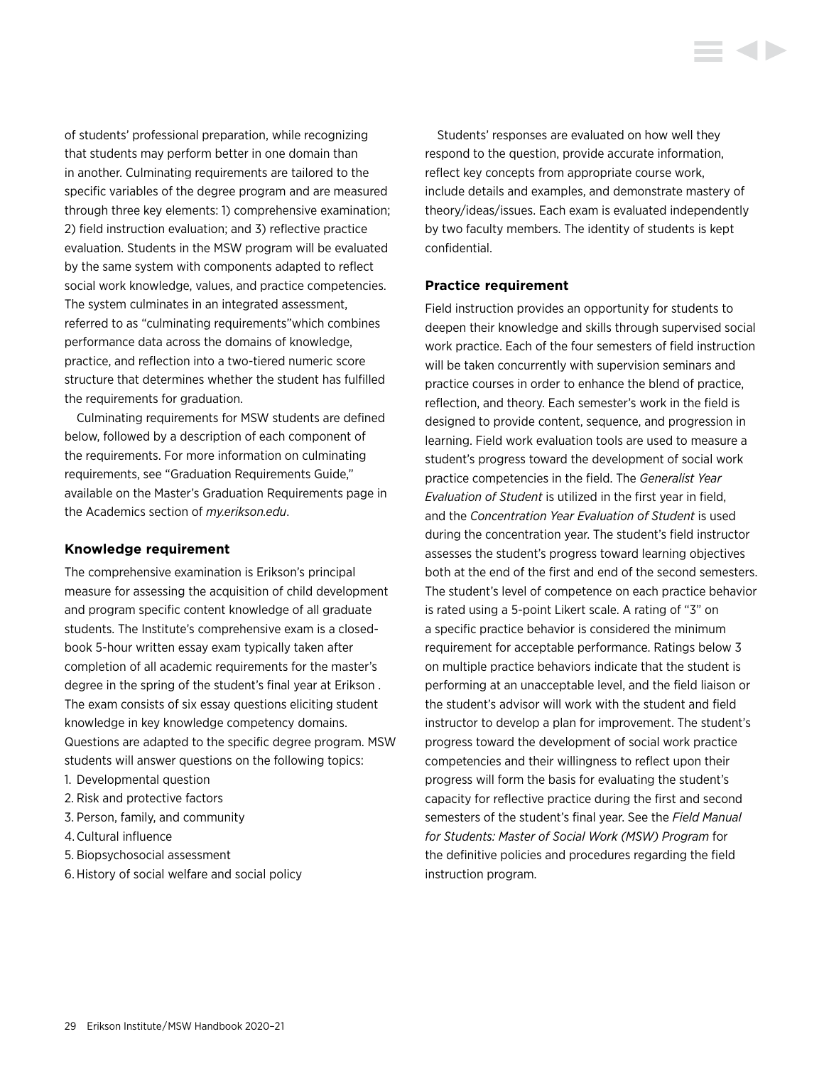of students' professional preparation, while recognizing that students may perform better in one domain than in another. Culminating requirements are tailored to the specific variables of the degree program and are measured through three key elements: 1) comprehensive examination; 2) field instruction evaluation; and 3) reflective practice evaluation. Students in the MSW program will be evaluated by the same system with components adapted to reflect social work knowledge, values, and practice competencies. The system culminates in an integrated assessment, referred to as "culminating requirements"which combines performance data across the domains of knowledge, practice, and reflection into a two-tiered numeric score structure that determines whether the student has fulfilled the requirements for graduation.

Culminating requirements for MSW students are defined below, followed by a description of each component of the requirements. For more information on culminating requirements, see "Graduation Requirements Guide," available on the Master's Graduation Requirements page in the Academics section of *my.erikson.edu*.

**Knowledge requirement**

The comprehensive examination is Erikson's principal measure for assessing the acquisition of child development and program specific content knowledge of all graduate students. The Institute's comprehensive exam is a closed-book 5-hour written essay exam typically taken after completion of all academic requirements for the master's degree in the spring of the student's final year at Erikson . The exam consists of six essay questions eliciting student knowledge in key knowledge competency domains. Questions are adapted to the specific degree program. MSW students will answer questions on the following topics:

1. Developmental question
2. Risk and protective factors
3. Person, family, and community
4. Cultural influence
5. Biopsychosocial assessment
6. History of social welfare and social policy

Students' responses are evaluated on how well they respond to the question, provide accurate information, reflect key concepts from appropriate course work, include details and examples, and demonstrate mastery of theory/ideas/issues. Each exam is evaluated independently by two faculty members. The identity of students is kept confidential.

**Practice requirement**

Field instruction provides an opportunity for students to deepen their knowledge and skills through supervised social work practice. Each of the four semesters of field instruction will be taken concurrently with supervision seminars and practice courses in order to enhance the blend of practice, reflection, and theory. Each semester's work in the field is designed to provide content, sequence, and progression in learning. Field work evaluation tools are used to measure a student's progress toward the development of social work practice competencies in the field. The *Generalist Year Evaluation of Student* is utilized in the first year in field, and the *Concentration Year Evaluation of Student* is used during the concentration year. The student's field instructor assesses the student's progress toward learning objectives both at the end of the first and end of the second semesters. The student's level of competence on each practice behavior is rated using a 5-point Likert scale. A rating of "3" on a specific practice behavior is considered the minimum requirement for acceptable performance. Ratings below 3 on multiple practice behaviors indicate that the student is performing at an unacceptable level, and the field liaison or the student's advisor will work with the student and field instructor to develop a plan for improvement. The student's progress toward the development of social work practice competencies and their willingness to reflect upon their progress will form the basis for evaluating the student's capacity for reflective practice during the first and second semesters of the student's final year. See the *Field Manual for Students: Master of Social Work (MSW) Program* for the definitive policies and procedures regarding the field instruction program.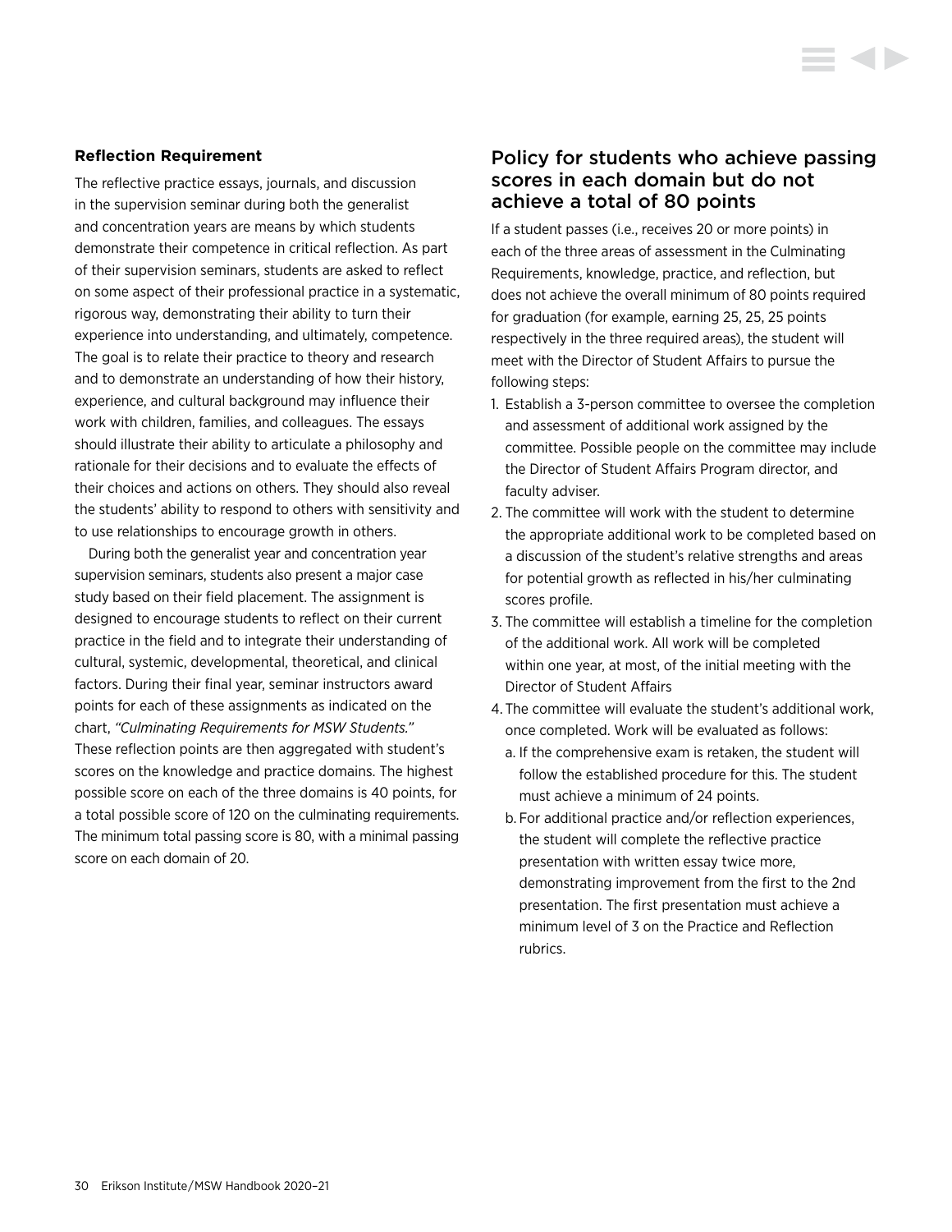### Reflection Requirement

The reflective practice essays, journals, and discussion in the supervision seminar during both the generalist and concentration years are means by which students demonstrate their competence in critical reflection. As part of their supervision seminars, students are asked to reflect on some aspect of their professional practice in a systematic, rigorous way, demonstrating their ability to turn their experience into understanding, and ultimately, competence. The goal is to relate their practice to theory and research and to demonstrate an understanding of how their history, experience, and cultural background may influence their work with children, families, and colleagues. The essays should illustrate their ability to articulate a philosophy and rationale for their decisions and to evaluate the effects of their choices and actions on others. They should also reveal the students' ability to respond to others with sensitivity and to use relationships to encourage growth in others.

During both the generalist year and concentration year supervision seminars, students also present a major case study based on their field placement. The assignment is designed to encourage students to reflect on their current practice in the field and to integrate their understanding of cultural, systemic, developmental, theoretical, and clinical factors. During their final year, seminar instructors award points for each of these assignments as indicated on the chart, *"Culminating Requirements for MSW Students."* These reflection points are then aggregated with student's scores on the knowledge and practice domains. The highest possible score on each of the three domains is 40 points, for a total possible score of 120 on the culminating requirements. The minimum total passing score is 80, with a minimal passing score on each domain of 20.

## Policy for students who achieve passing scores in each domain but do not achieve a total of 80 points

If a student passes (i.e., receives 20 or more points) in each of the three areas of assessment in the Culminating Requirements, knowledge, practice, and reflection, but does not achieve the overall minimum of 80 points required for graduation (for example, earning 25, 25, 25 points respectively in the three required areas), the student will meet with the Director of Student Affairs to pursue the following steps:

1. Establish a 3-person committee to oversee the completion and assessment of additional work assigned by the committee. Possible people on the committee may include the Director of Student Affairs Program director, and faculty adviser.
2. The committee will work with the student to determine the appropriate additional work to be completed based on a discussion of the student's relative strengths and areas for potential growth as reflected in his/her culminating scores profile.
3. The committee will establish a timeline for the completion of the additional work. All work will be completed within one year, at most, of the initial meeting with the Director of Student Affairs
4. The committee will evaluate the student's additional work, once completed. Work will be evaluated as follows:
   a. If the comprehensive exam is retaken, the student will follow the established procedure for this. The student must achieve a minimum of 24 points.
   b. For additional practice and/or reflection experiences, the student will complete the reflective practice presentation with written essay twice more, demonstrating improvement from the first to the 2nd presentation. The first presentation must achieve a minimum level of 3 on the Practice and Reflection rubrics.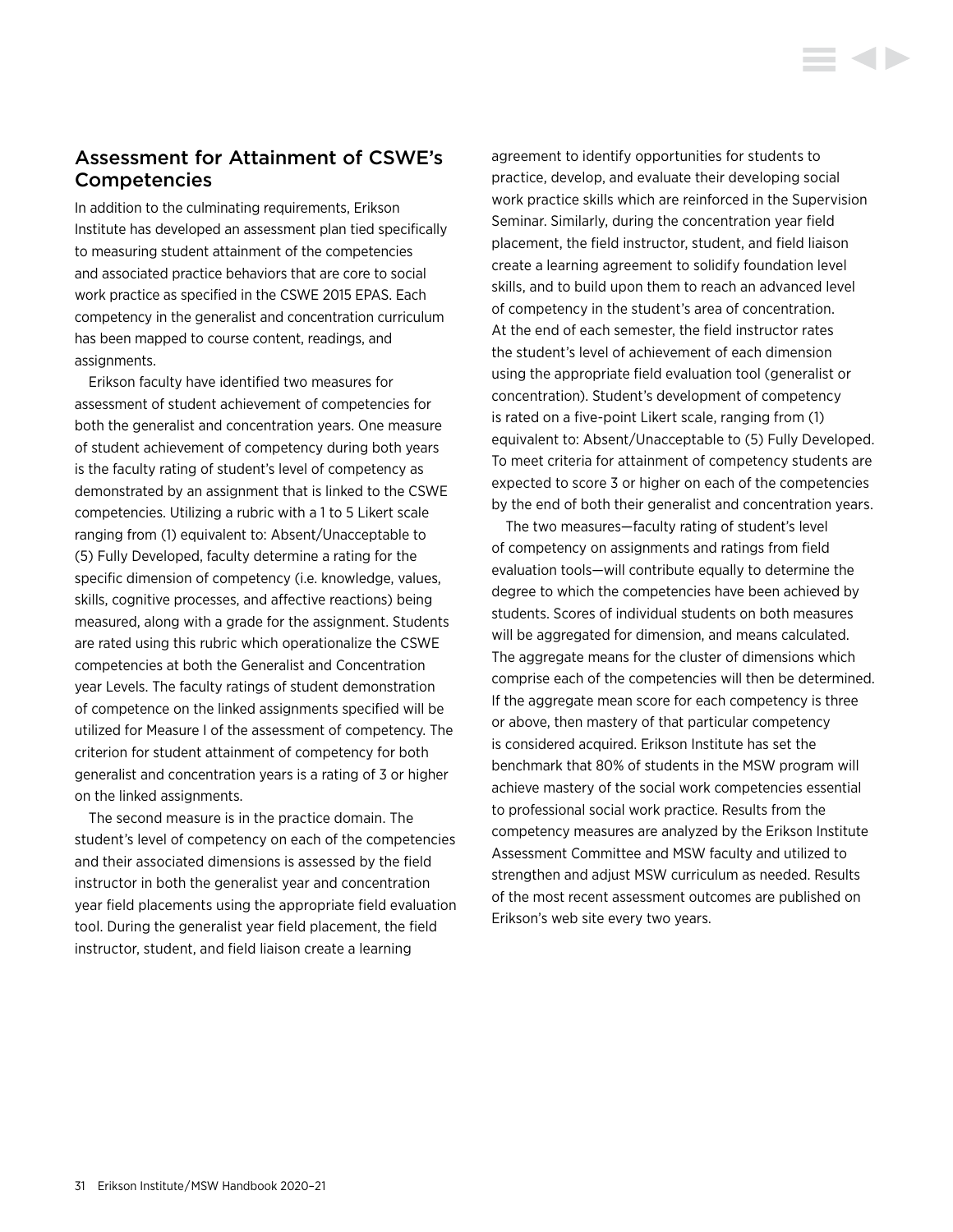## Assessment for Attainment of CSWE's Competencies

In addition to the culminating requirements, Erikson Institute has developed an assessment plan tied specifically to measuring student attainment of the competencies and associated practice behaviors that are core to social work practice as specified in the CSWE 2015 EPAS. Each competency in the generalist and concentration curriculum has been mapped to course content, readings, and assignments.

Erikson faculty have identified two measures for assessment of student achievement of competencies for both the generalist and concentration years. One measure of student achievement of competency during both years is the faculty rating of student's level of competency as demonstrated by an assignment that is linked to the CSWE competencies. Utilizing a rubric with a 1 to 5 Likert scale ranging from (1) equivalent to: Absent/Unacceptable to (5) Fully Developed, faculty determine a rating for the specific dimension of competency (i.e. knowledge, values, skills, cognitive processes, and affective reactions) being measured, along with a grade for the assignment. Students are rated using this rubric which operationalize the CSWE competencies at both the Generalist and Concentration year Levels. The faculty ratings of student demonstration of competence on the linked assignments specified will be utilized for Measure I of the assessment of competency. The criterion for student attainment of competency for both generalist and concentration years is a rating of 3 or higher on the linked assignments.

The second measure is in the practice domain. The student's level of competency on each of the competencies and their associated dimensions is assessed by the field instructor in both the generalist year and concentration year field placements using the appropriate field evaluation tool. During the generalist year field placement, the field instructor, student, and field liaison create a learning agreement to identify opportunities for students to practice, develop, and evaluate their developing social work practice skills which are reinforced in the Supervision Seminar. Similarly, during the concentration year field placement, the field instructor, student, and field liaison create a learning agreement to solidify foundation level skills, and to build upon them to reach an advanced level of competency in the student's area of concentration. At the end of each semester, the field instructor rates the student's level of achievement of each dimension using the appropriate field evaluation tool (generalist or concentration). Student's development of competency is rated on a five-point Likert scale, ranging from (1) equivalent to: Absent/Unacceptable to (5) Fully Developed. To meet criteria for attainment of competency students are expected to score 3 or higher on each of the competencies by the end of both their generalist and concentration years.

The two measures—faculty rating of student's level of competency on assignments and ratings from field evaluation tools—will contribute equally to determine the degree to which the competencies have been achieved by students. Scores of individual students on both measures will be aggregated for dimension, and means calculated. The aggregate means for the cluster of dimensions which comprise each of the competencies will then be determined. If the aggregate mean score for each competency is three or above, then mastery of that particular competency is considered acquired. Erikson Institute has set the benchmark that 80% of students in the MSW program will achieve mastery of the social work competencies essential to professional social work practice. Results from the competency measures are analyzed by the Erikson Institute Assessment Committee and MSW faculty and utilized to strengthen and adjust MSW curriculum as needed. Results of the most recent assessment outcomes are published on Erikson's web site every two years.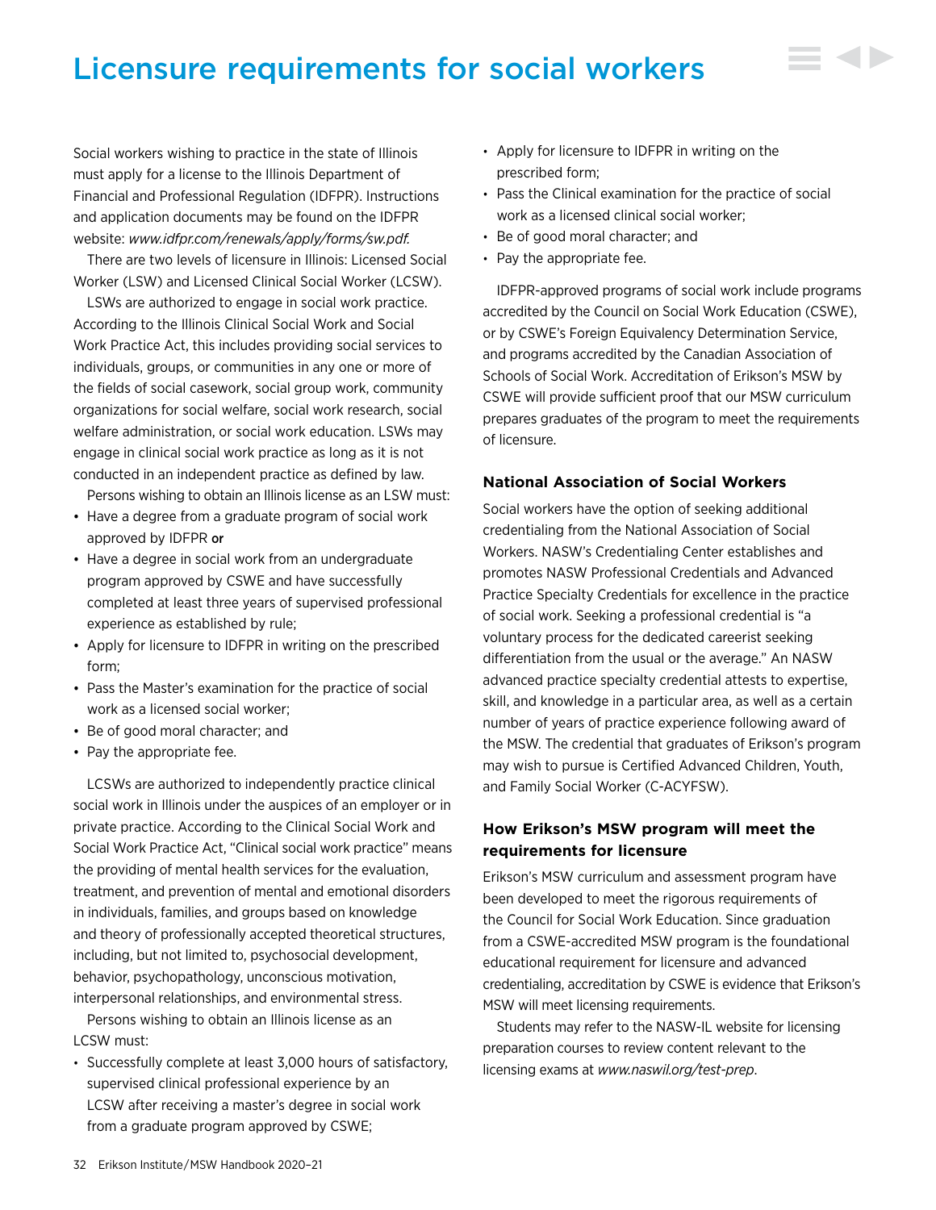# Licensure requirements for social workers

Social workers wishing to practice in the state of Illinois must apply for a license to the Illinois Department of Financial and Professional Regulation (IDFPR). Instructions and application documents may be found on the IDFPR website: *www.idfpr.com/renewals/apply/forms/sw.pdf.*

There are two levels of licensure in Illinois: Licensed Social Worker (LSW) and Licensed Clinical Social Worker (LCSW).

LSWs are authorized to engage in social work practice. According to the Illinois Clinical Social Work and Social Work Practice Act, this includes providing social services to individuals, groups, or communities in any one or more of the fields of social casework, social group work, community organizations for social welfare, social work research, social welfare administration, or social work education. LSWs may engage in clinical social work practice as long as it is not conducted in an independent practice as defined by law.

Persons wishing to obtain an Illinois license as an LSW must:

- Have a degree from a graduate program of social work approved by IDFPR **or**
- Have a degree in social work from an undergraduate program approved by CSWE and have successfully completed at least three years of supervised professional experience as established by rule;
- Apply for licensure to IDFPR in writing on the prescribed form;
- Pass the Master's examination for the practice of social work as a licensed social worker;
- Be of good moral character; and
- Pay the appropriate fee.

LCSWs are authorized to independently practice clinical social work in Illinois under the auspices of an employer or in private practice. According to the Clinical Social Work and Social Work Practice Act, "Clinical social work practice" means the providing of mental health services for the evaluation, treatment, and prevention of mental and emotional disorders in individuals, families, and groups based on knowledge and theory of professionally accepted theoretical structures, including, but not limited to, psychosocial development, behavior, psychopathology, unconscious motivation, interpersonal relationships, and environmental stress.

Persons wishing to obtain an Illinois license as an LCSW must:

- Successfully complete at least 3,000 hours of satisfactory, supervised clinical professional experience by an LCSW after receiving a master's degree in social work from a graduate program approved by CSWE;
- Apply for licensure to IDFPR in writing on the prescribed form;
- Pass the Clinical examination for the practice of social work as a licensed clinical social worker;
- Be of good moral character; and
- Pay the appropriate fee.

IDFPR-approved programs of social work include programs accredited by the Council on Social Work Education (CSWE), or by CSWE's Foreign Equivalency Determination Service, and programs accredited by the Canadian Association of Schools of Social Work. Accreditation of Erikson's MSW by CSWE will provide sufficient proof that our MSW curriculum prepares graduates of the program to meet the requirements of licensure.

### National Association of Social Workers

Social workers have the option of seeking additional credentialing from the National Association of Social Workers. NASW's Credentialing Center establishes and promotes NASW Professional Credentials and Advanced Practice Specialty Credentials for excellence in the practice of social work. Seeking a professional credential is "a voluntary process for the dedicated careerist seeking differentiation from the usual or the average." An NASW advanced practice specialty credential attests to expertise, skill, and knowledge in a particular area, as well as a certain number of years of practice experience following award of the MSW. The credential that graduates of Erikson's program may wish to pursue is Certified Advanced Children, Youth, and Family Social Worker (C-ACYFSW).

### How Erikson's MSW program will meet the requirements for licensure

Erikson's MSW curriculum and assessment program have been developed to meet the rigorous requirements of the Council for Social Work Education. Since graduation from a CSWE-accredited MSW program is the foundational educational requirement for licensure and advanced credentialing, accreditation by CSWE is evidence that Erikson's MSW will meet licensing requirements.

Students may refer to the NASW-IL website for licensing preparation courses to review content relevant to the licensing exams at *www.naswil.org/test-prep*.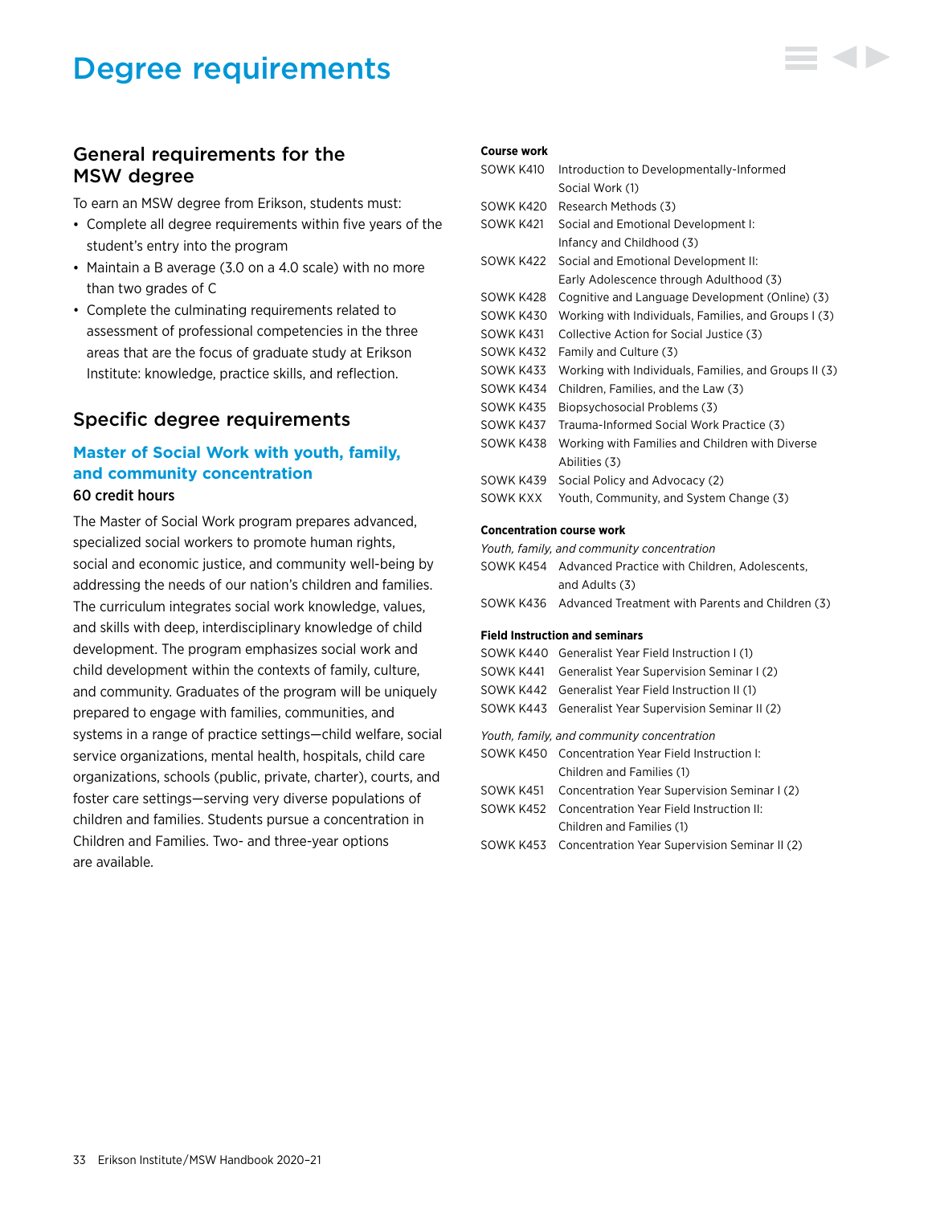# Degree requirements

## General requirements for the MSW degree

To earn an MSW degree from Erikson, students must:

- Complete all degree requirements within five years of the student's entry into the program
- Maintain a B average (3.0 on a 4.0 scale) with no more than two grades of C
- Complete the culminating requirements related to assessment of professional competencies in the three areas that are the focus of graduate study at Erikson Institute: knowledge, practice skills, and reflection.

## Specific degree requirements

### Master of Social Work with youth, family, and community concentration

**60 credit hours**

The Master of Social Work program prepares advanced, specialized social workers to promote human rights, social and economic justice, and community well-being by addressing the needs of our nation's children and families. The curriculum integrates social work knowledge, values, and skills with deep, interdisciplinary knowledge of child development. The program emphasizes social work and child development within the contexts of family, culture, and community. Graduates of the program will be uniquely prepared to engage with families, communities, and systems in a range of practice settings—child welfare, social service organizations, mental health, hospitals, child care organizations, schools (public, private, charter), courts, and foster care settings—serving very diverse populations of children and families. Students pursue a concentration in Children and Families. Two- and three-year options are available.

**Course work**

| | |
|---|---|
| SOWK K410 | Introduction to Developmentally-Informed Social Work (1) |
| SOWK K420 | Research Methods (3) |
| SOWK K421 | Social and Emotional Development I: Infancy and Childhood (3) |
| SOWK K422 | Social and Emotional Development II: Early Adolescence through Adulthood (3) |
| SOWK K428 | Cognitive and Language Development (Online) (3) |
| SOWK K430 | Working with Individuals, Families, and Groups I (3) |
| SOWK K431 | Collective Action for Social Justice (3) |
| SOWK K432 | Family and Culture (3) |
| SOWK K433 | Working with Individuals, Families, and Groups II (3) |
| SOWK K434 | Children, Families, and the Law (3) |
| SOWK K435 | Biopsychosocial Problems (3) |
| SOWK K437 | Trauma-Informed Social Work Practice (3) |
| SOWK K438 | Working with Families and Children with Diverse Abilities (3) |
| SOWK K439 | Social Policy and Advocacy (2) |
| SOWK KXX | Youth, Community, and System Change (3) |

**Concentration course work**

*Youth, family, and community concentration*

| | |
|---|---|
| SOWK K454 | Advanced Practice with Children, Adolescents, and Adults (3) |
| SOWK K436 | Advanced Treatment with Parents and Children (3) |

**Field Instruction and seminars**

| | |
|---|---|
| SOWK K440 | Generalist Year Field Instruction I (1) |
| SOWK K441 | Generalist Year Supervision Seminar I (2) |
| SOWK K442 | Generalist Year Field Instruction II (1) |
| SOWK K443 | Generalist Year Supervision Seminar II (2) |

*Youth, family, and community concentration*

| | |
|---|---|
| SOWK K450 | Concentration Year Field Instruction I: Children and Families (1) |
| SOWK K451 | Concentration Year Supervision Seminar I (2) |
| SOWK K452 | Concentration Year Field Instruction II: Children and Families (1) |
| SOWK K453 | Concentration Year Supervision Seminar II (2) |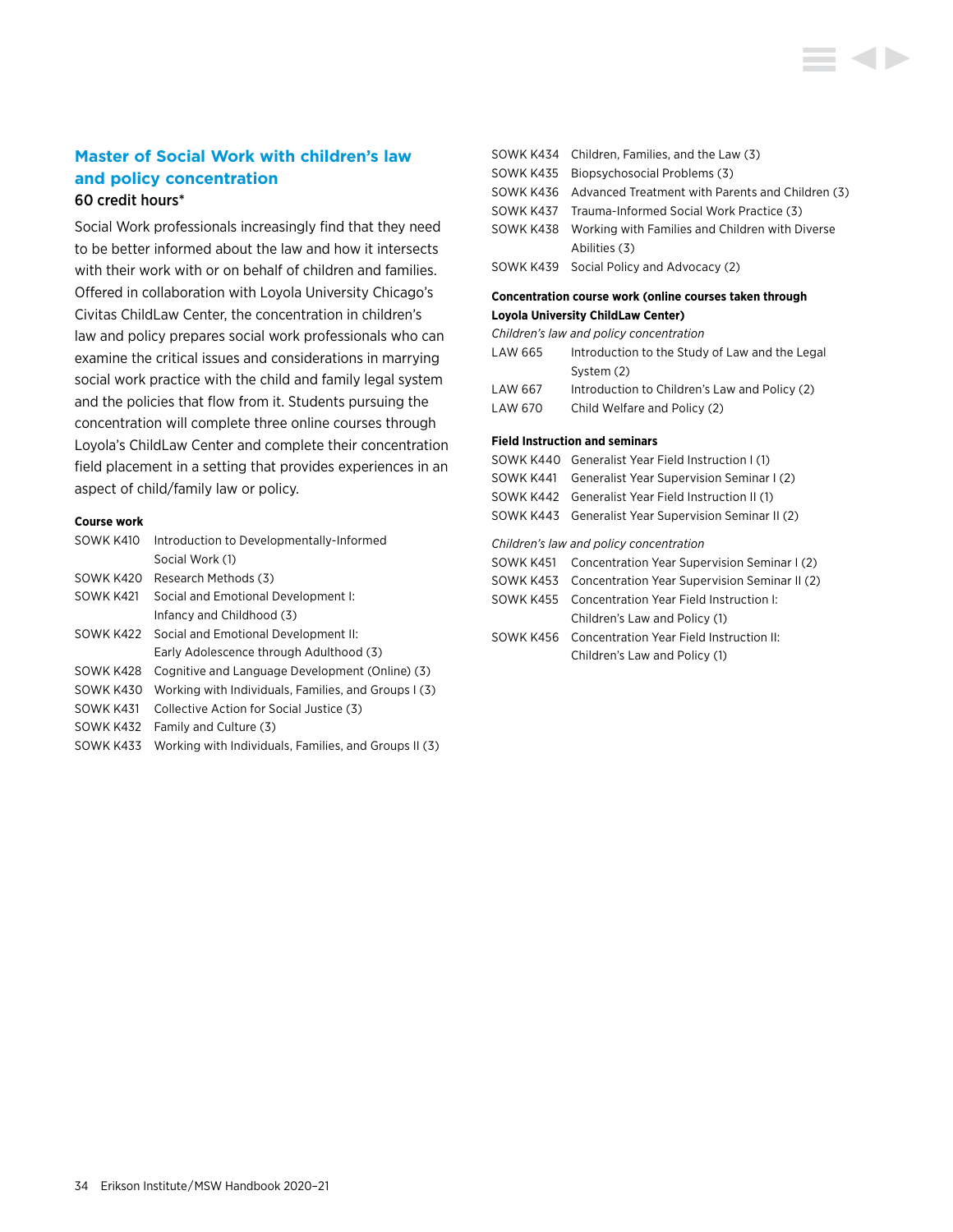## Master of Social Work with children's law and policy concentration

60 credit hours*

Social Work professionals increasingly find that they need to be better informed about the law and how it intersects with their work with or on behalf of children and families. Offered in collaboration with Loyola University Chicago's Civitas ChildLaw Center, the concentration in children's law and policy prepares social work professionals who can examine the critical issues and considerations in marrying social work practice with the child and family legal system and the policies that flow from it. Students pursuing the concentration will complete three online courses through Loyola's ChildLaw Center and complete their concentration field placement in a setting that provides experiences in an aspect of child/family law or policy.

**Course work**

| | |
|---|---|
| SOWK K410 | Introduction to Developmentally-Informed Social Work (1) |
| SOWK K420 | Research Methods (3) |
| SOWK K421 | Social and Emotional Development I: Infancy and Childhood (3) |
| SOWK K422 | Social and Emotional Development II: Early Adolescence through Adulthood (3) |
| SOWK K428 | Cognitive and Language Development (Online) (3) |
| SOWK K430 | Working with Individuals, Families, and Groups I (3) |
| SOWK K431 | Collective Action for Social Justice (3) |
| SOWK K432 | Family and Culture (3) |
| SOWK K433 | Working with Individuals, Families, and Groups II (3) |
| SOWK K434 | Children, Families, and the Law (3) |
| SOWK K435 | Biopsychosocial Problems (3) |
| SOWK K436 | Advanced Treatment with Parents and Children (3) |
| SOWK K437 | Trauma-Informed Social Work Practice (3) |
| SOWK K438 | Working with Families and Children with Diverse Abilities (3) |
| SOWK K439 | Social Policy and Advocacy (2) |

**Concentration course work (online courses taken through Loyola University ChildLaw Center)**

*Children's law and policy concentration*

| | |
|---|---|
| LAW 665 | Introduction to the Study of Law and the Legal System (2) |
| LAW 667 | Introduction to Children's Law and Policy (2) |
| LAW 670 | Child Welfare and Policy (2) |

**Field Instruction and seminars**

| | |
|---|---|
| SOWK K440 | Generalist Year Field Instruction I (1) |
| SOWK K441 | Generalist Year Supervision Seminar I (2) |
| SOWK K442 | Generalist Year Field Instruction II (1) |
| SOWK K443 | Generalist Year Supervision Seminar II (2) |

*Children's law and policy concentration*

| | |
|---|---|
| SOWK K451 | Concentration Year Supervision Seminar I (2) |
| SOWK K453 | Concentration Year Supervision Seminar II (2) |
| SOWK K455 | Concentration Year Field Instruction I: Children's Law and Policy (1) |
| SOWK K456 | Concentration Year Field Instruction II: Children's Law and Policy (1) |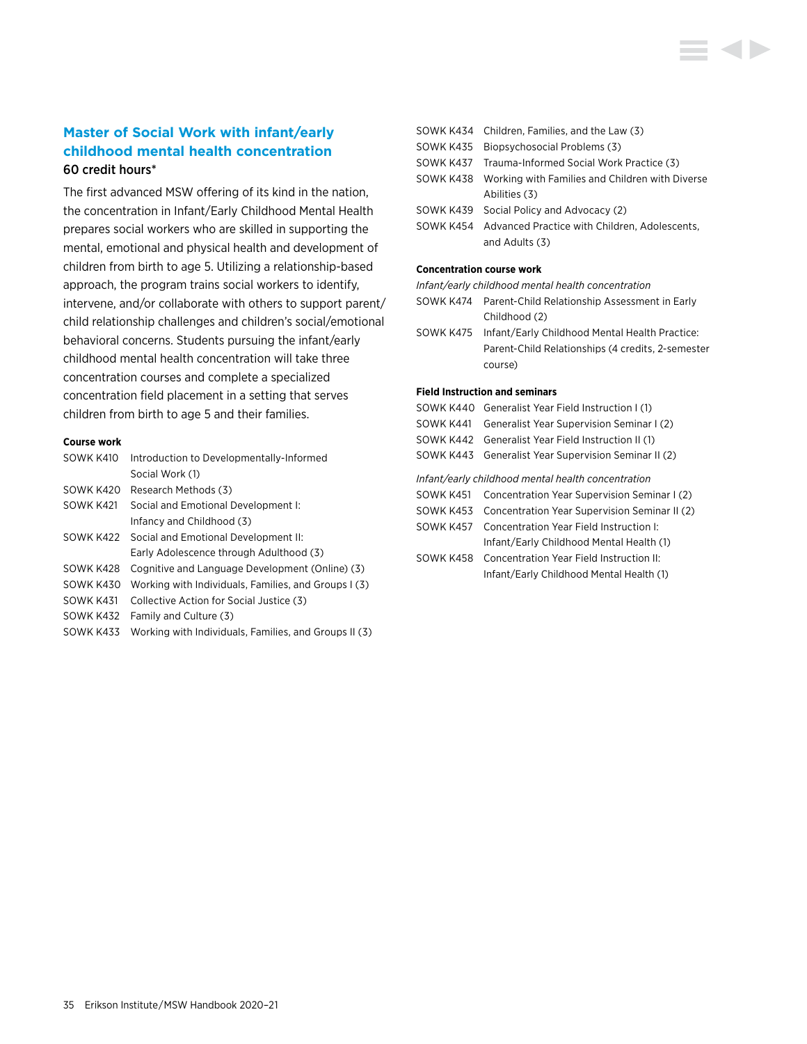## Master of Social Work with infant/early childhood mental health concentration

60 credit hours*

The first advanced MSW offering of its kind in the nation, the concentration in Infant/Early Childhood Mental Health prepares social workers who are skilled in supporting the mental, emotional and physical health and development of children from birth to age 5. Utilizing a relationship-based approach, the program trains social workers to identify, intervene, and/or collaborate with others to support parent/child relationship challenges and children's social/emotional behavioral concerns. Students pursuing the infant/early childhood mental health concentration will take three concentration courses and complete a specialized concentration field placement in a setting that serves children from birth to age 5 and their families.

**Course work**

| | |
|---|---|
| SOWK K410 | Introduction to Developmentally-Informed Social Work (1) |
| SOWK K420 | Research Methods (3) |
| SOWK K421 | Social and Emotional Development I: Infancy and Childhood (3) |
| SOWK K422 | Social and Emotional Development II: Early Adolescence through Adulthood (3) |
| SOWK K428 | Cognitive and Language Development (Online) (3) |
| SOWK K430 | Working with Individuals, Families, and Groups I (3) |
| SOWK K431 | Collective Action for Social Justice (3) |
| SOWK K432 | Family and Culture (3) |
| SOWK K433 | Working with Individuals, Families, and Groups II (3) |
| SOWK K434 | Children, Families, and the Law (3) |
| SOWK K435 | Biopsychosocial Problems (3) |
| SOWK K437 | Trauma-Informed Social Work Practice (3) |
| SOWK K438 | Working with Families and Children with Diverse Abilities (3) |
| SOWK K439 | Social Policy and Advocacy (2) |
| SOWK K454 | Advanced Practice with Children, Adolescents, and Adults (3) |

**Concentration course work**

*Infant/early childhood mental health concentration*

| | |
|---|---|
| SOWK K474 | Parent-Child Relationship Assessment in Early Childhood (2) |
| SOWK K475 | Infant/Early Childhood Mental Health Practice: Parent-Child Relationships (4 credits, 2-semester course) |

**Field Instruction and seminars**

| | |
|---|---|
| SOWK K440 | Generalist Year Field Instruction I (1) |
| SOWK K441 | Generalist Year Supervision Seminar I (2) |
| SOWK K442 | Generalist Year Field Instruction II (1) |
| SOWK K443 | Generalist Year Supervision Seminar II (2) |

*Infant/early childhood mental health concentration*

| | |
|---|---|
| SOWK K451 | Concentration Year Supervision Seminar I (2) |
| SOWK K453 | Concentration Year Supervision Seminar II (2) |
| SOWK K457 | Concentration Year Field Instruction I: Infant/Early Childhood Mental Health (1) |
| SOWK K458 | Concentration Year Field Instruction II: Infant/Early Childhood Mental Health (1) |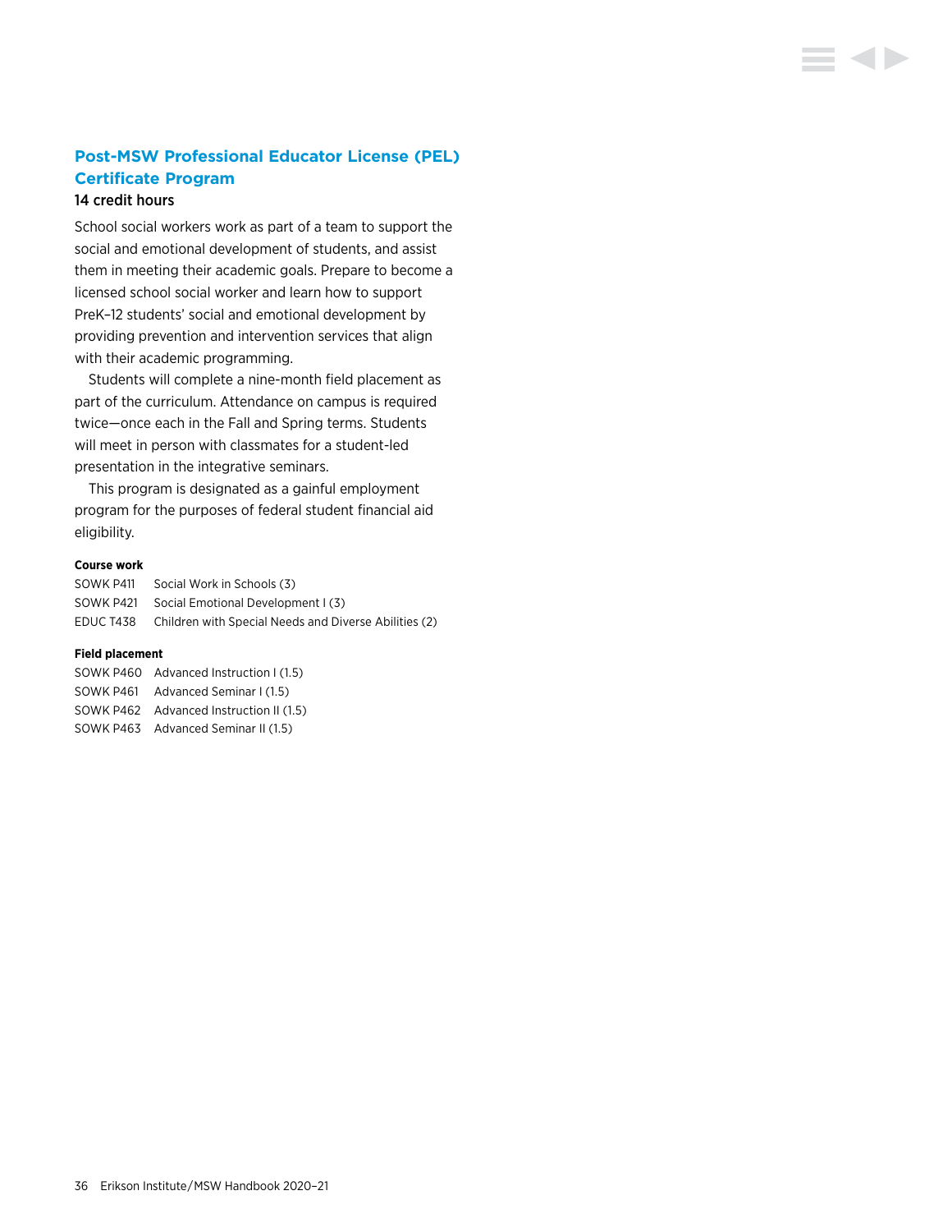## Post-MSW Professional Educator License (PEL) Certificate Program

14 credit hours

School social workers work as part of a team to support the social and emotional development of students, and assist them in meeting their academic goals. Prepare to become a licensed school social worker and learn how to support PreK–12 students' social and emotional development by providing prevention and intervention services that align with their academic programming.

Students will complete a nine-month field placement as part of the curriculum. Attendance on campus is required twice—once each in the Fall and Spring terms. Students will meet in person with classmates for a student-led presentation in the integrative seminars.

This program is designated as a gainful employment program for the purposes of federal student financial aid eligibility.

#### Course work

| | |
|---|---|
| SOWK P411 | Social Work in Schools (3) |
| SOWK P421 | Social Emotional Development I (3) |
| EDUC T438 | Children with Special Needs and Diverse Abilities (2) |

#### Field placement

| | |
|---|---|
| SOWK P460 | Advanced Instruction I (1.5) |
| SOWK P461 | Advanced Seminar I (1.5) |
| SOWK P462 | Advanced Instruction II (1.5) |
| SOWK P463 | Advanced Seminar II (1.5) |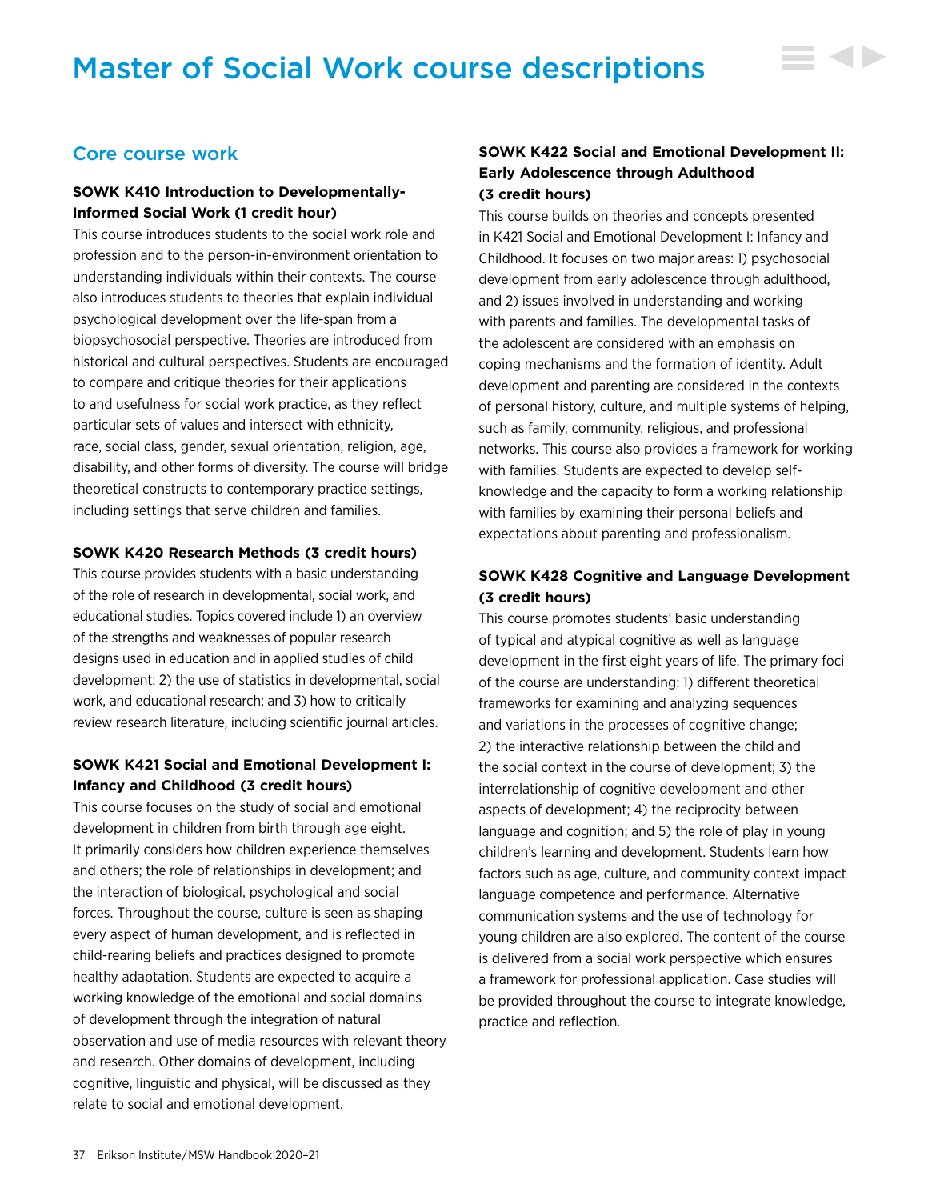# Master of Social Work course descriptions

## Core course work

### SOWK K410 Introduction to Developmentally-Informed Social Work (1 credit hour)

This course introduces students to the social work role and profession and to the person-in-environment orientation to understanding individuals within their contexts. The course also introduces students to theories that explain individual psychological development over the life-span from a biopsychosocial perspective. Theories are introduced from historical and cultural perspectives. Students are encouraged to compare and critique theories for their applications to and usefulness for social work practice, as they reflect particular sets of values and intersect with ethnicity, race, social class, gender, sexual orientation, religion, age, disability, and other forms of diversity. The course will bridge theoretical constructs to contemporary practice settings, including settings that serve children and families.

### SOWK K420 Research Methods (3 credit hours)

This course provides students with a basic understanding of the role of research in developmental, social work, and educational studies. Topics covered include 1) an overview of the strengths and weaknesses of popular research designs used in education and in applied studies of child development; 2) the use of statistics in developmental, social work, and educational research; and 3) how to critically review research literature, including scientific journal articles.

### SOWK K421 Social and Emotional Development I: Infancy and Childhood (3 credit hours)

This course focuses on the study of social and emotional development in children from birth through age eight. It primarily considers how children experience themselves and others; the role of relationships in development; and the interaction of biological, psychological and social forces. Throughout the course, culture is seen as shaping every aspect of human development, and is reflected in child-rearing beliefs and practices designed to promote healthy adaptation. Students are expected to acquire a working knowledge of the emotional and social domains of development through the integration of natural observation and use of media resources with relevant theory and research. Other domains of development, including cognitive, linguistic and physical, will be discussed as they relate to social and emotional development.

### SOWK K422 Social and Emotional Development II: Early Adolescence through Adulthood (3 credit hours)

This course builds on theories and concepts presented in K421 Social and Emotional Development I: Infancy and Childhood. It focuses on two major areas: 1) psychosocial development from early adolescence through adulthood, and 2) issues involved in understanding and working with parents and families. The developmental tasks of the adolescent are considered with an emphasis on coping mechanisms and the formation of identity. Adult development and parenting are considered in the contexts of personal history, culture, and multiple systems of helping, such as family, community, religious, and professional networks. This course also provides a framework for working with families. Students are expected to develop self-knowledge and the capacity to form a working relationship with families by examining their personal beliefs and expectations about parenting and professionalism.

### SOWK K428 Cognitive and Language Development (3 credit hours)

This course promotes students' basic understanding of typical and atypical cognitive as well as language development in the first eight years of life. The primary foci of the course are understanding: 1) different theoretical frameworks for examining and analyzing sequences and variations in the processes of cognitive change; 2) the interactive relationship between the child and the social context in the course of development; 3) the interrelationship of cognitive development and other aspects of development; 4) the reciprocity between language and cognition; and 5) the role of play in young children's learning and development. Students learn how factors such as age, culture, and community context impact language competence and performance. Alternative communication systems and the use of technology for young children are also explored. The content of the course is delivered from a social work perspective which ensures a framework for professional application. Case studies will be provided throughout the course to integrate knowledge, practice and reflection.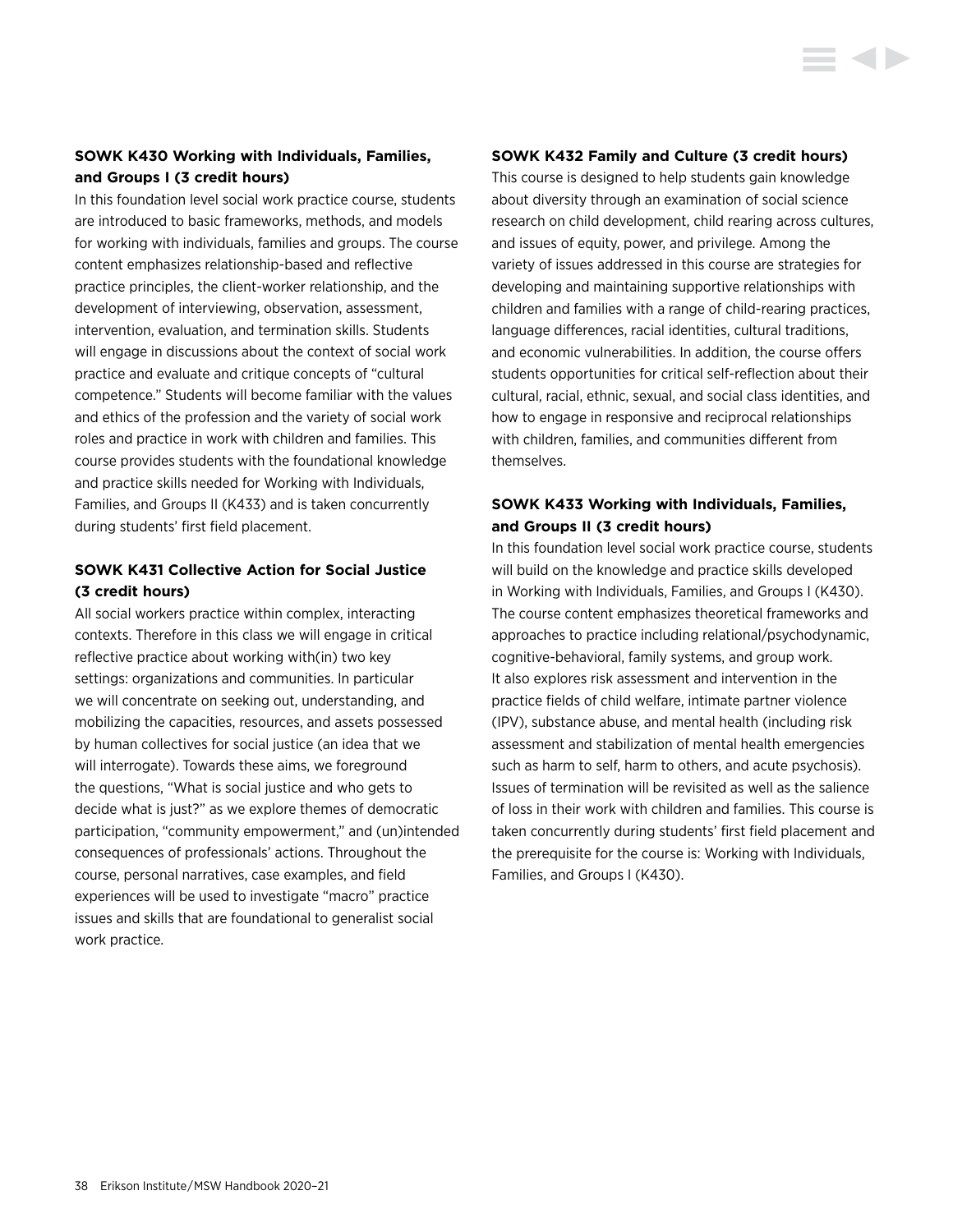### SOWK K430 Working with Individuals, Families, and Groups I (3 credit hours)

In this foundation level social work practice course, students are introduced to basic frameworks, methods, and models for working with individuals, families and groups. The course content emphasizes relationship-based and reflective practice principles, the client-worker relationship, and the development of interviewing, observation, assessment, intervention, evaluation, and termination skills. Students will engage in discussions about the context of social work practice and evaluate and critique concepts of "cultural competence." Students will become familiar with the values and ethics of the profession and the variety of social work roles and practice in work with children and families. This course provides students with the foundational knowledge and practice skills needed for Working with Individuals, Families, and Groups II (K433) and is taken concurrently during students' first field placement.

### SOWK K431 Collective Action for Social Justice (3 credit hours)

All social workers practice within complex, interacting contexts. Therefore in this class we will engage in critical reflective practice about working with(in) two key settings: organizations and communities. In particular we will concentrate on seeking out, understanding, and mobilizing the capacities, resources, and assets possessed by human collectives for social justice (an idea that we will interrogate). Towards these aims, we foreground the questions, "What is social justice and who gets to decide what is just?" as we explore themes of democratic participation, "community empowerment," and (un)intended consequences of professionals' actions. Throughout the course, personal narratives, case examples, and field experiences will be used to investigate "macro" practice issues and skills that are foundational to generalist social work practice.

### SOWK K432 Family and Culture (3 credit hours)

This course is designed to help students gain knowledge about diversity through an examination of social science research on child development, child rearing across cultures, and issues of equity, power, and privilege. Among the variety of issues addressed in this course are strategies for developing and maintaining supportive relationships with children and families with a range of child-rearing practices, language differences, racial identities, cultural traditions, and economic vulnerabilities. In addition, the course offers students opportunities for critical self-reflection about their cultural, racial, ethnic, sexual, and social class identities, and how to engage in responsive and reciprocal relationships with children, families, and communities different from themselves.

### SOWK K433 Working with Individuals, Families, and Groups II (3 credit hours)

In this foundation level social work practice course, students will build on the knowledge and practice skills developed in Working with Individuals, Families, and Groups I (K430). The course content emphasizes theoretical frameworks and approaches to practice including relational/psychodynamic, cognitive-behavioral, family systems, and group work. It also explores risk assessment and intervention in the practice fields of child welfare, intimate partner violence (IPV), substance abuse, and mental health (including risk assessment and stabilization of mental health emergencies such as harm to self, harm to others, and acute psychosis). Issues of termination will be revisited as well as the salience of loss in their work with children and families. This course is taken concurrently during students' first field placement and the prerequisite for the course is: Working with Individuals, Families, and Groups I (K430).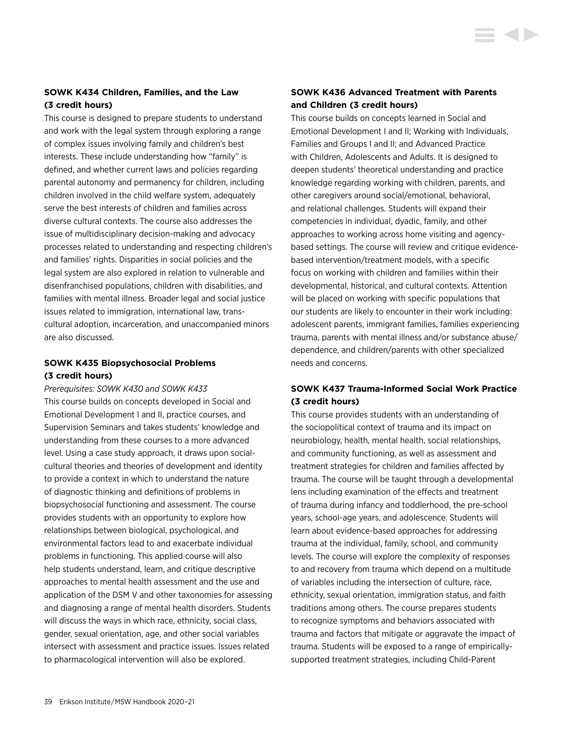### SOWK K434 Children, Families, and the Law (3 credit hours)

This course is designed to prepare students to understand and work with the legal system through exploring a range of complex issues involving family and children's best interests. These include understanding how "family" is defined, and whether current laws and policies regarding parental autonomy and permanency for children, including children involved in the child welfare system, adequately serve the best interests of children and families across diverse cultural contexts. The course also addresses the issue of multidisciplinary decision-making and advocacy processes related to understanding and respecting children's and families' rights. Disparities in social policies and the legal system are also explored in relation to vulnerable and disenfranchised populations, children with disabilities, and families with mental illness. Broader legal and social justice issues related to immigration, international law, trans-cultural adoption, incarceration, and unaccompanied minors are also discussed.

### SOWK K435 Biopsychosocial Problems (3 credit hours)

*Prerequisites: SOWK K430 and SOWK K433*

This course builds on concepts developed in Social and Emotional Development I and II, practice courses, and Supervision Seminars and takes students' knowledge and understanding from these courses to a more advanced level. Using a case study approach, it draws upon social-cultural theories and theories of development and identity to provide a context in which to understand the nature of diagnostic thinking and definitions of problems in biopsychosocial functioning and assessment. The course provides students with an opportunity to explore how relationships between biological, psychological, and environmental factors lead to and exacerbate individual problems in functioning. This applied course will also help students understand, learn, and critique descriptive approaches to mental health assessment and the use and application of the DSM V and other taxonomies for assessing and diagnosing a range of mental health disorders. Students will discuss the ways in which race, ethnicity, social class, gender, sexual orientation, age, and other social variables intersect with assessment and practice issues. Issues related to pharmacological intervention will also be explored.

### SOWK K436 Advanced Treatment with Parents and Children (3 credit hours)

This course builds on concepts learned in Social and Emotional Development I and II; Working with Individuals, Families and Groups I and II; and Advanced Practice with Children, Adolescents and Adults. It is designed to deepen students' theoretical understanding and practice knowledge regarding working with children, parents, and other caregivers around social/emotional, behavioral, and relational challenges. Students will expand their competencies in individual, dyadic, family, and other approaches to working across home visiting and agency-based settings. The course will review and critique evidence-based intervention/treatment models, with a specific focus on working with children and families within their developmental, historical, and cultural contexts. Attention will be placed on working with specific populations that our students are likely to encounter in their work including: adolescent parents, immigrant families, families experiencing trauma, parents with mental illness and/or substance abuse/dependence, and children/parents with other specialized needs and concerns.

### SOWK K437 Trauma-Informed Social Work Practice (3 credit hours)

This course provides students with an understanding of the sociopolitical context of trauma and its impact on neurobiology, health, mental health, social relationships, and community functioning, as well as assessment and treatment strategies for children and families affected by trauma. The course will be taught through a developmental lens including examination of the effects and treatment of trauma during infancy and toddlerhood, the pre-school years, school-age years, and adolescence. Students will learn about evidence-based approaches for addressing trauma at the individual, family, school, and community levels. The course will explore the complexity of responses to and recovery from trauma which depend on a multitude of variables including the intersection of culture, race, ethnicity, sexual orientation, immigration status, and faith traditions among others. The course prepares students to recognize symptoms and behaviors associated with trauma and factors that mitigate or aggravate the impact of trauma. Students will be exposed to a range of empirically-supported treatment strategies, including Child-Parent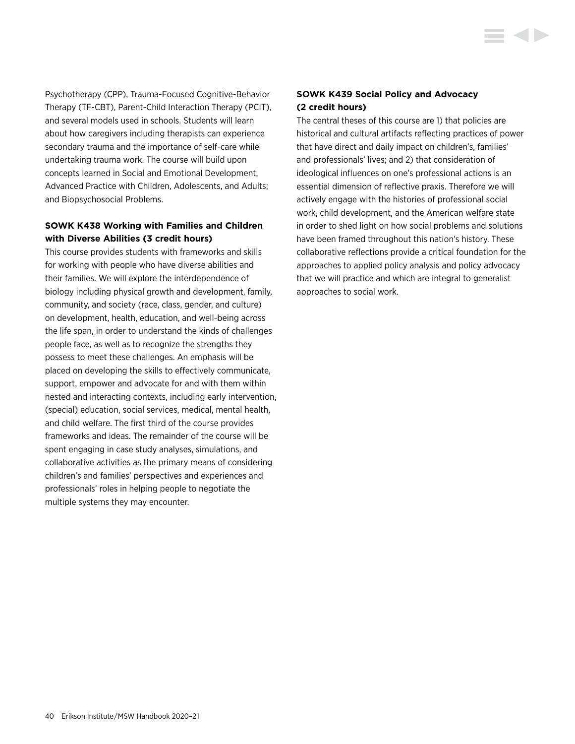Psychotherapy (CPP), Trauma-Focused Cognitive-Behavior Therapy (TF-CBT), Parent-Child Interaction Therapy (PCIT), and several models used in schools. Students will learn about how caregivers including therapists can experience secondary trauma and the importance of self-care while undertaking trauma work. The course will build upon concepts learned in Social and Emotional Development, Advanced Practice with Children, Adolescents, and Adults; and Biopsychosocial Problems.

**SOWK K438 Working with Families and Children with Diverse Abilities (3 credit hours)**

This course provides students with frameworks and skills for working with people who have diverse abilities and their families. We will explore the interdependence of biology including physical growth and development, family, community, and society (race, class, gender, and culture) on development, health, education, and well-being across the life span, in order to understand the kinds of challenges people face, as well as to recognize the strengths they possess to meet these challenges. An emphasis will be placed on developing the skills to effectively communicate, support, empower and advocate for and with them within nested and interacting contexts, including early intervention, (special) education, social services, medical, mental health, and child welfare. The first third of the course provides frameworks and ideas. The remainder of the course will be spent engaging in case study analyses, simulations, and collaborative activities as the primary means of considering children's and families' perspectives and experiences and professionals' roles in helping people to negotiate the multiple systems they may encounter.

**SOWK K439 Social Policy and Advocacy (2 credit hours)**

The central theses of this course are 1) that policies are historical and cultural artifacts reflecting practices of power that have direct and daily impact on children's, families' and professionals' lives; and 2) that consideration of ideological influences on one's professional actions is an essential dimension of reflective praxis. Therefore we will actively engage with the histories of professional social work, child development, and the American welfare state in order to shed light on how social problems and solutions have been framed throughout this nation's history. These collaborative reflections provide a critical foundation for the approaches to applied policy analysis and policy advocacy that we will practice and which are integral to generalist approaches to social work.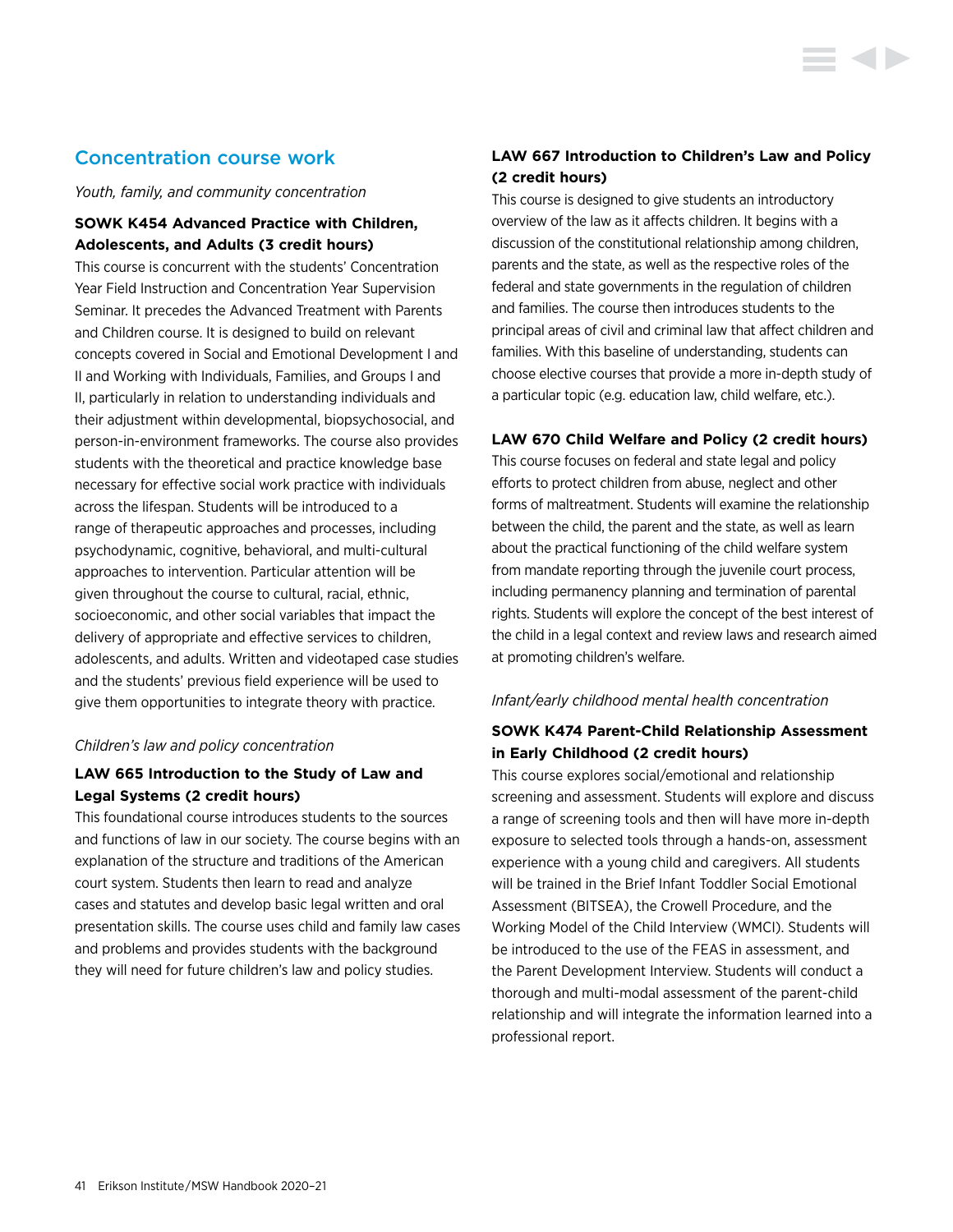## Concentration course work

*Youth, family, and community concentration*

**SOWK K454 Advanced Practice with Children, Adolescents, and Adults (3 credit hours)**

This course is concurrent with the students' Concentration Year Field Instruction and Concentration Year Supervision Seminar. It precedes the Advanced Treatment with Parents and Children course. It is designed to build on relevant concepts covered in Social and Emotional Development I and II and Working with Individuals, Families, and Groups I and II, particularly in relation to understanding individuals and their adjustment within developmental, biopsychosocial, and person-in-environment frameworks. The course also provides students with the theoretical and practice knowledge base necessary for effective social work practice with individuals across the lifespan. Students will be introduced to a range of therapeutic approaches and processes, including psychodynamic, cognitive, behavioral, and multi-cultural approaches to intervention. Particular attention will be given throughout the course to cultural, racial, ethnic, socioeconomic, and other social variables that impact the delivery of appropriate and effective services to children, adolescents, and adults. Written and videotaped case studies and the students' previous field experience will be used to give them opportunities to integrate theory with practice.

*Children's law and policy concentration*

**LAW 665 Introduction to the Study of Law and Legal Systems (2 credit hours)**

This foundational course introduces students to the sources and functions of law in our society. The course begins with an explanation of the structure and traditions of the American court system. Students then learn to read and analyze cases and statutes and develop basic legal written and oral presentation skills. The course uses child and family law cases and problems and provides students with the background they will need for future children's law and policy studies.

**LAW 667 Introduction to Children's Law and Policy (2 credit hours)**

This course is designed to give students an introductory overview of the law as it affects children. It begins with a discussion of the constitutional relationship among children, parents and the state, as well as the respective roles of the federal and state governments in the regulation of children and families. The course then introduces students to the principal areas of civil and criminal law that affect children and families. With this baseline of understanding, students can choose elective courses that provide a more in-depth study of a particular topic (e.g. education law, child welfare, etc.).

**LAW 670 Child Welfare and Policy (2 credit hours)**

This course focuses on federal and state legal and policy efforts to protect children from abuse, neglect and other forms of maltreatment. Students will examine the relationship between the child, the parent and the state, as well as learn about the practical functioning of the child welfare system from mandate reporting through the juvenile court process, including permanency planning and termination of parental rights. Students will explore the concept of the best interest of the child in a legal context and review laws and research aimed at promoting children's welfare.

*Infant/early childhood mental health concentration*

**SOWK K474 Parent-Child Relationship Assessment in Early Childhood (2 credit hours)**

This course explores social/emotional and relationship screening and assessment. Students will explore and discuss a range of screening tools and then will have more in-depth exposure to selected tools through a hands-on, assessment experience with a young child and caregivers. All students will be trained in the Brief Infant Toddler Social Emotional Assessment (BITSEA), the Crowell Procedure, and the Working Model of the Child Interview (WMCI). Students will be introduced to the use of the FEAS in assessment, and the Parent Development Interview. Students will conduct a thorough and multi-modal assessment of the parent-child relationship and will integrate the information learned into a professional report.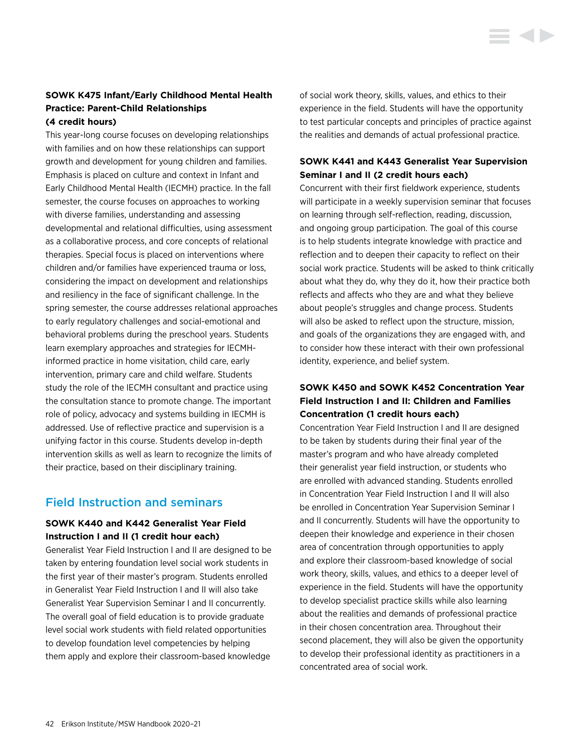**SOWK K475 Infant/Early Childhood Mental Health Practice: Parent-Child Relationships (4 credit hours)**

This year-long course focuses on developing relationships with families and on how these relationships can support growth and development for young children and families. Emphasis is placed on culture and context in Infant and Early Childhood Mental Health (IECMH) practice. In the fall semester, the course focuses on approaches to working with diverse families, understanding and assessing developmental and relational difficulties, using assessment as a collaborative process, and core concepts of relational therapies. Special focus is placed on interventions where children and/or families have experienced trauma or loss, considering the impact on development and relationships and resiliency in the face of significant challenge. In the spring semester, the course addresses relational approaches to early regulatory challenges and social-emotional and behavioral problems during the preschool years. Students learn exemplary approaches and strategies for IECMH-informed practice in home visitation, child care, early intervention, primary care and child welfare. Students study the role of the IECMH consultant and practice using the consultation stance to promote change. The important role of policy, advocacy and systems building in IECMH is addressed. Use of reflective practice and supervision is a unifying factor in this course. Students develop in-depth intervention skills as well as learn to recognize the limits of their practice, based on their disciplinary training.

## Field Instruction and seminars

**SOWK K440 and K442 Generalist Year Field Instruction I and II (1 credit hour each)**

Generalist Year Field Instruction I and II are designed to be taken by entering foundation level social work students in the first year of their master's program. Students enrolled in Generalist Year Field Instruction I and II will also take Generalist Year Supervision Seminar I and II concurrently. The overall goal of field education is to provide graduate level social work students with field related opportunities to develop foundation level competencies by helping them apply and explore their classroom-based knowledge of social work theory, skills, values, and ethics to their experience in the field. Students will have the opportunity to test particular concepts and principles of practice against the realities and demands of actual professional practice.

**SOWK K441 and K443 Generalist Year Supervision Seminar I and II (2 credit hours each)**

Concurrent with their first fieldwork experience, students will participate in a weekly supervision seminar that focuses on learning through self-reflection, reading, discussion, and ongoing group participation. The goal of this course is to help students integrate knowledge with practice and reflection and to deepen their capacity to reflect on their social work practice. Students will be asked to think critically about what they do, why they do it, how their practice both reflects and affects who they are and what they believe about people's struggles and change process. Students will also be asked to reflect upon the structure, mission, and goals of the organizations they are engaged with, and to consider how these interact with their own professional identity, experience, and belief system.

**SOWK K450 and SOWK K452 Concentration Year Field Instruction I and II: Children and Families Concentration (1 credit hours each)**

Concentration Year Field Instruction I and II are designed to be taken by students during their final year of the master's program and who have already completed their generalist year field instruction, or students who are enrolled with advanced standing. Students enrolled in Concentration Year Field Instruction I and II will also be enrolled in Concentration Year Supervision Seminar I and II concurrently. Students will have the opportunity to deepen their knowledge and experience in their chosen area of concentration through opportunities to apply and explore their classroom-based knowledge of social work theory, skills, values, and ethics to a deeper level of experience in the field. Students will have the opportunity to develop specialist practice skills while also learning about the realities and demands of professional practice in their chosen concentration area. Throughout their second placement, they will also be given the opportunity to develop their professional identity as practitioners in a concentrated area of social work.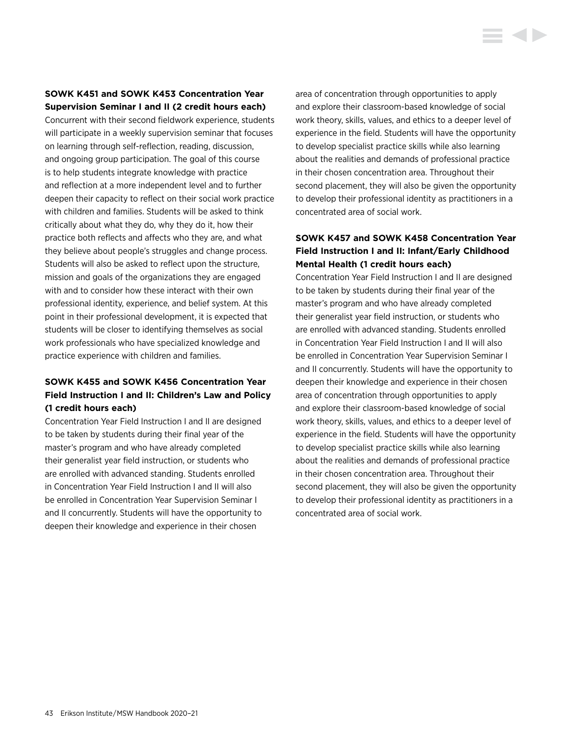**SOWK K451 and SOWK K453 Concentration Year Supervision Seminar I and II (2 credit hours each)**

Concurrent with their second fieldwork experience, students will participate in a weekly supervision seminar that focuses on learning through self-reflection, reading, discussion, and ongoing group participation. The goal of this course is to help students integrate knowledge with practice and reflection at a more independent level and to further deepen their capacity to reflect on their social work practice with children and families. Students will be asked to think critically about what they do, why they do it, how their practice both reflects and affects who they are, and what they believe about people's struggles and change process. Students will also be asked to reflect upon the structure, mission and goals of the organizations they are engaged with and to consider how these interact with their own professional identity, experience, and belief system. At this point in their professional development, it is expected that students will be closer to identifying themselves as social work professionals who have specialized knowledge and practice experience with children and families.

**SOWK K455 and SOWK K456 Concentration Year Field Instruction I and II: Children's Law and Policy (1 credit hours each)**

Concentration Year Field Instruction I and II are designed to be taken by students during their final year of the master's program and who have already completed their generalist year field instruction, or students who are enrolled with advanced standing. Students enrolled in Concentration Year Field Instruction I and II will also be enrolled in Concentration Year Supervision Seminar I and II concurrently. Students will have the opportunity to deepen their knowledge and experience in their chosen area of concentration through opportunities to apply and explore their classroom-based knowledge of social work theory, skills, values, and ethics to a deeper level of experience in the field. Students will have the opportunity to develop specialist practice skills while also learning about the realities and demands of professional practice in their chosen concentration area. Throughout their second placement, they will also be given the opportunity to develop their professional identity as practitioners in a concentrated area of social work.

**SOWK K457 and SOWK K458 Concentration Year Field Instruction I and II: Infant/Early Childhood Mental Health (1 credit hours each)**

Concentration Year Field Instruction I and II are designed to be taken by students during their final year of the master's program and who have already completed their generalist year field instruction, or students who are enrolled with advanced standing. Students enrolled in Concentration Year Field Instruction I and II will also be enrolled in Concentration Year Supervision Seminar I and II concurrently. Students will have the opportunity to deepen their knowledge and experience in their chosen area of concentration through opportunities to apply and explore their classroom-based knowledge of social work theory, skills, values, and ethics to a deeper level of experience in the field. Students will have the opportunity to develop specialist practice skills while also learning about the realities and demands of professional practice in their chosen concentration area. Throughout their second placement, they will also be given the opportunity to develop their professional identity as practitioners in a concentrated area of social work.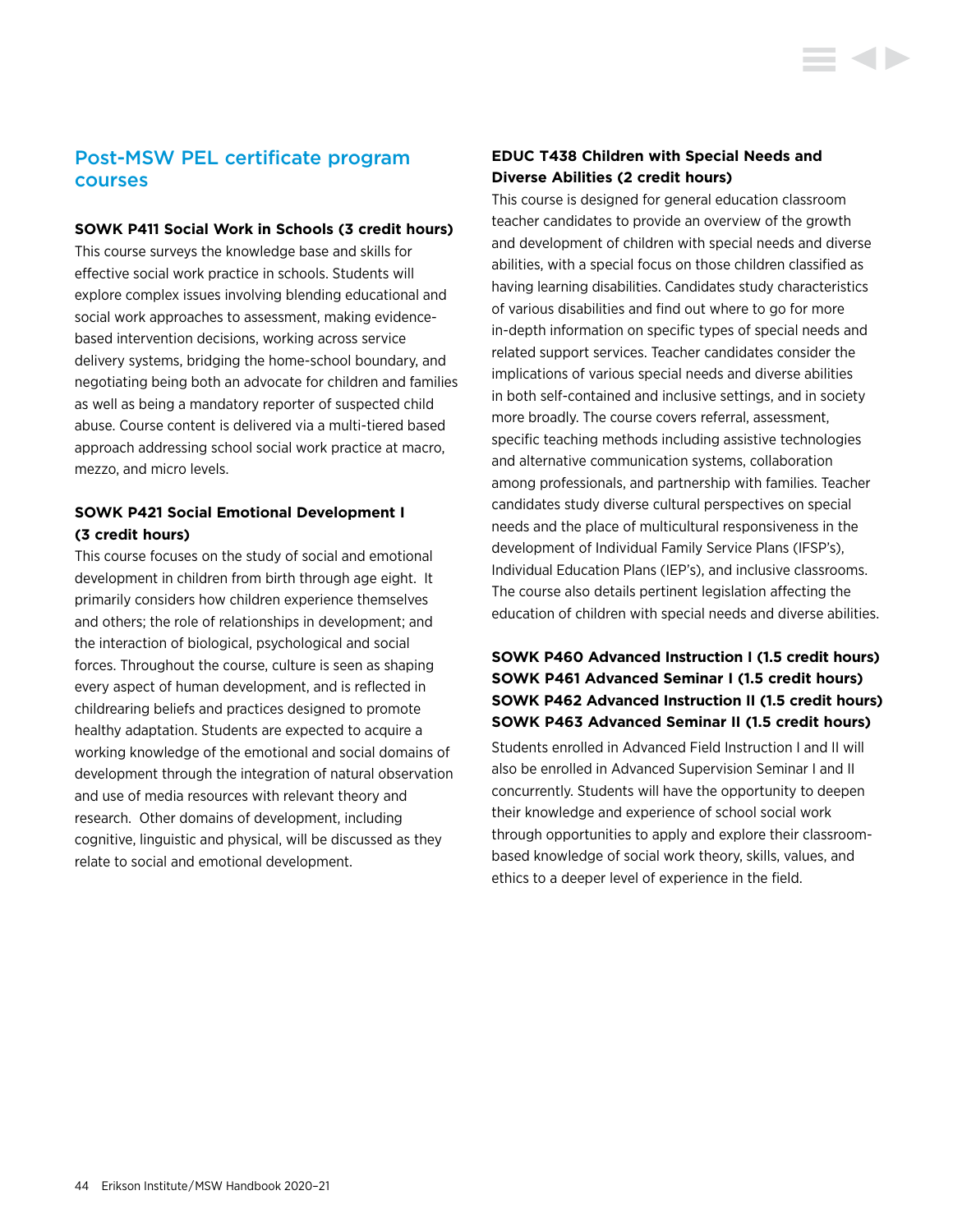## Post-MSW PEL certificate program courses

**SOWK P411 Social Work in Schools (3 credit hours)**

This course surveys the knowledge base and skills for effective social work practice in schools. Students will explore complex issues involving blending educational and social work approaches to assessment, making evidence-based intervention decisions, working across service delivery systems, bridging the home-school boundary, and negotiating being both an advocate for children and families as well as being a mandatory reporter of suspected child abuse. Course content is delivered via a multi-tiered based approach addressing school social work practice at macro, mezzo, and micro levels.

**SOWK P421 Social Emotional Development I (3 credit hours)**

This course focuses on the study of social and emotional development in children from birth through age eight. It primarily considers how children experience themselves and others; the role of relationships in development; and the interaction of biological, psychological and social forces. Throughout the course, culture is seen as shaping every aspect of human development, and is reflected in childrearing beliefs and practices designed to promote healthy adaptation. Students are expected to acquire a working knowledge of the emotional and social domains of development through the integration of natural observation and use of media resources with relevant theory and research. Other domains of development, including cognitive, linguistic and physical, will be discussed as they relate to social and emotional development.

**EDUC T438 Children with Special Needs and Diverse Abilities (2 credit hours)**

This course is designed for general education classroom teacher candidates to provide an overview of the growth and development of children with special needs and diverse abilities, with a special focus on those children classified as having learning disabilities. Candidates study characteristics of various disabilities and find out where to go for more in-depth information on specific types of special needs and related support services. Teacher candidates consider the implications of various special needs and diverse abilities in both self-contained and inclusive settings, and in society more broadly. The course covers referral, assessment, specific teaching methods including assistive technologies and alternative communication systems, collaboration among professionals, and partnership with families. Teacher candidates study diverse cultural perspectives on special needs and the place of multicultural responsiveness in the development of Individual Family Service Plans (IFSP's), Individual Education Plans (IEP's), and inclusive classrooms. The course also details pertinent legislation affecting the education of children with special needs and diverse abilities.

**SOWK P460 Advanced Instruction I (1.5 credit hours)**
**SOWK P461 Advanced Seminar I (1.5 credit hours)**
**SOWK P462 Advanced Instruction II (1.5 credit hours)**
**SOWK P463 Advanced Seminar II (1.5 credit hours)**

Students enrolled in Advanced Field Instruction I and II will also be enrolled in Advanced Supervision Seminar I and II concurrently. Students will have the opportunity to deepen their knowledge and experience of school social work through opportunities to apply and explore their classroom-based knowledge of social work theory, skills, values, and ethics to a deeper level of experience in the field.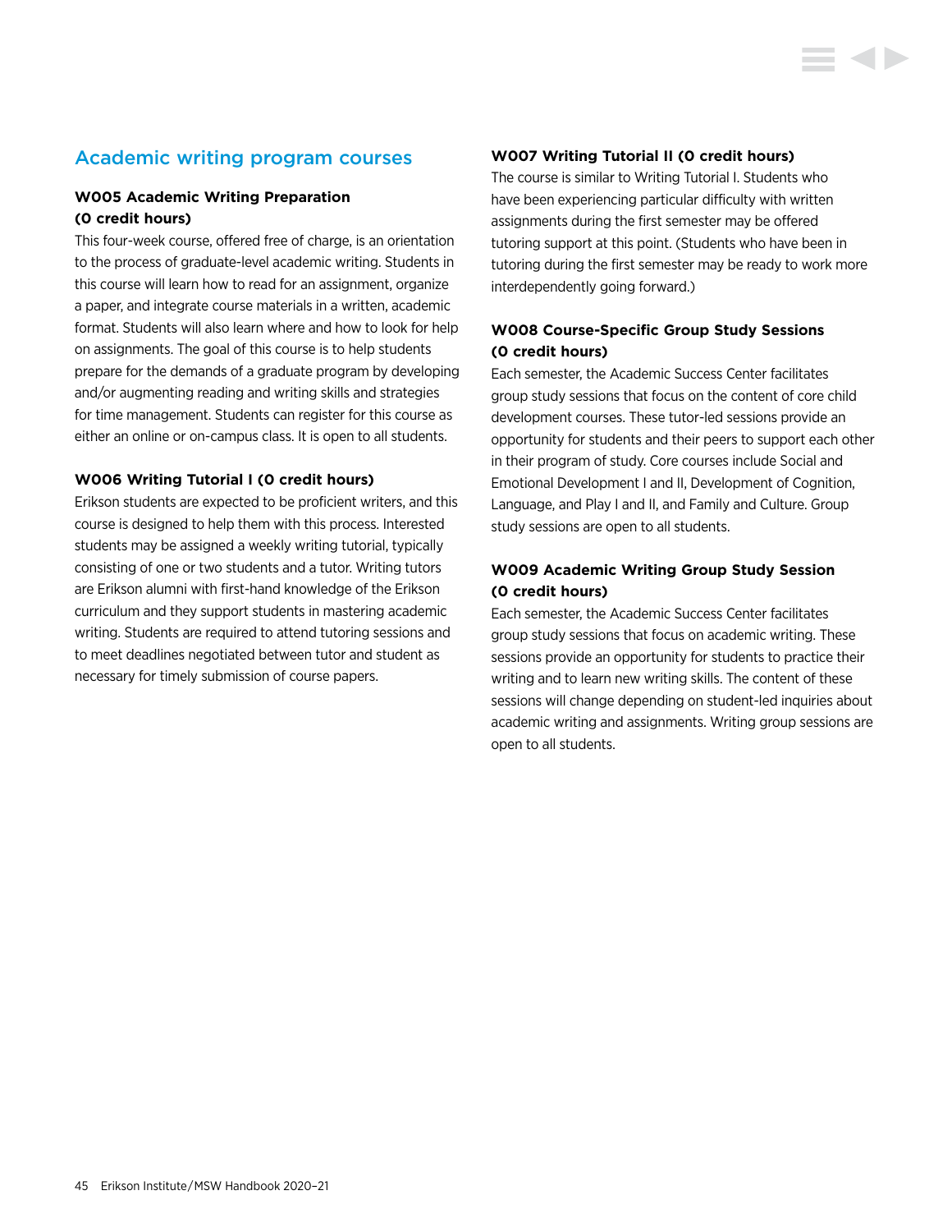## Academic writing program courses

**W005 Academic Writing Preparation (0 credit hours)**

This four-week course, offered free of charge, is an orientation to the process of graduate-level academic writing. Students in this course will learn how to read for an assignment, organize a paper, and integrate course materials in a written, academic format. Students will also learn where and how to look for help on assignments. The goal of this course is to help students prepare for the demands of a graduate program by developing and/or augmenting reading and writing skills and strategies for time management. Students can register for this course as either an online or on-campus class. It is open to all students.

**W006 Writing Tutorial I (0 credit hours)**

Erikson students are expected to be proficient writers, and this course is designed to help them with this process. Interested students may be assigned a weekly writing tutorial, typically consisting of one or two students and a tutor. Writing tutors are Erikson alumni with first-hand knowledge of the Erikson curriculum and they support students in mastering academic writing. Students are required to attend tutoring sessions and to meet deadlines negotiated between tutor and student as necessary for timely submission of course papers.

**W007 Writing Tutorial II (0 credit hours)**

The course is similar to Writing Tutorial I. Students who have been experiencing particular difficulty with written assignments during the first semester may be offered tutoring support at this point. (Students who have been in tutoring during the first semester may be ready to work more interdependently going forward.)

**W008 Course-Specific Group Study Sessions (0 credit hours)**

Each semester, the Academic Success Center facilitates group study sessions that focus on the content of core child development courses. These tutor-led sessions provide an opportunity for students and their peers to support each other in their program of study. Core courses include Social and Emotional Development I and II, Development of Cognition, Language, and Play I and II, and Family and Culture. Group study sessions are open to all students.

**W009 Academic Writing Group Study Session (0 credit hours)**

Each semester, the Academic Success Center facilitates group study sessions that focus on academic writing. These sessions provide an opportunity for students to practice their writing and to learn new writing skills. The content of these sessions will change depending on student-led inquiries about academic writing and assignments. Writing group sessions are open to all students.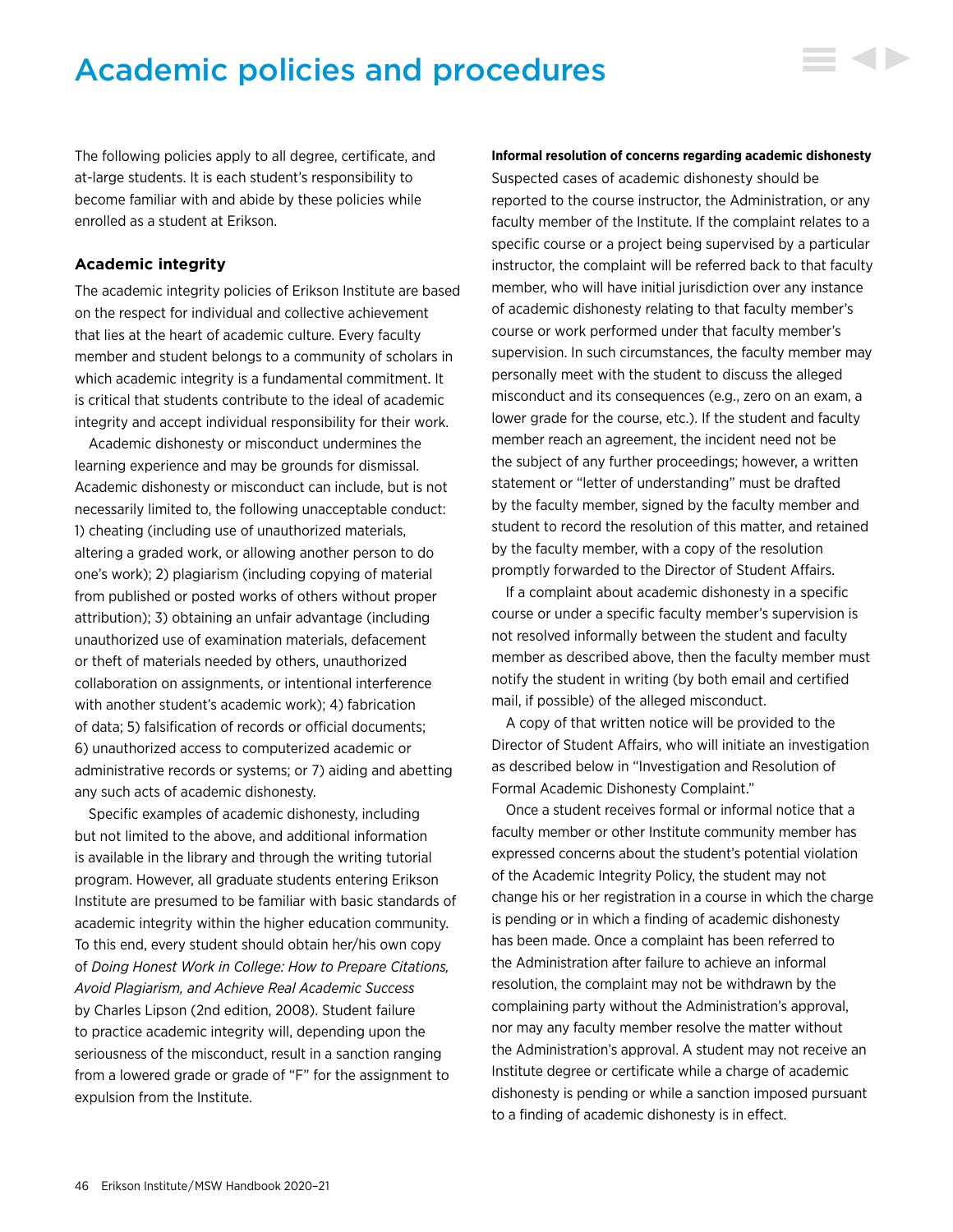# Academic policies and procedures

The following policies apply to all degree, certificate, and at-large students. It is each student's responsibility to become familiar with and abide by these policies while enrolled as a student at Erikson.

### Academic integrity

The academic integrity policies of Erikson Institute are based on the respect for individual and collective achievement that lies at the heart of academic culture. Every faculty member and student belongs to a community of scholars in which academic integrity is a fundamental commitment. It is critical that students contribute to the ideal of academic integrity and accept individual responsibility for their work.

Academic dishonesty or misconduct undermines the learning experience and may be grounds for dismissal. Academic dishonesty or misconduct can include, but is not necessarily limited to, the following unacceptable conduct: 1) cheating (including use of unauthorized materials, altering a graded work, or allowing another person to do one's work); 2) plagiarism (including copying of material from published or posted works of others without proper attribution); 3) obtaining an unfair advantage (including unauthorized use of examination materials, defacement or theft of materials needed by others, unauthorized collaboration on assignments, or intentional interference with another student's academic work); 4) fabrication of data; 5) falsification of records or official documents; 6) unauthorized access to computerized academic or administrative records or systems; or 7) aiding and abetting any such acts of academic dishonesty.

Specific examples of academic dishonesty, including but not limited to the above, and additional information is available in the library and through the writing tutorial program. However, all graduate students entering Erikson Institute are presumed to be familiar with basic standards of academic integrity within the higher education community. To this end, every student should obtain her/his own copy of *Doing Honest Work in College: How to Prepare Citations, Avoid Plagiarism, and Achieve Real Academic Success* by Charles Lipson (2nd edition, 2008). Student failure to practice academic integrity will, depending upon the seriousness of the misconduct, result in a sanction ranging from a lowered grade or grade of "F" for the assignment to expulsion from the Institute.

**Informal resolution of concerns regarding academic dishonesty**

Suspected cases of academic dishonesty should be reported to the course instructor, the Administration, or any faculty member of the Institute. If the complaint relates to a specific course or a project being supervised by a particular instructor, the complaint will be referred back to that faculty member, who will have initial jurisdiction over any instance of academic dishonesty relating to that faculty member's course or work performed under that faculty member's supervision. In such circumstances, the faculty member may personally meet with the student to discuss the alleged misconduct and its consequences (e.g., zero on an exam, a lower grade for the course, etc.). If the student and faculty member reach an agreement, the incident need not be the subject of any further proceedings; however, a written statement or "letter of understanding" must be drafted by the faculty member, signed by the faculty member and student to record the resolution of this matter, and retained by the faculty member, with a copy of the resolution promptly forwarded to the Director of Student Affairs.

If a complaint about academic dishonesty in a specific course or under a specific faculty member's supervision is not resolved informally between the student and faculty member as described above, then the faculty member must notify the student in writing (by both email and certified mail, if possible) of the alleged misconduct.

A copy of that written notice will be provided to the Director of Student Affairs, who will initiate an investigation as described below in "Investigation and Resolution of Formal Academic Dishonesty Complaint."

Once a student receives formal or informal notice that a faculty member or other Institute community member has expressed concerns about the student's potential violation of the Academic Integrity Policy, the student may not change his or her registration in a course in which the charge is pending or in which a finding of academic dishonesty has been made. Once a complaint has been referred to the Administration after failure to achieve an informal resolution, the complaint may not be withdrawn by the complaining party without the Administration's approval, nor may any faculty member resolve the matter without the Administration's approval. A student may not receive an Institute degree or certificate while a charge of academic dishonesty is pending or while a sanction imposed pursuant to a finding of academic dishonesty is in effect.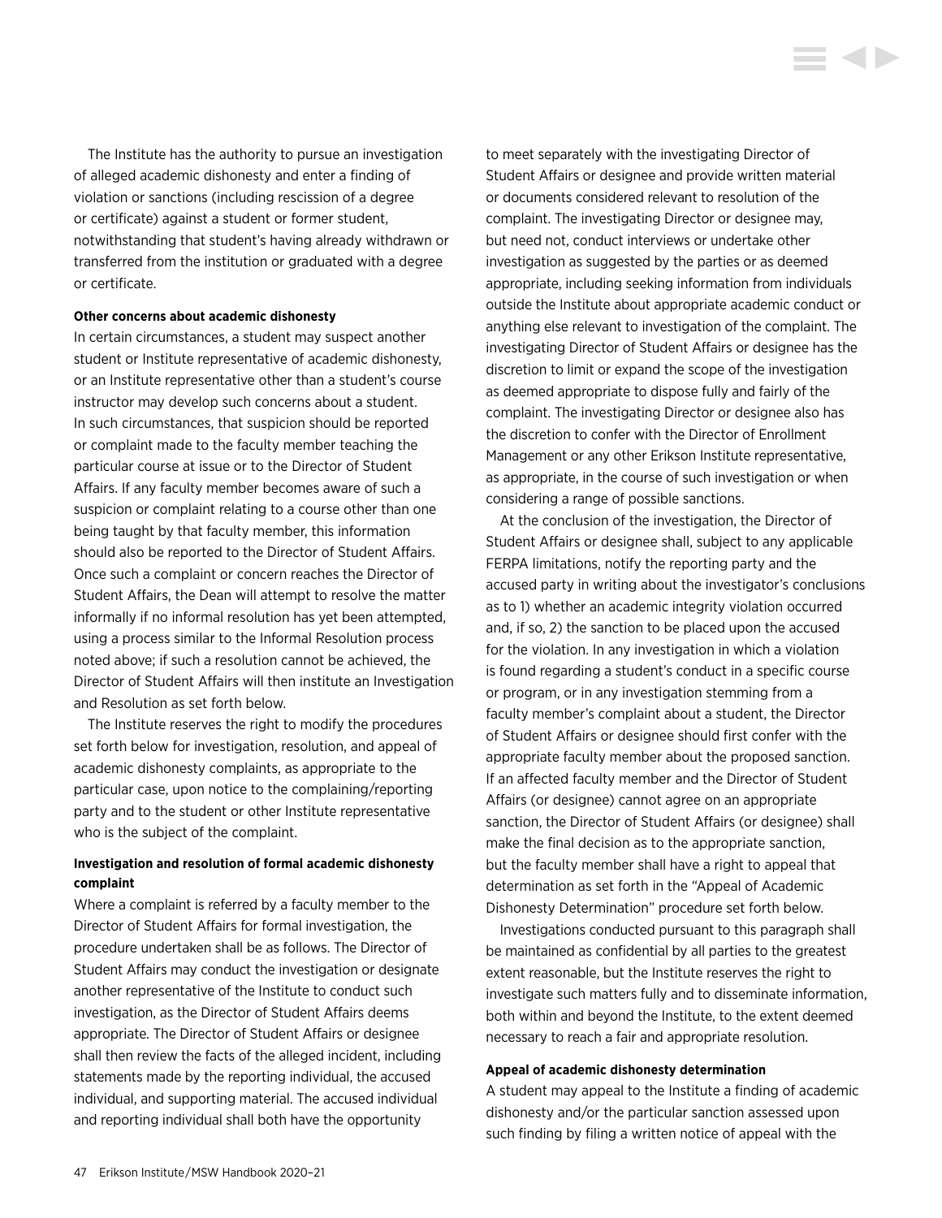The Institute has the authority to pursue an investigation of alleged academic dishonesty and enter a finding of violation or sanctions (including rescission of a degree or certificate) against a student or former student, notwithstanding that student's having already withdrawn or transferred from the institution or graduated with a degree or certificate.

**Other concerns about academic dishonesty**

In certain circumstances, a student may suspect another student or Institute representative of academic dishonesty, or an Institute representative other than a student's course instructor may develop such concerns about a student. In such circumstances, that suspicion should be reported or complaint made to the faculty member teaching the particular course at issue or to the Director of Student Affairs. If any faculty member becomes aware of such a suspicion or complaint relating to a course other than one being taught by that faculty member, this information should also be reported to the Director of Student Affairs. Once such a complaint or concern reaches the Director of Student Affairs, the Dean will attempt to resolve the matter informally if no informal resolution has yet been attempted, using a process similar to the Informal Resolution process noted above; if such a resolution cannot be achieved, the Director of Student Affairs will then institute an Investigation and Resolution as set forth below.

The Institute reserves the right to modify the procedures set forth below for investigation, resolution, and appeal of academic dishonesty complaints, as appropriate to the particular case, upon notice to the complaining/reporting party and to the student or other Institute representative who is the subject of the complaint.

**Investigation and resolution of formal academic dishonesty complaint**

Where a complaint is referred by a faculty member to the Director of Student Affairs for formal investigation, the procedure undertaken shall be as follows. The Director of Student Affairs may conduct the investigation or designate another representative of the Institute to conduct such investigation, as the Director of Student Affairs deems appropriate. The Director of Student Affairs or designee shall then review the facts of the alleged incident, including statements made by the reporting individual, the accused individual, and supporting material. The accused individual and reporting individual shall both have the opportunity to meet separately with the investigating Director of Student Affairs or designee and provide written material or documents considered relevant to resolution of the complaint. The investigating Director or designee may, but need not, conduct interviews or undertake other investigation as suggested by the parties or as deemed appropriate, including seeking information from individuals outside the Institute about appropriate academic conduct or anything else relevant to investigation of the complaint. The investigating Director of Student Affairs or designee has the discretion to limit or expand the scope of the investigation as deemed appropriate to dispose fully and fairly of the complaint. The investigating Director or designee also has the discretion to confer with the Director of Enrollment Management or any other Erikson Institute representative, as appropriate, in the course of such investigation or when considering a range of possible sanctions.

At the conclusion of the investigation, the Director of Student Affairs or designee shall, subject to any applicable FERPA limitations, notify the reporting party and the accused party in writing about the investigator's conclusions as to 1) whether an academic integrity violation occurred and, if so, 2) the sanction to be placed upon the accused for the violation. In any investigation in which a violation is found regarding a student's conduct in a specific course or program, or in any investigation stemming from a faculty member's complaint about a student, the Director of Student Affairs or designee should first confer with the appropriate faculty member about the proposed sanction. If an affected faculty member and the Director of Student Affairs (or designee) cannot agree on an appropriate sanction, the Director of Student Affairs (or designee) shall make the final decision as to the appropriate sanction, but the faculty member shall have a right to appeal that determination as set forth in the "Appeal of Academic Dishonesty Determination" procedure set forth below.

Investigations conducted pursuant to this paragraph shall be maintained as confidential by all parties to the greatest extent reasonable, but the Institute reserves the right to investigate such matters fully and to disseminate information, both within and beyond the Institute, to the extent deemed necessary to reach a fair and appropriate resolution.

**Appeal of academic dishonesty determination**

A student may appeal to the Institute a finding of academic dishonesty and/or the particular sanction assessed upon such finding by filing a written notice of appeal with the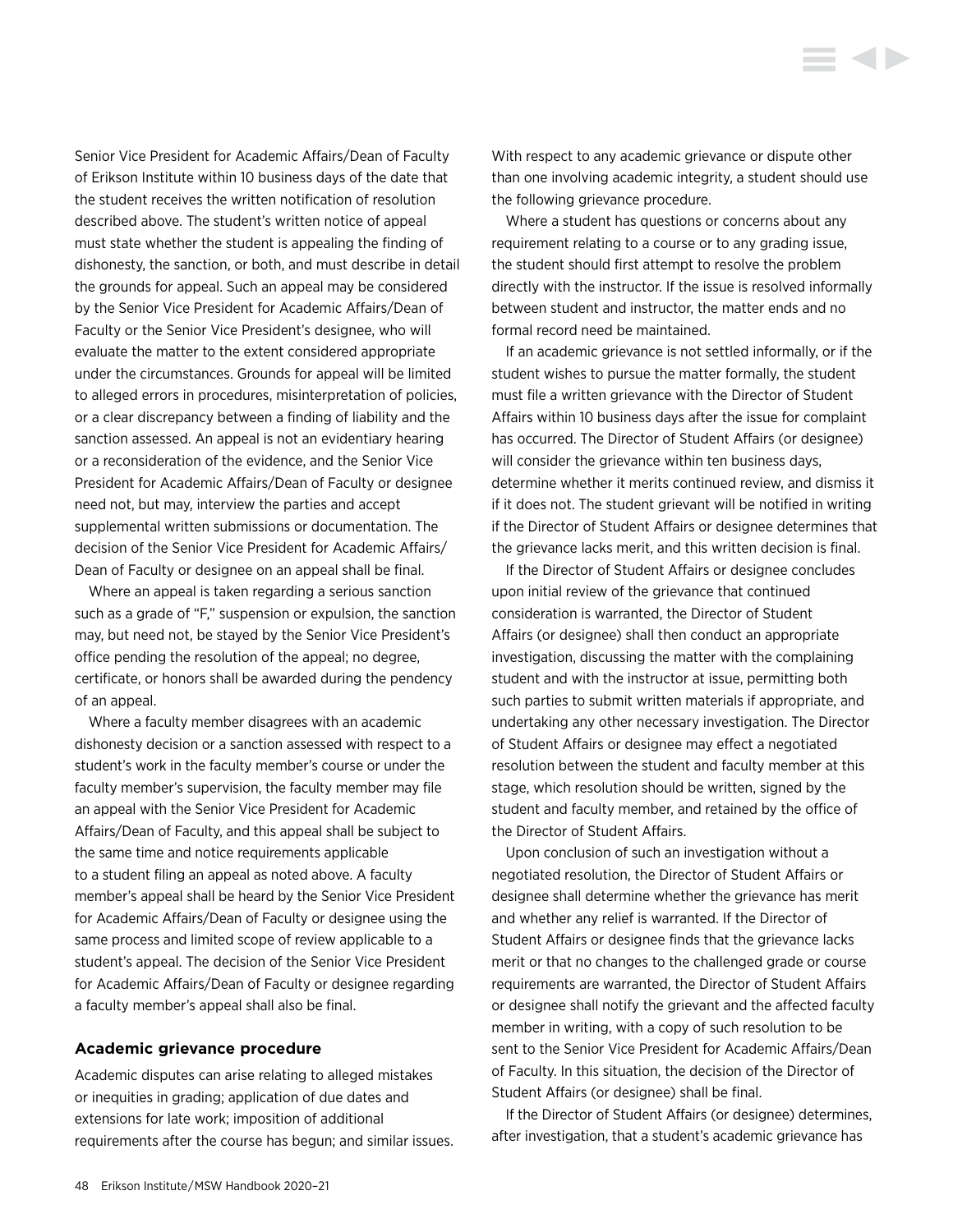Senior Vice President for Academic Affairs/Dean of Faculty of Erikson Institute within 10 business days of the date that the student receives the written notification of resolution described above. The student's written notice of appeal must state whether the student is appealing the finding of dishonesty, the sanction, or both, and must describe in detail the grounds for appeal. Such an appeal may be considered by the Senior Vice President for Academic Affairs/Dean of Faculty or the Senior Vice President's designee, who will evaluate the matter to the extent considered appropriate under the circumstances. Grounds for appeal will be limited to alleged errors in procedures, misinterpretation of policies, or a clear discrepancy between a finding of liability and the sanction assessed. An appeal is not an evidentiary hearing or a reconsideration of the evidence, and the Senior Vice President for Academic Affairs/Dean of Faculty or designee need not, but may, interview the parties and accept supplemental written submissions or documentation. The decision of the Senior Vice President for Academic Affairs/Dean of Faculty or designee on an appeal shall be final.

Where an appeal is taken regarding a serious sanction such as a grade of "F," suspension or expulsion, the sanction may, but need not, be stayed by the Senior Vice President's office pending the resolution of the appeal; no degree, certificate, or honors shall be awarded during the pendency of an appeal.

Where a faculty member disagrees with an academic dishonesty decision or a sanction assessed with respect to a student's work in the faculty member's course or under the faculty member's supervision, the faculty member may file an appeal with the Senior Vice President for Academic Affairs/Dean of Faculty, and this appeal shall be subject to the same time and notice requirements applicable to a student filing an appeal as noted above. A faculty member's appeal shall be heard by the Senior Vice President for Academic Affairs/Dean of Faculty or designee using the same process and limited scope of review applicable to a student's appeal. The decision of the Senior Vice President for Academic Affairs/Dean of Faculty or designee regarding a faculty member's appeal shall also be final.

### Academic grievance procedure

Academic disputes can arise relating to alleged mistakes or inequities in grading; application of due dates and extensions for late work; imposition of additional requirements after the course has begun; and similar issues. With respect to any academic grievance or dispute other than one involving academic integrity, a student should use the following grievance procedure.

Where a student has questions or concerns about any requirement relating to a course or to any grading issue, the student should first attempt to resolve the problem directly with the instructor. If the issue is resolved informally between student and instructor, the matter ends and no formal record need be maintained.

If an academic grievance is not settled informally, or if the student wishes to pursue the matter formally, the student must file a written grievance with the Director of Student Affairs within 10 business days after the issue for complaint has occurred. The Director of Student Affairs (or designee) will consider the grievance within ten business days, determine whether it merits continued review, and dismiss it if it does not. The student grievant will be notified in writing if the Director of Student Affairs or designee determines that the grievance lacks merit, and this written decision is final.

If the Director of Student Affairs or designee concludes upon initial review of the grievance that continued consideration is warranted, the Director of Student Affairs (or designee) shall then conduct an appropriate investigation, discussing the matter with the complaining student and with the instructor at issue, permitting both such parties to submit written materials if appropriate, and undertaking any other necessary investigation. The Director of Student Affairs or designee may effect a negotiated resolution between the student and faculty member at this stage, which resolution should be written, signed by the student and faculty member, and retained by the office of the Director of Student Affairs.

Upon conclusion of such an investigation without a negotiated resolution, the Director of Student Affairs or designee shall determine whether the grievance has merit and whether any relief is warranted. If the Director of Student Affairs or designee finds that the grievance lacks merit or that no changes to the challenged grade or course requirements are warranted, the Director of Student Affairs or designee shall notify the grievant and the affected faculty member in writing, with a copy of such resolution to be sent to the Senior Vice President for Academic Affairs/Dean of Faculty. In this situation, the decision of the Director of Student Affairs (or designee) shall be final.

If the Director of Student Affairs (or designee) determines, after investigation, that a student's academic grievance has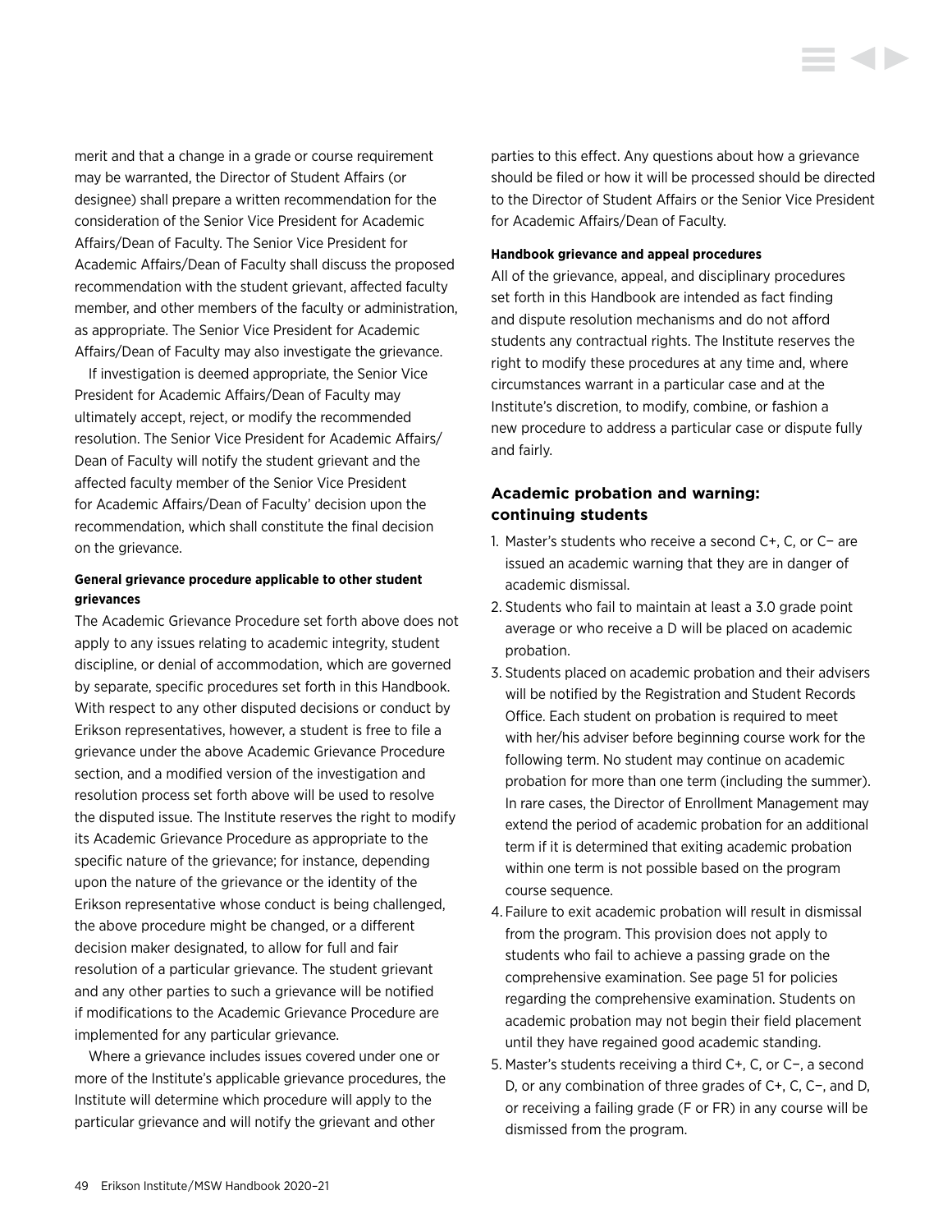merit and that a change in a grade or course requirement may be warranted, the Director of Student Affairs (or designee) shall prepare a written recommendation for the consideration of the Senior Vice President for Academic Affairs/Dean of Faculty. The Senior Vice President for Academic Affairs/Dean of Faculty shall discuss the proposed recommendation with the student grievant, affected faculty member, and other members of the faculty or administration, as appropriate. The Senior Vice President for Academic Affairs/Dean of Faculty may also investigate the grievance.

If investigation is deemed appropriate, the Senior Vice President for Academic Affairs/Dean of Faculty may ultimately accept, reject, or modify the recommended resolution. The Senior Vice President for Academic Affairs/Dean of Faculty will notify the student grievant and the affected faculty member of the Senior Vice President for Academic Affairs/Dean of Faculty' decision upon the recommendation, which shall constitute the final decision on the grievance.

#### General grievance procedure applicable to other student grievances

The Academic Grievance Procedure set forth above does not apply to any issues relating to academic integrity, student discipline, or denial of accommodation, which are governed by separate, specific procedures set forth in this Handbook. With respect to any other disputed decisions or conduct by Erikson representatives, however, a student is free to file a grievance under the above Academic Grievance Procedure section, and a modified version of the investigation and resolution process set forth above will be used to resolve the disputed issue. The Institute reserves the right to modify its Academic Grievance Procedure as appropriate to the specific nature of the grievance; for instance, depending upon the nature of the grievance or the identity of the Erikson representative whose conduct is being challenged, the above procedure might be changed, or a different decision maker designated, to allow for full and fair resolution of a particular grievance. The student grievant and any other parties to such a grievance will be notified if modifications to the Academic Grievance Procedure are implemented for any particular grievance.

Where a grievance includes issues covered under one or more of the Institute's applicable grievance procedures, the Institute will determine which procedure will apply to the particular grievance and will notify the grievant and other parties to this effect. Any questions about how a grievance should be filed or how it will be processed should be directed to the Director of Student Affairs or the Senior Vice President for Academic Affairs/Dean of Faculty.

#### Handbook grievance and appeal procedures

All of the grievance, appeal, and disciplinary procedures set forth in this Handbook are intended as fact finding and dispute resolution mechanisms and do not afford students any contractual rights. The Institute reserves the right to modify these procedures at any time and, where circumstances warrant in a particular case and at the Institute's discretion, to modify, combine, or fashion a new procedure to address a particular case or dispute fully and fairly.

### Academic probation and warning: continuing students

1. Master's students who receive a second C+, C, or C− are issued an academic warning that they are in danger of academic dismissal.
2. Students who fail to maintain at least a 3.0 grade point average or who receive a D will be placed on academic probation.
3. Students placed on academic probation and their advisers will be notified by the Registration and Student Records Office. Each student on probation is required to meet with her/his adviser before beginning course work for the following term. No student may continue on academic probation for more than one term (including the summer). In rare cases, the Director of Enrollment Management may extend the period of academic probation for an additional term if it is determined that exiting academic probation within one term is not possible based on the program course sequence.
4. Failure to exit academic probation will result in dismissal from the program. This provision does not apply to students who fail to achieve a passing grade on the comprehensive examination. See page 51 for policies regarding the comprehensive examination. Students on academic probation may not begin their field placement until they have regained good academic standing.
5. Master's students receiving a third C+, C, or C−, a second D, or any combination of three grades of C+, C, C−, and D, or receiving a failing grade (F or FR) in any course will be dismissed from the program.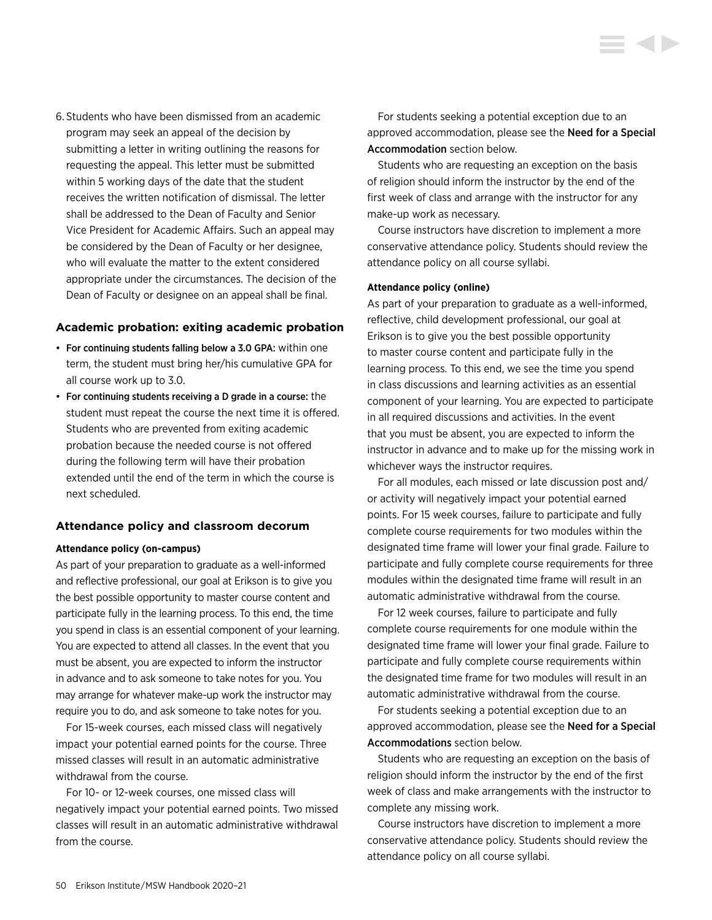6. Students who have been dismissed from an academic program may seek an appeal of the decision by submitting a letter in writing outlining the reasons for requesting the appeal. This letter must be submitted within 5 working days of the date that the student receives the written notification of dismissal. The letter shall be addressed to the Dean of Faculty and Senior Vice President for Academic Affairs. Such an appeal may be considered by the Dean of Faculty or her designee, who will evaluate the matter to the extent considered appropriate under the circumstances. The decision of the Dean of Faculty or designee on an appeal shall be final.

### Academic probation: exiting academic probation

- **For continuing students falling below a 3.0 GPA:** within one term, the student must bring her/his cumulative GPA for all course work up to 3.0.
- **For continuing students receiving a D grade in a course:** the student must repeat the course the next time it is offered. Students who are prevented from exiting academic probation because the needed course is not offered during the following term will have their probation extended until the end of the term in which the course is next scheduled.

### Attendance policy and classroom decorum

#### Attendance policy (on-campus)

As part of your preparation to graduate as a well-informed and reflective professional, our goal at Erikson is to give you the best possible opportunity to master course content and participate fully in the learning process. To this end, the time you spend in class is an essential component of your learning. You are expected to attend all classes. In the event that you must be absent, you are expected to inform the instructor in advance and to ask someone to take notes for you. You may arrange for whatever make-up work the instructor may require you to do, and ask someone to take notes for you.

For 15-week courses, each missed class will negatively impact your potential earned points for the course. Three missed classes will result in an automatic administrative withdrawal from the course.

For 10- or 12-week courses, one missed class will negatively impact your potential earned points. Two missed classes will result in an automatic administrative withdrawal from the course.

For students seeking a potential exception due to an approved accommodation, please see the **Need for a Special Accommodation** section below.

Students who are requesting an exception on the basis of religion should inform the instructor by the end of the first week of class and arrange with the instructor for any make-up work as necessary.

Course instructors have discretion to implement a more conservative attendance policy. Students should review the attendance policy on all course syllabi.

#### Attendance policy (online)

As part of your preparation to graduate as a well-informed, reflective, child development professional, our goal at Erikson is to give you the best possible opportunity to master course content and participate fully in the learning process. To this end, we see the time you spend in class discussions and learning activities as an essential component of your learning. You are expected to participate in all required discussions and activities. In the event that you must be absent, you are expected to inform the instructor in advance and to make up for the missing work in whichever ways the instructor requires.

For all modules, each missed or late discussion post and/or activity will negatively impact your potential earned points. For 15 week courses, failure to participate and fully complete course requirements for two modules within the designated time frame will lower your final grade. Failure to participate and fully complete course requirements for three modules within the designated time frame will result in an automatic administrative withdrawal from the course.

For 12 week courses, failure to participate and fully complete course requirements for one module within the designated time frame will lower your final grade. Failure to participate and fully complete course requirements within the designated time frame for two modules will result in an automatic administrative withdrawal from the course.

For students seeking a potential exception due to an approved accommodation, please see the **Need for a Special Accommodations** section below.

Students who are requesting an exception on the basis of religion should inform the instructor by the end of the first week of class and make arrangements with the instructor to complete any missing work.

Course instructors have discretion to implement a more conservative attendance policy. Students should review the attendance policy on all course syllabi.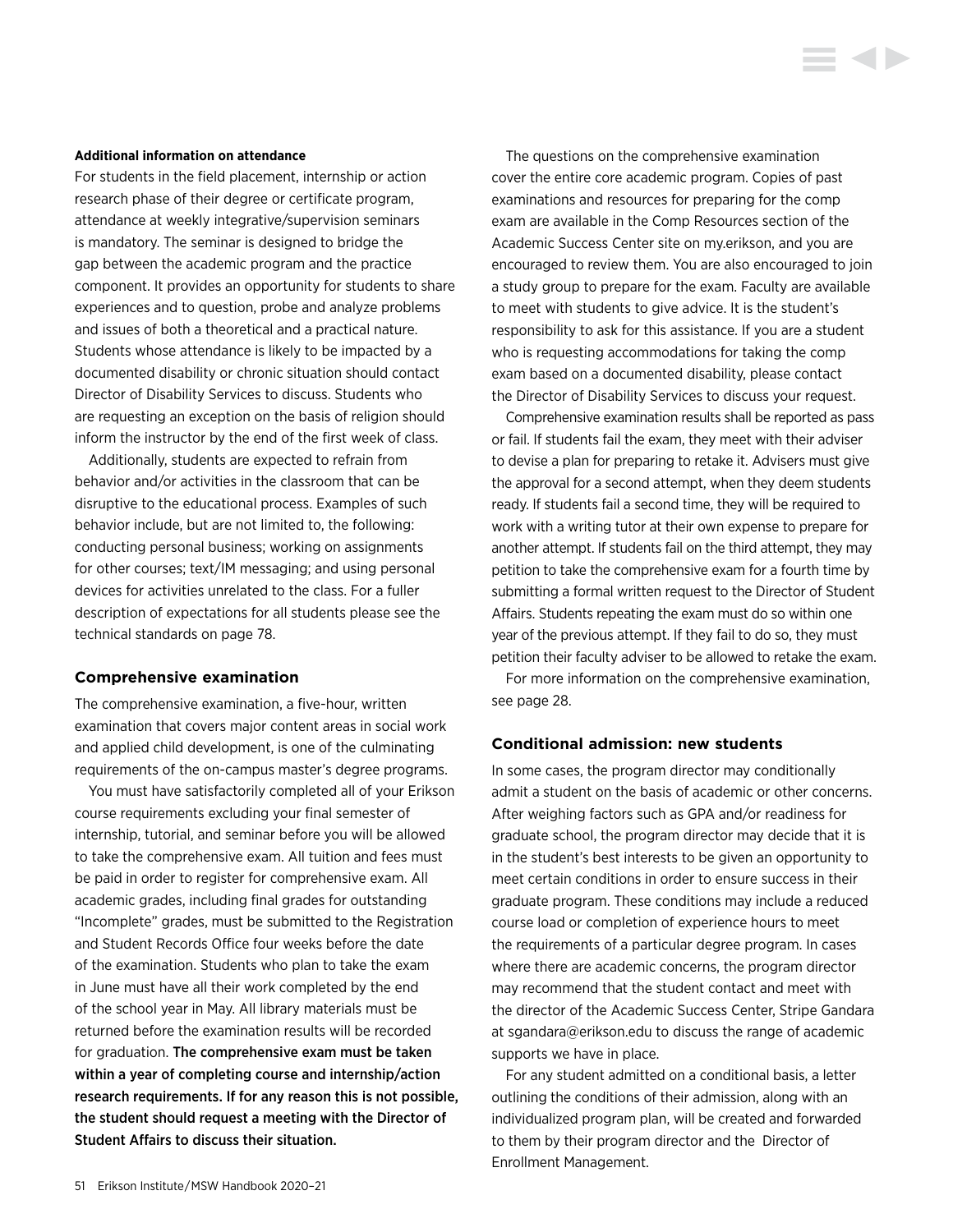#### Additional information on attendance

For students in the field placement, internship or action research phase of their degree or certificate program, attendance at weekly integrative/supervision seminars is mandatory. The seminar is designed to bridge the gap between the academic program and the practice component. It provides an opportunity for students to share experiences and to question, probe and analyze problems and issues of both a theoretical and a practical nature. Students whose attendance is likely to be impacted by a documented disability or chronic situation should contact Director of Disability Services to discuss. Students who are requesting an exception on the basis of religion should inform the instructor by the end of the first week of class.

Additionally, students are expected to refrain from behavior and/or activities in the classroom that can be disruptive to the educational process. Examples of such behavior include, but are not limited to, the following: conducting personal business; working on assignments for other courses; text/IM messaging; and using personal devices for activities unrelated to the class. For a fuller description of expectations for all students please see the technical standards on page 78.

### Comprehensive examination

The comprehensive examination, a five-hour, written examination that covers major content areas in social work and applied child development, is one of the culminating requirements of the on-campus master's degree programs.

You must have satisfactorily completed all of your Erikson course requirements excluding your final semester of internship, tutorial, and seminar before you will be allowed to take the comprehensive exam. All tuition and fees must be paid in order to register for comprehensive exam. All academic grades, including final grades for outstanding "Incomplete" grades, must be submitted to the Registration and Student Records Office four weeks before the date of the examination. Students who plan to take the exam in June must have all their work completed by the end of the school year in May. All library materials must be returned before the examination results will be recorded for graduation. **The comprehensive exam must be taken within a year of completing course and internship/action research requirements. If for any reason this is not possible, the student should request a meeting with the Director of Student Affairs to discuss their situation.**

The questions on the comprehensive examination cover the entire core academic program. Copies of past examinations and resources for preparing for the comp exam are available in the Comp Resources section of the Academic Success Center site on my.erikson, and you are encouraged to review them. You are also encouraged to join a study group to prepare for the exam. Faculty are available to meet with students to give advice. It is the student's responsibility to ask for this assistance. If you are a student who is requesting accommodations for taking the comp exam based on a documented disability, please contact the Director of Disability Services to discuss your request.

Comprehensive examination results shall be reported as pass or fail. If students fail the exam, they meet with their adviser to devise a plan for preparing to retake it. Advisers must give the approval for a second attempt, when they deem students ready. If students fail a second time, they will be required to work with a writing tutor at their own expense to prepare for another attempt. If students fail on the third attempt, they may petition to take the comprehensive exam for a fourth time by submitting a formal written request to the Director of Student Affairs. Students repeating the exam must do so within one year of the previous attempt. If they fail to do so, they must petition their faculty adviser to be allowed to retake the exam.

For more information on the comprehensive examination, see page 28.

### Conditional admission: new students

In some cases, the program director may conditionally admit a student on the basis of academic or other concerns. After weighing factors such as GPA and/or readiness for graduate school, the program director may decide that it is in the student's best interests to be given an opportunity to meet certain conditions in order to ensure success in their graduate program. These conditions may include a reduced course load or completion of experience hours to meet the requirements of a particular degree program. In cases where there are academic concerns, the program director may recommend that the student contact and meet with the director of the Academic Success Center, Stripe Gandara at sgandara@erikson.edu to discuss the range of academic supports we have in place.

For any student admitted on a conditional basis, a letter outlining the conditions of their admission, along with an individualized program plan, will be created and forwarded to them by their program director and the Director of Enrollment Management.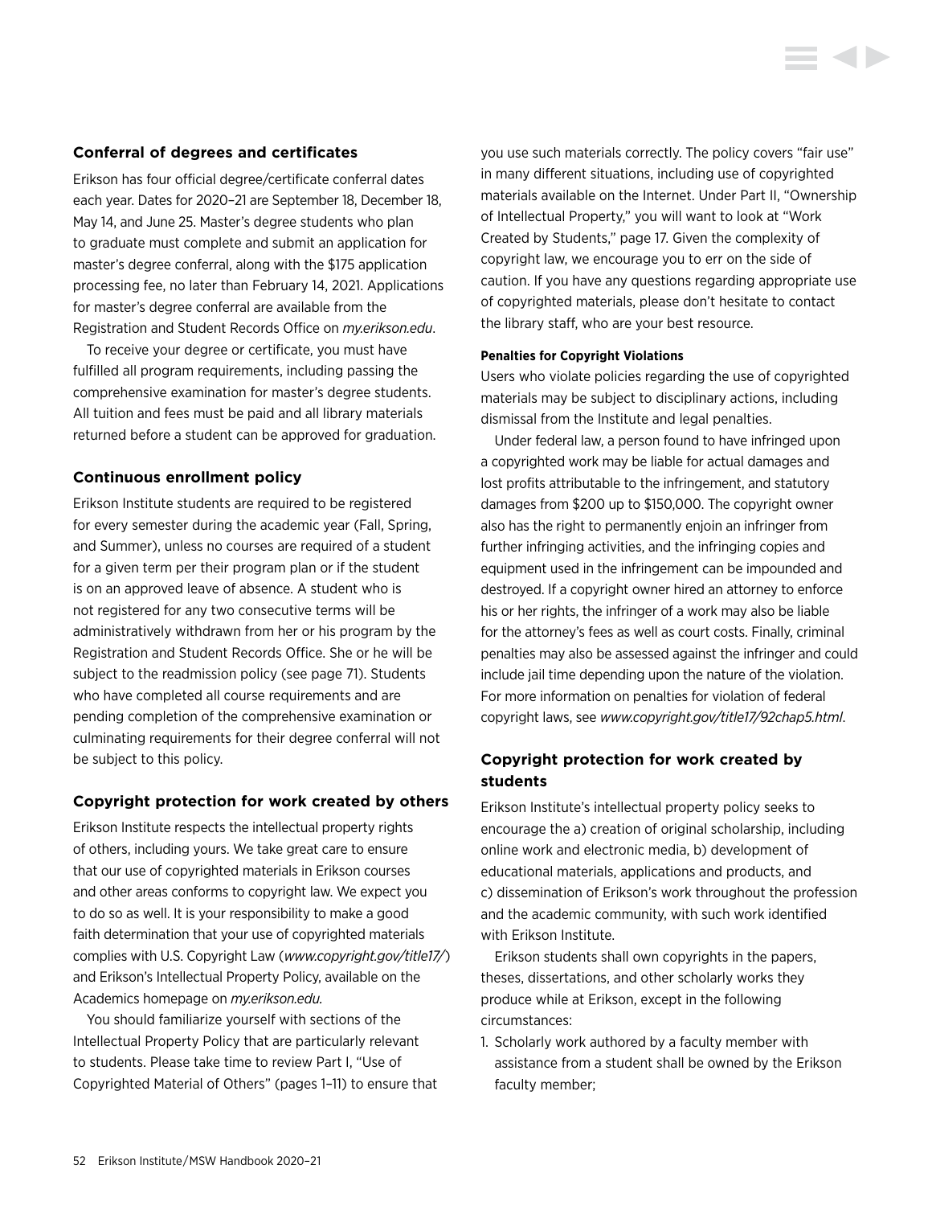## Conferral of degrees and certificates

Erikson has four official degree/certificate conferral dates each year. Dates for 2020–21 are September 18, December 18, May 14, and June 25. Master's degree students who plan to graduate must complete and submit an application for master's degree conferral, along with the $175 application processing fee, no later than February 14, 2021. Applications for master's degree conferral are available from the Registration and Student Records Office on *my.erikson.edu*.

To receive your degree or certificate, you must have fulfilled all program requirements, including passing the comprehensive examination for master's degree students. All tuition and fees must be paid and all library materials returned before a student can be approved for graduation.

## Continuous enrollment policy

Erikson Institute students are required to be registered for every semester during the academic year (Fall, Spring, and Summer), unless no courses are required of a student for a given term per their program plan or if the student is on an approved leave of absence. A student who is not registered for any two consecutive terms will be administratively withdrawn from her or his program by the Registration and Student Records Office. She or he will be subject to the readmission policy (see page 71). Students who have completed all course requirements and are pending completion of the comprehensive examination or culminating requirements for their degree conferral will not be subject to this policy.

## Copyright protection for work created by others

Erikson Institute respects the intellectual property rights of others, including yours. We take great care to ensure that our use of copyrighted materials in Erikson courses and other areas conforms to copyright law. We expect you to do so as well. It is your responsibility to make a good faith determination that your use of copyrighted materials complies with U.S. Copyright Law (*www.copyright.gov/title17/*) and Erikson's Intellectual Property Policy, available on the Academics homepage on *my.erikson.edu.*

You should familiarize yourself with sections of the Intellectual Property Policy that are particularly relevant to students. Please take time to review Part I, "Use of Copyrighted Material of Others" (pages 1–11) to ensure that you use such materials correctly. The policy covers "fair use" in many different situations, including use of copyrighted materials available on the Internet. Under Part II, "Ownership of Intellectual Property," you will want to look at "Work Created by Students," page 17. Given the complexity of copyright law, we encourage you to err on the side of caution. If you have any questions regarding appropriate use of copyrighted materials, please don't hesitate to contact the library staff, who are your best resource.

#### Penalties for Copyright Violations

Users who violate policies regarding the use of copyrighted materials may be subject to disciplinary actions, including dismissal from the Institute and legal penalties.

Under federal law, a person found to have infringed upon a copyrighted work may be liable for actual damages and lost profits attributable to the infringement, and statutory damages from $200 up to $150,000. The copyright owner also has the right to permanently enjoin an infringer from further infringing activities, and the infringing copies and equipment used in the infringement can be impounded and destroyed. If a copyright owner hired an attorney to enforce his or her rights, the infringer of a work may also be liable for the attorney's fees as well as court costs. Finally, criminal penalties may also be assessed against the infringer and could include jail time depending upon the nature of the violation. For more information on penalties for violation of federal copyright laws, see *www.copyright.gov/title17/92chap5.html*.

## Copyright protection for work created by students

Erikson Institute's intellectual property policy seeks to encourage the a) creation of original scholarship, including online work and electronic media, b) development of educational materials, applications and products, and c) dissemination of Erikson's work throughout the profession and the academic community, with such work identified with Erikson Institute.

Erikson students shall own copyrights in the papers, theses, dissertations, and other scholarly works they produce while at Erikson, except in the following circumstances:

1. Scholarly work authored by a faculty member with assistance from a student shall be owned by the Erikson faculty member;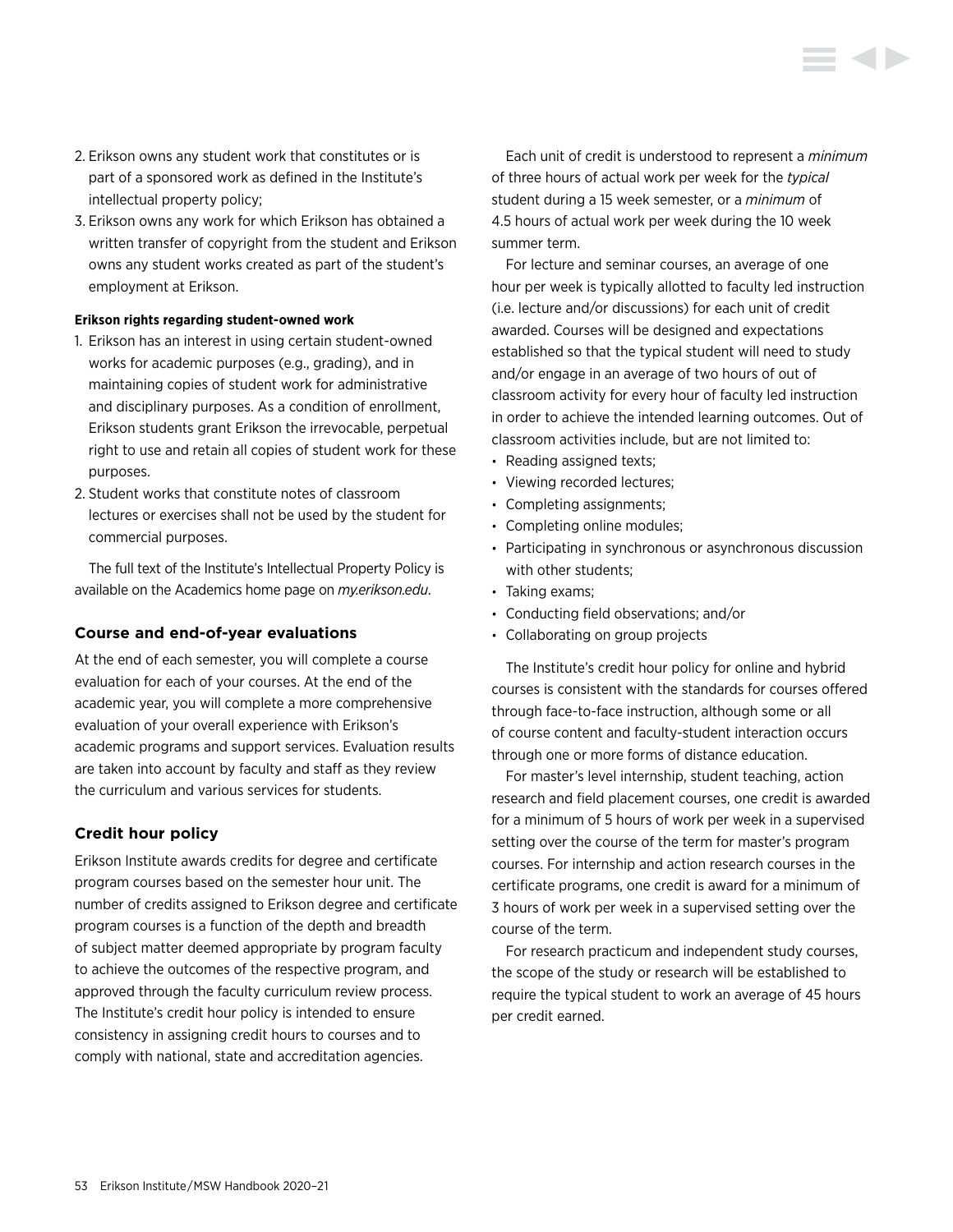2. Erikson owns any student work that constitutes or is part of a sponsored work as defined in the Institute's intellectual property policy;
3. Erikson owns any work for which Erikson has obtained a written transfer of copyright from the student and Erikson owns any student works created as part of the student's employment at Erikson.

**Erikson rights regarding student-owned work**

1. Erikson has an interest in using certain student-owned works for academic purposes (e.g., grading), and in maintaining copies of student work for administrative and disciplinary purposes. As a condition of enrollment, Erikson students grant Erikson the irrevocable, perpetual right to use and retain all copies of student work for these purposes.
2. Student works that constitute notes of classroom lectures or exercises shall not be used by the student for commercial purposes.

The full text of the Institute's Intellectual Property Policy is available on the Academics home page on *my.erikson.edu*.

### Course and end-of-year evaluations

At the end of each semester, you will complete a course evaluation for each of your courses. At the end of the academic year, you will complete a more comprehensive evaluation of your overall experience with Erikson's academic programs and support services. Evaluation results are taken into account by faculty and staff as they review the curriculum and various services for students.

### Credit hour policy

Erikson Institute awards credits for degree and certificate program courses based on the semester hour unit. The number of credits assigned to Erikson degree and certificate program courses is a function of the depth and breadth of subject matter deemed appropriate by program faculty to achieve the outcomes of the respective program, and approved through the faculty curriculum review process. The Institute's credit hour policy is intended to ensure consistency in assigning credit hours to courses and to comply with national, state and accreditation agencies.

Each unit of credit is understood to represent a *minimum* of three hours of actual work per week for the *typical* student during a 15 week semester, or a *minimum* of 4.5 hours of actual work per week during the 10 week summer term.

For lecture and seminar courses, an average of one hour per week is typically allotted to faculty led instruction (i.e. lecture and/or discussions) for each unit of credit awarded. Courses will be designed and expectations established so that the typical student will need to study and/or engage in an average of two hours of out of classroom activity for every hour of faculty led instruction in order to achieve the intended learning outcomes. Out of classroom activities include, but are not limited to:

- Reading assigned texts;
- Viewing recorded lectures;
- Completing assignments;
- Completing online modules;
- Participating in synchronous or asynchronous discussion with other students;
- Taking exams;
- Conducting field observations; and/or
- Collaborating on group projects

The Institute's credit hour policy for online and hybrid courses is consistent with the standards for courses offered through face-to-face instruction, although some or all of course content and faculty-student interaction occurs through one or more forms of distance education.

For master's level internship, student teaching, action research and field placement courses, one credit is awarded for a minimum of 5 hours of work per week in a supervised setting over the course of the term for master's program courses. For internship and action research courses in the certificate programs, one credit is award for a minimum of 3 hours of work per week in a supervised setting over the course of the term.

For research practicum and independent study courses, the scope of the study or research will be established to require the typical student to work an average of 45 hours per credit earned.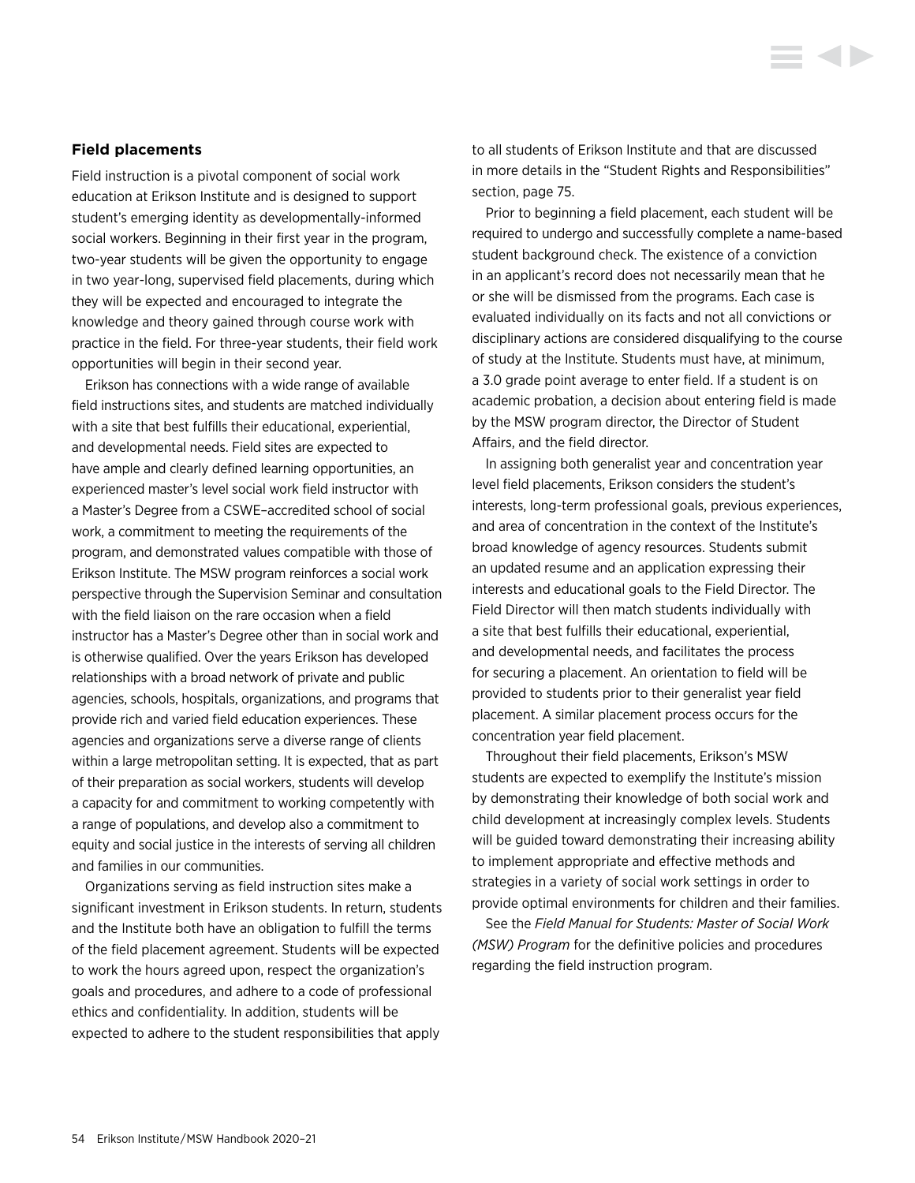### Field placements

Field instruction is a pivotal component of social work education at Erikson Institute and is designed to support student's emerging identity as developmentally-informed social workers. Beginning in their first year in the program, two-year students will be given the opportunity to engage in two year-long, supervised field placements, during which they will be expected and encouraged to integrate the knowledge and theory gained through course work with practice in the field. For three-year students, their field work opportunities will begin in their second year.

Erikson has connections with a wide range of available field instructions sites, and students are matched individually with a site that best fulfills their educational, experiential, and developmental needs. Field sites are expected to have ample and clearly defined learning opportunities, an experienced master's level social work field instructor with a Master's Degree from a CSWE–accredited school of social work, a commitment to meeting the requirements of the program, and demonstrated values compatible with those of Erikson Institute. The MSW program reinforces a social work perspective through the Supervision Seminar and consultation with the field liaison on the rare occasion when a field instructor has a Master's Degree other than in social work and is otherwise qualified. Over the years Erikson has developed relationships with a broad network of private and public agencies, schools, hospitals, organizations, and programs that provide rich and varied field education experiences. These agencies and organizations serve a diverse range of clients within a large metropolitan setting. It is expected, that as part of their preparation as social workers, students will develop a capacity for and commitment to working competently with a range of populations, and develop also a commitment to equity and social justice in the interests of serving all children and families in our communities.

Organizations serving as field instruction sites make a significant investment in Erikson students. In return, students and the Institute both have an obligation to fulfill the terms of the field placement agreement. Students will be expected to work the hours agreed upon, respect the organization's goals and procedures, and adhere to a code of professional ethics and confidentiality. In addition, students will be expected to adhere to the student responsibilities that apply to all students of Erikson Institute and that are discussed in more details in the "Student Rights and Responsibilities" section, page 75.

Prior to beginning a field placement, each student will be required to undergo and successfully complete a name-based student background check. The existence of a conviction in an applicant's record does not necessarily mean that he or she will be dismissed from the programs. Each case is evaluated individually on its facts and not all convictions or disciplinary actions are considered disqualifying to the course of study at the Institute. Students must have, at minimum, a 3.0 grade point average to enter field. If a student is on academic probation, a decision about entering field is made by the MSW program director, the Director of Student Affairs, and the field director.

In assigning both generalist year and concentration year level field placements, Erikson considers the student's interests, long-term professional goals, previous experiences, and area of concentration in the context of the Institute's broad knowledge of agency resources. Students submit an updated resume and an application expressing their interests and educational goals to the Field Director. The Field Director will then match students individually with a site that best fulfills their educational, experiential, and developmental needs, and facilitates the process for securing a placement. An orientation to field will be provided to students prior to their generalist year field placement. A similar placement process occurs for the concentration year field placement.

Throughout their field placements, Erikson's MSW students are expected to exemplify the Institute's mission by demonstrating their knowledge of both social work and child development at increasingly complex levels. Students will be guided toward demonstrating their increasing ability to implement appropriate and effective methods and strategies in a variety of social work settings in order to provide optimal environments for children and their families.

See the *Field Manual for Students: Master of Social Work (MSW) Program* for the definitive policies and procedures regarding the field instruction program.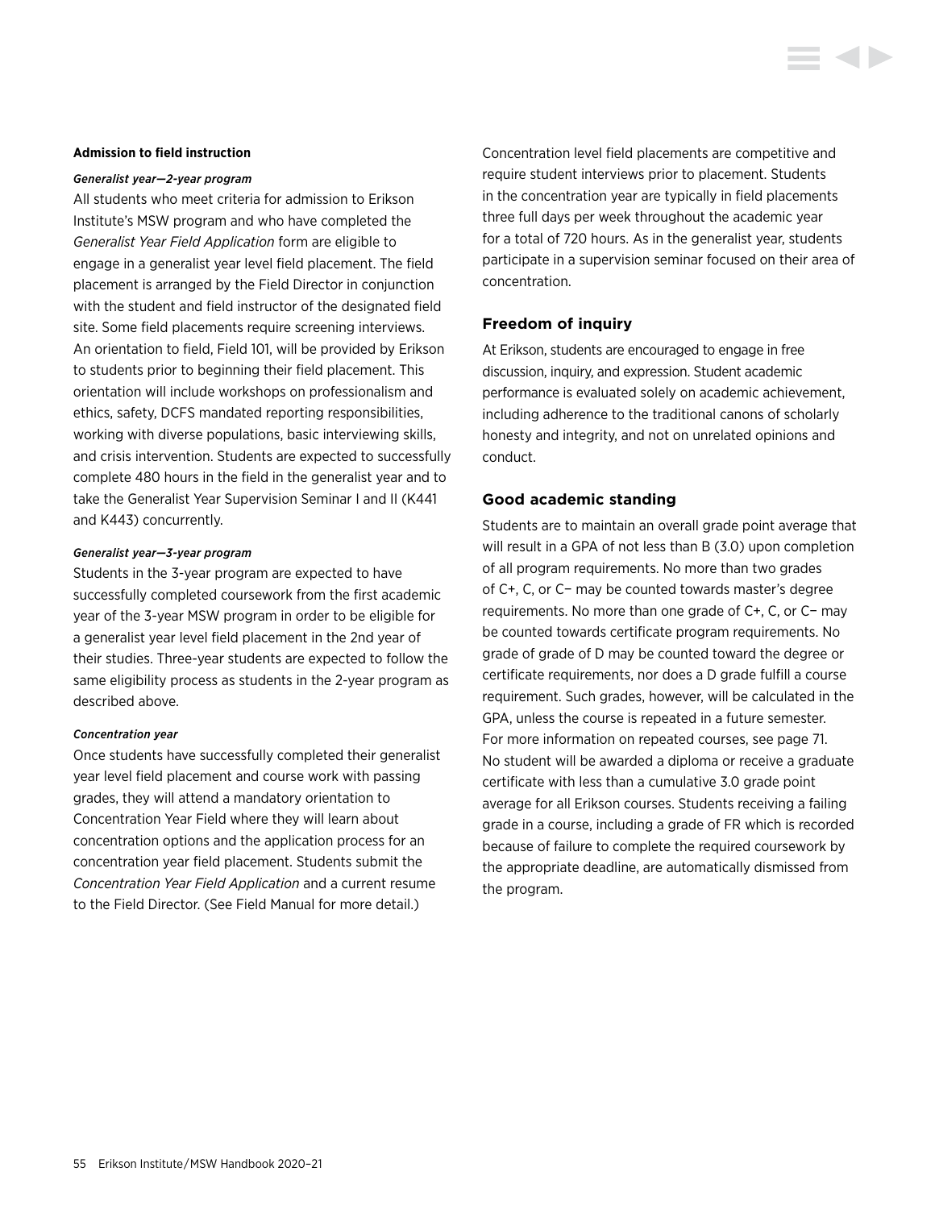**Admission to field instruction**

***Generalist year—2-year program***

All students who meet criteria for admission to Erikson Institute's MSW program and who have completed the *Generalist Year Field Application* form are eligible to engage in a generalist year level field placement. The field placement is arranged by the Field Director in conjunction with the student and field instructor of the designated field site. Some field placements require screening interviews. An orientation to field, Field 101, will be provided by Erikson to students prior to beginning their field placement. This orientation will include workshops on professionalism and ethics, safety, DCFS mandated reporting responsibilities, working with diverse populations, basic interviewing skills, and crisis intervention. Students are expected to successfully complete 480 hours in the field in the generalist year and to take the Generalist Year Supervision Seminar I and II (K441 and K443) concurrently.

***Generalist year—3-year program***

Students in the 3-year program are expected to have successfully completed coursework from the first academic year of the 3-year MSW program in order to be eligible for a generalist year level field placement in the 2nd year of their studies. Three-year students are expected to follow the same eligibility process as students in the 2-year program as described above.

***Concentration year***

Once students have successfully completed their generalist year level field placement and course work with passing grades, they will attend a mandatory orientation to Concentration Year Field where they will learn about concentration options and the application process for an concentration year field placement. Students submit the *Concentration Year Field Application* and a current resume to the Field Director. (See Field Manual for more detail.)

Concentration level field placements are competitive and require student interviews prior to placement. Students in the concentration year are typically in field placements three full days per week throughout the academic year for a total of 720 hours. As in the generalist year, students participate in a supervision seminar focused on their area of concentration.

## Freedom of inquiry

At Erikson, students are encouraged to engage in free discussion, inquiry, and expression. Student academic performance is evaluated solely on academic achievement, including adherence to the traditional canons of scholarly honesty and integrity, and not on unrelated opinions and conduct.

## Good academic standing

Students are to maintain an overall grade point average that will result in a GPA of not less than B (3.0) upon completion of all program requirements. No more than two grades of C+, C, or C− may be counted towards master's degree requirements. No more than one grade of C+, C, or C− may be counted towards certificate program requirements. No grade of grade of D may be counted toward the degree or certificate requirements, nor does a D grade fulfill a course requirement. Such grades, however, will be calculated in the GPA, unless the course is repeated in a future semester. For more information on repeated courses, see page 71. No student will be awarded a diploma or receive a graduate certificate with less than a cumulative 3.0 grade point average for all Erikson courses. Students receiving a failing grade in a course, including a grade of FR which is recorded because of failure to complete the required coursework by the appropriate deadline, are automatically dismissed from the program.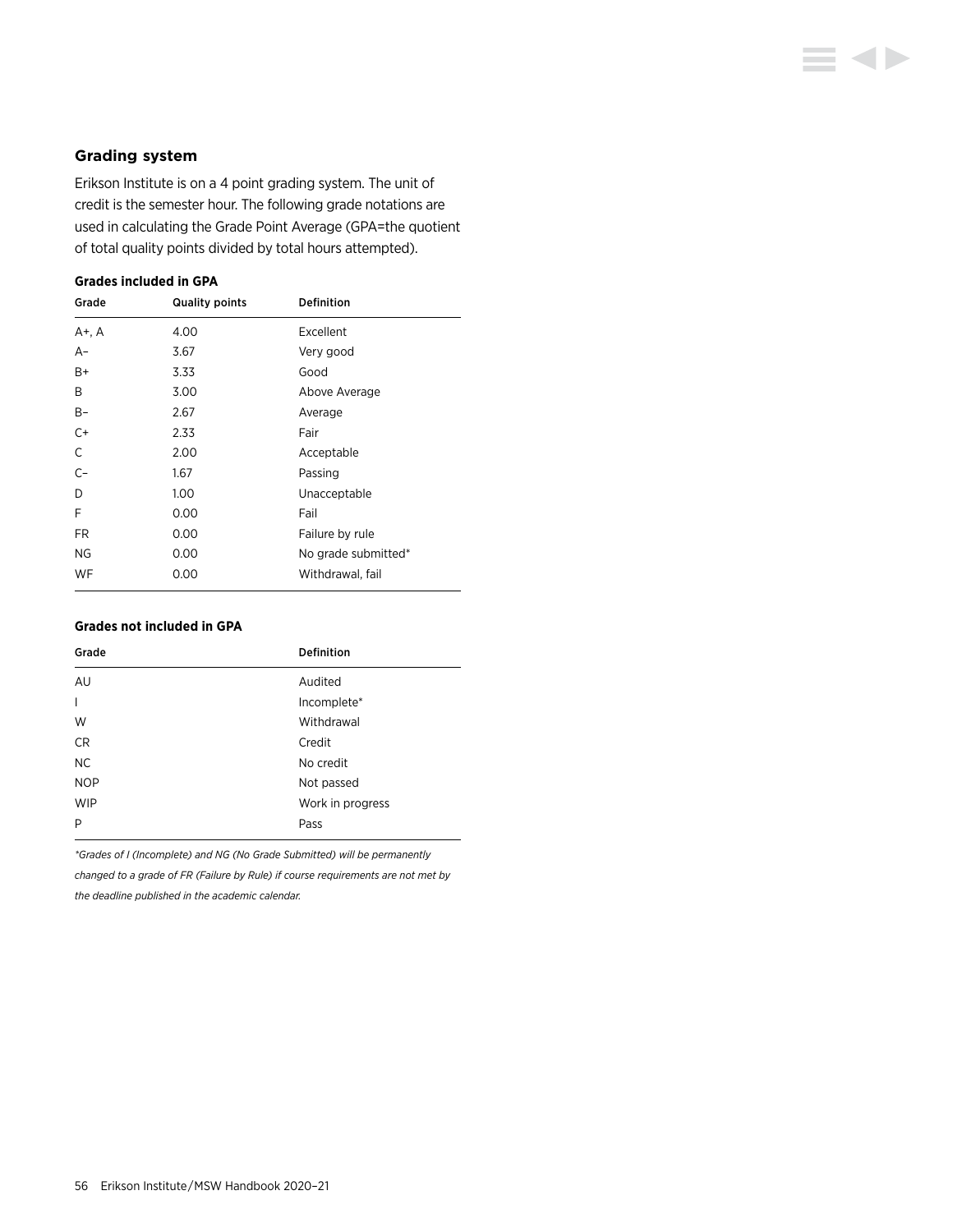## Grading system

Erikson Institute is on a 4 point grading system. The unit of credit is the semester hour. The following grade notations are used in calculating the Grade Point Average (GPA=the quotient of total quality points divided by total hours attempted).

**Grades included in GPA**

| Grade | Quality points | Definition |
|---|---|---|
| A+, A | 4.00 | Excellent |
| A– | 3.67 | Very good |
| B+ | 3.33 | Good |
| B | 3.00 | Above Average |
| B– | 2.67 | Average |
| C+ | 2.33 | Fair |
| C | 2.00 | Acceptable |
| C– | 1.67 | Passing |
| D | 1.00 | Unacceptable |
| F | 0.00 | Fail |
| FR | 0.00 | Failure by rule |
| NG | 0.00 | No grade submitted* |
| WF | 0.00 | Withdrawal, fail |

**Grades not included in GPA**

| Grade | Definition |
|---|---|
| AU | Audited |
| I | Incomplete* |
| W | Withdrawal |
| CR | Credit |
| NC | No credit |
| NOP | Not passed |
| WIP | Work in progress |
| P | Pass |

*\*Grades of I (Incomplete) and NG (No Grade Submitted) will be permanently changed to a grade of FR (Failure by Rule) if course requirements are not met by the deadline published in the academic calendar.*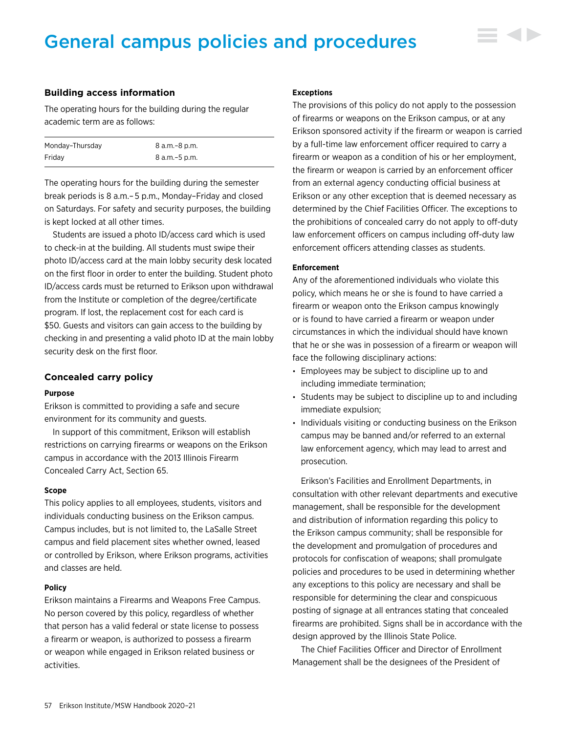# General campus policies and procedures

## Building access information

The operating hours for the building during the regular academic term are as follows:

| | |
|---|---|
| Monday–Thursday | 8 a.m.–8 p.m. |
| Friday | 8 a.m.–5 p.m. |

The operating hours for the building during the semester break periods is 8 a.m.– 5 p.m., Monday–Friday and closed on Saturdays. For safety and security purposes, the building is kept locked at all other times.

Students are issued a photo ID/access card which is used to check-in at the building. All students must swipe their photo ID/access card at the main lobby security desk located on the first floor in order to enter the building. Student photo ID/access cards must be returned to Erikson upon withdrawal from the Institute or completion of the degree/certificate program. If lost, the replacement cost for each card is $50. Guests and visitors can gain access to the building by checking in and presenting a valid photo ID at the main lobby security desk on the first floor.

## Concealed carry policy

#### Purpose

Erikson is committed to providing a safe and secure environment for its community and guests.

In support of this commitment, Erikson will establish restrictions on carrying firearms or weapons on the Erikson campus in accordance with the 2013 Illinois Firearm Concealed Carry Act, Section 65.

#### Scope

This policy applies to all employees, students, visitors and individuals conducting business on the Erikson campus. Campus includes, but is not limited to, the LaSalle Street campus and field placement sites whether owned, leased or controlled by Erikson, where Erikson programs, activities and classes are held.

#### Policy

Erikson maintains a Firearms and Weapons Free Campus. No person covered by this policy, regardless of whether that person has a valid federal or state license to possess a firearm or weapon, is authorized to possess a firearm or weapon while engaged in Erikson related business or activities.

#### Exceptions

The provisions of this policy do not apply to the possession of firearms or weapons on the Erikson campus, or at any Erikson sponsored activity if the firearm or weapon is carried by a full-time law enforcement officer required to carry a firearm or weapon as a condition of his or her employment, the firearm or weapon is carried by an enforcement officer from an external agency conducting official business at Erikson or any other exception that is deemed necessary as determined by the Chief Facilities Officer. The exceptions to the prohibitions of concealed carry do not apply to off-duty law enforcement officers on campus including off-duty law enforcement officers attending classes as students.

#### Enforcement

Any of the aforementioned individuals who violate this policy, which means he or she is found to have carried a firearm or weapon onto the Erikson campus knowingly or is found to have carried a firearm or weapon under circumstances in which the individual should have known that he or she was in possession of a firearm or weapon will face the following disciplinary actions:

- Employees may be subject to discipline up to and including immediate termination;
- Students may be subject to discipline up to and including immediate expulsion;
- Individuals visiting or conducting business on the Erikson campus may be banned and/or referred to an external law enforcement agency, which may lead to arrest and prosecution.

Erikson's Facilities and Enrollment Departments, in consultation with other relevant departments and executive management, shall be responsible for the development and distribution of information regarding this policy to the Erikson campus community; shall be responsible for the development and promulgation of procedures and protocols for confiscation of weapons; shall promulgate policies and procedures to be used in determining whether any exceptions to this policy are necessary and shall be responsible for determining the clear and conspicuous posting of signage at all entrances stating that concealed firearms are prohibited. Signs shall be in accordance with the design approved by the Illinois State Police.

The Chief Facilities Officer and Director of Enrollment Management shall be the designees of the President of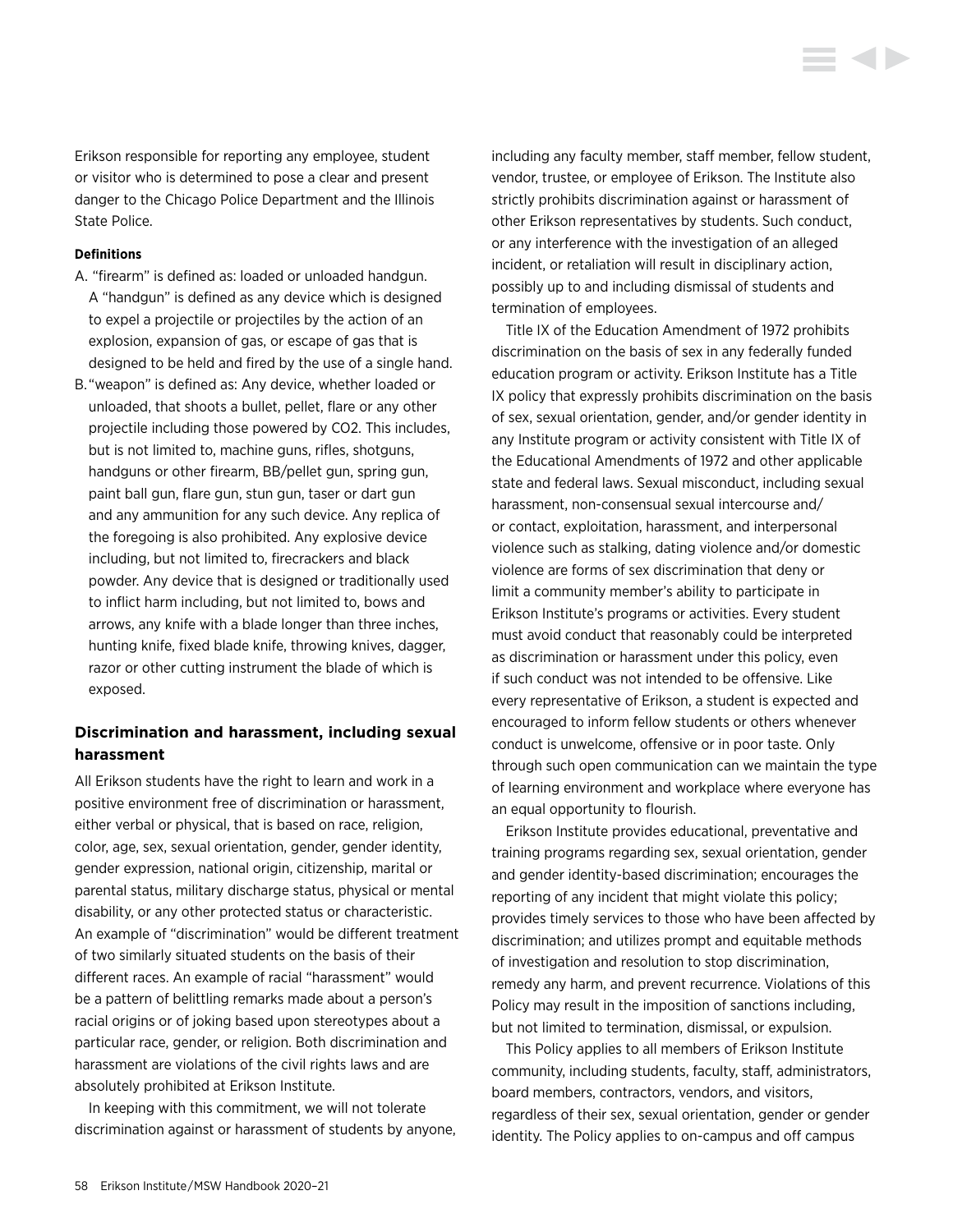Erikson responsible for reporting any employee, student or visitor who is determined to pose a clear and present danger to the Chicago Police Department and the Illinois State Police.

**Definitions**

A. "firearm" is defined as: loaded or unloaded handgun. A "handgun" is defined as any device which is designed to expel a projectile or projectiles by the action of an explosion, expansion of gas, or escape of gas that is designed to be held and fired by the use of a single hand.

B. "weapon" is defined as: Any device, whether loaded or unloaded, that shoots a bullet, pellet, flare or any other projectile including those powered by CO2. This includes, but is not limited to, machine guns, rifles, shotguns, handguns or other firearm, BB/pellet gun, spring gun, paint ball gun, flare gun, stun gun, taser or dart gun and any ammunition for any such device. Any replica of the foregoing is also prohibited. Any explosive device including, but not limited to, firecrackers and black powder. Any device that is designed or traditionally used to inflict harm including, but not limited to, bows and arrows, any knife with a blade longer than three inches, hunting knife, fixed blade knife, throwing knives, dagger, razor or other cutting instrument the blade of which is exposed.

### Discrimination and harassment, including sexual harassment

All Erikson students have the right to learn and work in a positive environment free of discrimination or harassment, either verbal or physical, that is based on race, religion, color, age, sex, sexual orientation, gender, gender identity, gender expression, national origin, citizenship, marital or parental status, military discharge status, physical or mental disability, or any other protected status or characteristic. An example of "discrimination" would be different treatment of two similarly situated students on the basis of their different races. An example of racial "harassment" would be a pattern of belittling remarks made about a person's racial origins or of joking based upon stereotypes about a particular race, gender, or religion. Both discrimination and harassment are violations of the civil rights laws and are absolutely prohibited at Erikson Institute.

In keeping with this commitment, we will not tolerate discrimination against or harassment of students by anyone, including any faculty member, staff member, fellow student, vendor, trustee, or employee of Erikson. The Institute also strictly prohibits discrimination against or harassment of other Erikson representatives by students. Such conduct, or any interference with the investigation of an alleged incident, or retaliation will result in disciplinary action, possibly up to and including dismissal of students and termination of employees.

Title IX of the Education Amendment of 1972 prohibits discrimination on the basis of sex in any federally funded education program or activity. Erikson Institute has a Title IX policy that expressly prohibits discrimination on the basis of sex, sexual orientation, gender, and/or gender identity in any Institute program or activity consistent with Title IX of the Educational Amendments of 1972 and other applicable state and federal laws. Sexual misconduct, including sexual harassment, non-consensual sexual intercourse and/or contact, exploitation, harassment, and interpersonal violence such as stalking, dating violence and/or domestic violence are forms of sex discrimination that deny or limit a community member's ability to participate in Erikson Institute's programs or activities. Every student must avoid conduct that reasonably could be interpreted as discrimination or harassment under this policy, even if such conduct was not intended to be offensive. Like every representative of Erikson, a student is expected and encouraged to inform fellow students or others whenever conduct is unwelcome, offensive or in poor taste. Only through such open communication can we maintain the type of learning environment and workplace where everyone has an equal opportunity to flourish.

Erikson Institute provides educational, preventative and training programs regarding sex, sexual orientation, gender and gender identity-based discrimination; encourages the reporting of any incident that might violate this policy; provides timely services to those who have been affected by discrimination; and utilizes prompt and equitable methods of investigation and resolution to stop discrimination, remedy any harm, and prevent recurrence. Violations of this Policy may result in the imposition of sanctions including, but not limited to termination, dismissal, or expulsion.

This Policy applies to all members of Erikson Institute community, including students, faculty, staff, administrators, board members, contractors, vendors, and visitors, regardless of their sex, sexual orientation, gender or gender identity. The Policy applies to on-campus and off campus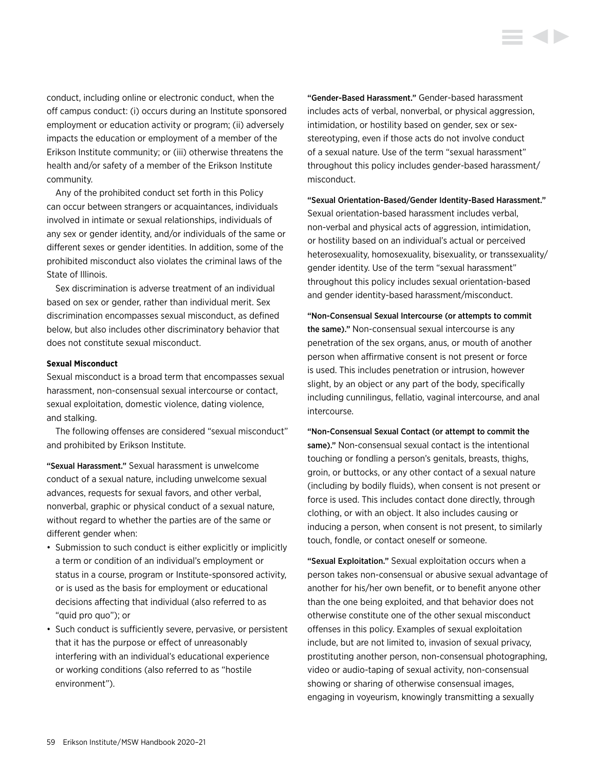conduct, including online or electronic conduct, when the off campus conduct: (i) occurs during an Institute sponsored employment or education activity or program; (ii) adversely impacts the education or employment of a member of the Erikson Institute community; or (iii) otherwise threatens the health and/or safety of a member of the Erikson Institute community.

Any of the prohibited conduct set forth in this Policy can occur between strangers or acquaintances, individuals involved in intimate or sexual relationships, individuals of any sex or gender identity, and/or individuals of the same or different sexes or gender identities. In addition, some of the prohibited misconduct also violates the criminal laws of the State of Illinois.

Sex discrimination is adverse treatment of an individual based on sex or gender, rather than individual merit. Sex discrimination encompasses sexual misconduct, as defined below, but also includes other discriminatory behavior that does not constitute sexual misconduct.

**Sexual Misconduct**

Sexual misconduct is a broad term that encompasses sexual harassment, non-consensual sexual intercourse or contact, sexual exploitation, domestic violence, dating violence, and stalking.

The following offenses are considered "sexual misconduct" and prohibited by Erikson Institute.

**"Sexual Harassment."** Sexual harassment is unwelcome conduct of a sexual nature, including unwelcome sexual advances, requests for sexual favors, and other verbal, nonverbal, graphic or physical conduct of a sexual nature, without regard to whether the parties are of the same or different gender when:

- Submission to such conduct is either explicitly or implicitly a term or condition of an individual's employment or status in a course, program or Institute-sponsored activity, or is used as the basis for employment or educational decisions affecting that individual (also referred to as "quid pro quo"); or
- Such conduct is sufficiently severe, pervasive, or persistent that it has the purpose or effect of unreasonably interfering with an individual's educational experience or working conditions (also referred to as "hostile environment").

**"Gender-Based Harassment."** Gender-based harassment includes acts of verbal, nonverbal, or physical aggression, intimidation, or hostility based on gender, sex or sex-stereotyping, even if those acts do not involve conduct of a sexual nature. Use of the term "sexual harassment" throughout this policy includes gender-based harassment/misconduct.

**"Sexual Orientation-Based/Gender Identity-Based Harassment."** Sexual orientation-based harassment includes verbal, non-verbal and physical acts of aggression, intimidation, or hostility based on an individual's actual or perceived heterosexuality, homosexuality, bisexuality, or transsexuality/gender identity. Use of the term "sexual harassment" throughout this policy includes sexual orientation-based and gender identity-based harassment/misconduct.

**"Non-Consensual Sexual Intercourse (or attempts to commit the same)."** Non-consensual sexual intercourse is any penetration of the sex organs, anus, or mouth of another person when affirmative consent is not present or force is used. This includes penetration or intrusion, however slight, by an object or any part of the body, specifically including cunnilingus, fellatio, vaginal intercourse, and anal intercourse.

**"Non-Consensual Sexual Contact (or attempt to commit the same)."** Non-consensual sexual contact is the intentional touching or fondling a person's genitals, breasts, thighs, groin, or buttocks, or any other contact of a sexual nature (including by bodily fluids), when consent is not present or force is used. This includes contact done directly, through clothing, or with an object. It also includes causing or inducing a person, when consent is not present, to similarly touch, fondle, or contact oneself or someone.

**"Sexual Exploitation."** Sexual exploitation occurs when a person takes non-consensual or abusive sexual advantage of another for his/her own benefit, or to benefit anyone other than the one being exploited, and that behavior does not otherwise constitute one of the other sexual misconduct offenses in this policy. Examples of sexual exploitation include, but are not limited to, invasion of sexual privacy, prostituting another person, non-consensual photographing, video or audio-taping of sexual activity, non-consensual showing or sharing of otherwise consensual images, engaging in voyeurism, knowingly transmitting a sexually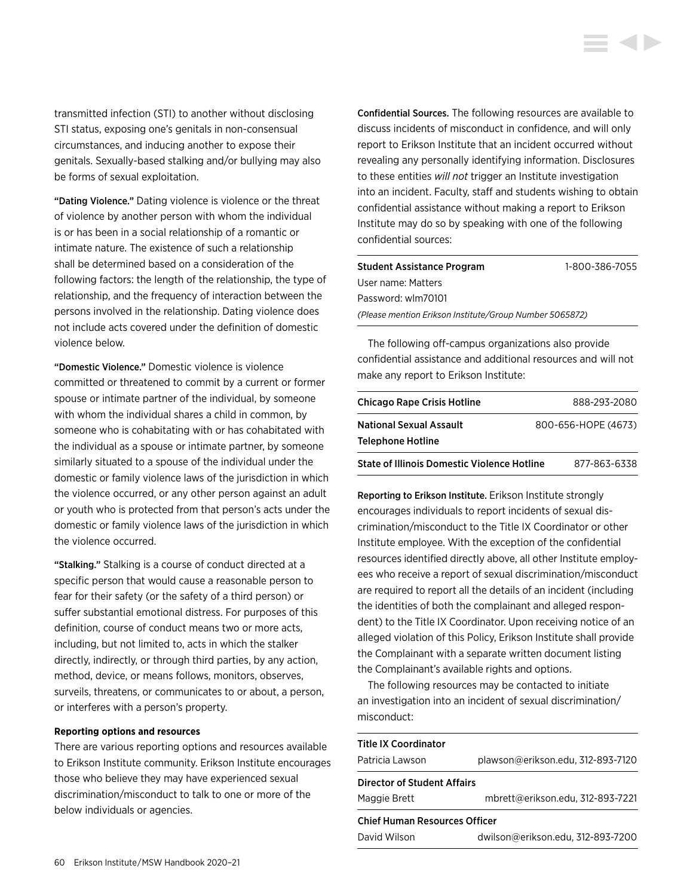transmitted infection (STI) to another without disclosing STI status, exposing one's genitals in non-consensual circumstances, and inducing another to expose their genitals. Sexually-based stalking and/or bullying may also be forms of sexual exploitation.

**"Dating Violence."** Dating violence is violence or the threat of violence by another person with whom the individual is or has been in a social relationship of a romantic or intimate nature. The existence of such a relationship shall be determined based on a consideration of the following factors: the length of the relationship, the type of relationship, and the frequency of interaction between the persons involved in the relationship. Dating violence does not include acts covered under the definition of domestic violence below.

**"Domestic Violence."** Domestic violence is violence committed or threatened to commit by a current or former spouse or intimate partner of the individual, by someone with whom the individual shares a child in common, by someone who is cohabitating with or has cohabitated with the individual as a spouse or intimate partner, by someone similarly situated to a spouse of the individual under the domestic or family violence laws of the jurisdiction in which the violence occurred, or any other person against an adult or youth who is protected from that person's acts under the domestic or family violence laws of the jurisdiction in which the violence occurred.

**"Stalking."** Stalking is a course of conduct directed at a specific person that would cause a reasonable person to fear for their safety (or the safety of a third person) or suffer substantial emotional distress. For purposes of this definition, course of conduct means two or more acts, including, but not limited to, acts in which the stalker directly, indirectly, or through third parties, by any action, method, device, or means follows, monitors, observes, surveils, threatens, or communicates to or about, a person, or interferes with a person's property.

#### Reporting options and resources

There are various reporting options and resources available to Erikson Institute community. Erikson Institute encourages those who believe they may have experienced sexual discrimination/misconduct to talk to one or more of the below individuals or agencies.

**Confidential Sources.** The following resources are available to discuss incidents of misconduct in confidence, and will only report to Erikson Institute that an incident occurred without revealing any personally identifying information. Disclosures to these entities *will not* trigger an Institute investigation into an incident. Faculty, staff and students wishing to obtain confidential assistance without making a report to Erikson Institute may do so by speaking with one of the following confidential sources:

| | |
|---|---|
| **Student Assistance Program** | 1-800-386-7055 |
| User name: Matters | |
| Password: wlm70101 | |
| *(Please mention Erikson Institute/Group Number 5065872)* | |

The following off-campus organizations also provide confidential assistance and additional resources and will not make any report to Erikson Institute:

| | |
|---|---|
| **Chicago Rape Crisis Hotline** | 888-293-2080 |
| **National Sexual Assault Telephone Hotline** | 800-656-HOPE (4673) |
| **State of Illinois Domestic Violence Hotline** | 877-863-6338 |

**Reporting to Erikson Institute.** Erikson Institute strongly encourages individuals to report incidents of sexual discrimination/misconduct to the Title IX Coordinator or other Institute employee. With the exception of the confidential resources identified directly above, all other Institute employees who receive a report of sexual discrimination/misconduct are required to report all the details of an incident (including the identities of both the complainant and alleged respondent) to the Title IX Coordinator. Upon receiving notice of an alleged violation of this Policy, Erikson Institute shall provide the Complainant with a separate written document listing the Complainant's available rights and options.

The following resources may be contacted to initiate an investigation into an incident of sexual discrimination/misconduct:

| | |
|---|---|
| **Title IX Coordinator** | |
| Patricia Lawson | plawson@erikson.edu, 312-893-7120 |
| **Director of Student Affairs** | |
| Maggie Brett | mbrett@erikson.edu, 312-893-7221 |
| **Chief Human Resources Officer** | |
| David Wilson | dwilson@erikson.edu, 312-893-7200 |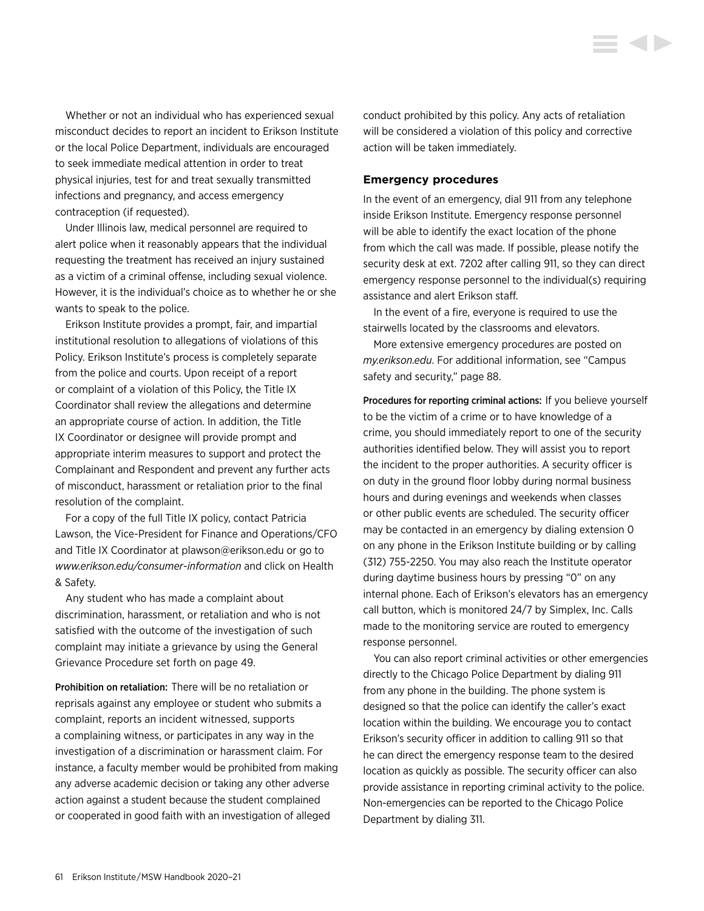Whether or not an individual who has experienced sexual misconduct decides to report an incident to Erikson Institute or the local Police Department, individuals are encouraged to seek immediate medical attention in order to treat physical injuries, test for and treat sexually transmitted infections and pregnancy, and access emergency contraception (if requested).

Under Illinois law, medical personnel are required to alert police when it reasonably appears that the individual requesting the treatment has received an injury sustained as a victim of a criminal offense, including sexual violence. However, it is the individual's choice as to whether he or she wants to speak to the police.

Erikson Institute provides a prompt, fair, and impartial institutional resolution to allegations of violations of this Policy. Erikson Institute's process is completely separate from the police and courts. Upon receipt of a report or complaint of a violation of this Policy, the Title IX Coordinator shall review the allegations and determine an appropriate course of action. In addition, the Title IX Coordinator or designee will provide prompt and appropriate interim measures to support and protect the Complainant and Respondent and prevent any further acts of misconduct, harassment or retaliation prior to the final resolution of the complaint.

For a copy of the full Title IX policy, contact Patricia Lawson, the Vice-President for Finance and Operations/CFO and Title IX Coordinator at plawson@erikson.edu or go to *www.erikson.edu/consumer-information* and click on Health & Safety.

Any student who has made a complaint about discrimination, harassment, or retaliation and who is not satisfied with the outcome of the investigation of such complaint may initiate a grievance by using the General Grievance Procedure set forth on page 49.

**Prohibition on retaliation:** There will be no retaliation or reprisals against any employee or student who submits a complaint, reports an incident witnessed, supports a complaining witness, or participates in any way in the investigation of a discrimination or harassment claim. For instance, a faculty member would be prohibited from making any adverse academic decision or taking any other adverse action against a student because the student complained or cooperated in good faith with an investigation of alleged conduct prohibited by this policy. Any acts of retaliation will be considered a violation of this policy and corrective action will be taken immediately.

### Emergency procedures

In the event of an emergency, dial 911 from any telephone inside Erikson Institute. Emergency response personnel will be able to identify the exact location of the phone from which the call was made. If possible, please notify the security desk at ext. 7202 after calling 911, so they can direct emergency response personnel to the individual(s) requiring assistance and alert Erikson staff.

In the event of a fire, everyone is required to use the stairwells located by the classrooms and elevators.

More extensive emergency procedures are posted on *my.erikson.edu*. For additional information, see "Campus safety and security," page 88.

**Procedures for reporting criminal actions:** If you believe yourself to be the victim of a crime or to have knowledge of a crime, you should immediately report to one of the security authorities identified below. They will assist you to report the incident to the proper authorities. A security officer is on duty in the ground floor lobby during normal business hours and during evenings and weekends when classes or other public events are scheduled. The security officer may be contacted in an emergency by dialing extension 0 on any phone in the Erikson Institute building or by calling (312) 755-2250. You may also reach the Institute operator during daytime business hours by pressing "0" on any internal phone. Each of Erikson's elevators has an emergency call button, which is monitored 24/7 by Simplex, Inc. Calls made to the monitoring service are routed to emergency response personnel.

You can also report criminal activities or other emergencies directly to the Chicago Police Department by dialing 911 from any phone in the building. The phone system is designed so that the police can identify the caller's exact location within the building. We encourage you to contact Erikson's security officer in addition to calling 911 so that he can direct the emergency response team to the desired location as quickly as possible. The security officer can also provide assistance in reporting criminal activity to the police. Non-emergencies can be reported to the Chicago Police Department by dialing 311.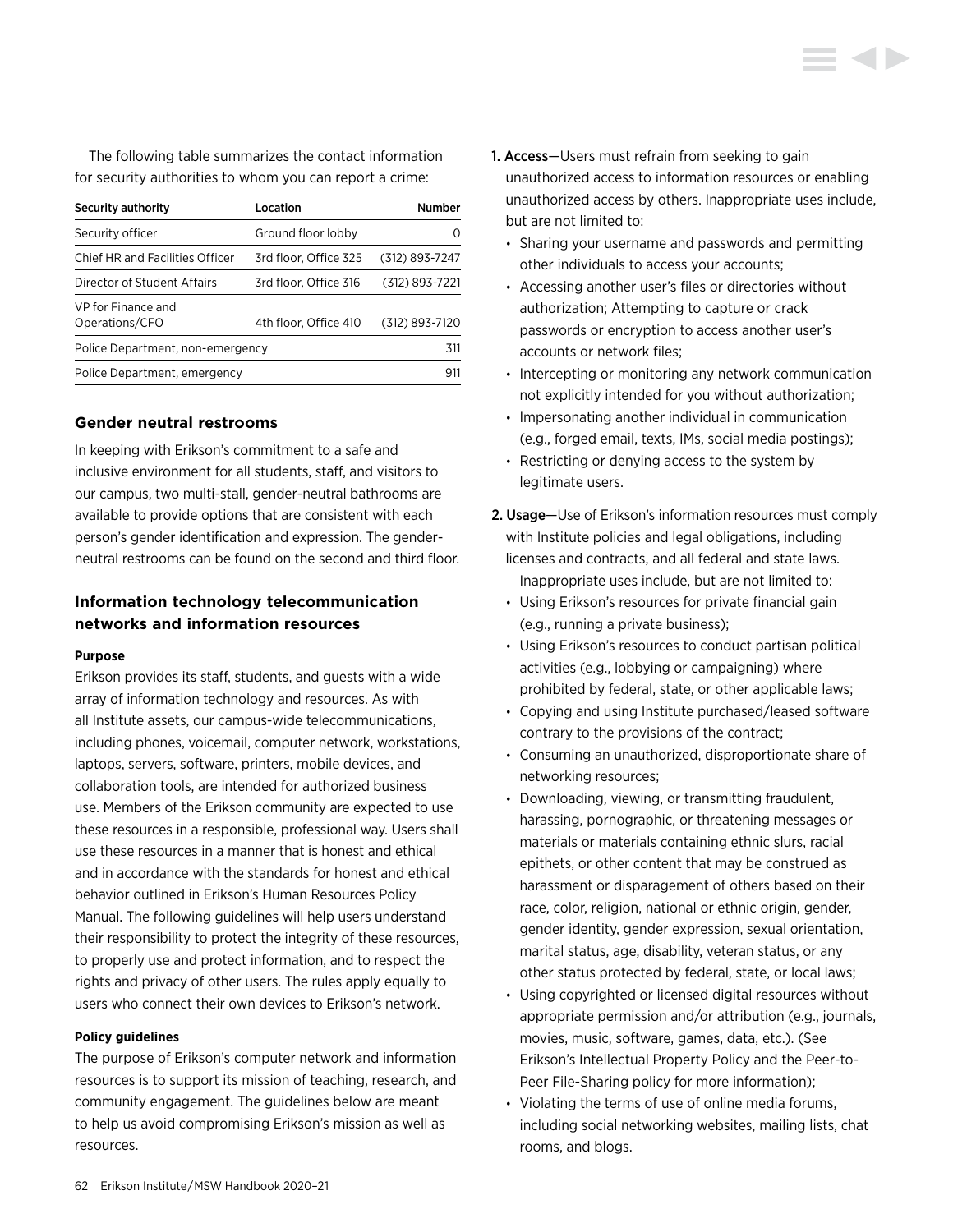The following table summarizes the contact information for security authorities to whom you can report a crime:

| Security authority | Location | Number |
|---|---|---|
| Security officer | Ground floor lobby | 0 |
| Chief HR and Facilities Officer | 3rd floor, Office 325 | (312) 893-7247 |
| Director of Student Affairs | 3rd floor, Office 316 | (312) 893-7221 |
| VP for Finance and Operations/CFO | 4th floor, Office 410 | (312) 893-7120 |
| Police Department, non-emergency | | 311 |
| Police Department, emergency | | 911 |

### Gender neutral restrooms

In keeping with Erikson's commitment to a safe and inclusive environment for all students, staff, and visitors to our campus, two multi-stall, gender-neutral bathrooms are available to provide options that are consistent with each person's gender identification and expression. The gender-neutral restrooms can be found on the second and third floor.

### Information technology telecommunication networks and information resources

#### Purpose

Erikson provides its staff, students, and guests with a wide array of information technology and resources. As with all Institute assets, our campus-wide telecommunications, including phones, voicemail, computer network, workstations, laptops, servers, software, printers, mobile devices, and collaboration tools, are intended for authorized business use. Members of the Erikson community are expected to use these resources in a responsible, professional way. Users shall use these resources in a manner that is honest and ethical and in accordance with the standards for honest and ethical behavior outlined in Erikson's Human Resources Policy Manual. The following guidelines will help users understand their responsibility to protect the integrity of these resources, to properly use and protect information, and to respect the rights and privacy of other users. The rules apply equally to users who connect their own devices to Erikson's network.

#### Policy guidelines

The purpose of Erikson's computer network and information resources is to support its mission of teaching, research, and community engagement. The guidelines below are meant to help us avoid compromising Erikson's mission as well as resources.

1. **Access**—Users must refrain from seeking to gain unauthorized access to information resources or enabling unauthorized access by others. Inappropriate uses include, but are not limited to:
   - Sharing your username and passwords and permitting other individuals to access your accounts;
   - Accessing another user's files or directories without authorization; Attempting to capture or crack passwords or encryption to access another user's accounts or network files;
   - Intercepting or monitoring any network communication not explicitly intended for you without authorization;
   - Impersonating another individual in communication (e.g., forged email, texts, IMs, social media postings);
   - Restricting or denying access to the system by legitimate users.
2. **Usage**—Use of Erikson's information resources must comply with Institute policies and legal obligations, including licenses and contracts, and all federal and state laws. Inappropriate uses include, but are not limited to:
   - Using Erikson's resources for private financial gain (e.g., running a private business);
   - Using Erikson's resources to conduct partisan political activities (e.g., lobbying or campaigning) where prohibited by federal, state, or other applicable laws;
   - Copying and using Institute purchased/leased software contrary to the provisions of the contract;
   - Consuming an unauthorized, disproportionate share of networking resources;
   - Downloading, viewing, or transmitting fraudulent, harassing, pornographic, or threatening messages or materials or materials containing ethnic slurs, racial epithets, or other content that may be construed as harassment or disparagement of others based on their race, color, religion, national or ethnic origin, gender, gender identity, gender expression, sexual orientation, marital status, age, disability, veteran status, or any other status protected by federal, state, or local laws;
   - Using copyrighted or licensed digital resources without appropriate permission and/or attribution (e.g., journals, movies, music, software, games, data, etc.). (See Erikson's Intellectual Property Policy and the Peer-to-Peer File-Sharing policy for more information);
   - Violating the terms of use of online media forums, including social networking websites, mailing lists, chat rooms, and blogs.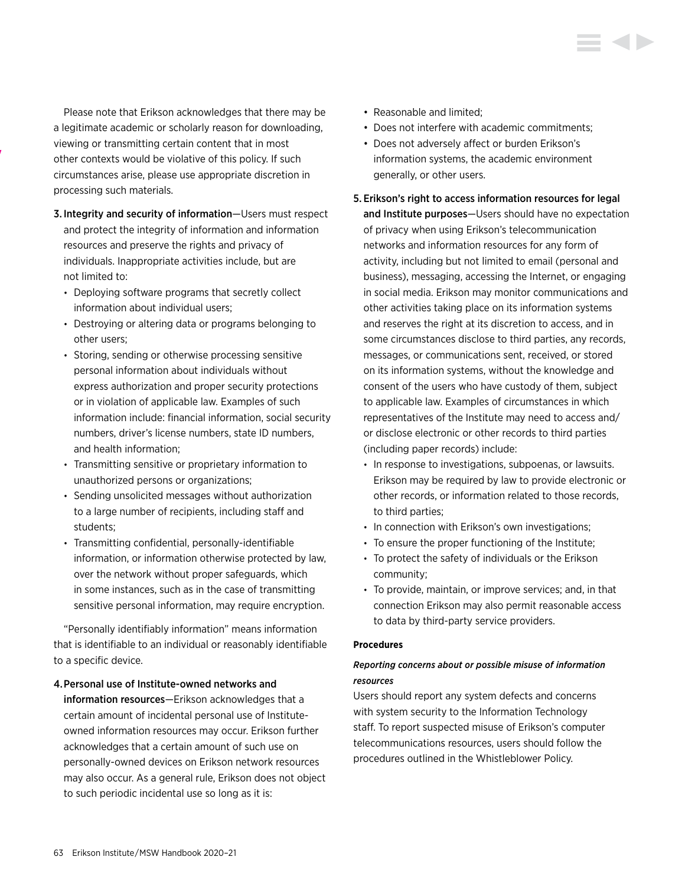Please note that Erikson acknowledges that there may be a legitimate academic or scholarly reason for downloading, viewing or transmitting certain content that in most other contexts would be violative of this policy. If such circumstances arise, please use appropriate discretion in processing such materials.

3. **Integrity and security of information**—Users must respect and protect the integrity of information and information resources and preserve the rights and privacy of individuals. Inappropriate activities include, but are not limited to:
   - Deploying software programs that secretly collect information about individual users;
   - Destroying or altering data or programs belonging to other users;
   - Storing, sending or otherwise processing sensitive personal information about individuals without express authorization and proper security protections or in violation of applicable law. Examples of such information include: financial information, social security numbers, driver's license numbers, state ID numbers, and health information;
   - Transmitting sensitive or proprietary information to unauthorized persons or organizations;
   - Sending unsolicited messages without authorization to a large number of recipients, including staff and students;
   - Transmitting confidential, personally-identifiable information, or information otherwise protected by law, over the network without proper safeguards, which in some instances, such as in the case of transmitting sensitive personal information, may require encryption.

"Personally identifiably information" means information that is identifiable to an individual or reasonably identifiable to a specific device.

4. **Personal use of Institute-owned networks and information resources**—Erikson acknowledges that a certain amount of incidental personal use of Institute-owned information resources may occur. Erikson further acknowledges that a certain amount of such use on personally-owned devices on Erikson network resources may also occur. As a general rule, Erikson does not object to such periodic incidental use so long as it is:
   - Reasonable and limited;
   - Does not interfere with academic commitments;
   - Does not adversely affect or burden Erikson's information systems, the academic environment generally, or other users.

5. **Erikson's right to access information resources for legal and Institute purposes**—Users should have no expectation of privacy when using Erikson's telecommunication networks and information resources for any form of activity, including but not limited to email (personal and business), messaging, accessing the Internet, or engaging in social media. Erikson may monitor communications and other activities taking place on its information systems and reserves the right at its discretion to access, and in some circumstances disclose to third parties, any records, messages, or communications sent, received, or stored on its information systems, without the knowledge and consent of the users who have custody of them, subject to applicable law. Examples of circumstances in which representatives of the Institute may need to access and/or disclose electronic or other records to third parties (including paper records) include:
   - In response to investigations, subpoenas, or lawsuits. Erikson may be required by law to provide electronic or other records, or information related to those records, to third parties;
   - In connection with Erikson's own investigations;
   - To ensure the proper functioning of the Institute;
   - To protect the safety of individuals or the Erikson community;
   - To provide, maintain, or improve services; and, in that connection Erikson may also permit reasonable access to data by third-party service providers.

**Procedures**

***Reporting concerns about or possible misuse of information resources***

Users should report any system defects and concerns with system security to the Information Technology staff. To report suspected misuse of Erikson's computer telecommunications resources, users should follow the procedures outlined in the Whistleblower Policy.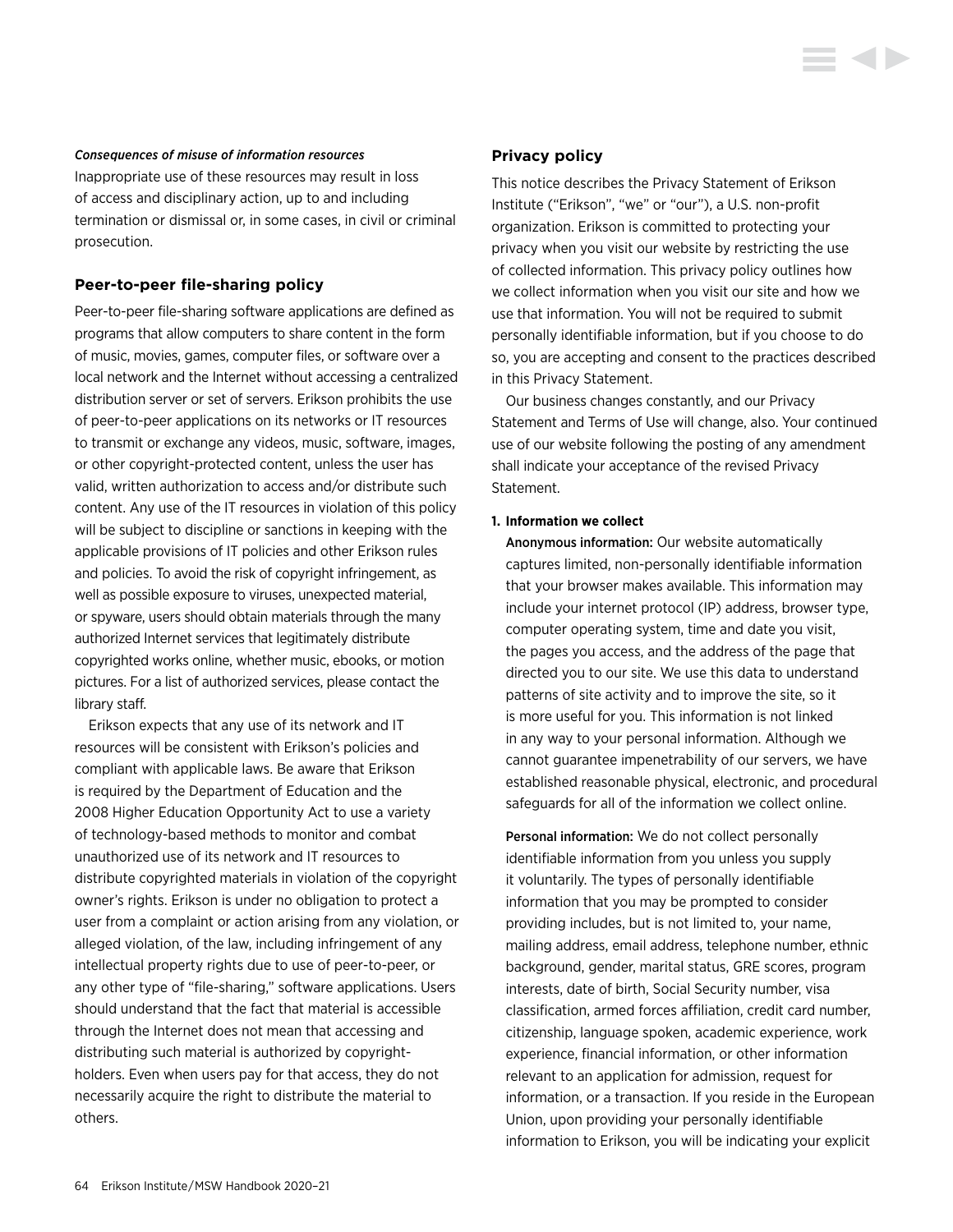*Consequences of misuse of information resources*

Inappropriate use of these resources may result in loss of access and disciplinary action, up to and including termination or dismissal or, in some cases, in civil or criminal prosecution.

## Peer-to-peer file-sharing policy

Peer-to-peer file-sharing software applications are defined as programs that allow computers to share content in the form of music, movies, games, computer files, or software over a local network and the Internet without accessing a centralized distribution server or set of servers. Erikson prohibits the use of peer-to-peer applications on its networks or IT resources to transmit or exchange any videos, music, software, images, or other copyright-protected content, unless the user has valid, written authorization to access and/or distribute such content. Any use of the IT resources in violation of this policy will be subject to discipline or sanctions in keeping with the applicable provisions of IT policies and other Erikson rules and policies. To avoid the risk of copyright infringement, as well as possible exposure to viruses, unexpected material, or spyware, users should obtain materials through the many authorized Internet services that legitimately distribute copyrighted works online, whether music, ebooks, or motion pictures. For a list of authorized services, please contact the library staff.

Erikson expects that any use of its network and IT resources will be consistent with Erikson's policies and compliant with applicable laws. Be aware that Erikson is required by the Department of Education and the 2008 Higher Education Opportunity Act to use a variety of technology-based methods to monitor and combat unauthorized use of its network and IT resources to distribute copyrighted materials in violation of the copyright owner's rights. Erikson is under no obligation to protect a user from a complaint or action arising from any violation, or alleged violation, of the law, including infringement of any intellectual property rights due to use of peer-to-peer, or any other type of "file-sharing," software applications. Users should understand that the fact that material is accessible through the Internet does not mean that accessing and distributing such material is authorized by copyright-holders. Even when users pay for that access, they do not necessarily acquire the right to distribute the material to others.

## Privacy policy

This notice describes the Privacy Statement of Erikson Institute ("Erikson", "we" or "our"), a U.S. non-profit organization. Erikson is committed to protecting your privacy when you visit our website by restricting the use of collected information. This privacy policy outlines how we collect information when you visit our site and how we use that information. You will not be required to submit personally identifiable information, but if you choose to do so, you are accepting and consent to the practices described in this Privacy Statement.

Our business changes constantly, and our Privacy Statement and Terms of Use will change, also. Your continued use of our website following the posting of any amendment shall indicate your acceptance of the revised Privacy Statement.

**1. Information we collect**

**Anonymous information:** Our website automatically captures limited, non-personally identifiable information that your browser makes available. This information may include your internet protocol (IP) address, browser type, computer operating system, time and date you visit, the pages you access, and the address of the page that directed you to our site. We use this data to understand patterns of site activity and to improve the site, so it is more useful for you. This information is not linked in any way to your personal information. Although we cannot guarantee impenetrability of our servers, we have established reasonable physical, electronic, and procedural safeguards for all of the information we collect online.

**Personal information:** We do not collect personally identifiable information from you unless you supply it voluntarily. The types of personally identifiable information that you may be prompted to consider providing includes, but is not limited to, your name, mailing address, email address, telephone number, ethnic background, gender, marital status, GRE scores, program interests, date of birth, Social Security number, visa classification, armed forces affiliation, credit card number, citizenship, language spoken, academic experience, work experience, financial information, or other information relevant to an application for admission, request for information, or a transaction. If you reside in the European Union, upon providing your personally identifiable information to Erikson, you will be indicating your explicit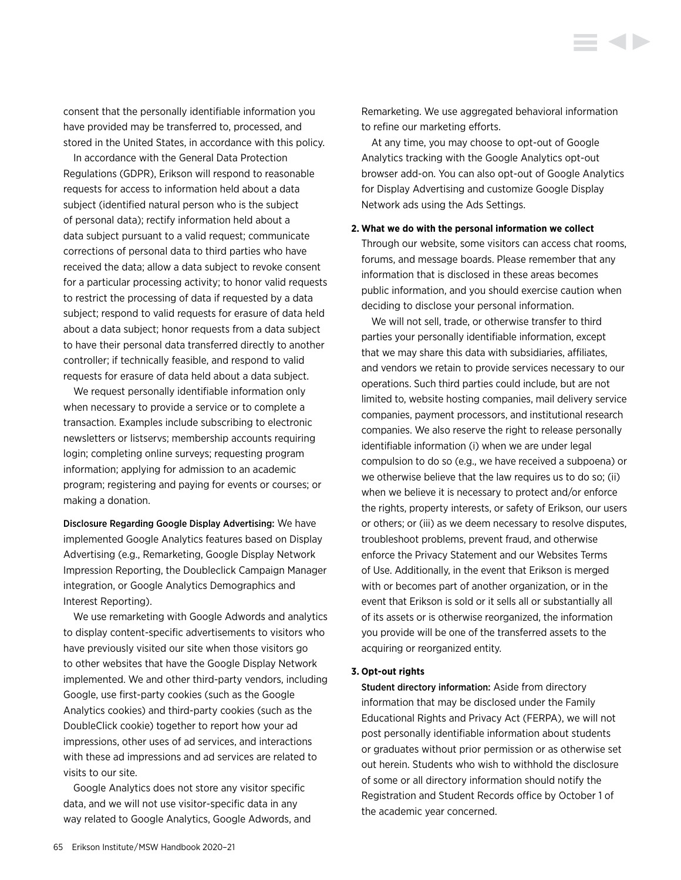consent that the personally identifiable information you have provided may be transferred to, processed, and stored in the United States, in accordance with this policy.

In accordance with the General Data Protection Regulations (GDPR), Erikson will respond to reasonable requests for access to information held about a data subject (identified natural person who is the subject of personal data); rectify information held about a data subject pursuant to a valid request; communicate corrections of personal data to third parties who have received the data; allow a data subject to revoke consent for a particular processing activity; to honor valid requests to restrict the processing of data if requested by a data subject; respond to valid requests for erasure of data held about a data subject; honor requests from a data subject to have their personal data transferred directly to another controller; if technically feasible, and respond to valid requests for erasure of data held about a data subject.

We request personally identifiable information only when necessary to provide a service or to complete a transaction. Examples include subscribing to electronic newsletters or listservs; membership accounts requiring login; completing online surveys; requesting program information; applying for admission to an academic program; registering and paying for events or courses; or making a donation.

Disclosure Regarding Google Display Advertising: We have implemented Google Analytics features based on Display Advertising (e.g., Remarketing, Google Display Network Impression Reporting, the Doubleclick Campaign Manager integration, or Google Analytics Demographics and Interest Reporting).

We use remarketing with Google Adwords and analytics to display content-specific advertisements to visitors who have previously visited our site when those visitors go to other websites that have the Google Display Network implemented. We and other third-party vendors, including Google, use first-party cookies (such as the Google Analytics cookies) and third-party cookies (such as the DoubleClick cookie) together to report how your ad impressions, other uses of ad services, and interactions with these ad impressions and ad services are related to visits to our site.

Google Analytics does not store any visitor specific data, and we will not use visitor-specific data in any way related to Google Analytics, Google Adwords, and Remarketing. We use aggregated behavioral information to refine our marketing efforts.

At any time, you may choose to opt-out of Google Analytics tracking with the Google Analytics opt-out browser add-on. You can also opt-out of Google Analytics for Display Advertising and customize Google Display Network ads using the Ads Settings.

**2. What we do with the personal information we collect**

Through our website, some visitors can access chat rooms, forums, and message boards. Please remember that any information that is disclosed in these areas becomes public information, and you should exercise caution when deciding to disclose your personal information.

We will not sell, trade, or otherwise transfer to third parties your personally identifiable information, except that we may share this data with subsidiaries, affiliates, and vendors we retain to provide services necessary to our operations. Such third parties could include, but are not limited to, website hosting companies, mail delivery service companies, payment processors, and institutional research companies. We also reserve the right to release personally identifiable information (i) when we are under legal compulsion to do so (e.g., we have received a subpoena) or we otherwise believe that the law requires us to do so; (ii) when we believe it is necessary to protect and/or enforce the rights, property interests, or safety of Erikson, our users or others; or (iii) as we deem necessary to resolve disputes, troubleshoot problems, prevent fraud, and otherwise enforce the Privacy Statement and our Websites Terms of Use. Additionally, in the event that Erikson is merged with or becomes part of another organization, or in the event that Erikson is sold or it sells all or substantially all of its assets or is otherwise reorganized, the information you provide will be one of the transferred assets to the acquiring or reorganized entity.

**3. Opt-out rights**

Student directory information: Aside from directory information that may be disclosed under the Family Educational Rights and Privacy Act (FERPA), we will not post personally identifiable information about students or graduates without prior permission or as otherwise set out herein. Students who wish to withhold the disclosure of some or all directory information should notify the Registration and Student Records office by October 1 of the academic year concerned.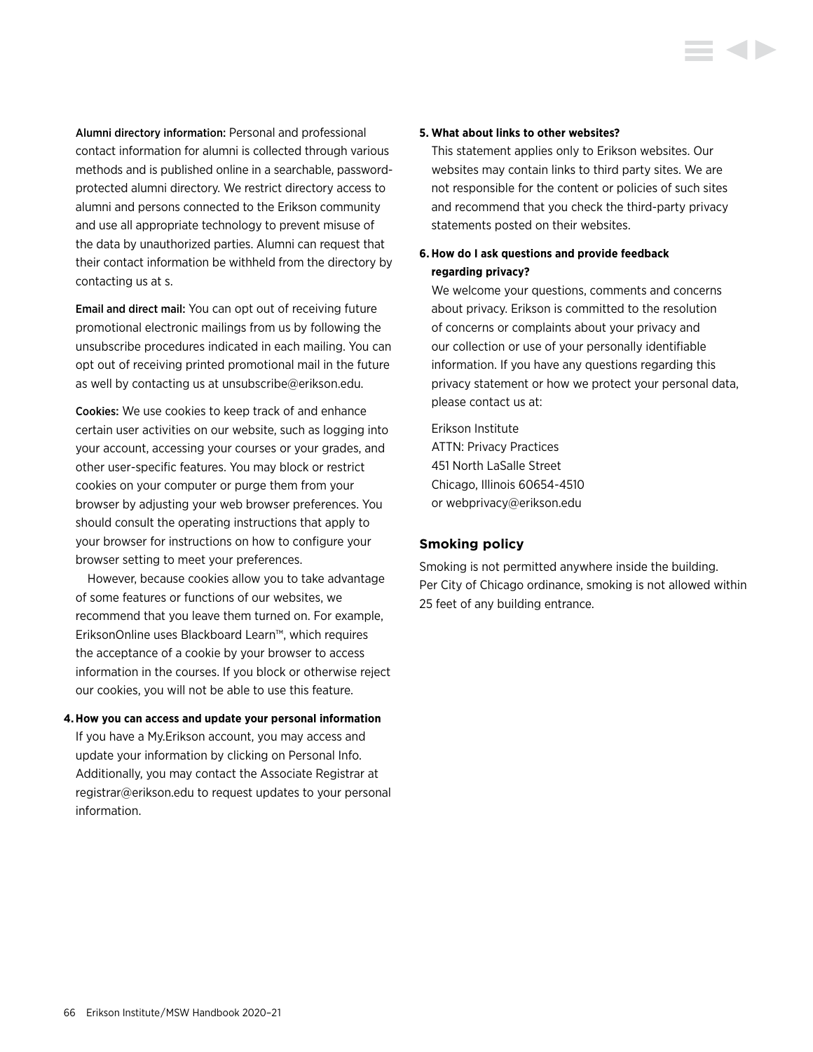**Alumni directory information:** Personal and professional contact information for alumni is collected through various methods and is published online in a searchable, password-protected alumni directory. We restrict directory access to alumni and persons connected to the Erikson community and use all appropriate technology to prevent misuse of the data by unauthorized parties. Alumni can request that their contact information be withheld from the directory by contacting us at s.

**Email and direct mail:** You can opt out of receiving future promotional electronic mailings from us by following the unsubscribe procedures indicated in each mailing. You can opt out of receiving printed promotional mail in the future as well by contacting us at unsubscribe@erikson.edu.

**Cookies:** We use cookies to keep track of and enhance certain user activities on our website, such as logging into your account, accessing your courses or your grades, and other user-specific features. You may block or restrict cookies on your computer or purge them from your browser by adjusting your web browser preferences. You should consult the operating instructions that apply to your browser for instructions on how to configure your browser setting to meet your preferences.

However, because cookies allow you to take advantage of some features or functions of our websites, we recommend that you leave them turned on. For example, EriksonOnline uses Blackboard Learn™, which requires the acceptance of a cookie by your browser to access information in the courses. If you block or otherwise reject our cookies, you will not be able to use this feature.

**4. How you can access and update your personal information**

If you have a My.Erikson account, you may access and update your information by clicking on Personal Info. Additionally, you may contact the Associate Registrar at registrar@erikson.edu to request updates to your personal information.

**5. What about links to other websites?**

This statement applies only to Erikson websites. Our websites may contain links to third party sites. We are not responsible for the content or policies of such sites and recommend that you check the third-party privacy statements posted on their websites.

**6. How do I ask questions and provide feedback regarding privacy?**

We welcome your questions, comments and concerns about privacy. Erikson is committed to the resolution of concerns or complaints about your privacy and our collection or use of your personally identifiable information. If you have any questions regarding this privacy statement or how we protect your personal data, please contact us at:

Erikson Institute
ATTN: Privacy Practices
451 North LaSalle Street
Chicago, Illinois 60654-4510
or webprivacy@erikson.edu

## Smoking policy

Smoking is not permitted anywhere inside the building. Per City of Chicago ordinance, smoking is not allowed within 25 feet of any building entrance.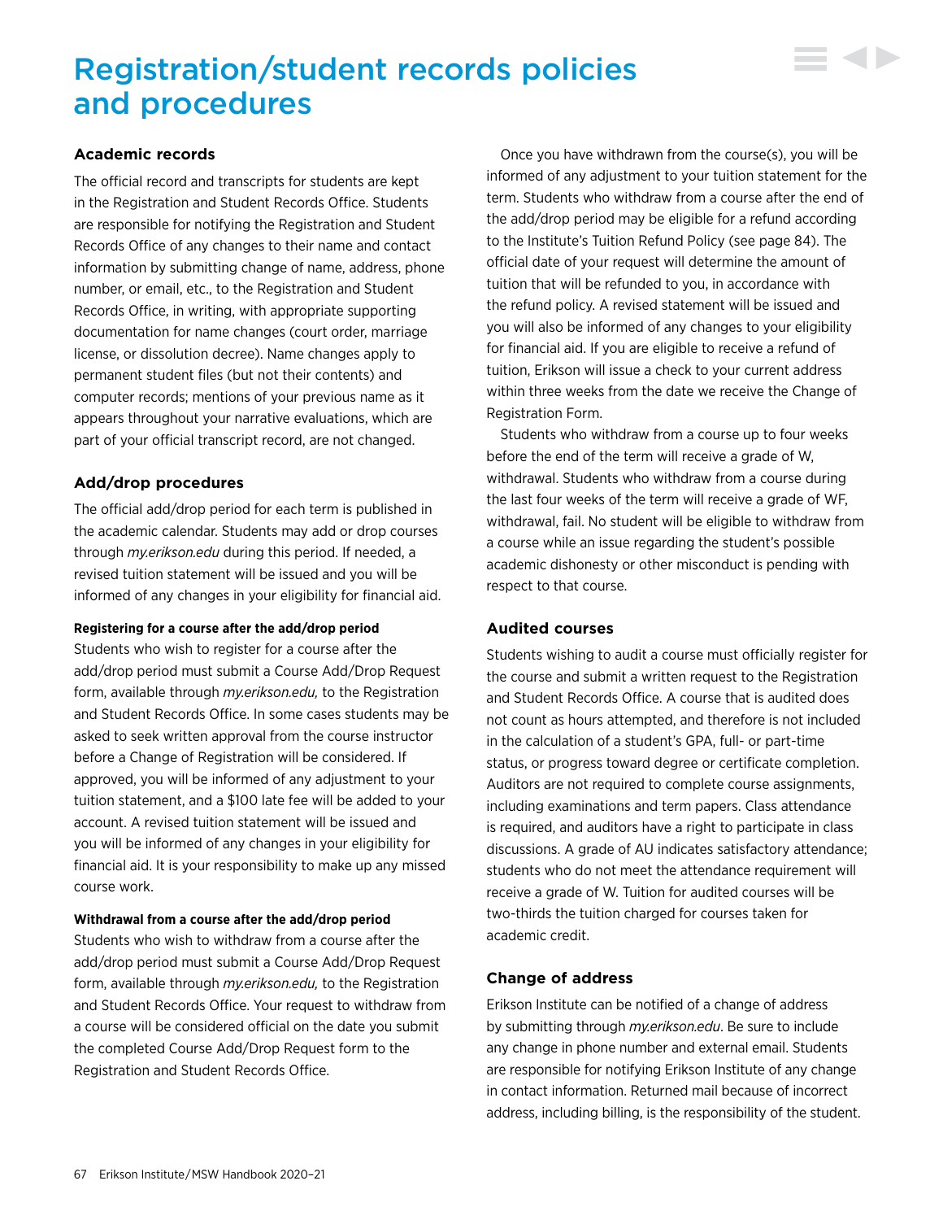# Registration/student records policies and procedures

## Academic records

The official record and transcripts for students are kept in the Registration and Student Records Office. Students are responsible for notifying the Registration and Student Records Office of any changes to their name and contact information by submitting change of name, address, phone number, or email, etc., to the Registration and Student Records Office, in writing, with appropriate supporting documentation for name changes (court order, marriage license, or dissolution decree). Name changes apply to permanent student files (but not their contents) and computer records; mentions of your previous name as it appears throughout your narrative evaluations, which are part of your official transcript record, are not changed.

## Add/drop procedures

The official add/drop period for each term is published in the academic calendar. Students may add or drop courses through *my.erikson.edu* during this period. If needed, a revised tuition statement will be issued and you will be informed of any changes in your eligibility for financial aid.

#### Registering for a course after the add/drop period

Students who wish to register for a course after the add/drop period must submit a Course Add/Drop Request form, available through *my.erikson.edu,* to the Registration and Student Records Office. In some cases students may be asked to seek written approval from the course instructor before a Change of Registration will be considered. If approved, you will be informed of any adjustment to your tuition statement, and a $100 late fee will be added to your account. A revised tuition statement will be issued and you will be informed of any changes in your eligibility for financial aid. It is your responsibility to make up any missed course work.

#### Withdrawal from a course after the add/drop period

Students who wish to withdraw from a course after the add/drop period must submit a Course Add/Drop Request form, available through *my.erikson.edu,* to the Registration and Student Records Office. Your request to withdraw from a course will be considered official on the date you submit the completed Course Add/Drop Request form to the Registration and Student Records Office.

Once you have withdrawn from the course(s), you will be informed of any adjustment to your tuition statement for the term. Students who withdraw from a course after the end of the add/drop period may be eligible for a refund according to the Institute's Tuition Refund Policy (see page 84). The official date of your request will determine the amount of tuition that will be refunded to you, in accordance with the refund policy. A revised statement will be issued and you will also be informed of any changes to your eligibility for financial aid. If you are eligible to receive a refund of tuition, Erikson will issue a check to your current address within three weeks from the date we receive the Change of Registration Form.

Students who withdraw from a course up to four weeks before the end of the term will receive a grade of W, withdrawal. Students who withdraw from a course during the last four weeks of the term will receive a grade of WF, withdrawal, fail. No student will be eligible to withdraw from a course while an issue regarding the student's possible academic dishonesty or other misconduct is pending with respect to that course.

## Audited courses

Students wishing to audit a course must officially register for the course and submit a written request to the Registration and Student Records Office. A course that is audited does not count as hours attempted, and therefore is not included in the calculation of a student's GPA, full- or part-time status, or progress toward degree or certificate completion. Auditors are not required to complete course assignments, including examinations and term papers. Class attendance is required, and auditors have a right to participate in class discussions. A grade of AU indicates satisfactory attendance; students who do not meet the attendance requirement will receive a grade of W. Tuition for audited courses will be two-thirds the tuition charged for courses taken for academic credit.

## Change of address

Erikson Institute can be notified of a change of address by submitting through *my.erikson.edu*. Be sure to include any change in phone number and external email. Students are responsible for notifying Erikson Institute of any change in contact information. Returned mail because of incorrect address, including billing, is the responsibility of the student.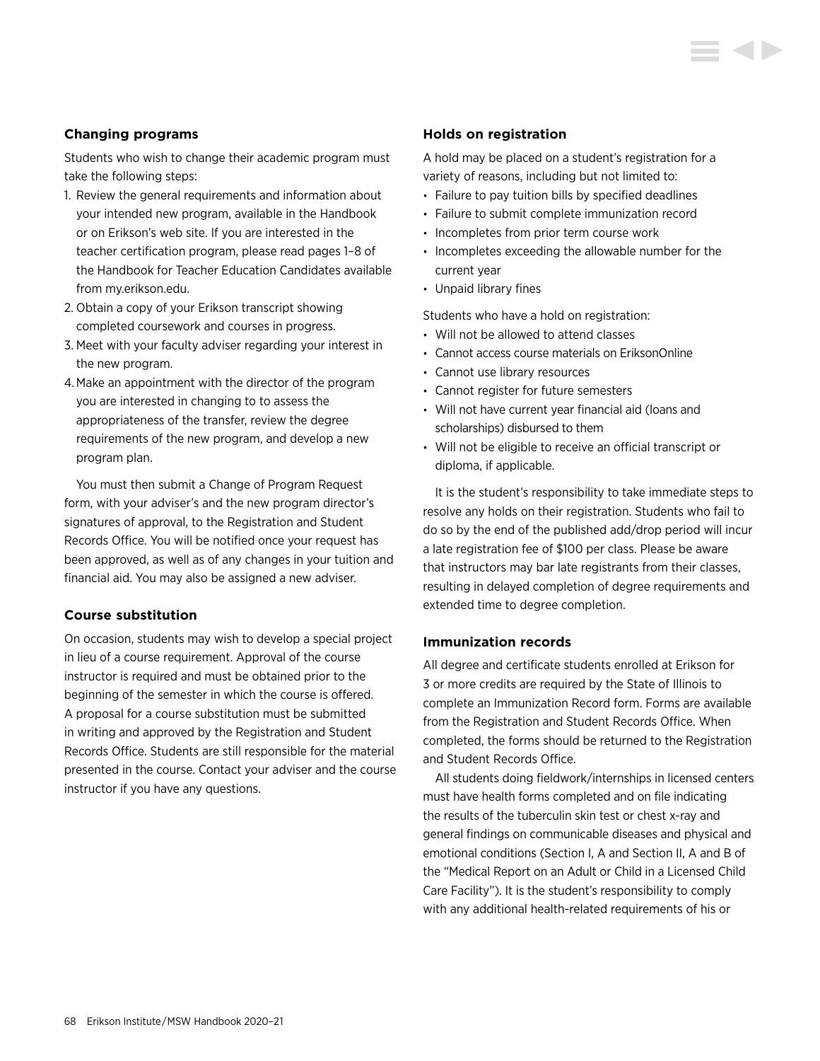### Changing programs

Students who wish to change their academic program must take the following steps:

1. Review the general requirements and information about your intended new program, available in the Handbook or on Erikson's web site. If you are interested in the teacher certification program, please read pages 1–8 of the Handbook for Teacher Education Candidates available from my.erikson.edu.
2. Obtain a copy of your Erikson transcript showing completed coursework and courses in progress.
3. Meet with your faculty adviser regarding your interest in the new program.
4. Make an appointment with the director of the program you are interested in changing to to assess the appropriateness of the transfer, review the degree requirements of the new program, and develop a new program plan.

You must then submit a Change of Program Request form, with your adviser's and the new program director's signatures of approval, to the Registration and Student Records Office. You will be notified once your request has been approved, as well as of any changes in your tuition and financial aid. You may also be assigned a new adviser.

### Course substitution

On occasion, students may wish to develop a special project in lieu of a course requirement. Approval of the course instructor is required and must be obtained prior to the beginning of the semester in which the course is offered. A proposal for a course substitution must be submitted in writing and approved by the Registration and Student Records Office. Students are still responsible for the material presented in the course. Contact your adviser and the course instructor if you have any questions.

### Holds on registration

A hold may be placed on a student's registration for a variety of reasons, including but not limited to:

- Failure to pay tuition bills by specified deadlines
- Failure to submit complete immunization record
- Incompletes from prior term course work
- Incompletes exceeding the allowable number for the current year
- Unpaid library fines

Students who have a hold on registration:

- Will not be allowed to attend classes
- Cannot access course materials on EriksonOnline
- Cannot use library resources
- Cannot register for future semesters
- Will not have current year financial aid (loans and scholarships) disbursed to them
- Will not be eligible to receive an official transcript or diploma, if applicable.

It is the student's responsibility to take immediate steps to resolve any holds on their registration. Students who fail to do so by the end of the published add/drop period will incur a late registration fee of $100 per class. Please be aware that instructors may bar late registrants from their classes, resulting in delayed completion of degree requirements and extended time to degree completion.

### Immunization records

All degree and certificate students enrolled at Erikson for 3 or more credits are required by the State of Illinois to complete an Immunization Record form. Forms are available from the Registration and Student Records Office. When completed, the forms should be returned to the Registration and Student Records Office.

All students doing fieldwork/internships in licensed centers must have health forms completed and on file indicating the results of the tuberculin skin test or chest x-ray and general findings on communicable diseases and physical and emotional conditions (Section I, A and Section II, A and B of the "Medical Report on an Adult or Child in a Licensed Child Care Facility"). It is the student's responsibility to comply with any additional health-related requirements of his or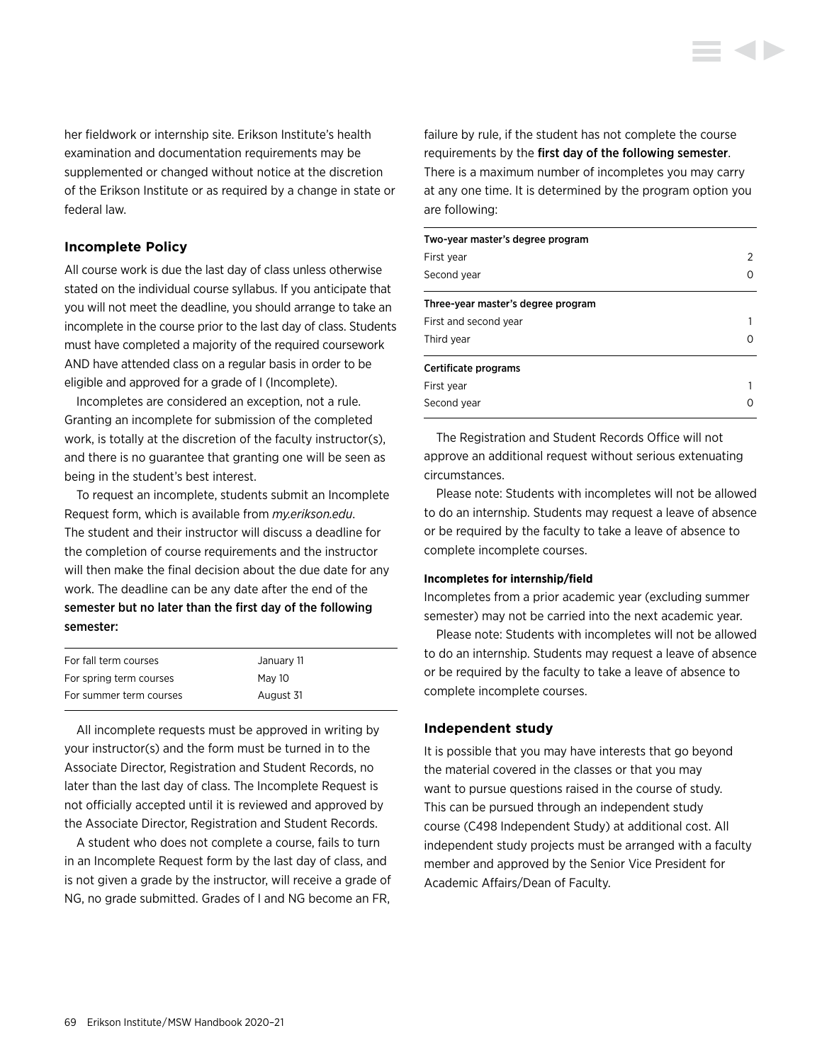her fieldwork or internship site. Erikson Institute's health examination and documentation requirements may be supplemented or changed without notice at the discretion of the Erikson Institute or as required by a change in state or federal law.

### Incomplete Policy

All course work is due the last day of class unless otherwise stated on the individual course syllabus. If you anticipate that you will not meet the deadline, you should arrange to take an incomplete in the course prior to the last day of class. Students must have completed a majority of the required coursework AND have attended class on a regular basis in order to be eligible and approved for a grade of I (Incomplete).

Incompletes are considered an exception, not a rule. Granting an incomplete for submission of the completed work, is totally at the discretion of the faculty instructor(s), and there is no guarantee that granting one will be seen as being in the student's best interest.

To request an incomplete, students submit an Incomplete Request form, which is available from *my.erikson.edu*. The student and their instructor will discuss a deadline for the completion of course requirements and the instructor will then make the final decision about the due date for any work. The deadline can be any date after the end of the semester but no later than the first day of the following semester:

| | |
|---|---|
| For fall term courses | January 11 |
| For spring term courses | May 10 |
| For summer term courses | August 31 |

All incomplete requests must be approved in writing by your instructor(s) and the form must be turned in to the Associate Director, Registration and Student Records, no later than the last day of class. The Incomplete Request is not officially accepted until it is reviewed and approved by the Associate Director, Registration and Student Records.

A student who does not complete a course, fails to turn in an Incomplete Request form by the last day of class, and is not given a grade by the instructor, will receive a grade of NG, no grade submitted. Grades of I and NG become an FR, failure by rule, if the student has not complete the course requirements by the **first day of the following semester**.

There is a maximum number of incompletes you may carry at any one time. It is determined by the program option you are following:

| | |
|---|---|
| **Two-year master's degree program** | |
| First year | 2 |
| Second year | 0 |
| **Three-year master's degree program** | |
| First and second year | 1 |
| Third year | 0 |
| **Certificate programs** | |
| First year | 1 |
| Second year | 0 |

The Registration and Student Records Office will not approve an additional request without serious extenuating circumstances.

Please note: Students with incompletes will not be allowed to do an internship. Students may request a leave of absence or be required by the faculty to take a leave of absence to complete incomplete courses.

#### Incompletes for internship/field

Incompletes from a prior academic year (excluding summer semester) may not be carried into the next academic year.

Please note: Students with incompletes will not be allowed to do an internship. Students may request a leave of absence or be required by the faculty to take a leave of absence to complete incomplete courses.

### Independent study

It is possible that you may have interests that go beyond the material covered in the classes or that you may want to pursue questions raised in the course of study. This can be pursued through an independent study course (C498 Independent Study) at additional cost. All independent study projects must be arranged with a faculty member and approved by the Senior Vice President for Academic Affairs/Dean of Faculty.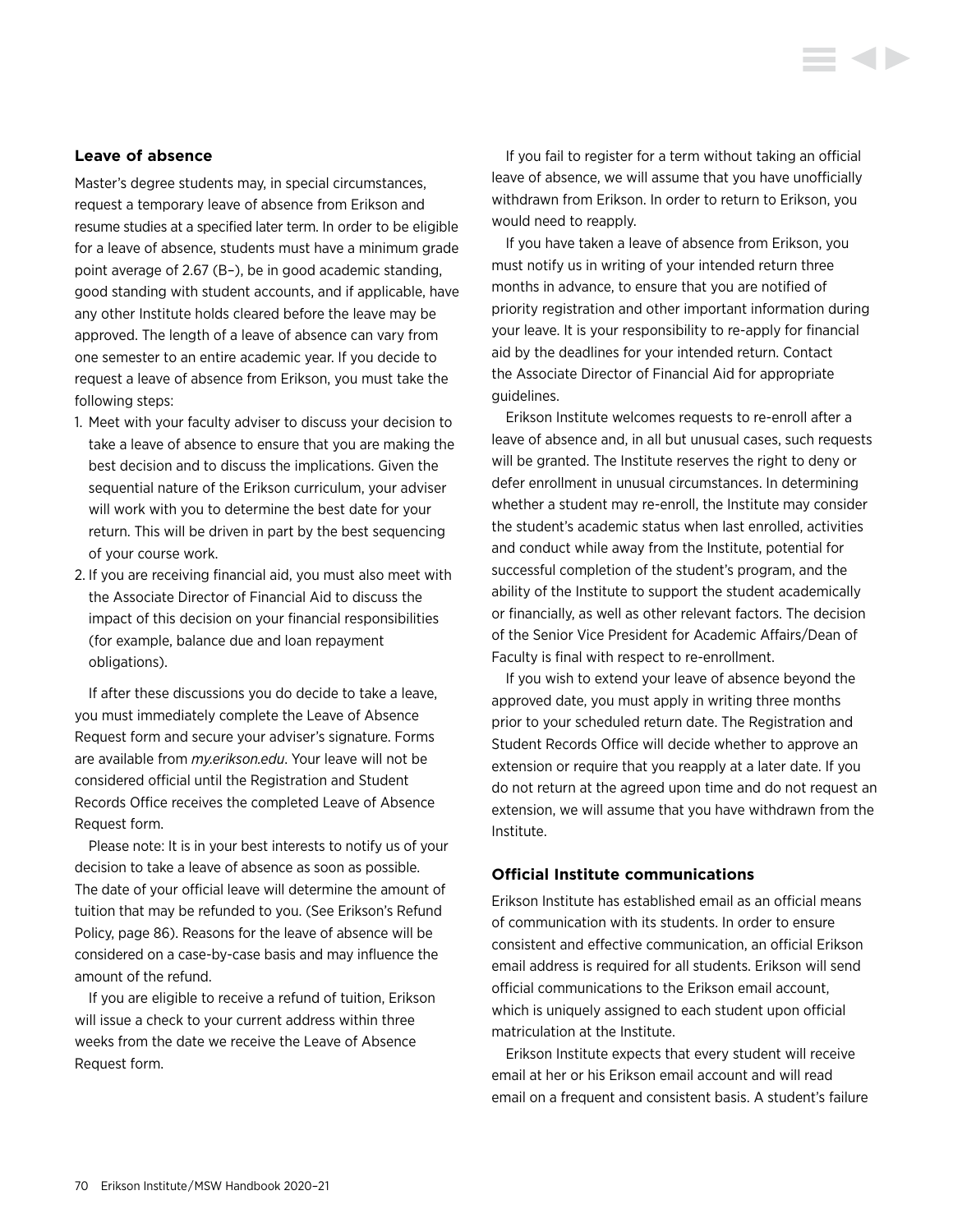### Leave of absence

Master's degree students may, in special circumstances, request a temporary leave of absence from Erikson and resume studies at a specified later term. In order to be eligible for a leave of absence, students must have a minimum grade point average of 2.67 (B–), be in good academic standing, good standing with student accounts, and if applicable, have any other Institute holds cleared before the leave may be approved. The length of a leave of absence can vary from one semester to an entire academic year. If you decide to request a leave of absence from Erikson, you must take the following steps:

1. Meet with your faculty adviser to discuss your decision to take a leave of absence to ensure that you are making the best decision and to discuss the implications. Given the sequential nature of the Erikson curriculum, your adviser will work with you to determine the best date for your return. This will be driven in part by the best sequencing of your course work.
2. If you are receiving financial aid, you must also meet with the Associate Director of Financial Aid to discuss the impact of this decision on your financial responsibilities (for example, balance due and loan repayment obligations).

If after these discussions you do decide to take a leave, you must immediately complete the Leave of Absence Request form and secure your adviser's signature. Forms are available from *my.erikson.edu*. Your leave will not be considered official until the Registration and Student Records Office receives the completed Leave of Absence Request form.

Please note: It is in your best interests to notify us of your decision to take a leave of absence as soon as possible. The date of your official leave will determine the amount of tuition that may be refunded to you. (See Erikson's Refund Policy, page 86). Reasons for the leave of absence will be considered on a case-by-case basis and may influence the amount of the refund.

If you are eligible to receive a refund of tuition, Erikson will issue a check to your current address within three weeks from the date we receive the Leave of Absence Request form.

If you fail to register for a term without taking an official leave of absence, we will assume that you have unofficially withdrawn from Erikson. In order to return to Erikson, you would need to reapply.

If you have taken a leave of absence from Erikson, you must notify us in writing of your intended return three months in advance, to ensure that you are notified of priority registration and other important information during your leave. It is your responsibility to re-apply for financial aid by the deadlines for your intended return. Contact the Associate Director of Financial Aid for appropriate guidelines.

Erikson Institute welcomes requests to re-enroll after a leave of absence and, in all but unusual cases, such requests will be granted. The Institute reserves the right to deny or defer enrollment in unusual circumstances. In determining whether a student may re-enroll, the Institute may consider the student's academic status when last enrolled, activities and conduct while away from the Institute, potential for successful completion of the student's program, and the ability of the Institute to support the student academically or financially, as well as other relevant factors. The decision of the Senior Vice President for Academic Affairs/Dean of Faculty is final with respect to re-enrollment.

If you wish to extend your leave of absence beyond the approved date, you must apply in writing three months prior to your scheduled return date. The Registration and Student Records Office will decide whether to approve an extension or require that you reapply at a later date. If you do not return at the agreed upon time and do not request an extension, we will assume that you have withdrawn from the Institute.

### Official Institute communications

Erikson Institute has established email as an official means of communication with its students. In order to ensure consistent and effective communication, an official Erikson email address is required for all students. Erikson will send official communications to the Erikson email account, which is uniquely assigned to each student upon official matriculation at the Institute.

Erikson Institute expects that every student will receive email at her or his Erikson email account and will read email on a frequent and consistent basis. A student's failure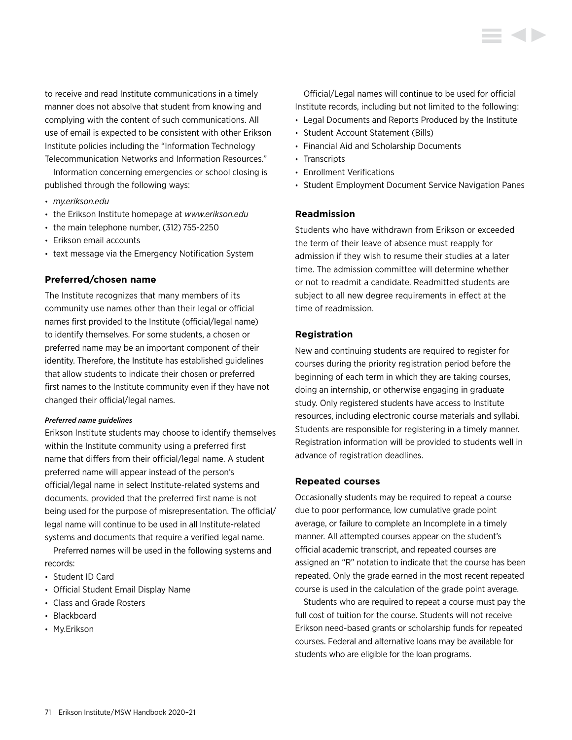to receive and read Institute communications in a timely manner does not absolve that student from knowing and complying with the content of such communications. All use of email is expected to be consistent with other Erikson Institute policies including the "Information Technology Telecommunication Networks and Information Resources."

Information concerning emergencies or school closing is published through the following ways:

- *my.erikson.edu*
- the Erikson Institute homepage at *www.erikson.edu*
- the main telephone number, (312) 755-2250
- Erikson email accounts
- text message via the Emergency Notification System

### Preferred/chosen name

The Institute recognizes that many members of its community use names other than their legal or official names first provided to the Institute (official/legal name) to identify themselves. For some students, a chosen or preferred name may be an important component of their identity. Therefore, the Institute has established guidelines that allow students to indicate their chosen or preferred first names to the Institute community even if they have not changed their official/legal names.

#### *Preferred name guidelines*

Erikson Institute students may choose to identify themselves within the Institute community using a preferred first name that differs from their official/legal name. A student preferred name will appear instead of the person's official/legal name in select Institute-related systems and documents, provided that the preferred first name is not being used for the purpose of misrepresentation. The official/legal name will continue to be used in all Institute-related systems and documents that require a verified legal name.

Preferred names will be used in the following systems and records:

- Student ID Card
- Official Student Email Display Name
- Class and Grade Rosters
- Blackboard
- My.Erikson

Official/Legal names will continue to be used for official Institute records, including but not limited to the following:

- Legal Documents and Reports Produced by the Institute
- Student Account Statement (Bills)
- Financial Aid and Scholarship Documents
- Transcripts
- Enrollment Verifications
- Student Employment Document Service Navigation Panes

### Readmission

Students who have withdrawn from Erikson or exceeded the term of their leave of absence must reapply for admission if they wish to resume their studies at a later time. The admission committee will determine whether or not to readmit a candidate. Readmitted students are subject to all new degree requirements in effect at the time of readmission.

### Registration

New and continuing students are required to register for courses during the priority registration period before the beginning of each term in which they are taking courses, doing an internship, or otherwise engaging in graduate study. Only registered students have access to Institute resources, including electronic course materials and syllabi. Students are responsible for registering in a timely manner. Registration information will be provided to students well in advance of registration deadlines.

### Repeated courses

Occasionally students may be required to repeat a course due to poor performance, low cumulative grade point average, or failure to complete an Incomplete in a timely manner. All attempted courses appear on the student's official academic transcript, and repeated courses are assigned an "R" notation to indicate that the course has been repeated. Only the grade earned in the most recent repeated course is used in the calculation of the grade point average.

Students who are required to repeat a course must pay the full cost of tuition for the course. Students will not receive Erikson need-based grants or scholarship funds for repeated courses. Federal and alternative loans may be available for students who are eligible for the loan programs.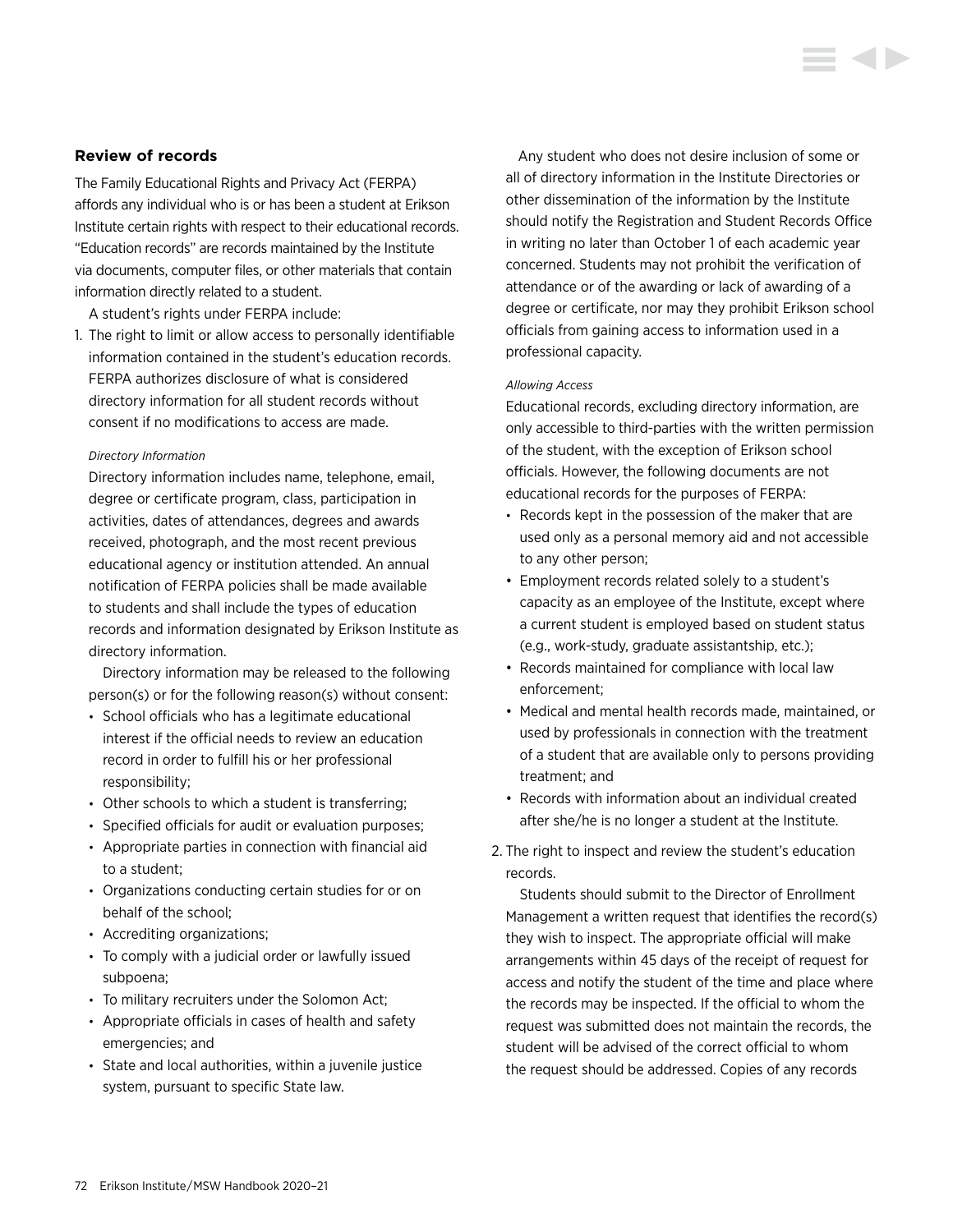### Review of records

The Family Educational Rights and Privacy Act (FERPA) affords any individual who is or has been a student at Erikson Institute certain rights with respect to their educational records. "Education records" are records maintained by the Institute via documents, computer files, or other materials that contain information directly related to a student.

A student's rights under FERPA include:

1. The right to limit or allow access to personally identifiable information contained in the student's education records. FERPA authorizes disclosure of what is considered directory information for all student records without consent if no modifications to access are made.

   *Directory Information*

   Directory information includes name, telephone, email, degree or certificate program, class, participation in activities, dates of attendances, degrees and awards received, photograph, and the most recent previous educational agency or institution attended. An annual notification of FERPA policies shall be made available to students and shall include the types of education records and information designated by Erikson Institute as directory information.

   Directory information may be released to the following person(s) or for the following reason(s) without consent:

   - School officials who has a legitimate educational interest if the official needs to review an education record in order to fulfill his or her professional responsibility;
   - Other schools to which a student is transferring;
   - Specified officials for audit or evaluation purposes;
   - Appropriate parties in connection with financial aid to a student;
   - Organizations conducting certain studies for or on behalf of the school;
   - Accrediting organizations;
   - To comply with a judicial order or lawfully issued subpoena;
   - To military recruiters under the Solomon Act;
   - Appropriate officials in cases of health and safety emergencies; and
   - State and local authorities, within a juvenile justice system, pursuant to specific State law.

   Any student who does not desire inclusion of some or all of directory information in the Institute Directories or other dissemination of the information by the Institute should notify the Registration and Student Records Office in writing no later than October 1 of each academic year concerned. Students may not prohibit the verification of attendance or of the awarding or lack of awarding of a degree or certificate, nor may they prohibit Erikson school officials from gaining access to information used in a professional capacity.

   *Allowing Access*

   Educational records, excluding directory information, are only accessible to third-parties with the written permission of the student, with the exception of Erikson school officials. However, the following documents are not educational records for the purposes of FERPA:

   - Records kept in the possession of the maker that are used only as a personal memory aid and not accessible to any other person;
   - Employment records related solely to a student's capacity as an employee of the Institute, except where a current student is employed based on student status (e.g., work-study, graduate assistantship, etc.);
   - Records maintained for compliance with local law enforcement;
   - Medical and mental health records made, maintained, or used by professionals in connection with the treatment of a student that are available only to persons providing treatment; and
   - Records with information about an individual created after she/he is no longer a student at the Institute.

2. The right to inspect and review the student's education records.

   Students should submit to the Director of Enrollment Management a written request that identifies the record(s) they wish to inspect. The appropriate official will make arrangements within 45 days of the receipt of request for access and notify the student of the time and place where the records may be inspected. If the official to whom the request was submitted does not maintain the records, the student will be advised of the correct official to whom the request should be addressed. Copies of any records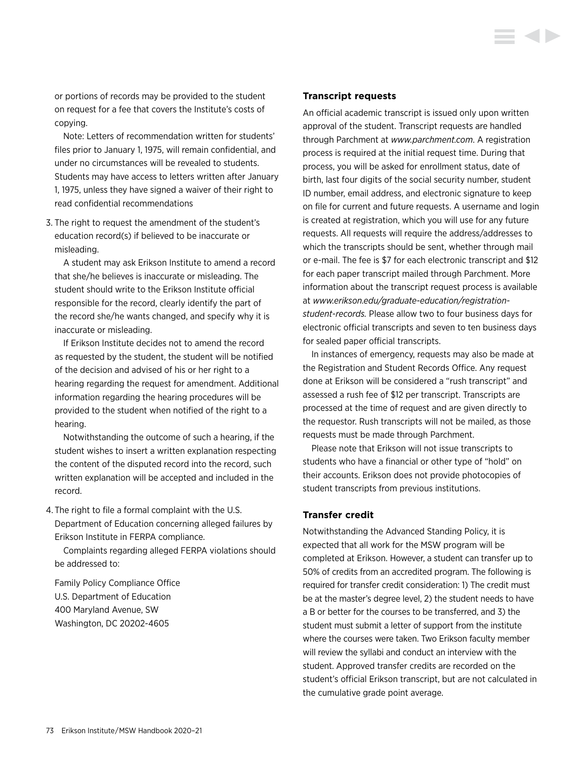or portions of records may be provided to the student on request for a fee that covers the Institute's costs of copying.

Note: Letters of recommendation written for students' files prior to January 1, 1975, will remain confidential, and under no circumstances will be revealed to students. Students may have access to letters written after January 1, 1975, unless they have signed a waiver of their right to read confidential recommendations

3. The right to request the amendment of the student's education record(s) if believed to be inaccurate or misleading.

   A student may ask Erikson Institute to amend a record that she/he believes is inaccurate or misleading. The student should write to the Erikson Institute official responsible for the record, clearly identify the part of the record she/he wants changed, and specify why it is inaccurate or misleading.

   If Erikson Institute decides not to amend the record as requested by the student, the student will be notified of the decision and advised of his or her right to a hearing regarding the request for amendment. Additional information regarding the hearing procedures will be provided to the student when notified of the right to a hearing.

   Notwithstanding the outcome of such a hearing, if the student wishes to insert a written explanation respecting the content of the disputed record into the record, such written explanation will be accepted and included in the record.

4. The right to file a formal complaint with the U.S. Department of Education concerning alleged failures by Erikson Institute in FERPA compliance.

   Complaints regarding alleged FERPA violations should be addressed to:

   Family Policy Compliance Office
   U.S. Department of Education
   400 Maryland Avenue, SW
   Washington, DC 20202-4605

### Transcript requests

An official academic transcript is issued only upon written approval of the student. Transcript requests are handled through Parchment at *www.parchment.com*. A registration process is required at the initial request time. During that process, you will be asked for enrollment status, date of birth, last four digits of the social security number, student ID number, email address, and electronic signature to keep on file for current and future requests. A username and login is created at registration, which you will use for any future requests. All requests will require the address/addresses to which the transcripts should be sent, whether through mail or e-mail. The fee is $7 for each electronic transcript and $12 for each paper transcript mailed through Parchment. More information about the transcript request process is available at *www.erikson.edu/graduate-education/registration-student-records.* Please allow two to four business days for electronic official transcripts and seven to ten business days for sealed paper official transcripts.

In instances of emergency, requests may also be made at the Registration and Student Records Office. Any request done at Erikson will be considered a "rush transcript" and assessed a rush fee of $12 per transcript. Transcripts are processed at the time of request and are given directly to the requestor. Rush transcripts will not be mailed, as those requests must be made through Parchment.

Please note that Erikson will not issue transcripts to students who have a financial or other type of "hold" on their accounts. Erikson does not provide photocopies of student transcripts from previous institutions.

### Transfer credit

Notwithstanding the Advanced Standing Policy, it is expected that all work for the MSW program will be completed at Erikson. However, a student can transfer up to 50% of credits from an accredited program. The following is required for transfer credit consideration: 1) The credit must be at the master's degree level, 2) the student needs to have a B or better for the courses to be transferred, and 3) the student must submit a letter of support from the institute where the courses were taken. Two Erikson faculty member will review the syllabi and conduct an interview with the student. Approved transfer credits are recorded on the student's official Erikson transcript, but are not calculated in the cumulative grade point average.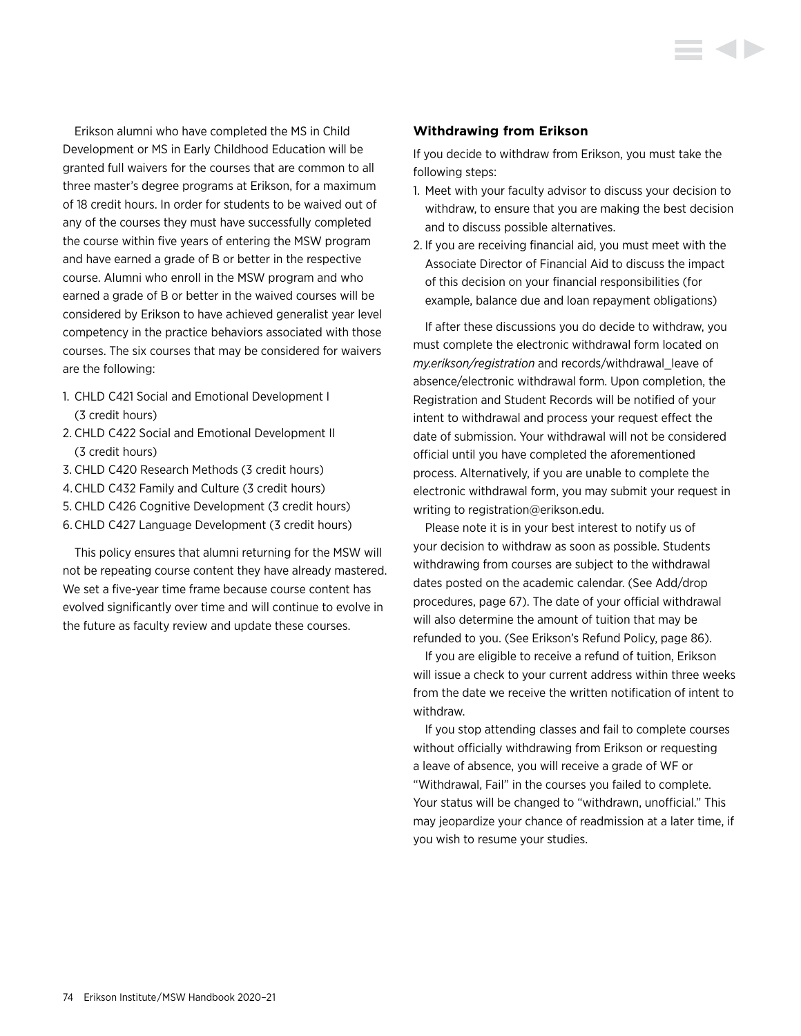Erikson alumni who have completed the MS in Child Development or MS in Early Childhood Education will be granted full waivers for the courses that are common to all three master's degree programs at Erikson, for a maximum of 18 credit hours. In order for students to be waived out of any of the courses they must have successfully completed the course within five years of entering the MSW program and have earned a grade of B or better in the respective course. Alumni who enroll in the MSW program and who earned a grade of B or better in the waived courses will be considered by Erikson to have achieved generalist year level competency in the practice behaviors associated with those courses. The six courses that may be considered for waivers are the following:

1. CHLD C421 Social and Emotional Development I (3 credit hours)
2. CHLD C422 Social and Emotional Development II (3 credit hours)
3. CHLD C420 Research Methods (3 credit hours)
4. CHLD C432 Family and Culture (3 credit hours)
5. CHLD C426 Cognitive Development (3 credit hours)
6. CHLD C427 Language Development (3 credit hours)

This policy ensures that alumni returning for the MSW will not be repeating course content they have already mastered. We set a five-year time frame because course content has evolved significantly over time and will continue to evolve in the future as faculty review and update these courses.

### Withdrawing from Erikson

If you decide to withdraw from Erikson, you must take the following steps:

1. Meet with your faculty advisor to discuss your decision to withdraw, to ensure that you are making the best decision and to discuss possible alternatives.
2. If you are receiving financial aid, you must meet with the Associate Director of Financial Aid to discuss the impact of this decision on your financial responsibilities (for example, balance due and loan repayment obligations)

If after these discussions you do decide to withdraw, you must complete the electronic withdrawal form located on *my.erikson/registration* and records/withdrawal_leave of absence/electronic withdrawal form. Upon completion, the Registration and Student Records will be notified of your intent to withdrawal and process your request effect the date of submission. Your withdrawal will not be considered official until you have completed the aforementioned process. Alternatively, if you are unable to complete the electronic withdrawal form, you may submit your request in writing to registration@erikson.edu.

Please note it is in your best interest to notify us of your decision to withdraw as soon as possible. Students withdrawing from courses are subject to the withdrawal dates posted on the academic calendar. (See Add/drop procedures, page 67). The date of your official withdrawal will also determine the amount of tuition that may be refunded to you. (See Erikson's Refund Policy, page 86).

If you are eligible to receive a refund of tuition, Erikson will issue a check to your current address within three weeks from the date we receive the written notification of intent to withdraw.

If you stop attending classes and fail to complete courses without officially withdrawing from Erikson or requesting a leave of absence, you will receive a grade of WF or "Withdrawal, Fail" in the courses you failed to complete. Your status will be changed to "withdrawn, unofficial." This may jeopardize your chance of readmission at a later time, if you wish to resume your studies.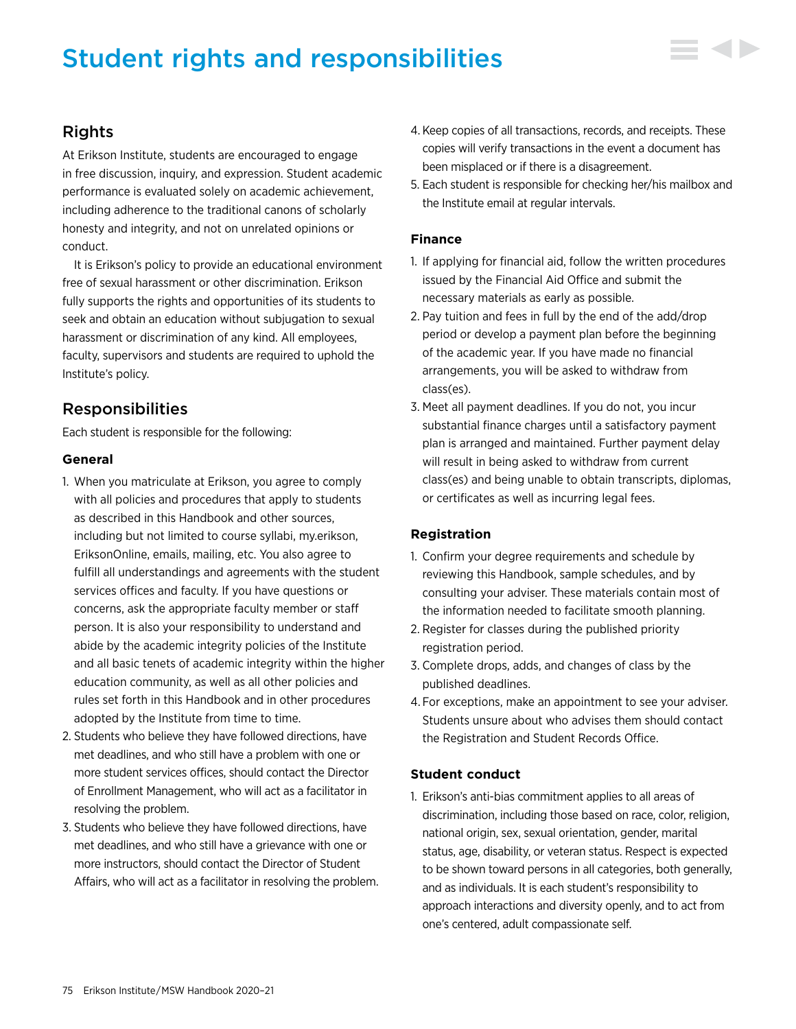# Student rights and responsibilities

## Rights

At Erikson Institute, students are encouraged to engage in free discussion, inquiry, and expression. Student academic performance is evaluated solely on academic achievement, including adherence to the traditional canons of scholarly honesty and integrity, and not on unrelated opinions or conduct.

It is Erikson's policy to provide an educational environment free of sexual harassment or other discrimination. Erikson fully supports the rights and opportunities of its students to seek and obtain an education without subjugation to sexual harassment or discrimination of any kind. All employees, faculty, supervisors and students are required to uphold the Institute's policy.

## Responsibilities

Each student is responsible for the following:

### General

1. When you matriculate at Erikson, you agree to comply with all policies and procedures that apply to students as described in this Handbook and other sources, including but not limited to course syllabi, my.erikson, EriksonOnline, emails, mailing, etc. You also agree to fulfill all understandings and agreements with the student services offices and faculty. If you have questions or concerns, ask the appropriate faculty member or staff person. It is also your responsibility to understand and abide by the academic integrity policies of the Institute and all basic tenets of academic integrity within the higher education community, as well as all other policies and rules set forth in this Handbook and in other procedures adopted by the Institute from time to time.
2. Students who believe they have followed directions, have met deadlines, and who still have a problem with one or more student services offices, should contact the Director of Enrollment Management, who will act as a facilitator in resolving the problem.
3. Students who believe they have followed directions, have met deadlines, and who still have a grievance with one or more instructors, should contact the Director of Student Affairs, who will act as a facilitator in resolving the problem.
4. Keep copies of all transactions, records, and receipts. These copies will verify transactions in the event a document has been misplaced or if there is a disagreement.
5. Each student is responsible for checking her/his mailbox and the Institute email at regular intervals.

### Finance

1. If applying for financial aid, follow the written procedures issued by the Financial Aid Office and submit the necessary materials as early as possible.
2. Pay tuition and fees in full by the end of the add/drop period or develop a payment plan before the beginning of the academic year. If you have made no financial arrangements, you will be asked to withdraw from class(es).
3. Meet all payment deadlines. If you do not, you incur substantial finance charges until a satisfactory payment plan is arranged and maintained. Further payment delay will result in being asked to withdraw from current class(es) and being unable to obtain transcripts, diplomas, or certificates as well as incurring legal fees.

### Registration

1. Confirm your degree requirements and schedule by reviewing this Handbook, sample schedules, and by consulting your adviser. These materials contain most of the information needed to facilitate smooth planning.
2. Register for classes during the published priority registration period.
3. Complete drops, adds, and changes of class by the published deadlines.
4. For exceptions, make an appointment to see your adviser. Students unsure about who advises them should contact the Registration and Student Records Office.

### Student conduct

1. Erikson's anti-bias commitment applies to all areas of discrimination, including those based on race, color, religion, national origin, sex, sexual orientation, gender, marital status, age, disability, or veteran status. Respect is expected to be shown toward persons in all categories, both generally, and as individuals. It is each student's responsibility to approach interactions and diversity openly, and to act from one's centered, adult compassionate self.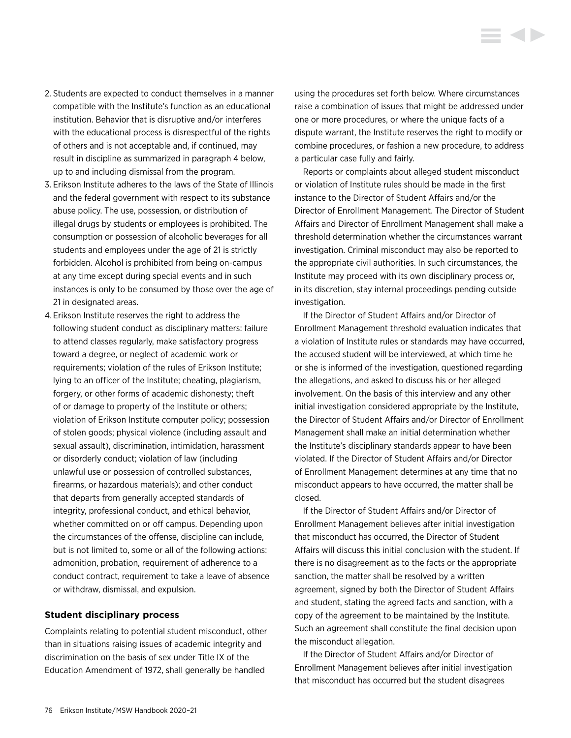2. Students are expected to conduct themselves in a manner compatible with the Institute's function as an educational institution. Behavior that is disruptive and/or interferes with the educational process is disrespectful of the rights of others and is not acceptable and, if continued, may result in discipline as summarized in paragraph 4 below, up to and including dismissal from the program.
3. Erikson Institute adheres to the laws of the State of Illinois and the federal government with respect to its substance abuse policy. The use, possession, or distribution of illegal drugs by students or employees is prohibited. The consumption or possession of alcoholic beverages for all students and employees under the age of 21 is strictly forbidden. Alcohol is prohibited from being on-campus at any time except during special events and in such instances is only to be consumed by those over the age of 21 in designated areas.
4. Erikson Institute reserves the right to address the following student conduct as disciplinary matters: failure to attend classes regularly, make satisfactory progress toward a degree, or neglect of academic work or requirements; violation of the rules of Erikson Institute; lying to an officer of the Institute; cheating, plagiarism, forgery, or other forms of academic dishonesty; theft of or damage to property of the Institute or others; violation of Erikson Institute computer policy; possession of stolen goods; physical violence (including assault and sexual assault), discrimination, intimidation, harassment or disorderly conduct; violation of law (including unlawful use or possession of controlled substances, firearms, or hazardous materials); and other conduct that departs from generally accepted standards of integrity, professional conduct, and ethical behavior, whether committed on or off campus. Depending upon the circumstances of the offense, discipline can include, but is not limited to, some or all of the following actions: admonition, probation, requirement of adherence to a conduct contract, requirement to take a leave of absence or withdraw, dismissal, and expulsion.

### Student disciplinary process

Complaints relating to potential student misconduct, other than in situations raising issues of academic integrity and discrimination on the basis of sex under Title IX of the Education Amendment of 1972, shall generally be handled using the procedures set forth below. Where circumstances raise a combination of issues that might be addressed under one or more procedures, or where the unique facts of a dispute warrant, the Institute reserves the right to modify or combine procedures, or fashion a new procedure, to address a particular case fully and fairly.

Reports or complaints about alleged student misconduct or violation of Institute rules should be made in the first instance to the Director of Student Affairs and/or the Director of Enrollment Management. The Director of Student Affairs and Director of Enrollment Management shall make a threshold determination whether the circumstances warrant investigation. Criminal misconduct may also be reported to the appropriate civil authorities. In such circumstances, the Institute may proceed with its own disciplinary process or, in its discretion, stay internal proceedings pending outside investigation.

If the Director of Student Affairs and/or Director of Enrollment Management threshold evaluation indicates that a violation of Institute rules or standards may have occurred, the accused student will be interviewed, at which time he or she is informed of the investigation, questioned regarding the allegations, and asked to discuss his or her alleged involvement. On the basis of this interview and any other initial investigation considered appropriate by the Institute, the Director of Student Affairs and/or Director of Enrollment Management shall make an initial determination whether the Institute's disciplinary standards appear to have been violated. If the Director of Student Affairs and/or Director of Enrollment Management determines at any time that no misconduct appears to have occurred, the matter shall be closed.

If the Director of Student Affairs and/or Director of Enrollment Management believes after initial investigation that misconduct has occurred, the Director of Student Affairs will discuss this initial conclusion with the student. If there is no disagreement as to the facts or the appropriate sanction, the matter shall be resolved by a written agreement, signed by both the Director of Student Affairs and student, stating the agreed facts and sanction, with a copy of the agreement to be maintained by the Institute. Such an agreement shall constitute the final decision upon the misconduct allegation.

If the Director of Student Affairs and/or Director of Enrollment Management believes after initial investigation that misconduct has occurred but the student disagrees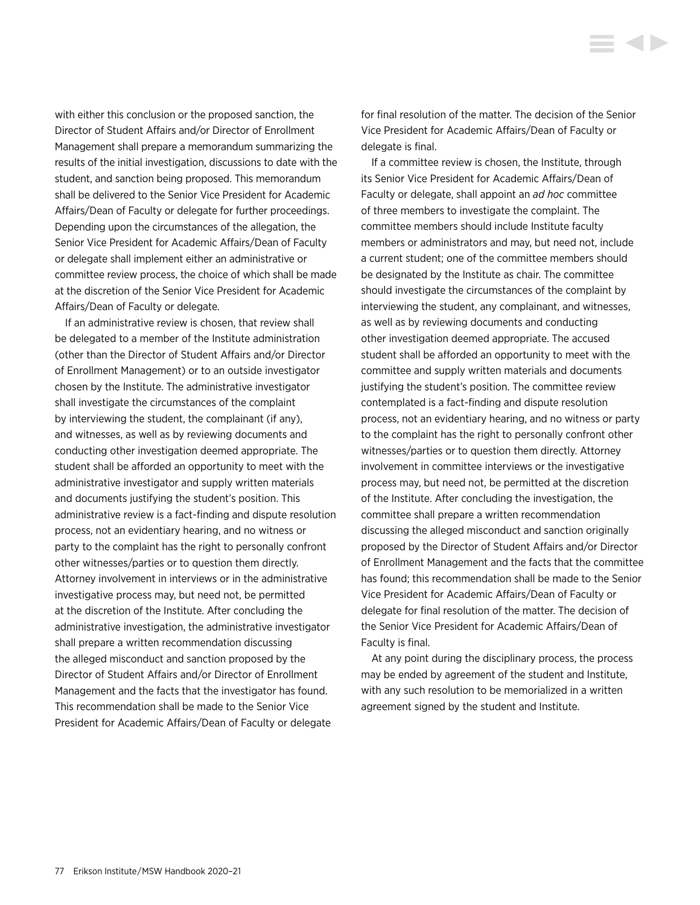with either this conclusion or the proposed sanction, the Director of Student Affairs and/or Director of Enrollment Management shall prepare a memorandum summarizing the results of the initial investigation, discussions to date with the student, and sanction being proposed. This memorandum shall be delivered to the Senior Vice President for Academic Affairs/Dean of Faculty or delegate for further proceedings. Depending upon the circumstances of the allegation, the Senior Vice President for Academic Affairs/Dean of Faculty or delegate shall implement either an administrative or committee review process, the choice of which shall be made at the discretion of the Senior Vice President for Academic Affairs/Dean of Faculty or delegate.

If an administrative review is chosen, that review shall be delegated to a member of the Institute administration (other than the Director of Student Affairs and/or Director of Enrollment Management) or to an outside investigator chosen by the Institute. The administrative investigator shall investigate the circumstances of the complaint by interviewing the student, the complainant (if any), and witnesses, as well as by reviewing documents and conducting other investigation deemed appropriate. The student shall be afforded an opportunity to meet with the administrative investigator and supply written materials and documents justifying the student's position. This administrative review is a fact-finding and dispute resolution process, not an evidentiary hearing, and no witness or party to the complaint has the right to personally confront other witnesses/parties or to question them directly. Attorney involvement in interviews or in the administrative investigative process may, but need not, be permitted at the discretion of the Institute. After concluding the administrative investigation, the administrative investigator shall prepare a written recommendation discussing the alleged misconduct and sanction proposed by the Director of Student Affairs and/or Director of Enrollment Management and the facts that the investigator has found. This recommendation shall be made to the Senior Vice President for Academic Affairs/Dean of Faculty or delegate for final resolution of the matter. The decision of the Senior Vice President for Academic Affairs/Dean of Faculty or delegate is final.

If a committee review is chosen, the Institute, through its Senior Vice President for Academic Affairs/Dean of Faculty or delegate, shall appoint an *ad hoc* committee of three members to investigate the complaint. The committee members should include Institute faculty members or administrators and may, but need not, include a current student; one of the committee members should be designated by the Institute as chair. The committee should investigate the circumstances of the complaint by interviewing the student, any complainant, and witnesses, as well as by reviewing documents and conducting other investigation deemed appropriate. The accused student shall be afforded an opportunity to meet with the committee and supply written materials and documents justifying the student's position. The committee review contemplated is a fact-finding and dispute resolution process, not an evidentiary hearing, and no witness or party to the complaint has the right to personally confront other witnesses/parties or to question them directly. Attorney involvement in committee interviews or the investigative process may, but need not, be permitted at the discretion of the Institute. After concluding the investigation, the committee shall prepare a written recommendation discussing the alleged misconduct and sanction originally proposed by the Director of Student Affairs and/or Director of Enrollment Management and the facts that the committee has found; this recommendation shall be made to the Senior Vice President for Academic Affairs/Dean of Faculty or delegate for final resolution of the matter. The decision of the Senior Vice President for Academic Affairs/Dean of Faculty is final.

At any point during the disciplinary process, the process may be ended by agreement of the student and Institute, with any such resolution to be memorialized in a written agreement signed by the student and Institute.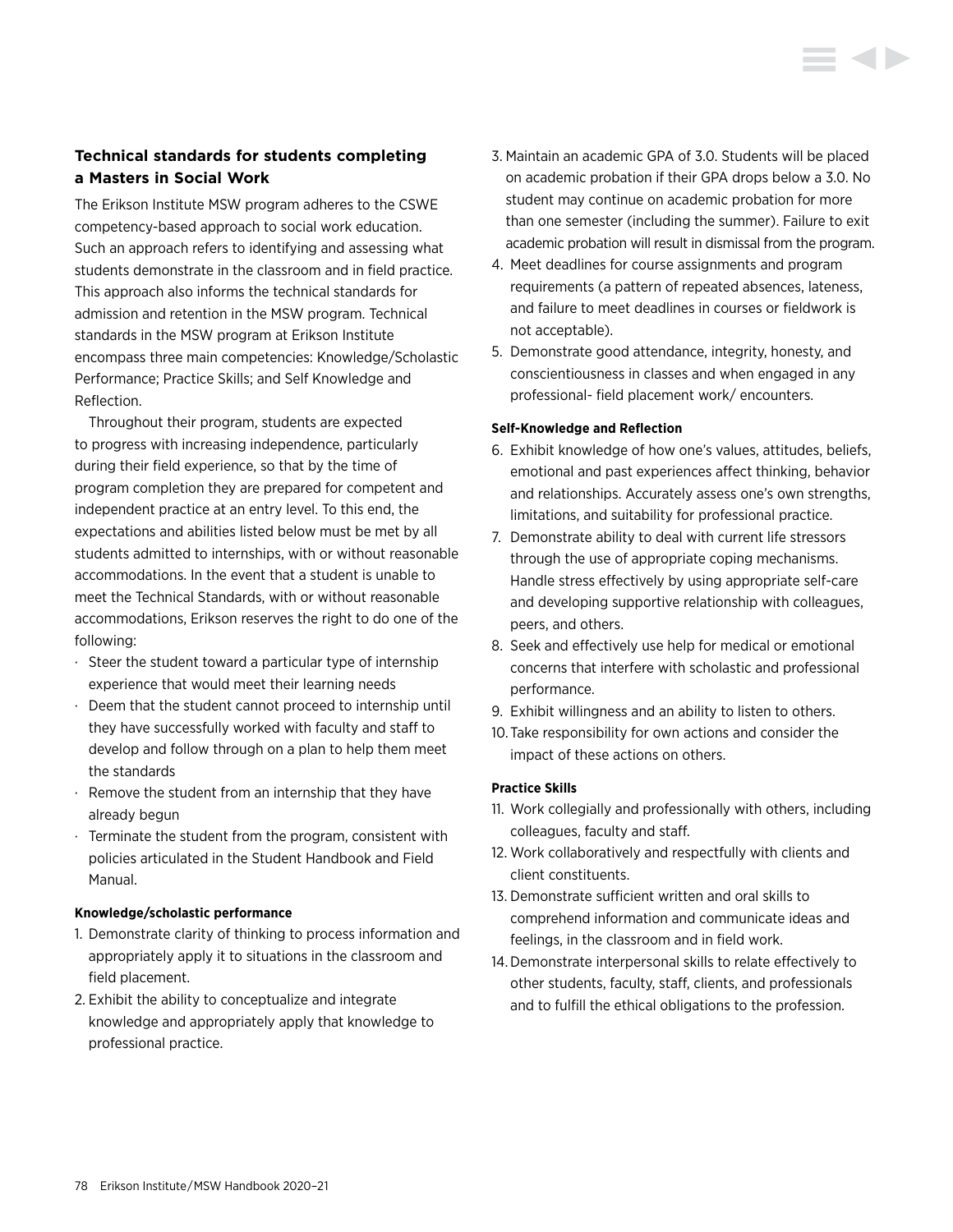## Technical standards for students completing a Masters in Social Work

The Erikson Institute MSW program adheres to the CSWE competency-based approach to social work education. Such an approach refers to identifying and assessing what students demonstrate in the classroom and in field practice. This approach also informs the technical standards for admission and retention in the MSW program. Technical standards in the MSW program at Erikson Institute encompass three main competencies: Knowledge/Scholastic Performance; Practice Skills; and Self Knowledge and Reflection.

Throughout their program, students are expected to progress with increasing independence, particularly during their field experience, so that by the time of program completion they are prepared for competent and independent practice at an entry level. To this end, the expectations and abilities listed below must be met by all students admitted to internships, with or without reasonable accommodations. In the event that a student is unable to meet the Technical Standards, with or without reasonable accommodations, Erikson reserves the right to do one of the following:

- Steer the student toward a particular type of internship experience that would meet their learning needs
- Deem that the student cannot proceed to internship until they have successfully worked with faculty and staff to develop and follow through on a plan to help them meet the standards
- Remove the student from an internship that they have already begun
- Terminate the student from the program, consistent with policies articulated in the Student Handbook and Field Manual.

#### Knowledge/scholastic performance

1. Demonstrate clarity of thinking to process information and appropriately apply it to situations in the classroom and field placement.
2. Exhibit the ability to conceptualize and integrate knowledge and appropriately apply that knowledge to professional practice.
3. Maintain an academic GPA of 3.0. Students will be placed on academic probation if their GPA drops below a 3.0. No student may continue on academic probation for more than one semester (including the summer). Failure to exit academic probation will result in dismissal from the program.
4. Meet deadlines for course assignments and program requirements (a pattern of repeated absences, lateness, and failure to meet deadlines in courses or fieldwork is not acceptable).
5. Demonstrate good attendance, integrity, honesty, and conscientiousness in classes and when engaged in any professional- field placement work/ encounters.

#### Self-Knowledge and Reflection

6. Exhibit knowledge of how one's values, attitudes, beliefs, emotional and past experiences affect thinking, behavior and relationships. Accurately assess one's own strengths, limitations, and suitability for professional practice.
7. Demonstrate ability to deal with current life stressors through the use of appropriate coping mechanisms. Handle stress effectively by using appropriate self-care and developing supportive relationship with colleagues, peers, and others.
8. Seek and effectively use help for medical or emotional concerns that interfere with scholastic and professional performance.
9. Exhibit willingness and an ability to listen to others.
10. Take responsibility for own actions and consider the impact of these actions on others.

#### Practice Skills

11. Work collegially and professionally with others, including colleagues, faculty and staff.
12. Work collaboratively and respectfully with clients and client constituents.
13. Demonstrate sufficient written and oral skills to comprehend information and communicate ideas and feelings, in the classroom and in field work.
14. Demonstrate interpersonal skills to relate effectively to other students, faculty, staff, clients, and professionals and to fulfill the ethical obligations to the profession.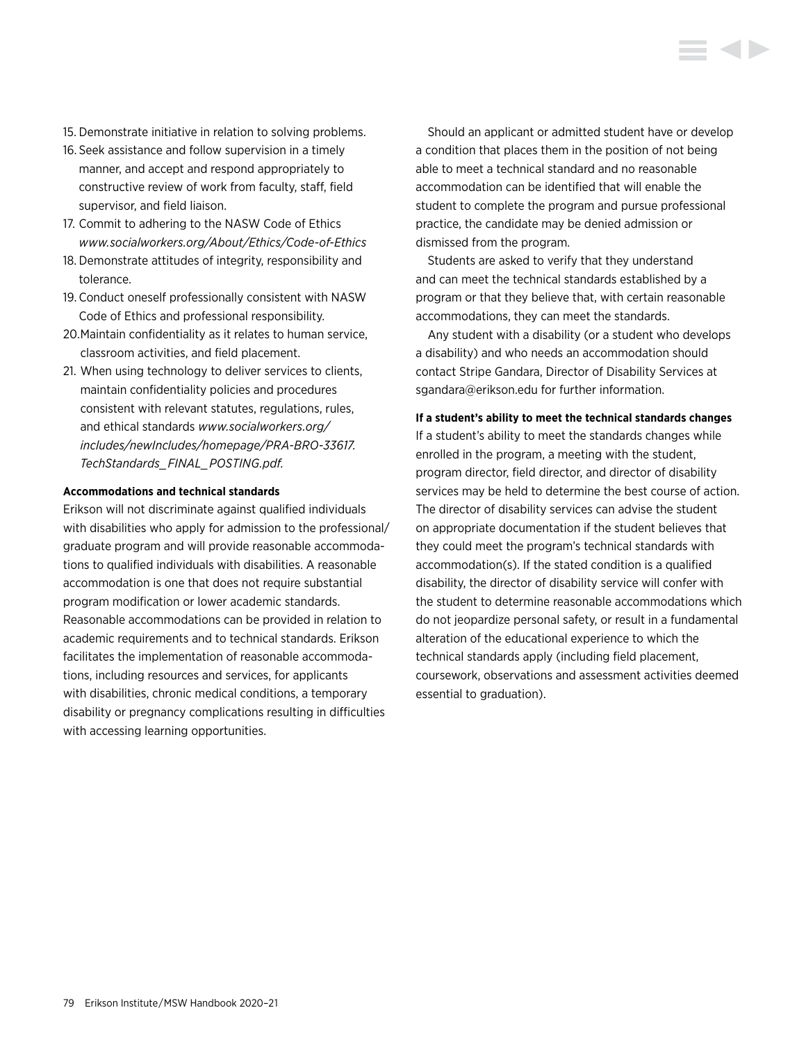15. Demonstrate initiative in relation to solving problems.
16. Seek assistance and follow supervision in a timely manner, and accept and respond appropriately to constructive review of work from faculty, staff, field supervisor, and field liaison.
17. Commit to adhering to the NASW Code of Ethics *www.socialworkers.org/About/Ethics/Code-of-Ethics*
18. Demonstrate attitudes of integrity, responsibility and tolerance.
19. Conduct oneself professionally consistent with NASW Code of Ethics and professional responsibility.
20. Maintain confidentiality as it relates to human service, classroom activities, and field placement.
21. When using technology to deliver services to clients, maintain confidentiality policies and procedures consistent with relevant statutes, regulations, rules, and ethical standards *www.socialworkers.org/includes/newIncludes/homepage/PRA-BRO-33617.TechStandards_FINAL_POSTING.pdf.*

**Accommodations and technical standards**

Erikson will not discriminate against qualified individuals with disabilities who apply for admission to the professional/graduate program and will provide reasonable accommodations to qualified individuals with disabilities. A reasonable accommodation is one that does not require substantial program modification or lower academic standards. Reasonable accommodations can be provided in relation to academic requirements and to technical standards. Erikson facilitates the implementation of reasonable accommodations, including resources and services, for applicants with disabilities, chronic medical conditions, a temporary disability or pregnancy complications resulting in difficulties with accessing learning opportunities.

Should an applicant or admitted student have or develop a condition that places them in the position of not being able to meet a technical standard and no reasonable accommodation can be identified that will enable the student to complete the program and pursue professional practice, the candidate may be denied admission or dismissed from the program.

Students are asked to verify that they understand and can meet the technical standards established by a program or that they believe that, with certain reasonable accommodations, they can meet the standards.

Any student with a disability (or a student who develops a disability) and who needs an accommodation should contact Stripe Gandara, Director of Disability Services at sgandara@erikson.edu for further information.

**If a student's ability to meet the technical standards changes**

If a student's ability to meet the standards changes while enrolled in the program, a meeting with the student, program director, field director, and director of disability services may be held to determine the best course of action. The director of disability services can advise the student on appropriate documentation if the student believes that they could meet the program's technical standards with accommodation(s). If the stated condition is a qualified disability, the director of disability service will confer with the student to determine reasonable accommodations which do not jeopardize personal safety, or result in a fundamental alteration of the educational experience to which the technical standards apply (including field placement, coursework, observations and assessment activities deemed essential to graduation).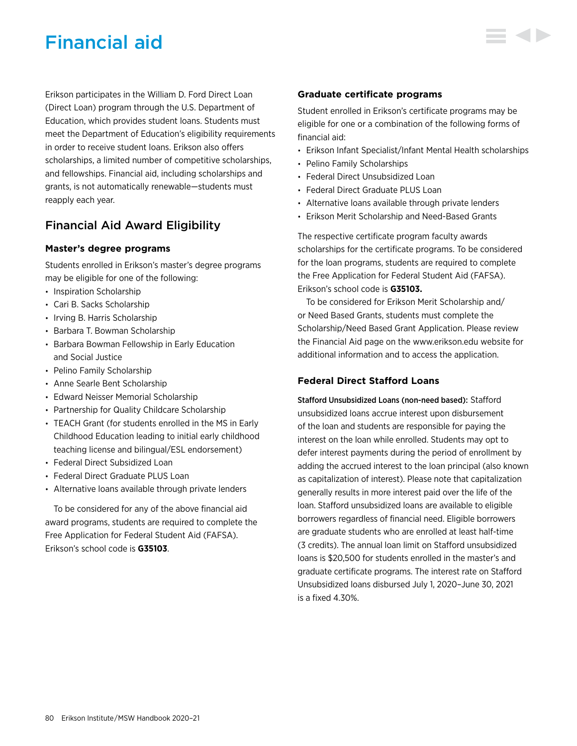# Financial aid

Erikson participates in the William D. Ford Direct Loan (Direct Loan) program through the U.S. Department of Education, which provides student loans. Students must meet the Department of Education's eligibility requirements in order to receive student loans. Erikson also offers scholarships, a limited number of competitive scholarships, and fellowships. Financial aid, including scholarships and grants, is not automatically renewable—students must reapply each year.

## Financial Aid Award Eligibility

### Master's degree programs

Students enrolled in Erikson's master's degree programs may be eligible for one of the following:

- Inspiration Scholarship
- Cari B. Sacks Scholarship
- Irving B. Harris Scholarship
- Barbara T. Bowman Scholarship
- Barbara Bowman Fellowship in Early Education and Social Justice
- Pelino Family Scholarship
- Anne Searle Bent Scholarship
- Edward Neisser Memorial Scholarship
- Partnership for Quality Childcare Scholarship
- TEACH Grant (for students enrolled in the MS in Early Childhood Education leading to initial early childhood teaching license and bilingual/ESL endorsement)
- Federal Direct Subsidized Loan
- Federal Direct Graduate PLUS Loan
- Alternative loans available through private lenders

To be considered for any of the above financial aid award programs, students are required to complete the Free Application for Federal Student Aid (FAFSA). Erikson's school code is **G35103**.

### Graduate certificate programs

Student enrolled in Erikson's certificate programs may be eligible for one or a combination of the following forms of financial aid:

- Erikson Infant Specialist/Infant Mental Health scholarships
- Pelino Family Scholarships
- Federal Direct Unsubsidized Loan
- Federal Direct Graduate PLUS Loan
- Alternative loans available through private lenders
- Erikson Merit Scholarship and Need-Based Grants

The respective certificate program faculty awards scholarships for the certificate programs. To be considered for the loan programs, students are required to complete the Free Application for Federal Student Aid (FAFSA). Erikson's school code is **G35103.**

To be considered for Erikson Merit Scholarship and/or Need Based Grants, students must complete the Scholarship/Need Based Grant Application. Please review the Financial Aid page on the www.erikson.edu website for additional information and to access the application.

### Federal Direct Stafford Loans

**Stafford Unsubsidized Loans (non-need based):** Stafford unsubsidized loans accrue interest upon disbursement of the loan and students are responsible for paying the interest on the loan while enrolled. Students may opt to defer interest payments during the period of enrollment by adding the accrued interest to the loan principal (also known as capitalization of interest). Please note that capitalization generally results in more interest paid over the life of the loan. Stafford unsubsidized loans are available to eligible borrowers regardless of financial need. Eligible borrowers are graduate students who are enrolled at least half-time (3 credits). The annual loan limit on Stafford unsubsidized loans is $20,500 for students enrolled in the master's and graduate certificate programs. The interest rate on Stafford Unsubsidized loans disbursed July 1, 2020–June 30, 2021 is a fixed 4.30%.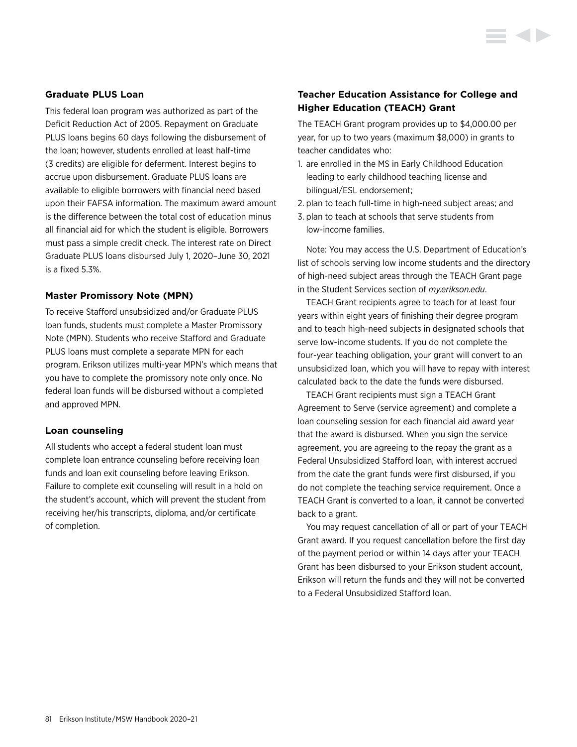### Graduate PLUS Loan

This federal loan program was authorized as part of the Deficit Reduction Act of 2005. Repayment on Graduate PLUS loans begins 60 days following the disbursement of the loan; however, students enrolled at least half-time (3 credits) are eligible for deferment. Interest begins to accrue upon disbursement. Graduate PLUS loans are available to eligible borrowers with financial need based upon their FAFSA information. The maximum award amount is the difference between the total cost of education minus all financial aid for which the student is eligible. Borrowers must pass a simple credit check. The interest rate on Direct Graduate PLUS loans disbursed July 1, 2020–June 30, 2021 is a fixed 5.3%.

### Master Promissory Note (MPN)

To receive Stafford unsubsidized and/or Graduate PLUS loan funds, students must complete a Master Promissory Note (MPN). Students who receive Stafford and Graduate PLUS loans must complete a separate MPN for each program. Erikson utilizes multi-year MPN's which means that you have to complete the promissory note only once. No federal loan funds will be disbursed without a completed and approved MPN.

### Loan counseling

All students who accept a federal student loan must complete loan entrance counseling before receiving loan funds and loan exit counseling before leaving Erikson. Failure to complete exit counseling will result in a hold on the student's account, which will prevent the student from receiving her/his transcripts, diploma, and/or certificate of completion.

### Teacher Education Assistance for College and Higher Education (TEACH) Grant

The TEACH Grant program provides up to $4,000.00 per year, for up to two years (maximum $8,000) in grants to teacher candidates who:

1. are enrolled in the MS in Early Childhood Education leading to early childhood teaching license and bilingual/ESL endorsement;
2. plan to teach full-time in high-need subject areas; and
3. plan to teach at schools that serve students from low-income families.

Note: You may access the U.S. Department of Education's list of schools serving low income students and the directory of high-need subject areas through the TEACH Grant page in the Student Services section of *my.erikson.edu*.

TEACH Grant recipients agree to teach for at least four years within eight years of finishing their degree program and to teach high-need subjects in designated schools that serve low-income students. If you do not complete the four-year teaching obligation, your grant will convert to an unsubsidized loan, which you will have to repay with interest calculated back to the date the funds were disbursed.

TEACH Grant recipients must sign a TEACH Grant Agreement to Serve (service agreement) and complete a loan counseling session for each financial aid award year that the award is disbursed. When you sign the service agreement, you are agreeing to the repay the grant as a Federal Unsubsidized Stafford loan, with interest accrued from the date the grant funds were first disbursed, if you do not complete the teaching service requirement. Once a TEACH Grant is converted to a loan, it cannot be converted back to a grant.

You may request cancellation of all or part of your TEACH Grant award. If you request cancellation before the first day of the payment period or within 14 days after your TEACH Grant has been disbursed to your Erikson student account, Erikson will return the funds and they will not be converted to a Federal Unsubsidized Stafford loan.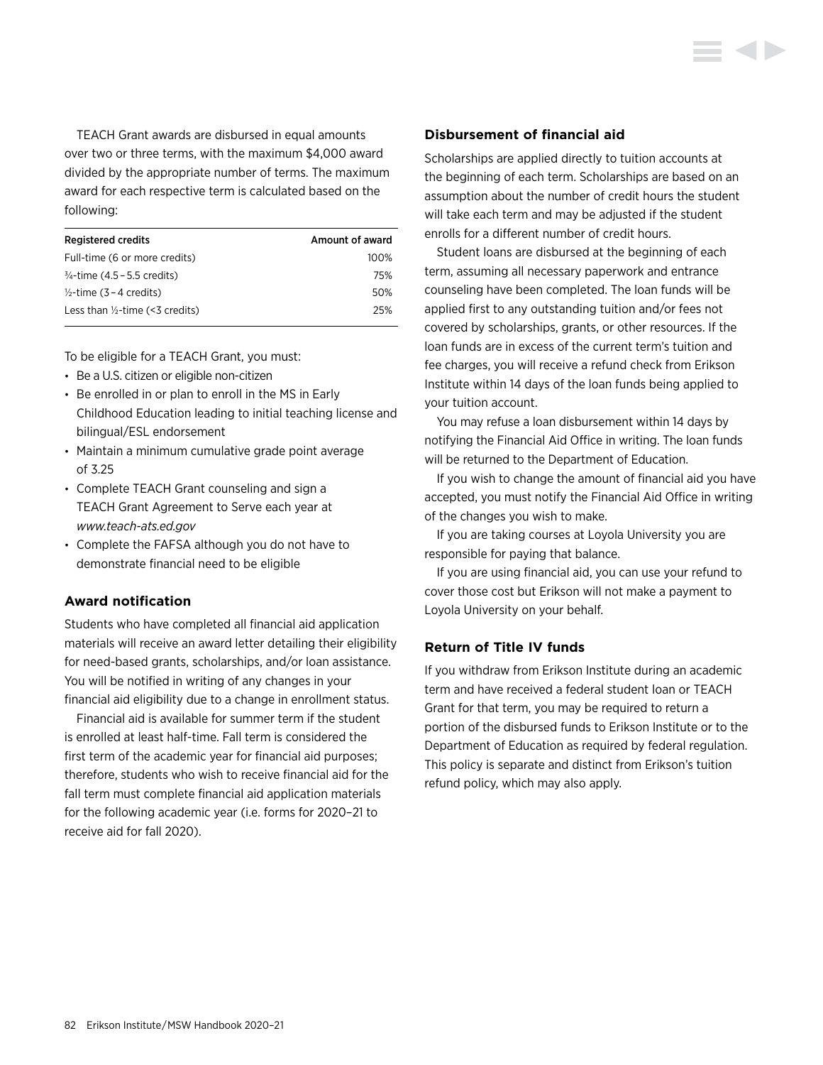TEACH Grant awards are disbursed in equal amounts over two or three terms, with the maximum $4,000 award divided by the appropriate number of terms. The maximum award for each respective term is calculated based on the following:

| Registered credits | Amount of award |
| --- | --- |
| Full-time (6 or more credits) | 100% |
| ¾-time (4.5 – 5.5 credits) | 75% |
| ½-time (3 – 4 credits) | 50% |
| Less than ½-time (<3 credits) | 25% |

To be eligible for a TEACH Grant, you must:

- Be a U.S. citizen or eligible non-citizen
- Be enrolled in or plan to enroll in the MS in Early Childhood Education leading to initial teaching license and bilingual/ESL endorsement
- Maintain a minimum cumulative grade point average of 3.25
- Complete TEACH Grant counseling and sign a TEACH Grant Agreement to Serve each year at *www.teach-ats.ed.gov*
- Complete the FAFSA although you do not have to demonstrate financial need to be eligible

### Award notification

Students who have completed all financial aid application materials will receive an award letter detailing their eligibility for need-based grants, scholarships, and/or loan assistance. You will be notified in writing of any changes in your financial aid eligibility due to a change in enrollment status.

Financial aid is available for summer term if the student is enrolled at least half-time. Fall term is considered the first term of the academic year for financial aid purposes; therefore, students who wish to receive financial aid for the fall term must complete financial aid application materials for the following academic year (i.e. forms for 2020–21 to receive aid for fall 2020).

### Disbursement of financial aid

Scholarships are applied directly to tuition accounts at the beginning of each term. Scholarships are based on an assumption about the number of credit hours the student will take each term and may be adjusted if the student enrolls for a different number of credit hours.

Student loans are disbursed at the beginning of each term, assuming all necessary paperwork and entrance counseling have been completed. The loan funds will be applied first to any outstanding tuition and/or fees not covered by scholarships, grants, or other resources. If the loan funds are in excess of the current term's tuition and fee charges, you will receive a refund check from Erikson Institute within 14 days of the loan funds being applied to your tuition account.

You may refuse a loan disbursement within 14 days by notifying the Financial Aid Office in writing. The loan funds will be returned to the Department of Education.

If you wish to change the amount of financial aid you have accepted, you must notify the Financial Aid Office in writing of the changes you wish to make.

If you are taking courses at Loyola University you are responsible for paying that balance.

If you are using financial aid, you can use your refund to cover those cost but Erikson will not make a payment to Loyola University on your behalf.

### Return of Title IV funds

If you withdraw from Erikson Institute during an academic term and have received a federal student loan or TEACH Grant for that term, you may be required to return a portion of the disbursed funds to Erikson Institute or to the Department of Education as required by federal regulation. This policy is separate and distinct from Erikson's tuition refund policy, which may also apply.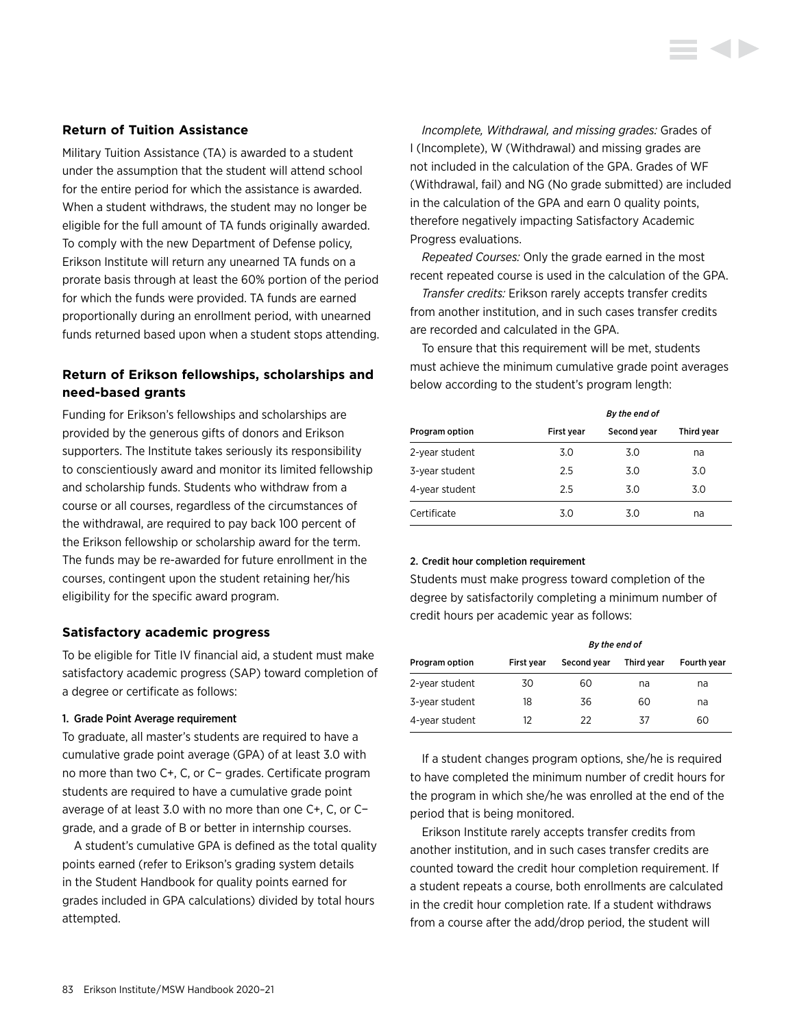### Return of Tuition Assistance

Military Tuition Assistance (TA) is awarded to a student under the assumption that the student will attend school for the entire period for which the assistance is awarded. When a student withdraws, the student may no longer be eligible for the full amount of TA funds originally awarded. To comply with the new Department of Defense policy, Erikson Institute will return any unearned TA funds on a prorate basis through at least the 60% portion of the period for which the funds were provided. TA funds are earned proportionally during an enrollment period, with unearned funds returned based upon when a student stops attending.

### Return of Erikson fellowships, scholarships and need-based grants

Funding for Erikson's fellowships and scholarships are provided by the generous gifts of donors and Erikson supporters. The Institute takes seriously its responsibility to conscientiously award and monitor its limited fellowship and scholarship funds. Students who withdraw from a course or all courses, regardless of the circumstances of the withdrawal, are required to pay back 100 percent of the Erikson fellowship or scholarship award for the term. The funds may be re-awarded for future enrollment in the courses, contingent upon the student retaining her/his eligibility for the specific award program.

### Satisfactory academic progress

To be eligible for Title IV financial aid, a student must make satisfactory academic progress (SAP) toward completion of a degree or certificate as follows:

#### 1. Grade Point Average requirement

To graduate, all master's students are required to have a cumulative grade point average (GPA) of at least 3.0 with no more than two C+, C, or C− grades. Certificate program students are required to have a cumulative grade point average of at least 3.0 with no more than one C+, C, or C− grade, and a grade of B or better in internship courses.

A student's cumulative GPA is defined as the total quality points earned (refer to Erikson's grading system details in the Student Handbook for quality points earned for grades included in GPA calculations) divided by total hours attempted.

*Incomplete, Withdrawal, and missing grades:* Grades of I (Incomplete), W (Withdrawal) and missing grades are not included in the calculation of the GPA. Grades of WF (Withdrawal, fail) and NG (No grade submitted) are included in the calculation of the GPA and earn 0 quality points, therefore negatively impacting Satisfactory Academic Progress evaluations.

*Repeated Courses:* Only the grade earned in the most recent repeated course is used in the calculation of the GPA.

*Transfer credits:* Erikson rarely accepts transfer credits from another institution, and in such cases transfer credits are recorded and calculated in the GPA.

To ensure that this requirement will be met, students must achieve the minimum cumulative grade point averages below according to the student's program length:

| | *By the end of* | | |
|---|---|---|---|
| Program option | First year | Second year | Third year |
| 2-year student | 3.0 | 3.0 | na |
| 3-year student | 2.5 | 3.0 | 3.0 |
| 4-year student | 2.5 | 3.0 | 3.0 |
| Certificate | 3.0 | 3.0 | na |

#### 2. Credit hour completion requirement

Students must make progress toward completion of the degree by satisfactorily completing a minimum number of credit hours per academic year as follows:

| | *By the end of* | | | |
|---|---|---|---|---|
| Program option | First year | Second year | Third year | Fourth year |
| 2-year student | 30 | 60 | na | na |
| 3-year student | 18 | 36 | 60 | na |
| 4-year student | 12 | 22 | 37 | 60 |

If a student changes program options, she/he is required to have completed the minimum number of credit hours for the program in which she/he was enrolled at the end of the period that is being monitored.

Erikson Institute rarely accepts transfer credits from another institution, and in such cases transfer credits are counted toward the credit hour completion requirement. If a student repeats a course, both enrollments are calculated in the credit hour completion rate. If a student withdraws from a course after the add/drop period, the student will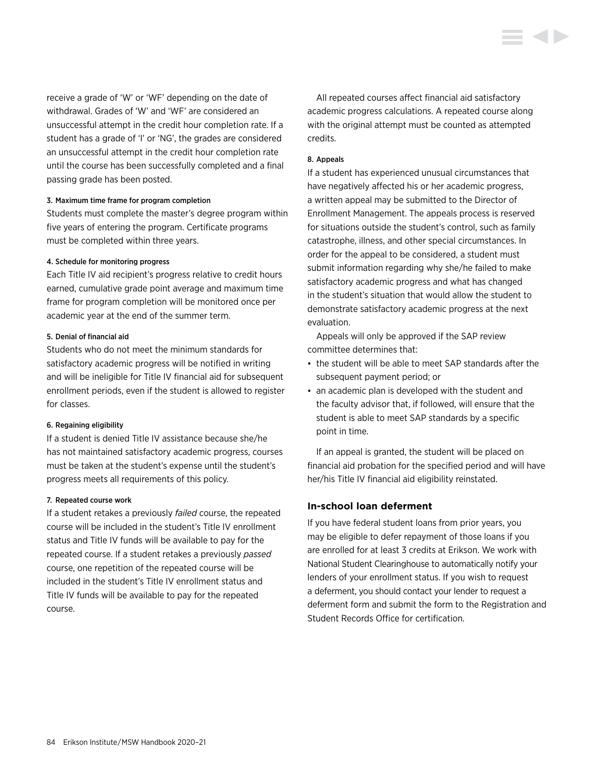receive a grade of 'W' or 'WF' depending on the date of withdrawal. Grades of 'W' and 'WF' are considered an unsuccessful attempt in the credit hour completion rate. If a student has a grade of 'I' or 'NG', the grades are considered an unsuccessful attempt in the credit hour completion rate until the course has been successfully completed and a final passing grade has been posted.

#### 3. Maximum time frame for program completion

Students must complete the master's degree program within five years of entering the program. Certificate programs must be completed within three years.

#### 4. Schedule for monitoring progress

Each Title IV aid recipient's progress relative to credit hours earned, cumulative grade point average and maximum time frame for program completion will be monitored once per academic year at the end of the summer term.

#### 5. Denial of financial aid

Students who do not meet the minimum standards for satisfactory academic progress will be notified in writing and will be ineligible for Title IV financial aid for subsequent enrollment periods, even if the student is allowed to register for classes.

#### 6. Regaining eligibility

If a student is denied Title IV assistance because she/he has not maintained satisfactory academic progress, courses must be taken at the student's expense until the student's progress meets all requirements of this policy.

#### 7. Repeated course work

If a student retakes a previously *failed* course, the repeated course will be included in the student's Title IV enrollment status and Title IV funds will be available to pay for the repeated course. If a student retakes a previously *passed* course, one repetition of the repeated course will be included in the student's Title IV enrollment status and Title IV funds will be available to pay for the repeated course.

All repeated courses affect financial aid satisfactory academic progress calculations. A repeated course along with the original attempt must be counted as attempted credits.

#### 8. Appeals

If a student has experienced unusual circumstances that have negatively affected his or her academic progress, a written appeal may be submitted to the Director of Enrollment Management. The appeals process is reserved for situations outside the student's control, such as family catastrophe, illness, and other special circumstances. In order for the appeal to be considered, a student must submit information regarding why she/he failed to make satisfactory academic progress and what has changed in the student's situation that would allow the student to demonstrate satisfactory academic progress at the next evaluation.

Appeals will only be approved if the SAP review committee determines that:

- the student will be able to meet SAP standards after the subsequent payment period; or
- an academic plan is developed with the student and the faculty advisor that, if followed, will ensure that the student is able to meet SAP standards by a specific point in time.

If an appeal is granted, the student will be placed on financial aid probation for the specified period and will have her/his Title IV financial aid eligibility reinstated.

### In-school loan deferment

If you have federal student loans from prior years, you may be eligible to defer repayment of those loans if you are enrolled for at least 3 credits at Erikson. We work with National Student Clearinghouse to automatically notify your lenders of your enrollment status. If you wish to request a deferment, you should contact your lender to request a deferment form and submit the form to the Registration and Student Records Office for certification.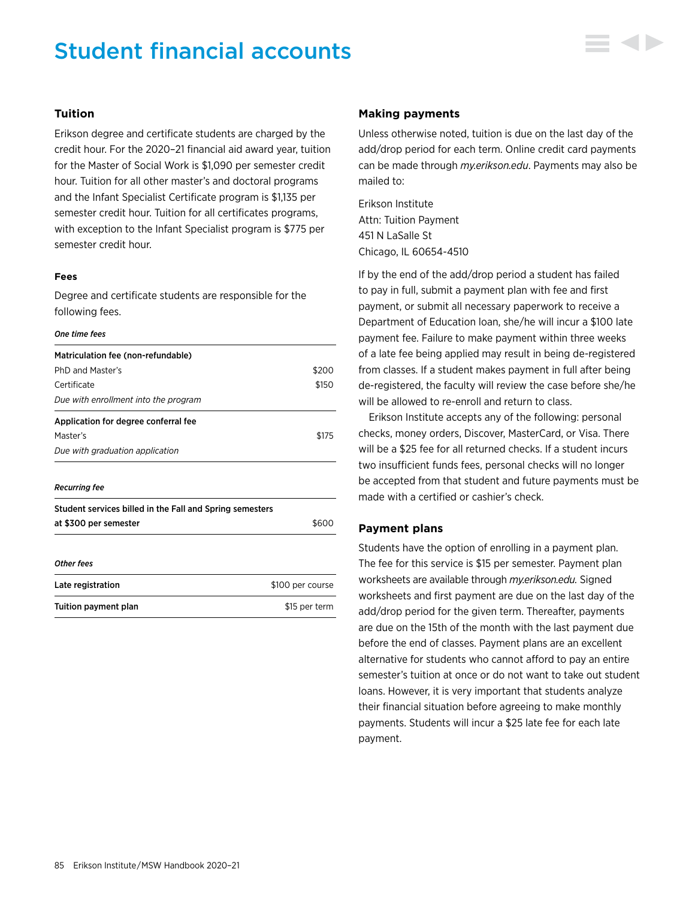# Student financial accounts

## Tuition

Erikson degree and certificate students are charged by the credit hour. For the 2020–21 financial aid award year, tuition for the Master of Social Work is $1,090 per semester credit hour. Tuition for all other master's and doctoral programs and the Infant Specialist Certificate program is $1,135 per semester credit hour. Tuition for all certificates programs, with exception to the Infant Specialist program is $775 per semester credit hour.

### Fees

Degree and certificate students are responsible for the following fees.

*One time fees*

| | |
|---|---|
| **Matriculation fee (non-refundable)** | |
| PhD and Master's | $200 |
| Certificate | $150 |
| *Due with enrollment into the program* | |
| **Application for degree conferral fee** | |
| Master's | $175 |
| *Due with graduation application* | |

*Recurring fee*

| | |
|---|---|
| **Student services billed in the Fall and Spring semesters at $300 per semester** | $600 |

*Other fees*

| | |
|---|---|
| **Late registration** | $100 per course |
| **Tuition payment plan** | $15 per term |

## Making payments

Unless otherwise noted, tuition is due on the last day of the add/drop period for each term. Online credit card payments can be made through *my.erikson.edu*. Payments may also be mailed to:

Erikson Institute  
Attn: Tuition Payment  
451 N LaSalle St  
Chicago, IL 60654-4510

If by the end of the add/drop period a student has failed to pay in full, submit a payment plan with fee and first payment, or submit all necessary paperwork to receive a Department of Education loan, she/he will incur a $100 late payment fee. Failure to make payment within three weeks of a late fee being applied may result in being de-registered from classes. If a student makes payment in full after being de-registered, the faculty will review the case before she/he will be allowed to re-enroll and return to class.

Erikson Institute accepts any of the following: personal checks, money orders, Discover, MasterCard, or Visa. There will be a $25 fee for all returned checks. If a student incurs two insufficient funds fees, personal checks will no longer be accepted from that student and future payments must be made with a certified or cashier's check.

## Payment plans

Students have the option of enrolling in a payment plan. The fee for this service is $15 per semester. Payment plan worksheets are available through *my.erikson.edu.* Signed worksheets and first payment are due on the last day of the add/drop period for the given term. Thereafter, payments are due on the 15th of the month with the last payment due before the end of classes. Payment plans are an excellent alternative for students who cannot afford to pay an entire semester's tuition at once or do not want to take out student loans. However, it is very important that students analyze their financial situation before agreeing to make monthly payments. Students will incur a $25 late fee for each late payment.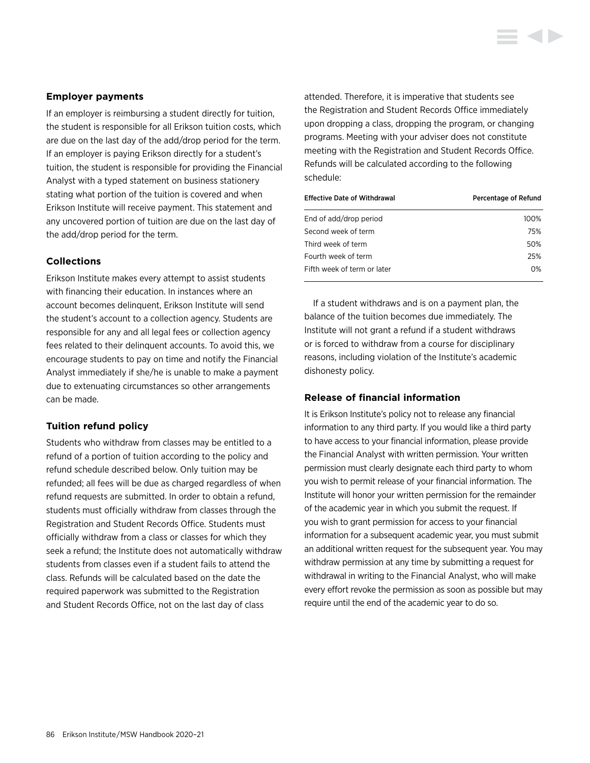### Employer payments

If an employer is reimbursing a student directly for tuition, the student is responsible for all Erikson tuition costs, which are due on the last day of the add/drop period for the term. If an employer is paying Erikson directly for a student's tuition, the student is responsible for providing the Financial Analyst with a typed statement on business stationery stating what portion of the tuition is covered and when Erikson Institute will receive payment. This statement and any uncovered portion of tuition are due on the last day of the add/drop period for the term.

### Collections

Erikson Institute makes every attempt to assist students with financing their education. In instances where an account becomes delinquent, Erikson Institute will send the student's account to a collection agency. Students are responsible for any and all legal fees or collection agency fees related to their delinquent accounts. To avoid this, we encourage students to pay on time and notify the Financial Analyst immediately if she/he is unable to make a payment due to extenuating circumstances so other arrangements can be made.

### Tuition refund policy

Students who withdraw from classes may be entitled to a refund of a portion of tuition according to the policy and refund schedule described below. Only tuition may be refunded; all fees will be due as charged regardless of when refund requests are submitted. In order to obtain a refund, students must officially withdraw from classes through the Registration and Student Records Office. Students must officially withdraw from a class or classes for which they seek a refund; the Institute does not automatically withdraw students from classes even if a student fails to attend the class. Refunds will be calculated based on the date the required paperwork was submitted to the Registration and Student Records Office, not on the last day of class attended. Therefore, it is imperative that students see the Registration and Student Records Office immediately upon dropping a class, dropping the program, or changing programs. Meeting with your adviser does not constitute meeting with the Registration and Student Records Office. Refunds will be calculated according to the following schedule:

| Effective Date of Withdrawal | Percentage of Refund |
|---|---|
| End of add/drop period | 100% |
| Second week of term | 75% |
| Third week of term | 50% |
| Fourth week of term | 25% |
| Fifth week of term or later | 0% |

If a student withdraws and is on a payment plan, the balance of the tuition becomes due immediately. The Institute will not grant a refund if a student withdraws or is forced to withdraw from a course for disciplinary reasons, including violation of the Institute's academic dishonesty policy.

### Release of financial information

It is Erikson Institute's policy not to release any financial information to any third party. If you would like a third party to have access to your financial information, please provide the Financial Analyst with written permission. Your written permission must clearly designate each third party to whom you wish to permit release of your financial information. The Institute will honor your written permission for the remainder of the academic year in which you submit the request. If you wish to grant permission for access to your financial information for a subsequent academic year, you must submit an additional written request for the subsequent year. You may withdraw permission at any time by submitting a request for withdrawal in writing to the Financial Analyst, who will make every effort revoke the permission as soon as possible but may require until the end of the academic year to do so.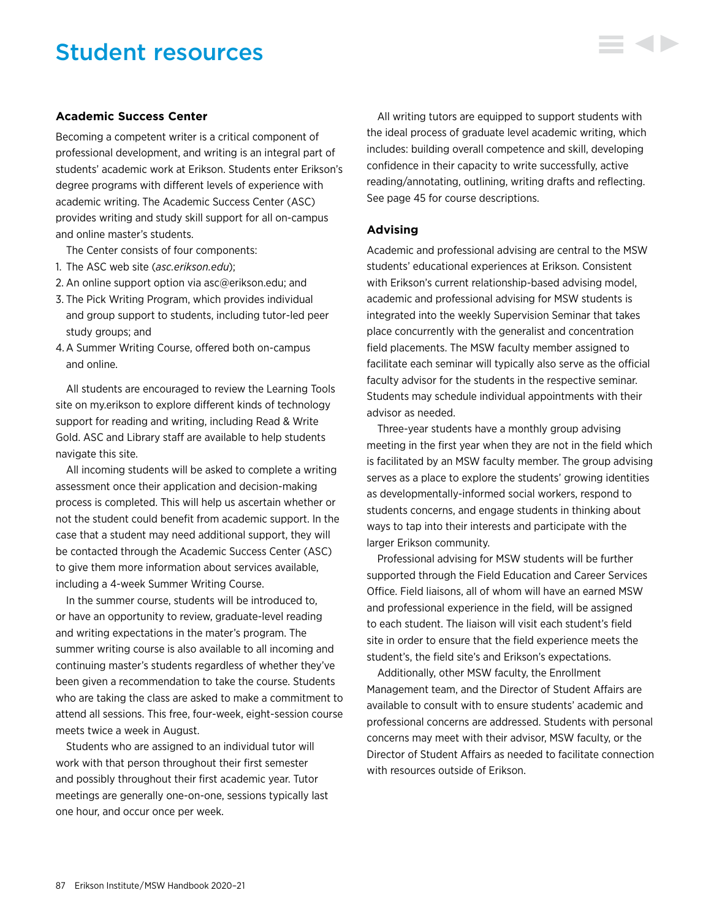# Student resources

### Academic Success Center

Becoming a competent writer is a critical component of professional development, and writing is an integral part of students' academic work at Erikson. Students enter Erikson's degree programs with different levels of experience with academic writing. The Academic Success Center (ASC) provides writing and study skill support for all on-campus and online master's students.

The Center consists of four components:

1. The ASC web site (*asc.erikson.edu*);
2. An online support option via asc@erikson.edu; and
3. The Pick Writing Program, which provides individual and group support to students, including tutor-led peer study groups; and
4. A Summer Writing Course, offered both on-campus and online.

All students are encouraged to review the Learning Tools site on my.erikson to explore different kinds of technology support for reading and writing, including Read & Write Gold. ASC and Library staff are available to help students navigate this site.

All incoming students will be asked to complete a writing assessment once their application and decision-making process is completed. This will help us ascertain whether or not the student could benefit from academic support. In the case that a student may need additional support, they will be contacted through the Academic Success Center (ASC) to give them more information about services available, including a 4-week Summer Writing Course.

In the summer course, students will be introduced to, or have an opportunity to review, graduate-level reading and writing expectations in the mater's program. The summer writing course is also available to all incoming and continuing master's students regardless of whether they've been given a recommendation to take the course. Students who are taking the class are asked to make a commitment to attend all sessions. This free, four-week, eight-session course meets twice a week in August.

Students who are assigned to an individual tutor will work with that person throughout their first semester and possibly throughout their first academic year. Tutor meetings are generally one-on-one, sessions typically last one hour, and occur once per week.

All writing tutors are equipped to support students with the ideal process of graduate level academic writing, which includes: building overall competence and skill, developing confidence in their capacity to write successfully, active reading/annotating, outlining, writing drafts and reflecting. See page 45 for course descriptions.

### Advising

Academic and professional advising are central to the MSW students' educational experiences at Erikson. Consistent with Erikson's current relationship-based advising model, academic and professional advising for MSW students is integrated into the weekly Supervision Seminar that takes place concurrently with the generalist and concentration field placements. The MSW faculty member assigned to facilitate each seminar will typically also serve as the official faculty advisor for the students in the respective seminar. Students may schedule individual appointments with their advisor as needed.

Three-year students have a monthly group advising meeting in the first year when they are not in the field which is facilitated by an MSW faculty member. The group advising serves as a place to explore the students' growing identities as developmentally-informed social workers, respond to students concerns, and engage students in thinking about ways to tap into their interests and participate with the larger Erikson community.

Professional advising for MSW students will be further supported through the Field Education and Career Services Office. Field liaisons, all of whom will have an earned MSW and professional experience in the field, will be assigned to each student. The liaison will visit each student's field site in order to ensure that the field experience meets the student's, the field site's and Erikson's expectations.

Additionally, other MSW faculty, the Enrollment Management team, and the Director of Student Affairs are available to consult with to ensure students' academic and professional concerns are addressed. Students with personal concerns may meet with their advisor, MSW faculty, or the Director of Student Affairs as needed to facilitate connection with resources outside of Erikson.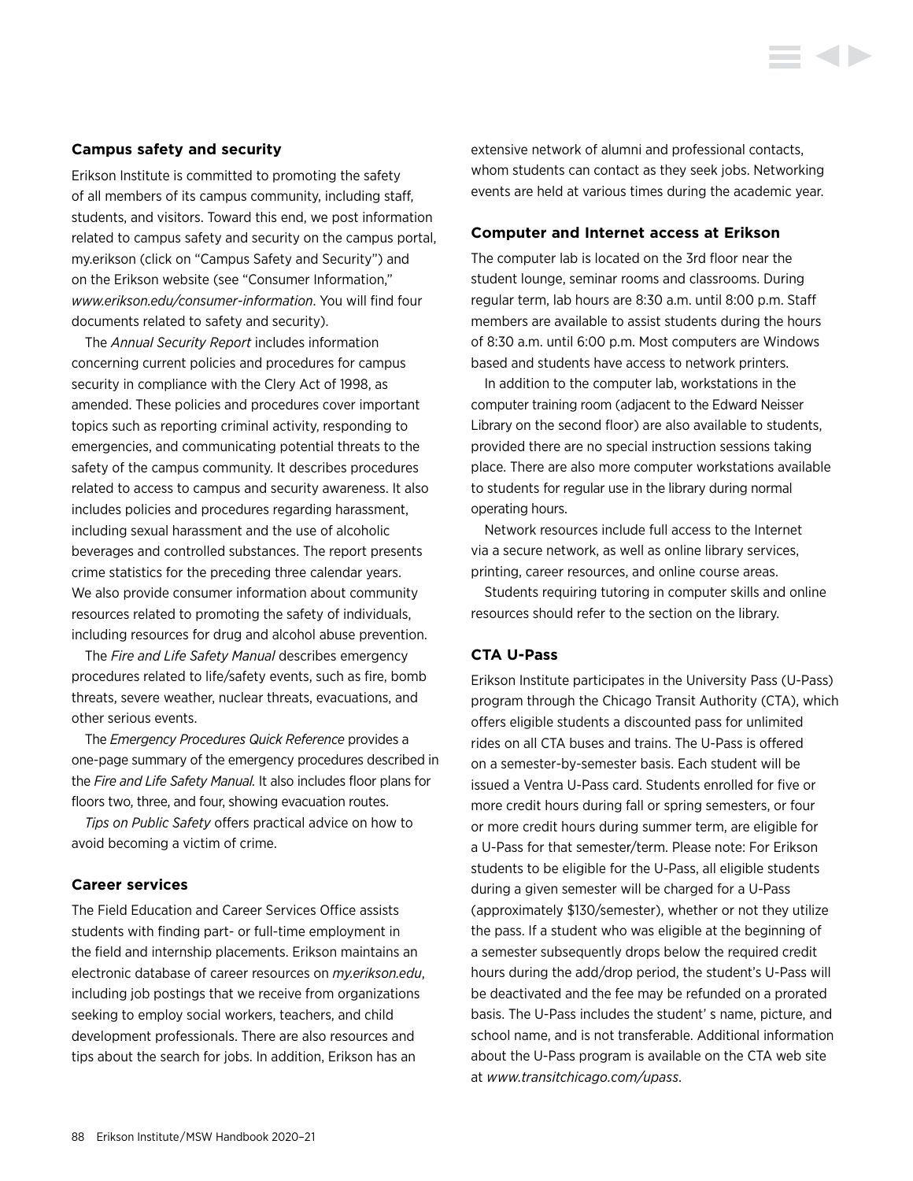### Campus safety and security

Erikson Institute is committed to promoting the safety of all members of its campus community, including staff, students, and visitors. Toward this end, we post information related to campus safety and security on the campus portal, my.erikson (click on "Campus Safety and Security") and on the Erikson website (see "Consumer Information," *www.erikson.edu/consumer-information*. You will find four documents related to safety and security).

The *Annual Security Report* includes information concerning current policies and procedures for campus security in compliance with the Clery Act of 1998, as amended. These policies and procedures cover important topics such as reporting criminal activity, responding to emergencies, and communicating potential threats to the safety of the campus community. It describes procedures related to access to campus and security awareness. It also includes policies and procedures regarding harassment, including sexual harassment and the use of alcoholic beverages and controlled substances. The report presents crime statistics for the preceding three calendar years. We also provide consumer information about community resources related to promoting the safety of individuals, including resources for drug and alcohol abuse prevention.

The *Fire and Life Safety Manual* describes emergency procedures related to life/safety events, such as fire, bomb threats, severe weather, nuclear threats, evacuations, and other serious events.

The *Emergency Procedures Quick Reference* provides a one-page summary of the emergency procedures described in the *Fire and Life Safety Manual.* It also includes floor plans for floors two, three, and four, showing evacuation routes.

*Tips on Public Safety* offers practical advice on how to avoid becoming a victim of crime.

### Career services

The Field Education and Career Services Office assists students with finding part- or full-time employment in the field and internship placements. Erikson maintains an electronic database of career resources on *my.erikson.edu*, including job postings that we receive from organizations seeking to employ social workers, teachers, and child development professionals. There are also resources and tips about the search for jobs. In addition, Erikson has an extensive network of alumni and professional contacts, whom students can contact as they seek jobs. Networking events are held at various times during the academic year.

### Computer and Internet access at Erikson

The computer lab is located on the 3rd floor near the student lounge, seminar rooms and classrooms. During regular term, lab hours are 8:30 a.m. until 8:00 p.m. Staff members are available to assist students during the hours of 8:30 a.m. until 6:00 p.m. Most computers are Windows based and students have access to network printers.

In addition to the computer lab, workstations in the computer training room (adjacent to the Edward Neisser Library on the second floor) are also available to students, provided there are no special instruction sessions taking place. There are also more computer workstations available to students for regular use in the library during normal operating hours.

Network resources include full access to the Internet via a secure network, as well as online library services, printing, career resources, and online course areas.

Students requiring tutoring in computer skills and online resources should refer to the section on the library.

### CTA U-Pass

Erikson Institute participates in the University Pass (U-Pass) program through the Chicago Transit Authority (CTA), which offers eligible students a discounted pass for unlimited rides on all CTA buses and trains. The U-Pass is offered on a semester-by-semester basis. Each student will be issued a Ventra U-Pass card. Students enrolled for five or more credit hours during fall or spring semesters, or four or more credit hours during summer term, are eligible for a U-Pass for that semester/term. Please note: For Erikson students to be eligible for the U-Pass, all eligible students during a given semester will be charged for a U-Pass (approximately $130/semester), whether or not they utilize the pass. If a student who was eligible at the beginning of a semester subsequently drops below the required credit hours during the add/drop period, the student's U-Pass will be deactivated and the fee may be refunded on a prorated basis. The U-Pass includes the student' s name, picture, and school name, and is not transferable. Additional information about the U-Pass program is available on the CTA web site at *www.transitchicago.com/upass*.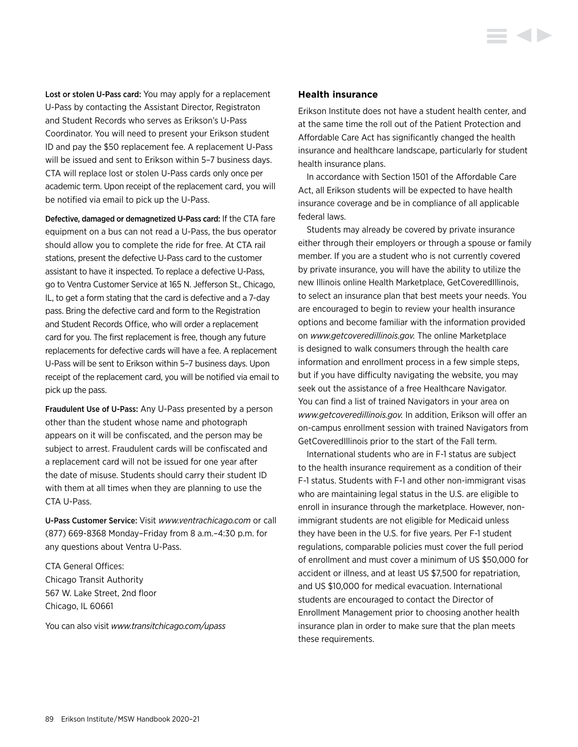**Lost or stolen U-Pass card:** You may apply for a replacement U-Pass by contacting the Assistant Director, Registraton and Student Records who serves as Erikson's U-Pass Coordinator. You will need to present your Erikson student ID and pay the $50 replacement fee. A replacement U-Pass will be issued and sent to Erikson within 5–7 business days. CTA will replace lost or stolen U-Pass cards only once per academic term. Upon receipt of the replacement card, you will be notified via email to pick up the U-Pass.

**Defective, damaged or demagnetized U-Pass card:** If the CTA fare equipment on a bus can not read a U-Pass, the bus operator should allow you to complete the ride for free. At CTA rail stations, present the defective U-Pass card to the customer assistant to have it inspected. To replace a defective U-Pass, go to Ventra Customer Service at 165 N. Jefferson St., Chicago, IL, to get a form stating that the card is defective and a 7-day pass. Bring the defective card and form to the Registration and Student Records Office, who will order a replacement card for you. The first replacement is free, though any future replacements for defective cards will have a fee. A replacement U-Pass will be sent to Erikson within 5–7 business days. Upon receipt of the replacement card, you will be notified via email to pick up the pass.

**Fraudulent Use of U-Pass:** Any U-Pass presented by a person other than the student whose name and photograph appears on it will be confiscated, and the person may be subject to arrest. Fraudulent cards will be confiscated and a replacement card will not be issued for one year after the date of misuse. Students should carry their student ID with them at all times when they are planning to use the CTA U-Pass.

**U-Pass Customer Service:** Visit *www.ventrachicago.com* or call (877) 669-8368 Monday–Friday from 8 a.m.–4:30 p.m. for any questions about Ventra U-Pass.

CTA General Offices:
Chicago Transit Authority
567 W. Lake Street, 2nd floor
Chicago, IL 60661

You can also visit *www.transitchicago.com/upass*

### Health insurance

Erikson Institute does not have a student health center, and at the same time the roll out of the Patient Protection and Affordable Care Act has significantly changed the health insurance and healthcare landscape, particularly for student health insurance plans.

In accordance with Section 1501 of the Affordable Care Act, all Erikson students will be expected to have health insurance coverage and be in compliance of all applicable federal laws.

Students may already be covered by private insurance either through their employers or through a spouse or family member. If you are a student who is not currently covered by private insurance, you will have the ability to utilize the new Illinois online Health Marketplace, GetCoveredIllinois, to select an insurance plan that best meets your needs. You are encouraged to begin to review your health insurance options and become familiar with the information provided on *www.getcoveredillinois.gov.* The online Marketplace is designed to walk consumers through the health care information and enrollment process in a few simple steps, but if you have difficulty navigating the website, you may seek out the assistance of a free Healthcare Navigator. You can find a list of trained Navigators in your area on *www.getcoveredillinois.gov.* In addition, Erikson will offer an on-campus enrollment session with trained Navigators from GetCoveredIllinois prior to the start of the Fall term.

International students who are in F-1 status are subject to the health insurance requirement as a condition of their F-1 status. Students with F-1 and other non-immigrant visas who are maintaining legal status in the U.S. are eligible to enroll in insurance through the marketplace. However, non-immigrant students are not eligible for Medicaid unless they have been in the U.S. for five years. Per F-1 student regulations, comparable policies must cover the full period of enrollment and must cover a minimum of US $50,000 for accident or illness, and at least US $7,500 for repatriation, and US $10,000 for medical evacuation. International students are encouraged to contact the Director of Enrollment Management prior to choosing another health insurance plan in order to make sure that the plan meets these requirements.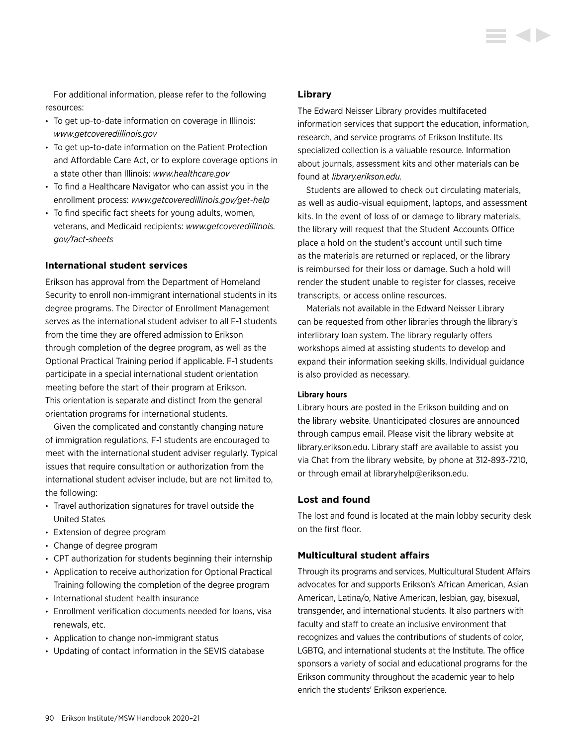For additional information, please refer to the following resources:

- To get up-to-date information on coverage in Illinois: *www.getcoveredillinois.gov*
- To get up-to-date information on the Patient Protection and Affordable Care Act, or to explore coverage options in a state other than Illinois: *www.healthcare.gov*
- To find a Healthcare Navigator who can assist you in the enrollment process: *www.getcoveredillinois.gov/get-help*
- To find specific fact sheets for young adults, women, veterans, and Medicaid recipients: *www.getcoveredillinois.gov/fact-sheets*

### International student services

Erikson has approval from the Department of Homeland Security to enroll non-immigrant international students in its degree programs. The Director of Enrollment Management serves as the international student adviser to all F-1 students from the time they are offered admission to Erikson through completion of the degree program, as well as the Optional Practical Training period if applicable. F-1 students participate in a special international student orientation meeting before the start of their program at Erikson. This orientation is separate and distinct from the general orientation programs for international students.

Given the complicated and constantly changing nature of immigration regulations, F-1 students are encouraged to meet with the international student adviser regularly. Typical issues that require consultation or authorization from the international student adviser include, but are not limited to, the following:

- Travel authorization signatures for travel outside the United States
- Extension of degree program
- Change of degree program
- CPT authorization for students beginning their internship
- Application to receive authorization for Optional Practical Training following the completion of the degree program
- International student health insurance
- Enrollment verification documents needed for loans, visa renewals, etc.
- Application to change non-immigrant status
- Updating of contact information in the SEVIS database

### Library

The Edward Neisser Library provides multifaceted information services that support the education, information, research, and service programs of Erikson Institute. Its specialized collection is a valuable resource. Information about journals, assessment kits and other materials can be found at *library.erikson.edu.*

Students are allowed to check out circulating materials, as well as audio-visual equipment, laptops, and assessment kits. In the event of loss of or damage to library materials, the library will request that the Student Accounts Office place a hold on the student's account until such time as the materials are returned or replaced, or the library is reimbursed for their loss or damage. Such a hold will render the student unable to register for classes, receive transcripts, or access online resources.

Materials not available in the Edward Neisser Library can be requested from other libraries through the library's interlibrary loan system. The library regularly offers workshops aimed at assisting students to develop and expand their information seeking skills. Individual guidance is also provided as necessary.

#### Library hours

Library hours are posted in the Erikson building and on the library website. Unanticipated closures are announced through campus email. Please visit the library website at library.erikson.edu. Library staff are available to assist you via Chat from the library website, by phone at 312-893-7210, or through email at libraryhelp@erikson.edu.

### Lost and found

The lost and found is located at the main lobby security desk on the first floor.

### Multicultural student affairs

Through its programs and services, Multicultural Student Affairs advocates for and supports Erikson's African American, Asian American, Latina/o, Native American, lesbian, gay, bisexual, transgender, and international students. It also partners with faculty and staff to create an inclusive environment that recognizes and values the contributions of students of color, LGBTQ, and international students at the Institute. The office sponsors a variety of social and educational programs for the Erikson community throughout the academic year to help enrich the students' Erikson experience.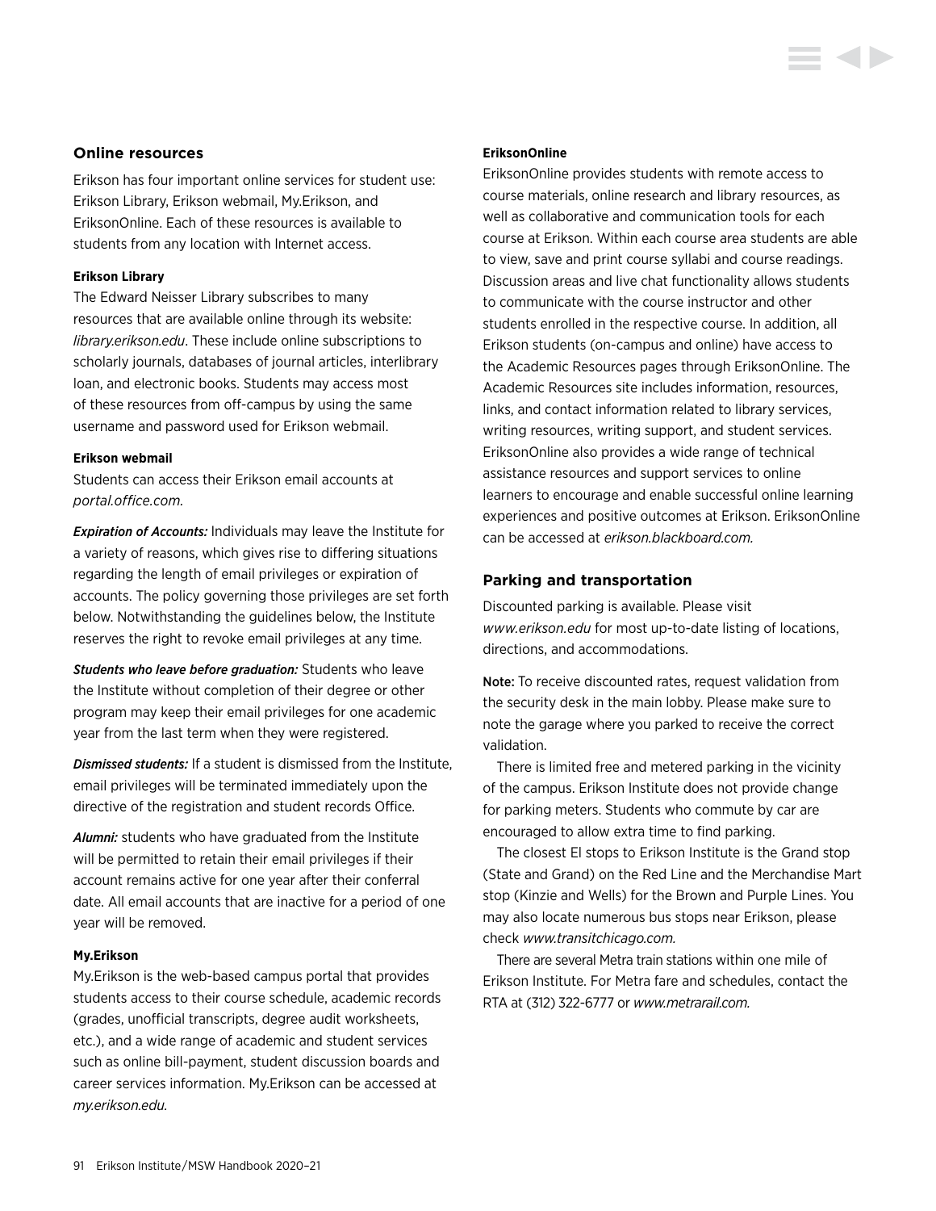## Online resources

Erikson has four important online services for student use: Erikson Library, Erikson webmail, My.Erikson, and EriksonOnline. Each of these resources is available to students from any location with Internet access.

#### Erikson Library

The Edward Neisser Library subscribes to many resources that are available online through its website: *library.erikson.edu*. These include online subscriptions to scholarly journals, databases of journal articles, interlibrary loan, and electronic books. Students may access most of these resources from off-campus by using the same username and password used for Erikson webmail.

#### Erikson webmail

Students can access their Erikson email accounts at *portal.office.com.*

***Expiration of Accounts:*** Individuals may leave the Institute for a variety of reasons, which gives rise to differing situations regarding the length of email privileges or expiration of accounts. The policy governing those privileges are set forth below. Notwithstanding the guidelines below, the Institute reserves the right to revoke email privileges at any time.

***Students who leave before graduation:*** Students who leave the Institute without completion of their degree or other program may keep their email privileges for one academic year from the last term when they were registered.

***Dismissed students:*** If a student is dismissed from the Institute, email privileges will be terminated immediately upon the directive of the registration and student records Office.

***Alumni:*** students who have graduated from the Institute will be permitted to retain their email privileges if their account remains active for one year after their conferral date. All email accounts that are inactive for a period of one year will be removed.

#### My.Erikson

My.Erikson is the web-based campus portal that provides students access to their course schedule, academic records (grades, unofficial transcripts, degree audit worksheets, etc.), and a wide range of academic and student services such as online bill-payment, student discussion boards and career services information. My.Erikson can be accessed at *my.erikson.edu.*

#### EriksonOnline

EriksonOnline provides students with remote access to course materials, online research and library resources, as well as collaborative and communication tools for each course at Erikson. Within each course area students are able to view, save and print course syllabi and course readings. Discussion areas and live chat functionality allows students to communicate with the course instructor and other students enrolled in the respective course. In addition, all Erikson students (on-campus and online) have access to the Academic Resources pages through EriksonOnline. The Academic Resources site includes information, resources, links, and contact information related to library services, writing resources, writing support, and student services. EriksonOnline also provides a wide range of technical assistance resources and support services to online learners to encourage and enable successful online learning experiences and positive outcomes at Erikson. EriksonOnline can be accessed at *erikson.blackboard.com.*

## Parking and transportation

Discounted parking is available. Please visit *www.erikson.edu* for most up-to-date listing of locations, directions, and accommodations.

Note: To receive discounted rates, request validation from the security desk in the main lobby. Please make sure to note the garage where you parked to receive the correct validation.

There is limited free and metered parking in the vicinity of the campus. Erikson Institute does not provide change for parking meters. Students who commute by car are encouraged to allow extra time to find parking.

The closest El stops to Erikson Institute is the Grand stop (State and Grand) on the Red Line and the Merchandise Mart stop (Kinzie and Wells) for the Brown and Purple Lines. You may also locate numerous bus stops near Erikson, please check *www.transitchicago.com.*

There are several Metra train stations within one mile of Erikson Institute. For Metra fare and schedules, contact the RTA at (312) 322-6777 or *www.metrarail.com.*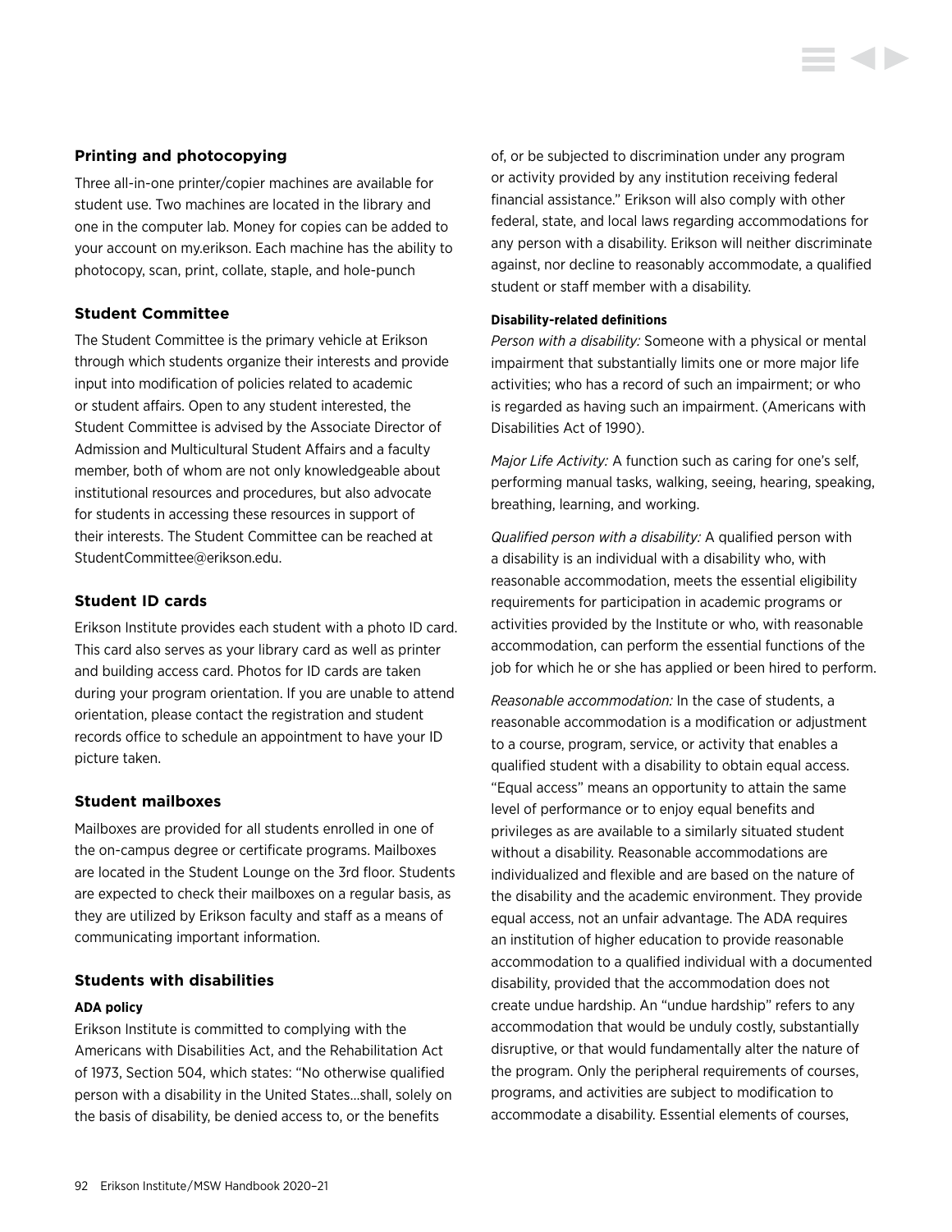### Printing and photocopying

Three all-in-one printer/copier machines are available for student use. Two machines are located in the library and one in the computer lab. Money for copies can be added to your account on my.erikson. Each machine has the ability to photocopy, scan, print, collate, staple, and hole-punch

### Student Committee

The Student Committee is the primary vehicle at Erikson through which students organize their interests and provide input into modification of policies related to academic or student affairs. Open to any student interested, the Student Committee is advised by the Associate Director of Admission and Multicultural Student Affairs and a faculty member, both of whom are not only knowledgeable about institutional resources and procedures, but also advocate for students in accessing these resources in support of their interests. The Student Committee can be reached at StudentCommittee@erikson.edu.

### Student ID cards

Erikson Institute provides each student with a photo ID card. This card also serves as your library card as well as printer and building access card. Photos for ID cards are taken during your program orientation. If you are unable to attend orientation, please contact the registration and student records office to schedule an appointment to have your ID picture taken.

### Student mailboxes

Mailboxes are provided for all students enrolled in one of the on-campus degree or certificate programs. Mailboxes are located in the Student Lounge on the 3rd floor. Students are expected to check their mailboxes on a regular basis, as they are utilized by Erikson faculty and staff as a means of communicating important information.

### Students with disabilities

#### ADA policy

Erikson Institute is committed to complying with the Americans with Disabilities Act, and the Rehabilitation Act of 1973, Section 504, which states: "No otherwise qualified person with a disability in the United States…shall, solely on the basis of disability, be denied access to, or the benefits of, or be subjected to discrimination under any program or activity provided by any institution receiving federal financial assistance." Erikson will also comply with other federal, state, and local laws regarding accommodations for any person with a disability. Erikson will neither discriminate against, nor decline to reasonably accommodate, a qualified student or staff member with a disability.

#### Disability-related definitions

*Person with a disability:* Someone with a physical or mental impairment that substantially limits one or more major life activities; who has a record of such an impairment; or who is regarded as having such an impairment. (Americans with Disabilities Act of 1990).

*Major Life Activity:* A function such as caring for one's self, performing manual tasks, walking, seeing, hearing, speaking, breathing, learning, and working.

*Qualified person with a disability:* A qualified person with a disability is an individual with a disability who, with reasonable accommodation, meets the essential eligibility requirements for participation in academic programs or activities provided by the Institute or who, with reasonable accommodation, can perform the essential functions of the job for which he or she has applied or been hired to perform.

*Reasonable accommodation:* In the case of students, a reasonable accommodation is a modification or adjustment to a course, program, service, or activity that enables a qualified student with a disability to obtain equal access. "Equal access" means an opportunity to attain the same level of performance or to enjoy equal benefits and privileges as are available to a similarly situated student without a disability. Reasonable accommodations are individualized and flexible and are based on the nature of the disability and the academic environment. They provide equal access, not an unfair advantage. The ADA requires an institution of higher education to provide reasonable accommodation to a qualified individual with a documented disability, provided that the accommodation does not create undue hardship. An "undue hardship" refers to any accommodation that would be unduly costly, substantially disruptive, or that would fundamentally alter the nature of the program. Only the peripheral requirements of courses, programs, and activities are subject to modification to accommodate a disability. Essential elements of courses,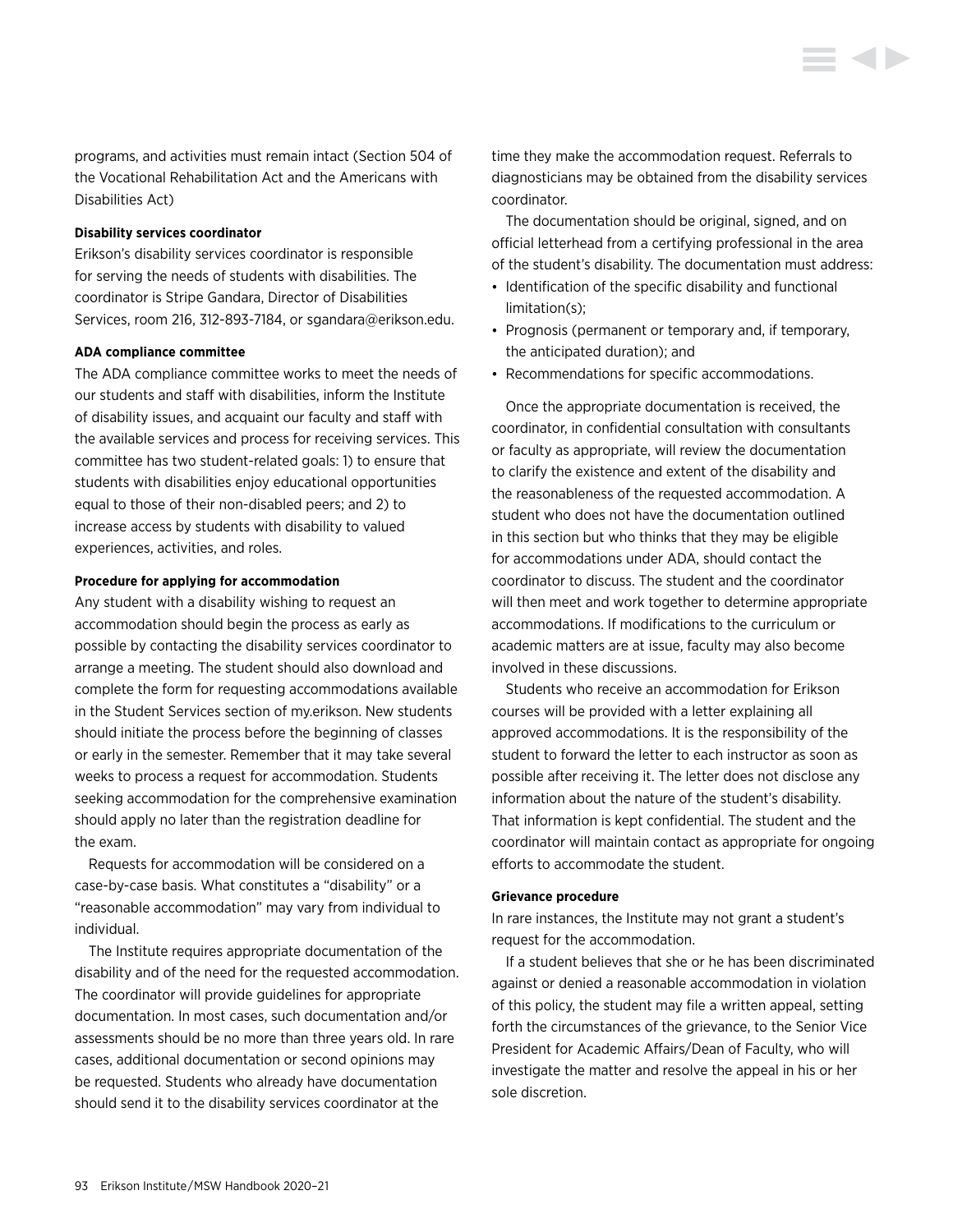programs, and activities must remain intact (Section 504 of the Vocational Rehabilitation Act and the Americans with Disabilities Act)

**Disability services coordinator**

Erikson's disability services coordinator is responsible for serving the needs of students with disabilities. The coordinator is Stripe Gandara, Director of Disabilities Services, room 216, 312-893-7184, or sgandara@erikson.edu.

**ADA compliance committee**

The ADA compliance committee works to meet the needs of our students and staff with disabilities, inform the Institute of disability issues, and acquaint our faculty and staff with the available services and process for receiving services. This committee has two student-related goals: 1) to ensure that students with disabilities enjoy educational opportunities equal to those of their non-disabled peers; and 2) to increase access by students with disability to valued experiences, activities, and roles.

**Procedure for applying for accommodation**

Any student with a disability wishing to request an accommodation should begin the process as early as possible by contacting the disability services coordinator to arrange a meeting. The student should also download and complete the form for requesting accommodations available in the Student Services section of my.erikson. New students should initiate the process before the beginning of classes or early in the semester. Remember that it may take several weeks to process a request for accommodation. Students seeking accommodation for the comprehensive examination should apply no later than the registration deadline for the exam.

Requests for accommodation will be considered on a case-by-case basis. What constitutes a "disability" or a "reasonable accommodation" may vary from individual to individual.

The Institute requires appropriate documentation of the disability and of the need for the requested accommodation. The coordinator will provide guidelines for appropriate documentation. In most cases, such documentation and/or assessments should be no more than three years old. In rare cases, additional documentation or second opinions may be requested. Students who already have documentation should send it to the disability services coordinator at the time they make the accommodation request. Referrals to diagnosticians may be obtained from the disability services coordinator.

The documentation should be original, signed, and on official letterhead from a certifying professional in the area of the student's disability. The documentation must address:

- Identification of the specific disability and functional limitation(s);
- Prognosis (permanent or temporary and, if temporary, the anticipated duration); and
- Recommendations for specific accommodations.

Once the appropriate documentation is received, the coordinator, in confidential consultation with consultants or faculty as appropriate, will review the documentation to clarify the existence and extent of the disability and the reasonableness of the requested accommodation. A student who does not have the documentation outlined in this section but who thinks that they may be eligible for accommodations under ADA, should contact the coordinator to discuss. The student and the coordinator will then meet and work together to determine appropriate accommodations. If modifications to the curriculum or academic matters are at issue, faculty may also become involved in these discussions.

Students who receive an accommodation for Erikson courses will be provided with a letter explaining all approved accommodations. It is the responsibility of the student to forward the letter to each instructor as soon as possible after receiving it. The letter does not disclose any information about the nature of the student's disability. That information is kept confidential. The student and the coordinator will maintain contact as appropriate for ongoing efforts to accommodate the student.

**Grievance procedure**

In rare instances, the Institute may not grant a student's request for the accommodation.

If a student believes that she or he has been discriminated against or denied a reasonable accommodation in violation of this policy, the student may file a written appeal, setting forth the circumstances of the grievance, to the Senior Vice President for Academic Affairs/Dean of Faculty, who will investigate the matter and resolve the appeal in his or her sole discretion.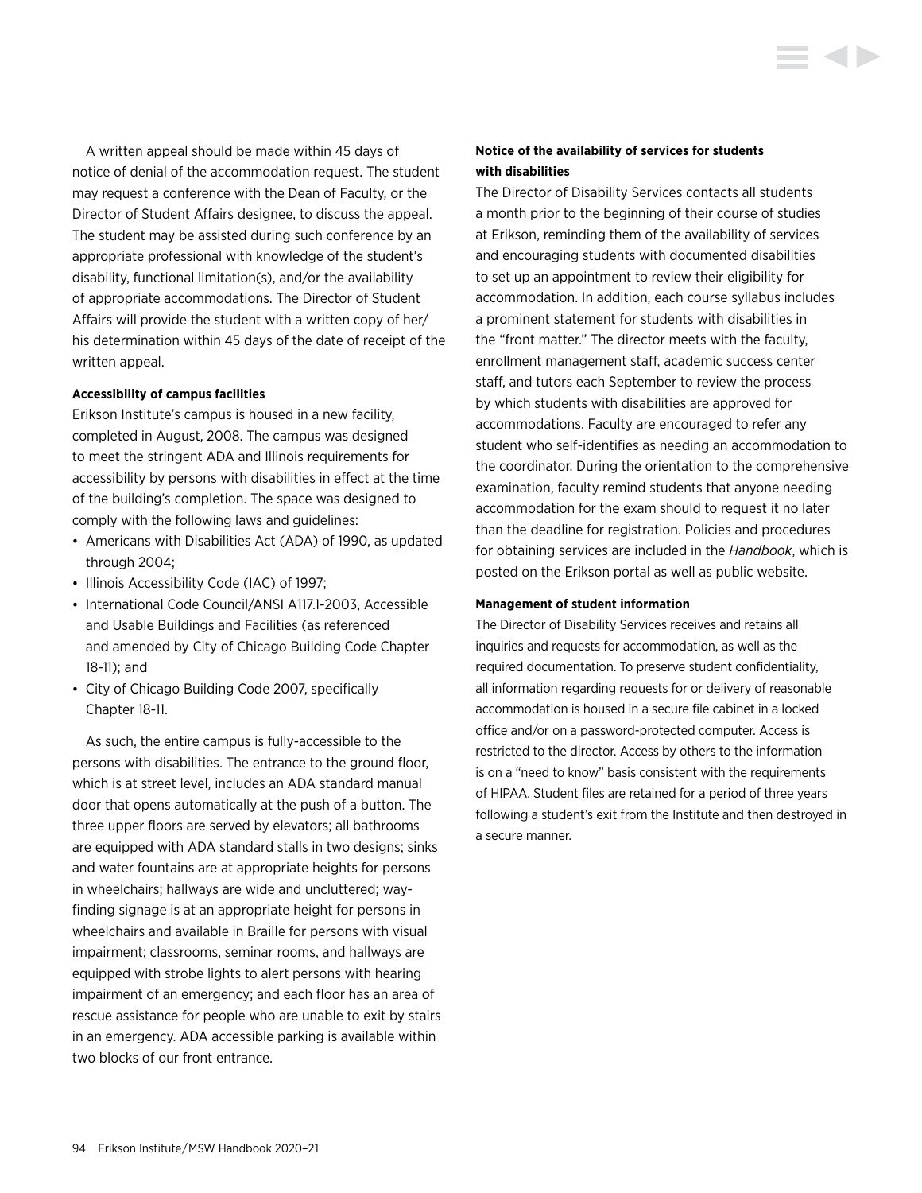A written appeal should be made within 45 days of notice of denial of the accommodation request. The student may request a conference with the Dean of Faculty, or the Director of Student Affairs designee, to discuss the appeal. The student may be assisted during such conference by an appropriate professional with knowledge of the student's disability, functional limitation(s), and/or the availability of appropriate accommodations. The Director of Student Affairs will provide the student with a written copy of her/his determination within 45 days of the date of receipt of the written appeal.

**Accessibility of campus facilities**

Erikson Institute's campus is housed in a new facility, completed in August, 2008. The campus was designed to meet the stringent ADA and Illinois requirements for accessibility by persons with disabilities in effect at the time of the building's completion. The space was designed to comply with the following laws and guidelines:

- Americans with Disabilities Act (ADA) of 1990, as updated through 2004;
- Illinois Accessibility Code (IAC) of 1997;
- International Code Council/ANSI A117.1-2003, Accessible and Usable Buildings and Facilities (as referenced and amended by City of Chicago Building Code Chapter 18-11); and
- City of Chicago Building Code 2007, specifically Chapter 18-11.

As such, the entire campus is fully-accessible to the persons with disabilities. The entrance to the ground floor, which is at street level, includes an ADA standard manual door that opens automatically at the push of a button. The three upper floors are served by elevators; all bathrooms are equipped with ADA standard stalls in two designs; sinks and water fountains are at appropriate heights for persons in wheelchairs; hallways are wide and uncluttered; way-finding signage is at an appropriate height for persons in wheelchairs and available in Braille for persons with visual impairment; classrooms, seminar rooms, and hallways are equipped with strobe lights to alert persons with hearing impairment of an emergency; and each floor has an area of rescue assistance for people who are unable to exit by stairs in an emergency. ADA accessible parking is available within two blocks of our front entrance.

**Notice of the availability of services for students with disabilities**

The Director of Disability Services contacts all students a month prior to the beginning of their course of studies at Erikson, reminding them of the availability of services and encouraging students with documented disabilities to set up an appointment to review their eligibility for accommodation. In addition, each course syllabus includes a prominent statement for students with disabilities in the "front matter." The director meets with the faculty, enrollment management staff, academic success center staff, and tutors each September to review the process by which students with disabilities are approved for accommodations. Faculty are encouraged to refer any student who self-identifies as needing an accommodation to the coordinator. During the orientation to the comprehensive examination, faculty remind students that anyone needing accommodation for the exam should to request it no later than the deadline for registration. Policies and procedures for obtaining services are included in the *Handbook*, which is posted on the Erikson portal as well as public website.

**Management of student information**

The Director of Disability Services receives and retains all inquiries and requests for accommodation, as well as the required documentation. To preserve student confidentiality, all information regarding requests for or delivery of reasonable accommodation is housed in a secure file cabinet in a locked office and/or on a password-protected computer. Access is restricted to the director. Access by others to the information is on a "need to know" basis consistent with the requirements of HIPAA. Student files are retained for a period of three years following a student's exit from the Institute and then destroyed in a secure manner.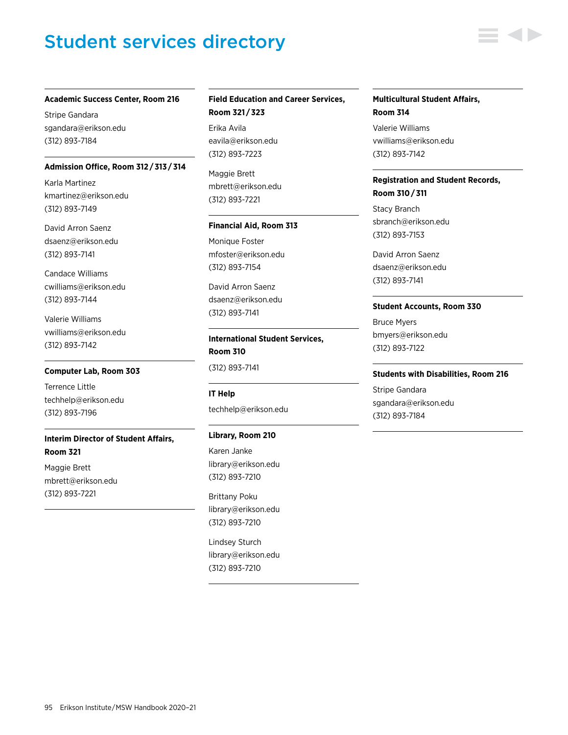# Student services directory

**Academic Success Center, Room 216**

Stripe Gandara
sgandara@erikson.edu
(312) 893-7184

**Admission Office, Room 312 / 313 / 314**

Karla Martinez
kmartinez@erikson.edu
(312) 893-7149

David Arron Saenz
dsaenz@erikson.edu
(312) 893-7141

Candace Williams
cwilliams@erikson.edu
(312) 893-7144

Valerie Williams
vwilliams@erikson.edu
(312) 893-7142

**Computer Lab, Room 303**

Terrence Little
techhelp@erikson.edu
(312) 893-7196

**Interim Director of Student Affairs, Room 321**

Maggie Brett
mbrett@erikson.edu
(312) 893-7221

**Field Education and Career Services, Room 321 / 323**

Erika Avila
eavila@erikson.edu
(312) 893-7223

Maggie Brett
mbrett@erikson.edu
(312) 893-7221

**Financial Aid, Room 313**

Monique Foster
mfoster@erikson.edu
(312) 893-7154

David Arron Saenz
dsaenz@erikson.edu
(312) 893-7141

**International Student Services, Room 310**

(312) 893-7141

**IT Help**

techhelp@erikson.edu

**Library, Room 210**

Karen Janke
library@erikson.edu
(312) 893-7210

Brittany Poku
library@erikson.edu
(312) 893-7210

Lindsey Sturch
library@erikson.edu
(312) 893-7210

**Multicultural Student Affairs, Room 314**

Valerie Williams
vwilliams@erikson.edu
(312) 893-7142

**Registration and Student Records, Room 310 / 311**

Stacy Branch
sbranch@erikson.edu
(312) 893-7153

David Arron Saenz
dsaenz@erikson.edu
(312) 893-7141

**Student Accounts, Room 330**

Bruce Myers
bmyers@erikson.edu
(312) 893-7122

**Students with Disabilities, Room 216**

Stripe Gandara
sgandara@erikson.edu
(312) 893-7184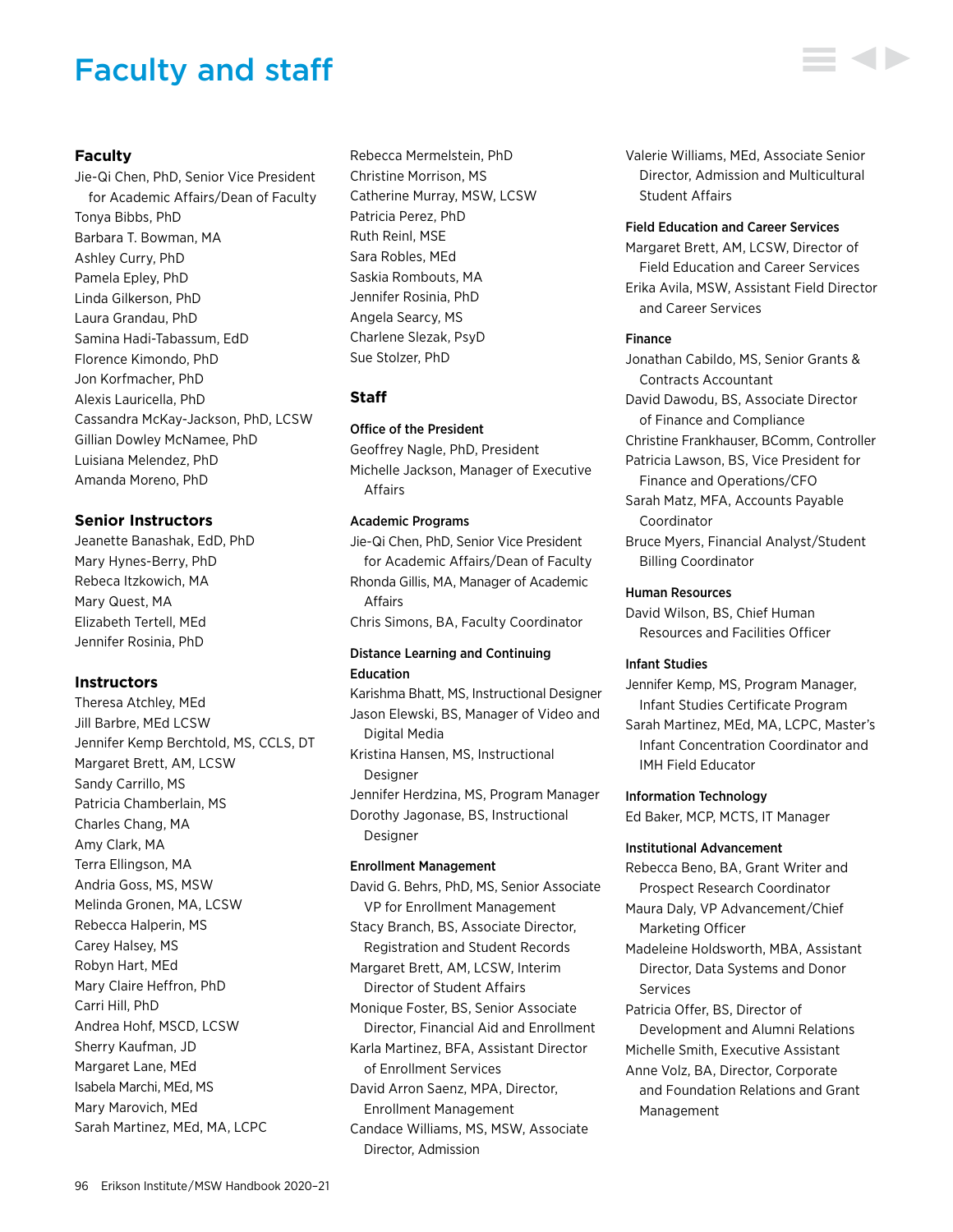# Faculty and staff

## Faculty

Jie-Qi Chen, PhD, Senior Vice President for Academic Affairs/Dean of Faculty
Tonya Bibbs, PhD
Barbara T. Bowman, MA
Ashley Curry, PhD
Pamela Epley, PhD
Linda Gilkerson, PhD
Laura Grandau, PhD
Samina Hadi-Tabassum, EdD
Florence Kimondo, PhD
Jon Korfmacher, PhD
Alexis Lauricella, PhD
Cassandra McKay-Jackson, PhD, LCSW
Gillian Dowley McNamee, PhD
Luisiana Melendez, PhD
Amanda Moreno, PhD
Rebecca Mermelstein, PhD
Christine Morrison, MS
Catherine Murray, MSW, LCSW
Patricia Perez, PhD
Ruth Reinl, MSE
Sara Robles, MEd
Saskia Rombouts, MA
Jennifer Rosinia, PhD
Angela Searcy, MS
Charlene Slezak, PsyD
Sue Stolzer, PhD

## Senior Instructors

Jeanette Banashak, EdD, PhD
Mary Hynes-Berry, PhD
Rebeca Itzkowich, MA
Mary Quest, MA
Elizabeth Tertell, MEd
Jennifer Rosinia, PhD

## Instructors

Theresa Atchley, MEd
Jill Barbre, MEd LCSW
Jennifer Kemp Berchtold, MS, CCLS, DT
Margaret Brett, AM, LCSW
Sandy Carrillo, MS
Patricia Chamberlain, MS
Charles Chang, MA
Amy Clark, MA
Terra Ellingson, MA
Andria Goss, MS, MSW
Melinda Gronen, MA, LCSW
Rebecca Halperin, MS
Carey Halsey, MS
Robyn Hart, MEd
Mary Claire Heffron, PhD
Carri Hill, PhD
Andrea Hohf, MSCD, LCSW
Sherry Kaufman, JD
Margaret Lane, MEd
Isabela Marchi, MEd, MS
Mary Marovich, MEd
Sarah Martinez, MEd, MA, LCPC

## Staff

### Office of the President

Geoffrey Nagle, PhD, President
Michelle Jackson, Manager of Executive Affairs

### Academic Programs

Jie-Qi Chen, PhD, Senior Vice President for Academic Affairs/Dean of Faculty
Rhonda Gillis, MA, Manager of Academic Affairs
Chris Simons, BA, Faculty Coordinator

### Distance Learning and Continuing Education

Karishma Bhatt, MS, Instructional Designer
Jason Elewski, BS, Manager of Video and Digital Media
Kristina Hansen, MS, Instructional Designer
Jennifer Herdzina, MS, Program Manager
Dorothy Jagonase, BS, Instructional Designer

### Enrollment Management

David G. Behrs, PhD, MS, Senior Associate VP for Enrollment Management
Stacy Branch, BS, Associate Director, Registration and Student Records
Margaret Brett, AM, LCSW, Interim Director of Student Affairs
Monique Foster, BS, Senior Associate Director, Financial Aid and Enrollment
Karla Martinez, BFA, Assistant Director of Enrollment Services
David Arron Saenz, MPA, Director, Enrollment Management
Candace Williams, MS, MSW, Associate Director, Admission
Valerie Williams, MEd, Associate Senior Director, Admission and Multicultural Student Affairs

### Field Education and Career Services

Margaret Brett, AM, LCSW, Director of Field Education and Career Services
Erika Avila, MSW, Assistant Field Director and Career Services

### Finance

Jonathan Cabildo, MS, Senior Grants & Contracts Accountant
David Dawodu, BS, Associate Director of Finance and Compliance
Christine Frankhauser, BComm, Controller
Patricia Lawson, BS, Vice President for Finance and Operations/CFO
Sarah Matz, MFA, Accounts Payable Coordinator
Bruce Myers, Financial Analyst/Student Billing Coordinator

### Human Resources

David Wilson, BS, Chief Human Resources and Facilities Officer

### Infant Studies

Jennifer Kemp, MS, Program Manager, Infant Studies Certificate Program
Sarah Martinez, MEd, MA, LCPC, Master's Infant Concentration Coordinator and IMH Field Educator

### Information Technology

Ed Baker, MCP, MCTS, IT Manager

### Institutional Advancement

Rebecca Beno, BA, Grant Writer and Prospect Research Coordinator
Maura Daly, VP Advancement/Chief Marketing Officer
Madeleine Holdsworth, MBA, Assistant Director, Data Systems and Donor Services
Patricia Offer, BS, Director of Development and Alumni Relations
Michelle Smith, Executive Assistant
Anne Volz, BA, Director, Corporate and Foundation Relations and Grant Management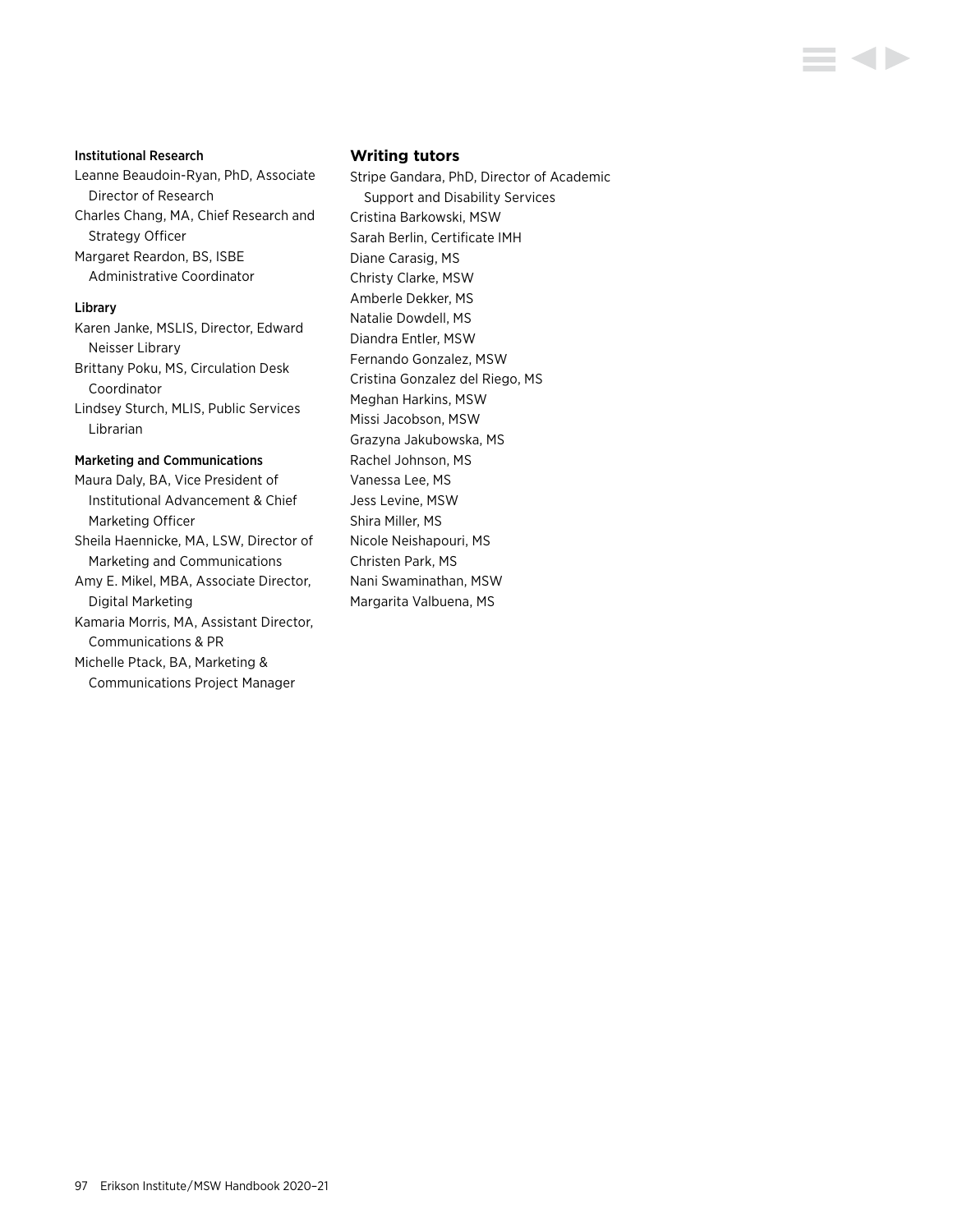### Institutional Research

Leanne Beaudoin-Ryan, PhD, Associate Director of Research

Charles Chang, MA, Chief Research and Strategy Officer

Margaret Reardon, BS, ISBE Administrative Coordinator

### Library

Karen Janke, MSLIS, Director, Edward Neisser Library

Brittany Poku, MS, Circulation Desk Coordinator

Lindsey Sturch, MLIS, Public Services Librarian

### Marketing and Communications

Maura Daly, BA, Vice President of Institutional Advancement & Chief Marketing Officer

Sheila Haennicke, MA, LSW, Director of Marketing and Communications

Amy E. Mikel, MBA, Associate Director, Digital Marketing

Kamaria Morris, MA, Assistant Director, Communications & PR

Michelle Ptack, BA, Marketing & Communications Project Manager

## Writing tutors

Stripe Gandara, PhD, Director of Academic Support and Disability Services

Cristina Barkowski, MSW

Sarah Berlin, Certificate IMH

Diane Carasig, MS

Christy Clarke, MSW

Amberle Dekker, MS

Natalie Dowdell, MS

Diandra Entler, MSW

Fernando Gonzalez, MSW

Cristina Gonzalez del Riego, MS

Meghan Harkins, MSW

Missi Jacobson, MSW

Grazyna Jakubowska, MS

Rachel Johnson, MS

Vanessa Lee, MS

Jess Levine, MSW

Shira Miller, MS

Nicole Neishapouri, MS

Christen Park, MS

Nani Swaminathan, MSW

Margarita Valbuena, MS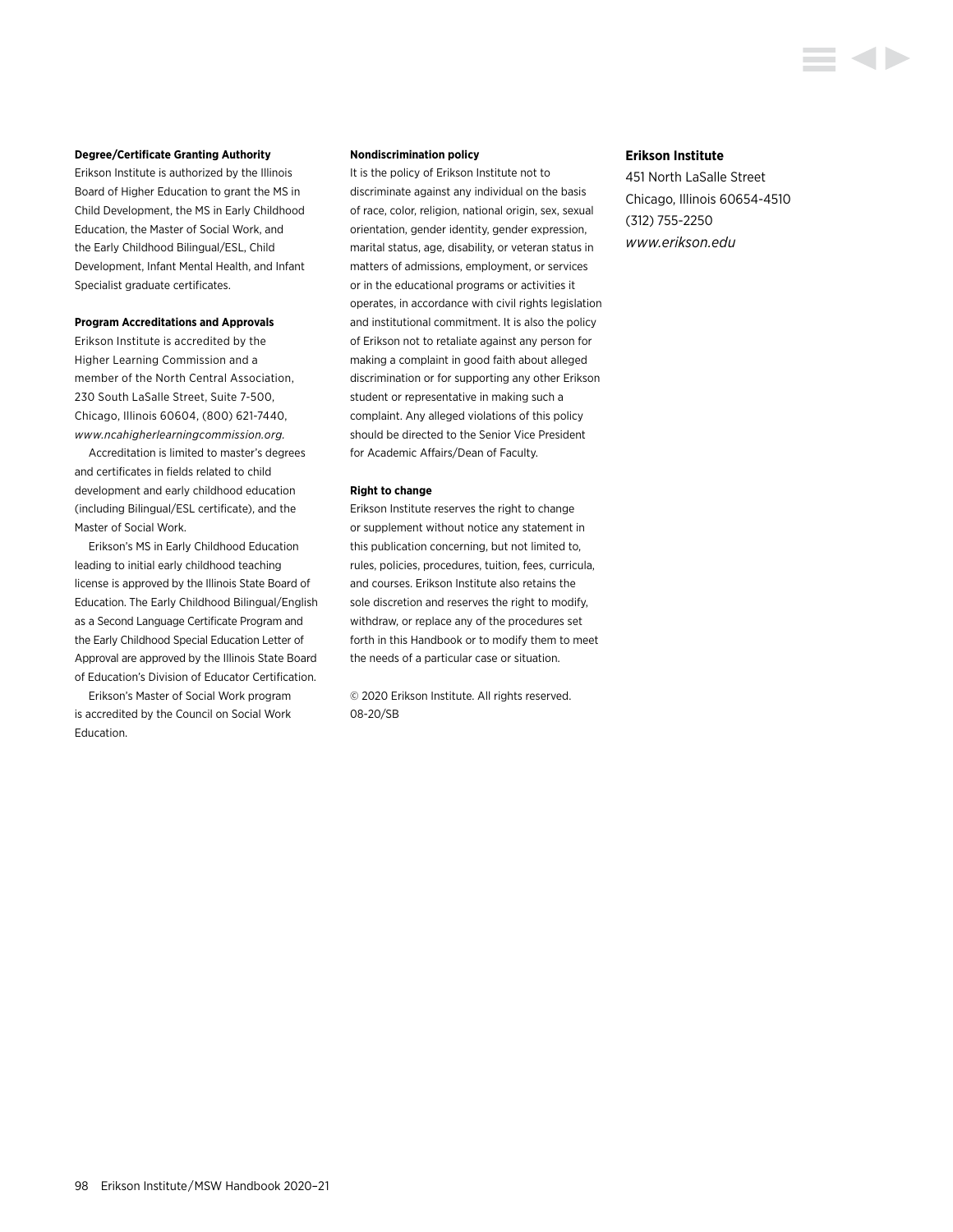**Degree/Certificate Granting Authority**

Erikson Institute is authorized by the Illinois Board of Higher Education to grant the MS in Child Development, the MS in Early Childhood Education, the Master of Social Work, and the Early Childhood Bilingual/ESL, Child Development, Infant Mental Health, and Infant Specialist graduate certificates.

**Program Accreditations and Approvals**

Erikson Institute is accredited by the Higher Learning Commission and a member of the North Central Association, 230 South LaSalle Street, Suite 7-500, Chicago, Illinois 60604, (800) 621-7440, *www.ncahigherlearningcommission.org.*

Accreditation is limited to master's degrees and certificates in fields related to child development and early childhood education (including Bilingual/ESL certificate), and the Master of Social Work.

Erikson's MS in Early Childhood Education leading to initial early childhood teaching license is approved by the Illinois State Board of Education. The Early Childhood Bilingual/English as a Second Language Certificate Program and the Early Childhood Special Education Letter of Approval are approved by the Illinois State Board of Education's Division of Educator Certification.

Erikson's Master of Social Work program is accredited by the Council on Social Work Education.

**Nondiscrimination policy**

It is the policy of Erikson Institute not to discriminate against any individual on the basis of race, color, religion, national origin, sex, sexual orientation, gender identity, gender expression, marital status, age, disability, or veteran status in matters of admissions, employment, or services or in the educational programs or activities it operates, in accordance with civil rights legislation and institutional commitment. It is also the policy of Erikson not to retaliate against any person for making a complaint in good faith about alleged discrimination or for supporting any other Erikson student or representative in making such a complaint. Any alleged violations of this policy should be directed to the Senior Vice President for Academic Affairs/Dean of Faculty.

**Right to change**

Erikson Institute reserves the right to change or supplement without notice any statement in this publication concerning, but not limited to, rules, policies, procedures, tuition, fees, curricula, and courses. Erikson Institute also retains the sole discretion and reserves the right to modify, withdraw, or replace any of the procedures set forth in this Handbook or to modify them to meet the needs of a particular case or situation.

© 2020 Erikson Institute. All rights reserved.
08-20/SB

**Erikson Institute**

451 North LaSalle Street
Chicago, Illinois 60654-4510
(312) 755-2250
*www.erikson.edu*